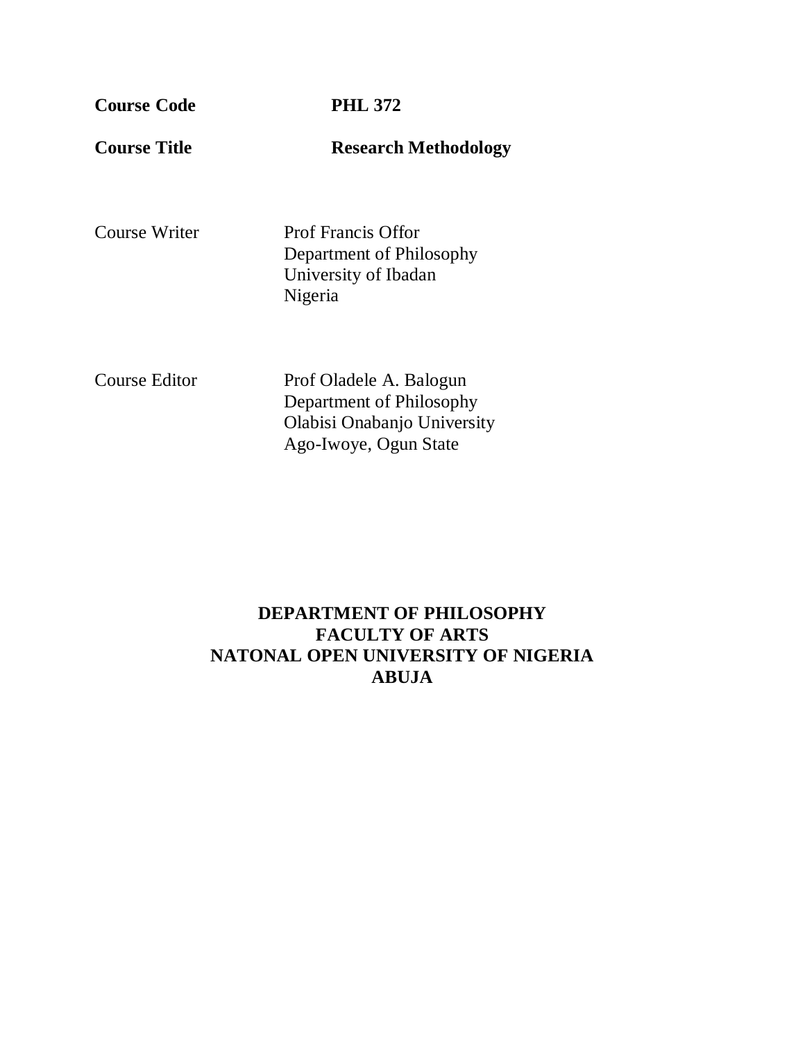**Course Code** PHL 372

**Course Title** Research Methodology

Course Writer Prof Francis Offor
Department of Philosophy
University of Ibadan
Nigeria

Course Editor Prof Oladele A. Balogun
Department of Philosophy
Olabisi Onabanjo University
Ago-Iwoye, Ogun State

**DEPARTMENT OF PHILOSOPHY**
**FACULTY OF ARTS**
**NATONAL OPEN UNIVERSITY OF NIGERIA**
**ABUJA**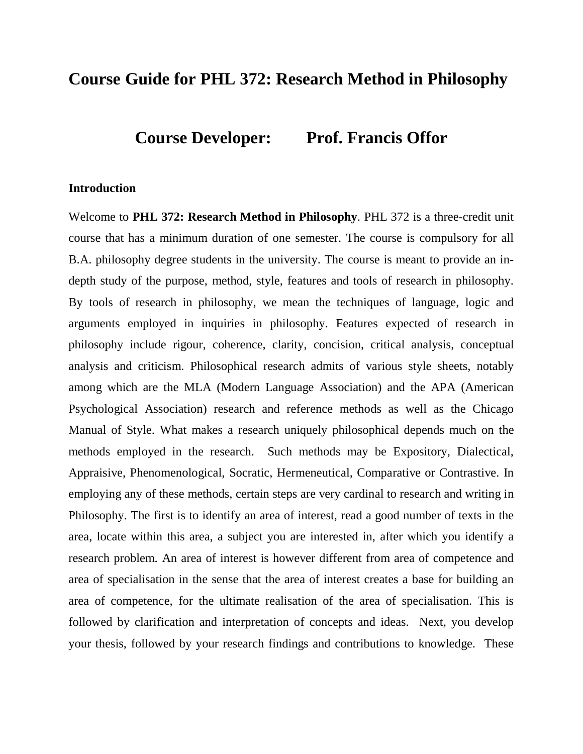# Course Guide for PHL 372: Research Method in Philosophy

## Course Developer: Prof. Francis Offor

### Introduction

Welcome to **PHL 372: Research Method in Philosophy**. PHL 372 is a three-credit unit course that has a minimum duration of one semester. The course is compulsory for all B.A. philosophy degree students in the university. The course is meant to provide an in-depth study of the purpose, method, style, features and tools of research in philosophy. By tools of research in philosophy, we mean the techniques of language, logic and arguments employed in inquiries in philosophy. Features expected of research in philosophy include rigour, coherence, clarity, concision, critical analysis, conceptual analysis and criticism. Philosophical research admits of various style sheets, notably among which are the MLA (Modern Language Association) and the APA (American Psychological Association) research and reference methods as well as the Chicago Manual of Style. What makes a research uniquely philosophical depends much on the methods employed in the research. Such methods may be Expository, Dialectical, Appraisive, Phenomenological, Socratic, Hermeneutical, Comparative or Contrastive. In employing any of these methods, certain steps are very cardinal to research and writing in Philosophy. The first is to identify an area of interest, read a good number of texts in the area, locate within this area, a subject you are interested in, after which you identify a research problem. An area of interest is however different from area of competence and area of specialisation in the sense that the area of interest creates a base for building an area of competence, for the ultimate realisation of the area of specialisation. This is followed by clarification and interpretation of concepts and ideas. Next, you develop your thesis, followed by your research findings and contributions to knowledge. These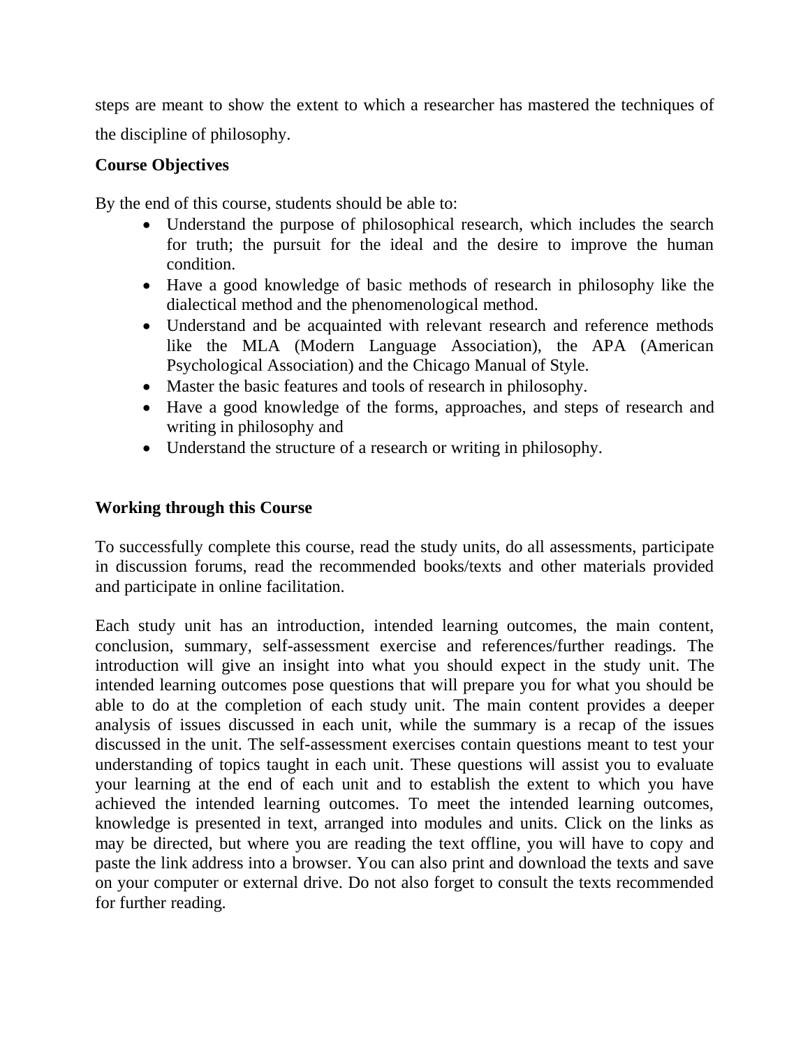steps are meant to show the extent to which a researcher has mastered the techniques of the discipline of philosophy.

**Course Objectives**

By the end of this course, students should be able to:

- Understand the purpose of philosophical research, which includes the search for truth; the pursuit for the ideal and the desire to improve the human condition.
- Have a good knowledge of basic methods of research in philosophy like the dialectical method and the phenomenological method.
- Understand and be acquainted with relevant research and reference methods like the MLA (Modern Language Association), the APA (American Psychological Association) and the Chicago Manual of Style.
- Master the basic features and tools of research in philosophy.
- Have a good knowledge of the forms, approaches, and steps of research and writing in philosophy and
- Understand the structure of a research or writing in philosophy.

**Working through this Course**

To successfully complete this course, read the study units, do all assessments, participate in discussion forums, read the recommended books/texts and other materials provided and participate in online facilitation.

Each study unit has an introduction, intended learning outcomes, the main content, conclusion, summary, self-assessment exercise and references/further readings. The introduction will give an insight into what you should expect in the study unit. The intended learning outcomes pose questions that will prepare you for what you should be able to do at the completion of each study unit. The main content provides a deeper analysis of issues discussed in each unit, while the summary is a recap of the issues discussed in the unit. The self-assessment exercises contain questions meant to test your understanding of topics taught in each unit. These questions will assist you to evaluate your learning at the end of each unit and to establish the extent to which you have achieved the intended learning outcomes. To meet the intended learning outcomes, knowledge is presented in text, arranged into modules and units. Click on the links as may be directed, but where you are reading the text offline, you will have to copy and paste the link address into a browser. You can also print and download the texts and save on your computer or external drive. Do not also forget to consult the texts recommended for further reading.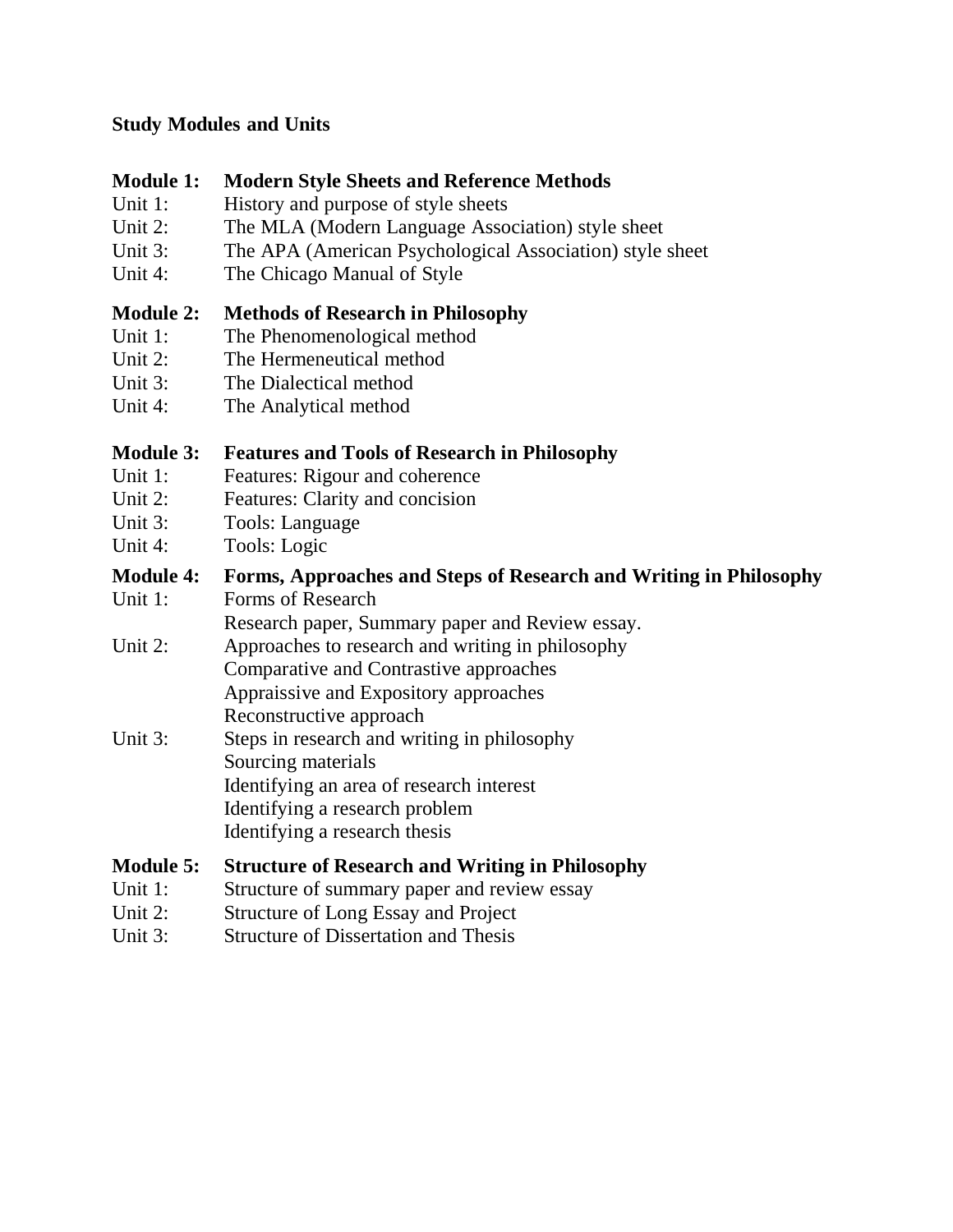**Study Modules and Units**

**Module 1: Modern Style Sheets and Reference Methods**

Unit 1: History and purpose of style sheets
Unit 2: The MLA (Modern Language Association) style sheet
Unit 3: The APA (American Psychological Association) style sheet
Unit 4: The Chicago Manual of Style

**Module 2: Methods of Research in Philosophy**

Unit 1: The Phenomenological method
Unit 2: The Hermeneutical method
Unit 3: The Dialectical method
Unit 4: The Analytical method

**Module 3: Features and Tools of Research in Philosophy**

Unit 1: Features: Rigour and coherence
Unit 2: Features: Clarity and concision
Unit 3: Tools: Language
Unit 4: Tools: Logic

**Module 4: Forms, Approaches and Steps of Research and Writing in Philosophy**

Unit 1: Forms of Research
Research paper, Summary paper and Review essay.
Unit 2: Approaches to research and writing in philosophy
Comparative and Contrastive approaches
Appraissive and Expository approaches
Reconstructive approach
Unit 3: Steps in research and writing in philosophy
Sourcing materials
Identifying an area of research interest
Identifying a research problem
Identifying a research thesis

**Module 5: Structure of Research and Writing in Philosophy**

Unit 1: Structure of summary paper and review essay
Unit 2: Structure of Long Essay and Project
Unit 3: Structure of Dissertation and Thesis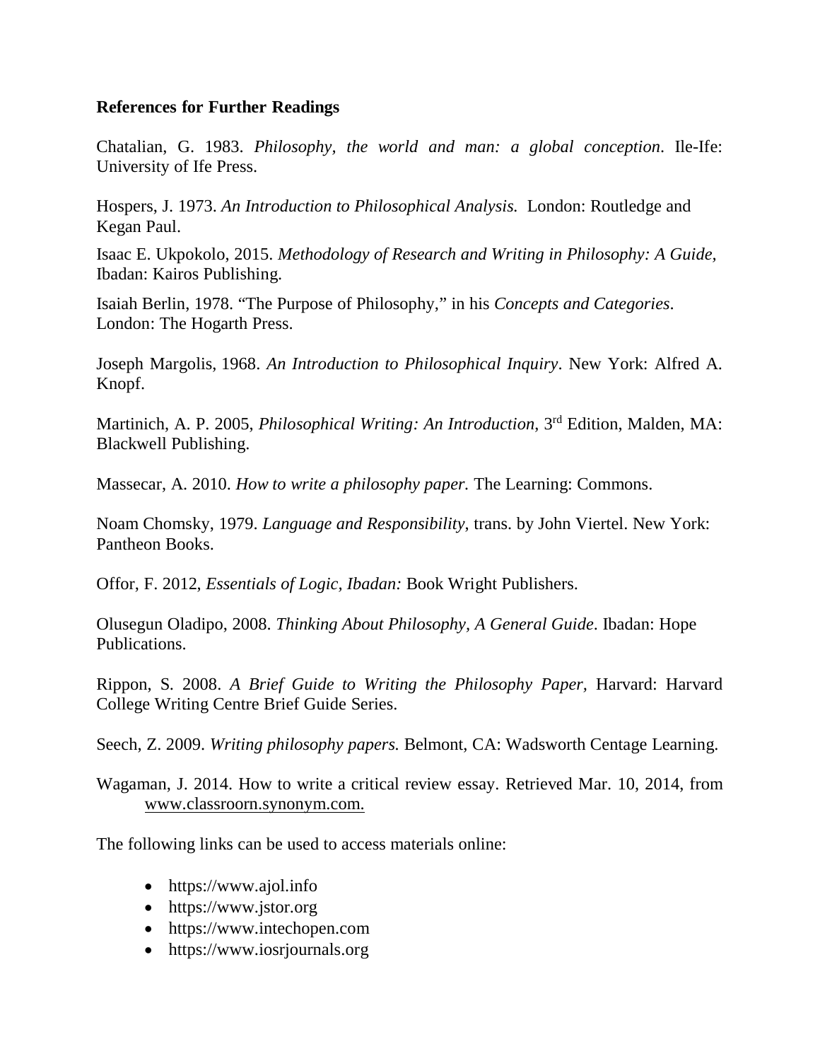**References for Further Readings**

Chatalian, G. 1983. *Philosophy, the world and man: a global conception*. Ile-Ife: University of Ife Press.

Hospers, J. 1973. *An Introduction to Philosophical Analysis.* London: Routledge and Kegan Paul.

Isaac E. Ukpokolo, 2015. *Methodology of Research and Writing in Philosophy: A Guide*, Ibadan: Kairos Publishing.

Isaiah Berlin, 1978. "The Purpose of Philosophy," in his *Concepts and Categories*. London: The Hogarth Press.

Joseph Margolis, 1968. *An Introduction to Philosophical Inquiry*. New York: Alfred A. Knopf.

Martinich, A. P. 2005, *Philosophical Writing: An Introduction*, 3rd Edition, Malden, MA: Blackwell Publishing.

Massecar, A. 2010. *How to write a philosophy paper.* The Learning: Commons.

Noam Chomsky, 1979. *Language and Responsibility*, trans. by John Viertel. New York: Pantheon Books.

Offor, F. 2012, *Essentials of Logic, Ibadan:* Book Wright Publishers.

Olusegun Oladipo, 2008. *Thinking About Philosophy, A General Guide*. Ibadan: Hope Publications.

Rippon, S. 2008. *A Brief Guide to Writing the Philosophy Paper*, Harvard: Harvard College Writing Centre Brief Guide Series.

Seech, Z. 2009. *Writing philosophy papers.* Belmont, CA: Wadsworth Centage Learning.

Wagaman, J. 2014. How to write a critical review essay. Retrieved Mar. 10, 2014, from www.classroorn.synonym.com.

The following links can be used to access materials online:

- https://www.ajol.info
- https://www.jstor.org
- https://www.intechopen.com
- https://www.iosrjournals.org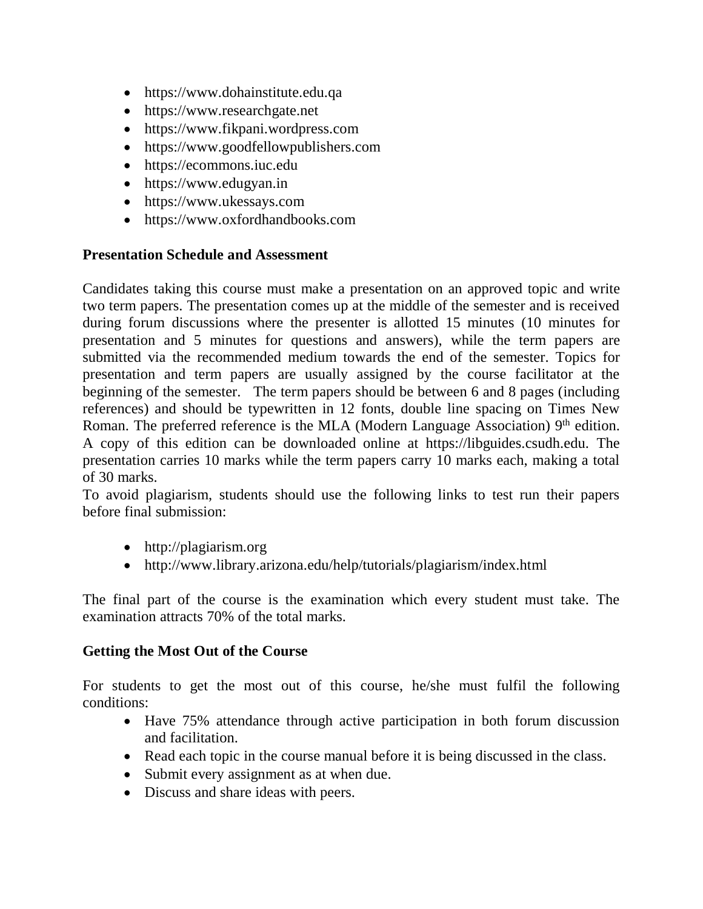- https://www.dohainstitute.edu.qa
- https://www.researchgate.net
- https://www.fikpani.wordpress.com
- https://www.goodfellowpublishers.com
- https://ecommons.iuc.edu
- https://www.edugyan.in
- https://www.ukessays.com
- https://www.oxfordhandbooks.com

**Presentation Schedule and Assessment**

Candidates taking this course must make a presentation on an approved topic and write two term papers. The presentation comes up at the middle of the semester and is received during forum discussions where the presenter is allotted 15 minutes (10 minutes for presentation and 5 minutes for questions and answers), while the term papers are submitted via the recommended medium towards the end of the semester. Topics for presentation and term papers are usually assigned by the course facilitator at the beginning of the semester. The term papers should be between 6 and 8 pages (including references) and should be typewritten in 12 fonts, double line spacing on Times New Roman. The preferred reference is the MLA (Modern Language Association) 9th edition. A copy of this edition can be downloaded online at https://libguides.csudh.edu. The presentation carries 10 marks while the term papers carry 10 marks each, making a total of 30 marks.

To avoid plagiarism, students should use the following links to test run their papers before final submission:

- http://plagiarism.org
- http://www.library.arizona.edu/help/tutorials/plagiarism/index.html

The final part of the course is the examination which every student must take. The examination attracts 70% of the total marks.

**Getting the Most Out of the Course**

For students to get the most out of this course, he/she must fulfil the following conditions:

- Have 75% attendance through active participation in both forum discussion and facilitation.
- Read each topic in the course manual before it is being discussed in the class.
- Submit every assignment as at when due.
- Discuss and share ideas with peers.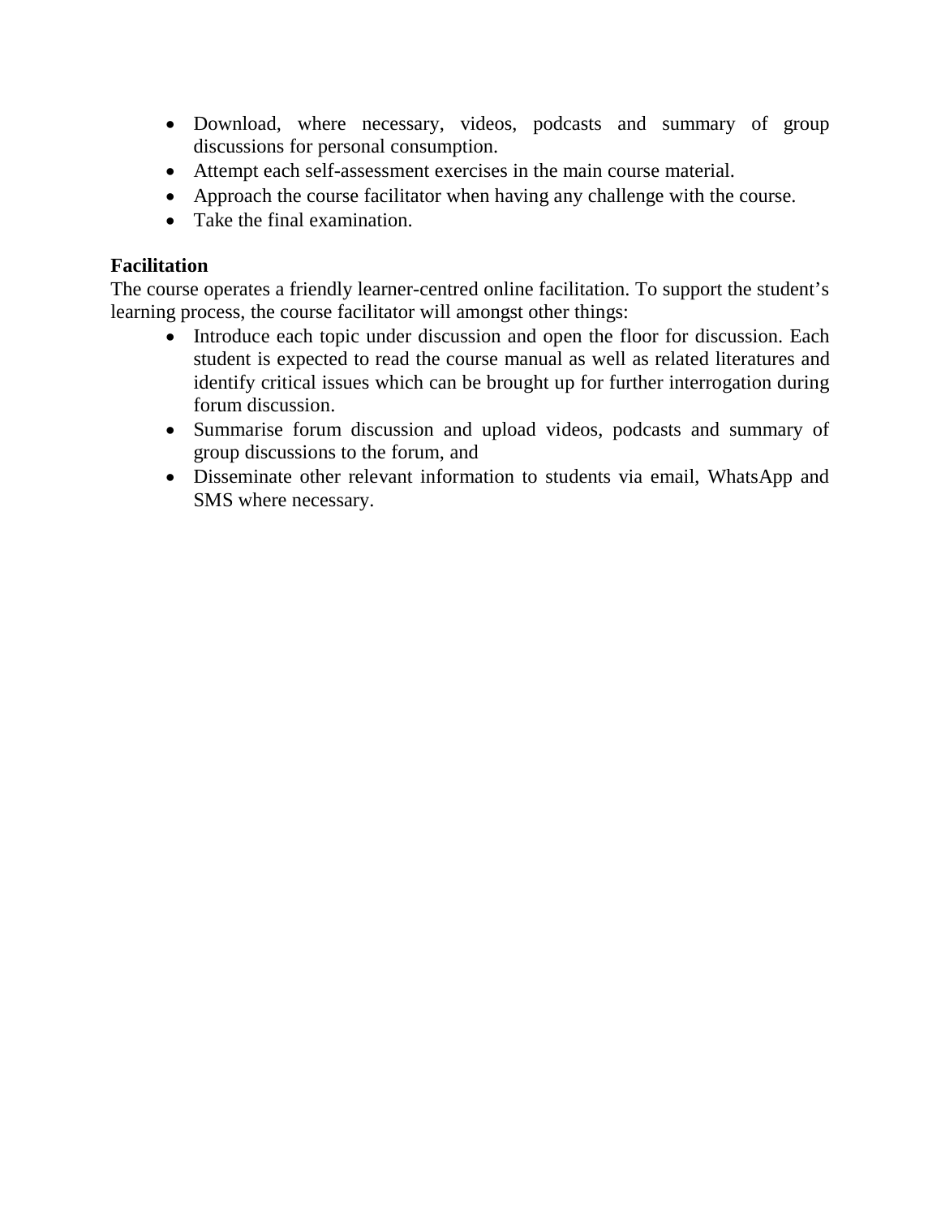- Download, where necessary, videos, podcasts and summary of group discussions for personal consumption.
- Attempt each self-assessment exercises in the main course material.
- Approach the course facilitator when having any challenge with the course.
- Take the final examination.

**Facilitation**

The course operates a friendly learner-centred online facilitation. To support the student's learning process, the course facilitator will amongst other things:

- Introduce each topic under discussion and open the floor for discussion. Each student is expected to read the course manual as well as related literatures and identify critical issues which can be brought up for further interrogation during forum discussion.
- Summarise forum discussion and upload videos, podcasts and summary of group discussions to the forum, and
- Disseminate other relevant information to students via email, WhatsApp and SMS where necessary.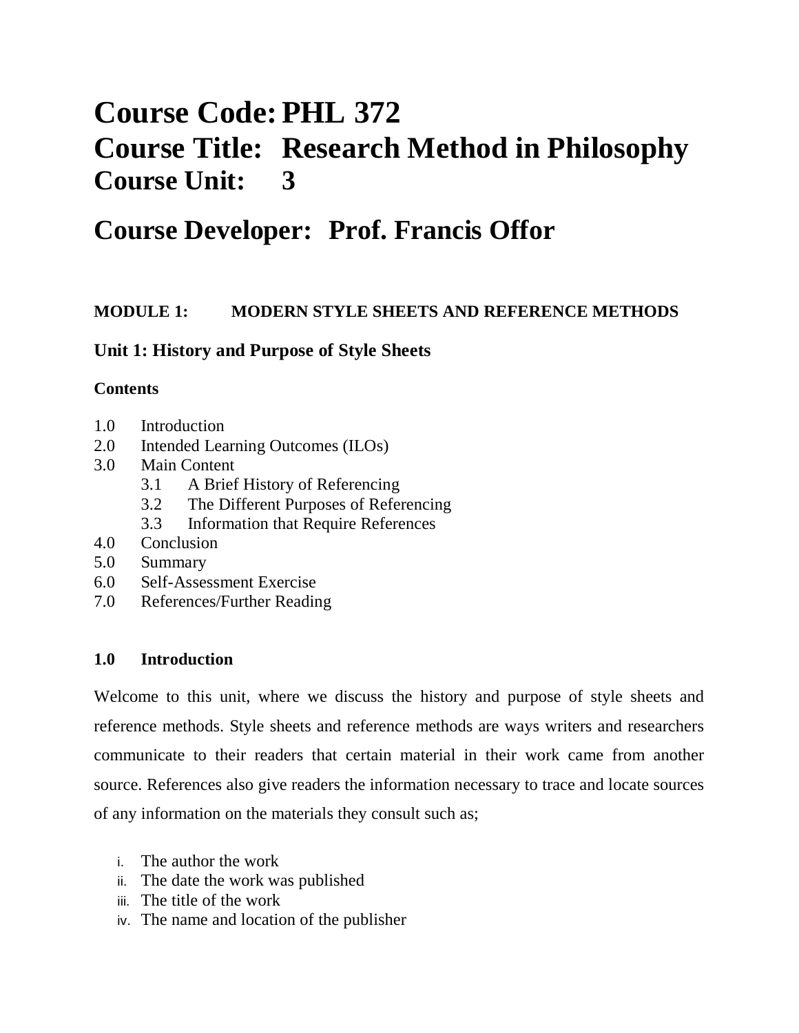# Course Code: PHL 372
# Course Title: Research Method in Philosophy
## Course Unit: 3

# Course Developer: Prof. Francis Offor

**MODULE 1: MODERN STYLE SHEETS AND REFERENCE METHODS**

### Unit 1: History and Purpose of Style Sheets

**Contents**

1.0 Introduction
2.0 Intended Learning Outcomes (ILOs)
3.0 Main Content
  3.1 A Brief History of Referencing
  3.2 The Different Purposes of Referencing
  3.3 Information that Require References
4.0 Conclusion
5.0 Summary
6.0 Self-Assessment Exercise
7.0 References/Further Reading

**1.0 Introduction**

Welcome to this unit, where we discuss the history and purpose of style sheets and reference methods. Style sheets and reference methods are ways writers and researchers communicate to their readers that certain material in their work came from another source. References also give readers the information necessary to trace and locate sources of any information on the materials they consult such as;

i. The author the work
ii. The date the work was published
iii. The title of the work
iv. The name and location of the publisher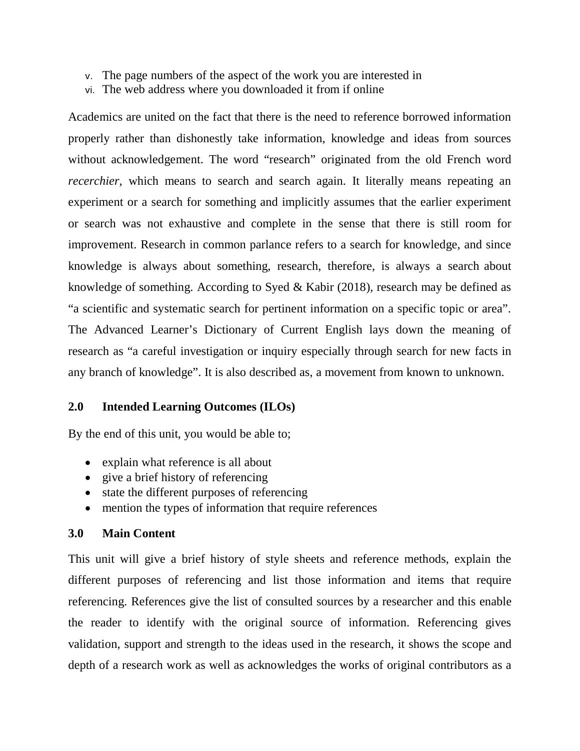v. The page numbers of the aspect of the work you are interested in
vi. The web address where you downloaded it from if online

Academics are united on the fact that there is the need to reference borrowed information properly rather than dishonestly take information, knowledge and ideas from sources without acknowledgement. The word "research" originated from the old French word *recerchier*, which means to search and search again. It literally means repeating an experiment or a search for something and implicitly assumes that the earlier experiment or search was not exhaustive and complete in the sense that there is still room for improvement. Research in common parlance refers to a search for knowledge, and since knowledge is always about something, research, therefore, is always a search about knowledge of something. According to Syed & Kabir (2018), research may be defined as "a scientific and systematic search for pertinent information on a specific topic or area". The Advanced Learner's Dictionary of Current English lays down the meaning of research as "a careful investigation or inquiry especially through search for new facts in any branch of knowledge". It is also described as, a movement from known to unknown.

## 2.0 Intended Learning Outcomes (ILOs)

By the end of this unit, you would be able to;

- explain what reference is all about
- give a brief history of referencing
- state the different purposes of referencing
- mention the types of information that require references

## 3.0 Main Content

This unit will give a brief history of style sheets and reference methods, explain the different purposes of referencing and list those information and items that require referencing. References give the list of consulted sources by a researcher and this enable the reader to identify with the original source of information. Referencing gives validation, support and strength to the ideas used in the research, it shows the scope and depth of a research work as well as acknowledges the works of original contributors as a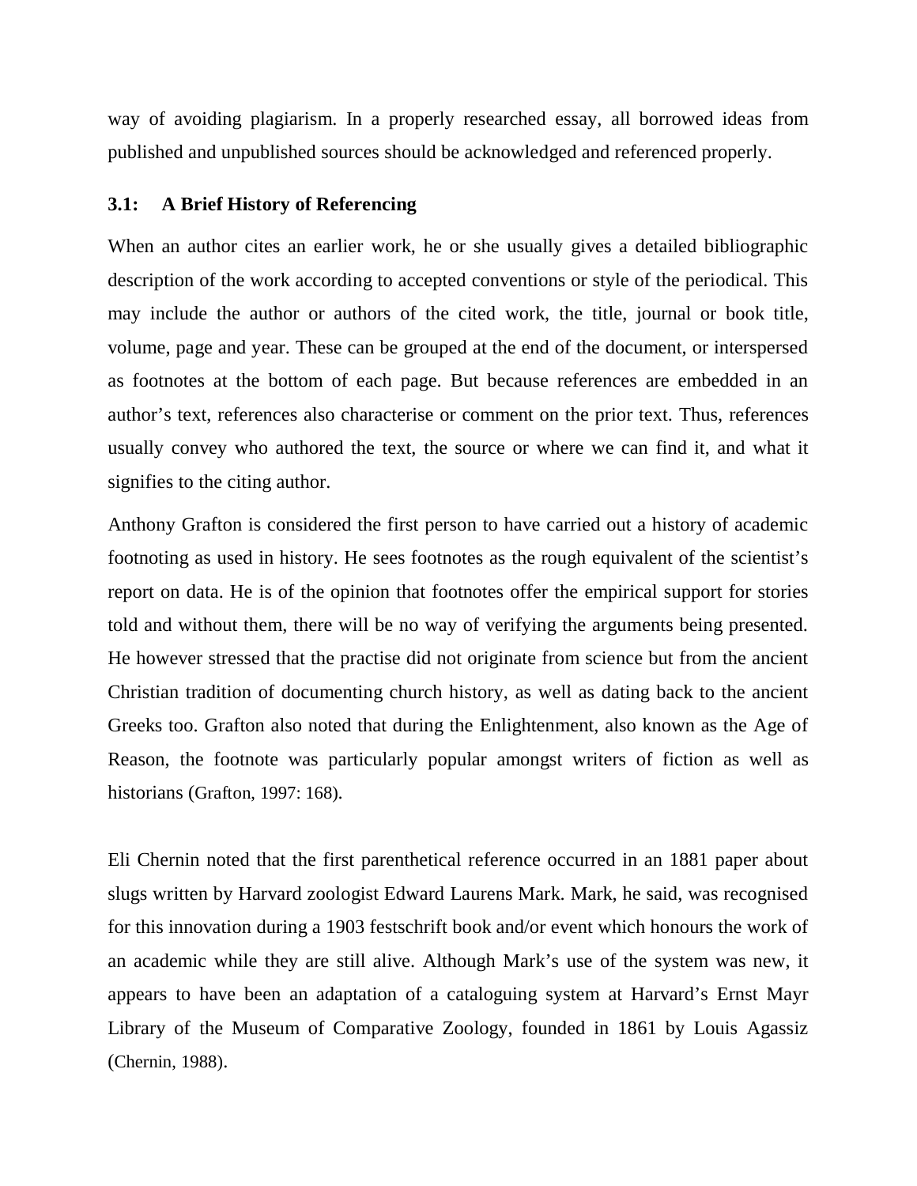way of avoiding plagiarism. In a properly researched essay, all borrowed ideas from published and unpublished sources should be acknowledged and referenced properly.

### 3.1: A Brief History of Referencing

When an author cites an earlier work, he or she usually gives a detailed bibliographic description of the work according to accepted conventions or style of the periodical. This may include the author or authors of the cited work, the title, journal or book title, volume, page and year. These can be grouped at the end of the document, or interspersed as footnotes at the bottom of each page. But because references are embedded in an author's text, references also characterise or comment on the prior text. Thus, references usually convey who authored the text, the source or where we can find it, and what it signifies to the citing author.

Anthony Grafton is considered the first person to have carried out a history of academic footnoting as used in history. He sees footnotes as the rough equivalent of the scientist's report on data. He is of the opinion that footnotes offer the empirical support for stories told and without them, there will be no way of verifying the arguments being presented. He however stressed that the practise did not originate from science but from the ancient Christian tradition of documenting church history, as well as dating back to the ancient Greeks too. Grafton also noted that during the Enlightenment, also known as the Age of Reason, the footnote was particularly popular amongst writers of fiction as well as historians (Grafton, 1997: 168).

Eli Chernin noted that the first parenthetical reference occurred in an 1881 paper about slugs written by Harvard zoologist Edward Laurens Mark. Mark, he said, was recognised for this innovation during a 1903 festschrift book and/or event which honours the work of an academic while they are still alive. Although Mark's use of the system was new, it appears to have been an adaptation of a cataloguing system at Harvard's Ernst Mayr Library of the Museum of Comparative Zoology, founded in 1861 by Louis Agassiz (Chernin, 1988).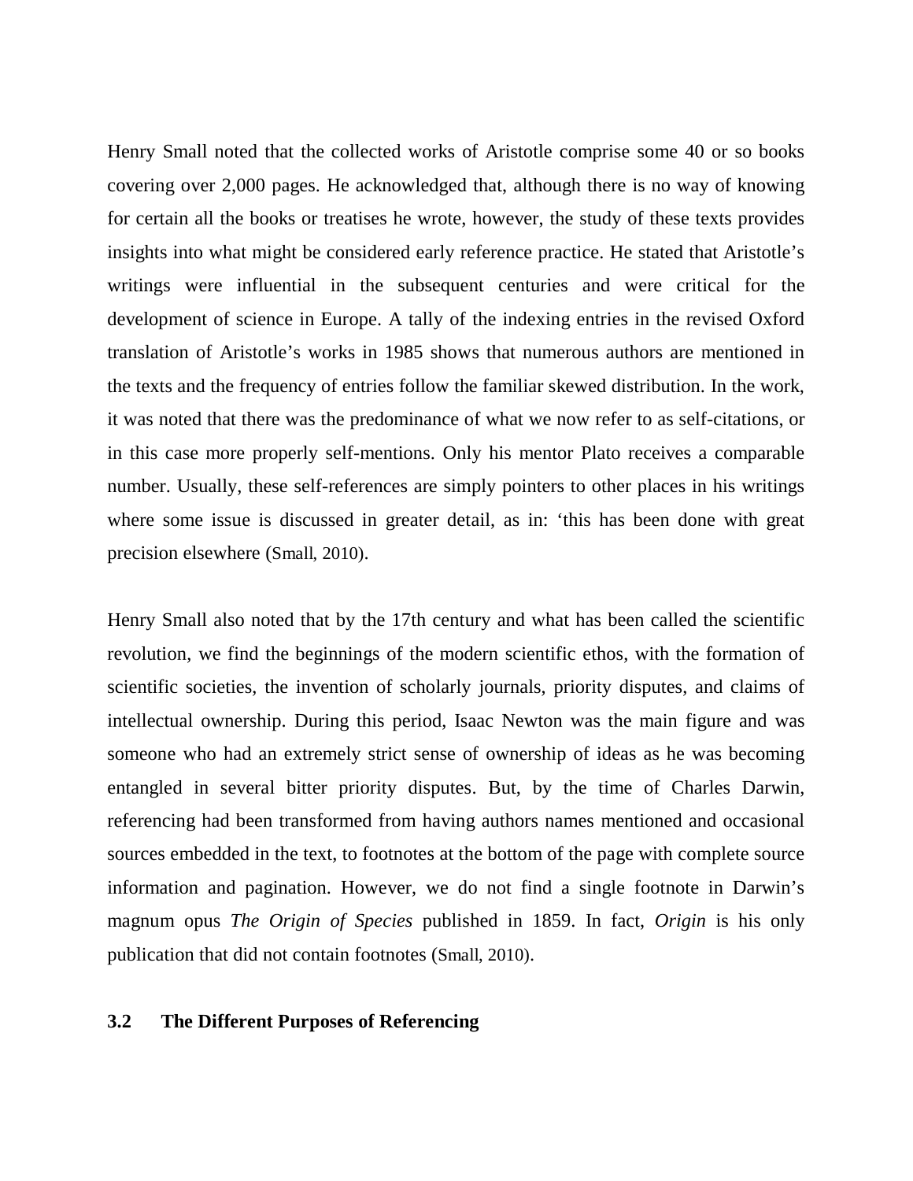Henry Small noted that the collected works of Aristotle comprise some 40 or so books covering over 2,000 pages. He acknowledged that, although there is no way of knowing for certain all the books or treatises he wrote, however, the study of these texts provides insights into what might be considered early reference practice. He stated that Aristotle's writings were influential in the subsequent centuries and were critical for the development of science in Europe. A tally of the indexing entries in the revised Oxford translation of Aristotle's works in 1985 shows that numerous authors are mentioned in the texts and the frequency of entries follow the familiar skewed distribution. In the work, it was noted that there was the predominance of what we now refer to as self-citations, or in this case more properly self-mentions. Only his mentor Plato receives a comparable number. Usually, these self-references are simply pointers to other places in his writings where some issue is discussed in greater detail, as in: 'this has been done with great precision elsewhere (Small, 2010).

Henry Small also noted that by the 17th century and what has been called the scientific revolution, we find the beginnings of the modern scientific ethos, with the formation of scientific societies, the invention of scholarly journals, priority disputes, and claims of intellectual ownership. During this period, Isaac Newton was the main figure and was someone who had an extremely strict sense of ownership of ideas as he was becoming entangled in several bitter priority disputes. But, by the time of Charles Darwin, referencing had been transformed from having authors names mentioned and occasional sources embedded in the text, to footnotes at the bottom of the page with complete source information and pagination. However, we do not find a single footnote in Darwin's magnum opus *The Origin of Species* published in 1859. In fact, *Origin* is his only publication that did not contain footnotes (Small, 2010).

### 3.2 The Different Purposes of Referencing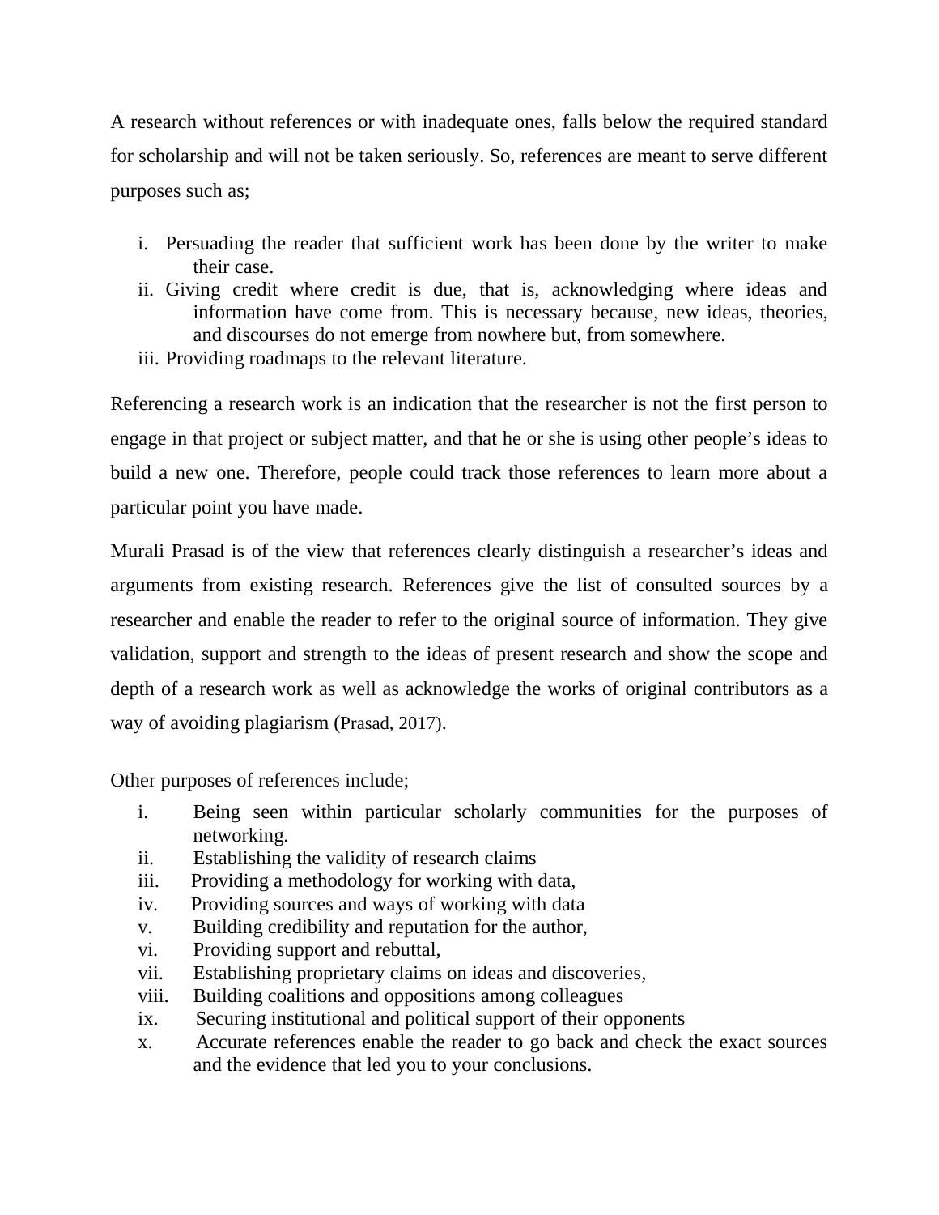A research without references or with inadequate ones, falls below the required standard for scholarship and will not be taken seriously. So, references are meant to serve different purposes such as;

i. Persuading the reader that sufficient work has been done by the writer to make their case.
ii. Giving credit where credit is due, that is, acknowledging where ideas and information have come from. This is necessary because, new ideas, theories, and discourses do not emerge from nowhere but, from somewhere.
iii. Providing roadmaps to the relevant literature.

Referencing a research work is an indication that the researcher is not the first person to engage in that project or subject matter, and that he or she is using other people's ideas to build a new one. Therefore, people could track those references to learn more about a particular point you have made.

Murali Prasad is of the view that references clearly distinguish a researcher's ideas and arguments from existing research. References give the list of consulted sources by a researcher and enable the reader to refer to the original source of information. They give validation, support and strength to the ideas of present research and show the scope and depth of a research work as well as acknowledge the works of original contributors as a way of avoiding plagiarism (Prasad, 2017).

Other purposes of references include;

i. Being seen within particular scholarly communities for the purposes of networking.
ii. Establishing the validity of research claims
iii. Providing a methodology for working with data,
iv. Providing sources and ways of working with data
v. Building credibility and reputation for the author,
vi. Providing support and rebuttal,
vii. Establishing proprietary claims on ideas and discoveries,
viii. Building coalitions and oppositions among colleagues
ix. Securing institutional and political support of their opponents
x. Accurate references enable the reader to go back and check the exact sources and the evidence that led you to your conclusions.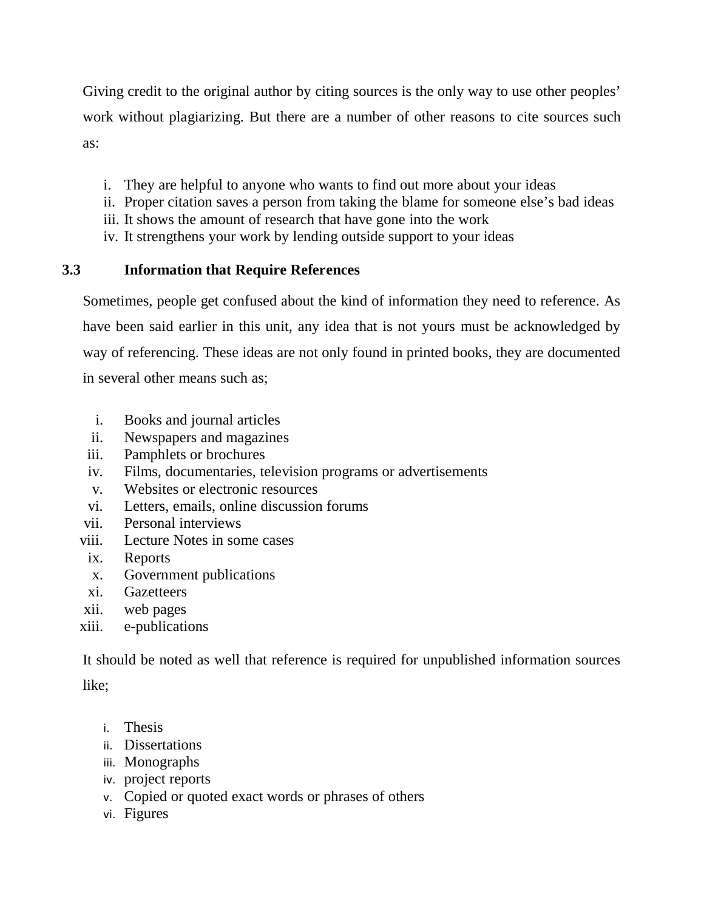Giving credit to the original author by citing sources is the only way to use other peoples' work without plagiarizing. But there are a number of other reasons to cite sources such as:

i. They are helpful to anyone who wants to find out more about your ideas
ii. Proper citation saves a person from taking the blame for someone else's bad ideas
iii. It shows the amount of research that have gone into the work
iv. It strengthens your work by lending outside support to your ideas

## 3.3 Information that Require References

Sometimes, people get confused about the kind of information they need to reference. As have been said earlier in this unit, any idea that is not yours must be acknowledged by way of referencing. These ideas are not only found in printed books, they are documented in several other means such as;

i. Books and journal articles
ii. Newspapers and magazines
iii. Pamphlets or brochures
iv. Films, documentaries, television programs or advertisements
v. Websites or electronic resources
vi. Letters, emails, online discussion forums
vii. Personal interviews
viii. Lecture Notes in some cases
ix. Reports
x. Government publications
xi. Gazetteers
xii. web pages
xiii. e-publications

It should be noted as well that reference is required for unpublished information sources like;

i. Thesis
ii. Dissertations
iii. Monographs
iv. project reports
v. Copied or quoted exact words or phrases of others
vi. Figures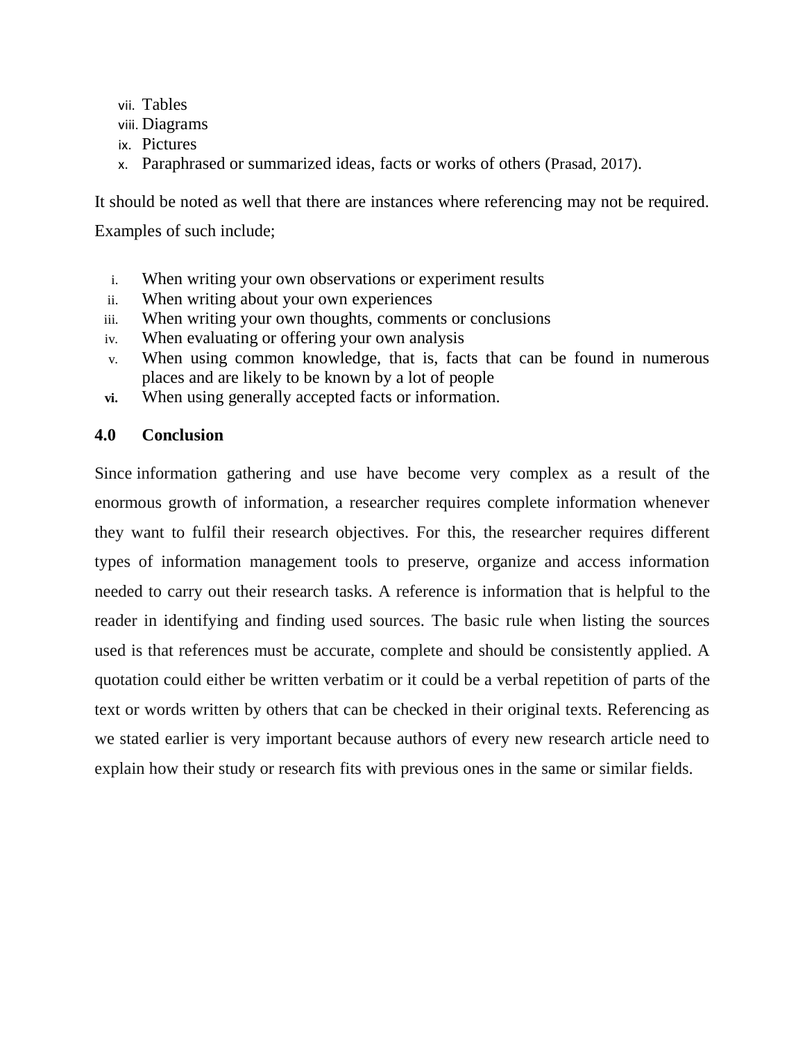vii. Tables
viii. Diagrams
ix. Pictures
x. Paraphrased or summarized ideas, facts or works of others (Prasad, 2017).

It should be noted as well that there are instances where referencing may not be required. Examples of such include;

i. When writing your own observations or experiment results
ii. When writing about your own experiences
iii. When writing your own thoughts, comments or conclusions
iv. When evaluating or offering your own analysis
v. When using common knowledge, that is, facts that can be found in numerous places and are likely to be known by a lot of people
vi. When using generally accepted facts or information.

## 4.0 Conclusion

Since information gathering and use have become very complex as a result of the enormous growth of information, a researcher requires complete information whenever they want to fulfil their research objectives. For this, the researcher requires different types of information management tools to preserve, organize and access information needed to carry out their research tasks. A reference is information that is helpful to the reader in identifying and finding used sources. The basic rule when listing the sources used is that references must be accurate, complete and should be consistently applied. A quotation could either be written verbatim or it could be a verbal repetition of parts of the text or words written by others that can be checked in their original texts. Referencing as we stated earlier is very important because authors of every new research article need to explain how their study or research fits with previous ones in the same or similar fields.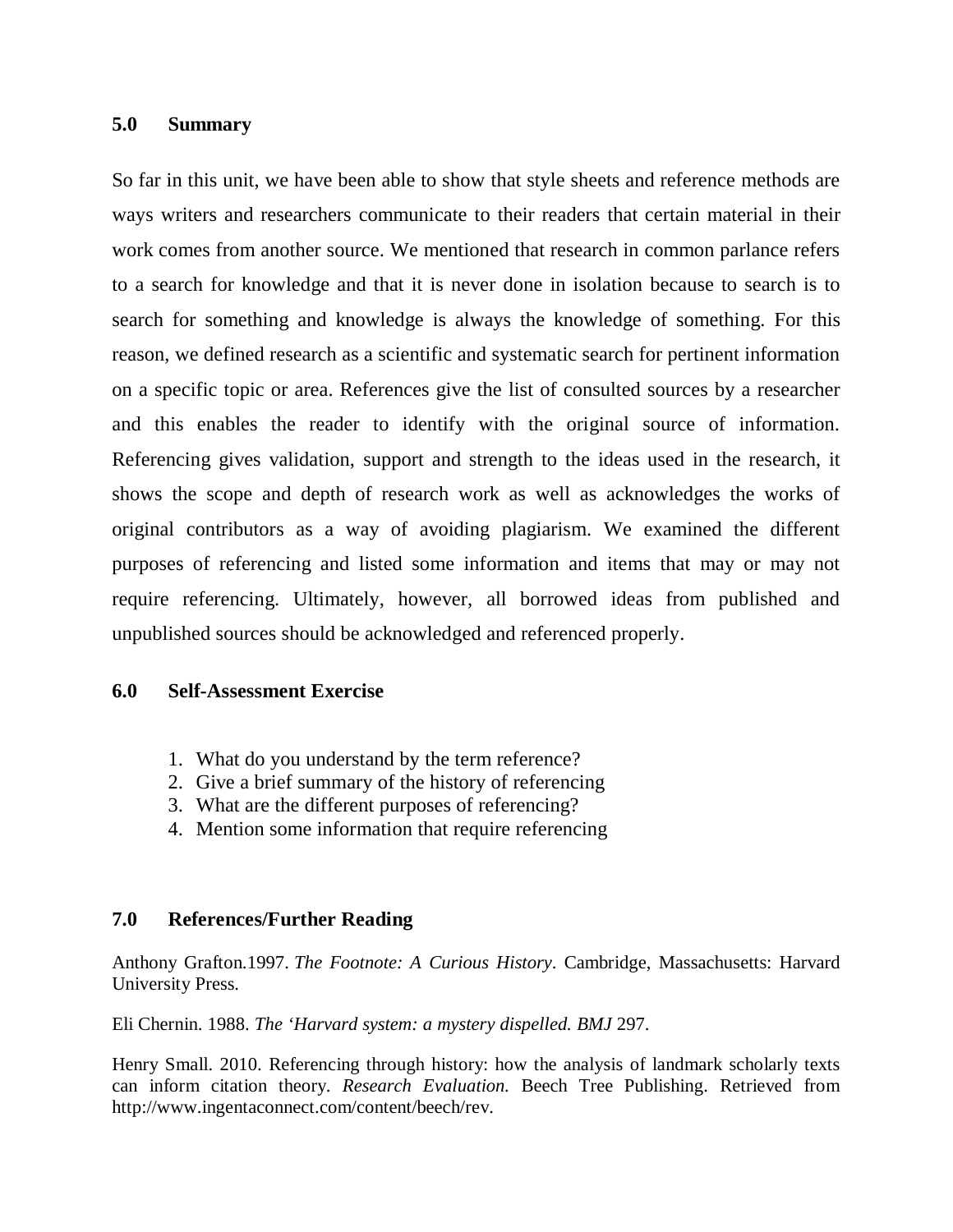## 5.0 Summary

So far in this unit, we have been able to show that style sheets and reference methods are ways writers and researchers communicate to their readers that certain material in their work comes from another source. We mentioned that research in common parlance refers to a search for knowledge and that it is never done in isolation because to search is to search for something and knowledge is always the knowledge of something. For this reason, we defined research as a scientific and systematic search for pertinent information on a specific topic or area. References give the list of consulted sources by a researcher and this enables the reader to identify with the original source of information. Referencing gives validation, support and strength to the ideas used in the research, it shows the scope and depth of research work as well as acknowledges the works of original contributors as a way of avoiding plagiarism. We examined the different purposes of referencing and listed some information and items that may or may not require referencing. Ultimately, however, all borrowed ideas from published and unpublished sources should be acknowledged and referenced properly.

## 6.0 Self-Assessment Exercise

1. What do you understand by the term reference?
2. Give a brief summary of the history of referencing
3. What are the different purposes of referencing?
4. Mention some information that require referencing

## 7.0 References/Further Reading

Anthony Grafton.1997. *The Footnote: A Curious History*. Cambridge, Massachusetts: Harvard University Press.

Eli Chernin. 1988. *The 'Harvard system: a mystery dispelled. BMJ* 297.

Henry Small. 2010. Referencing through history: how the analysis of landmark scholarly texts can inform citation theory. *Research Evaluation.* Beech Tree Publishing. Retrieved from http://www.ingentaconnect.com/content/beech/rev.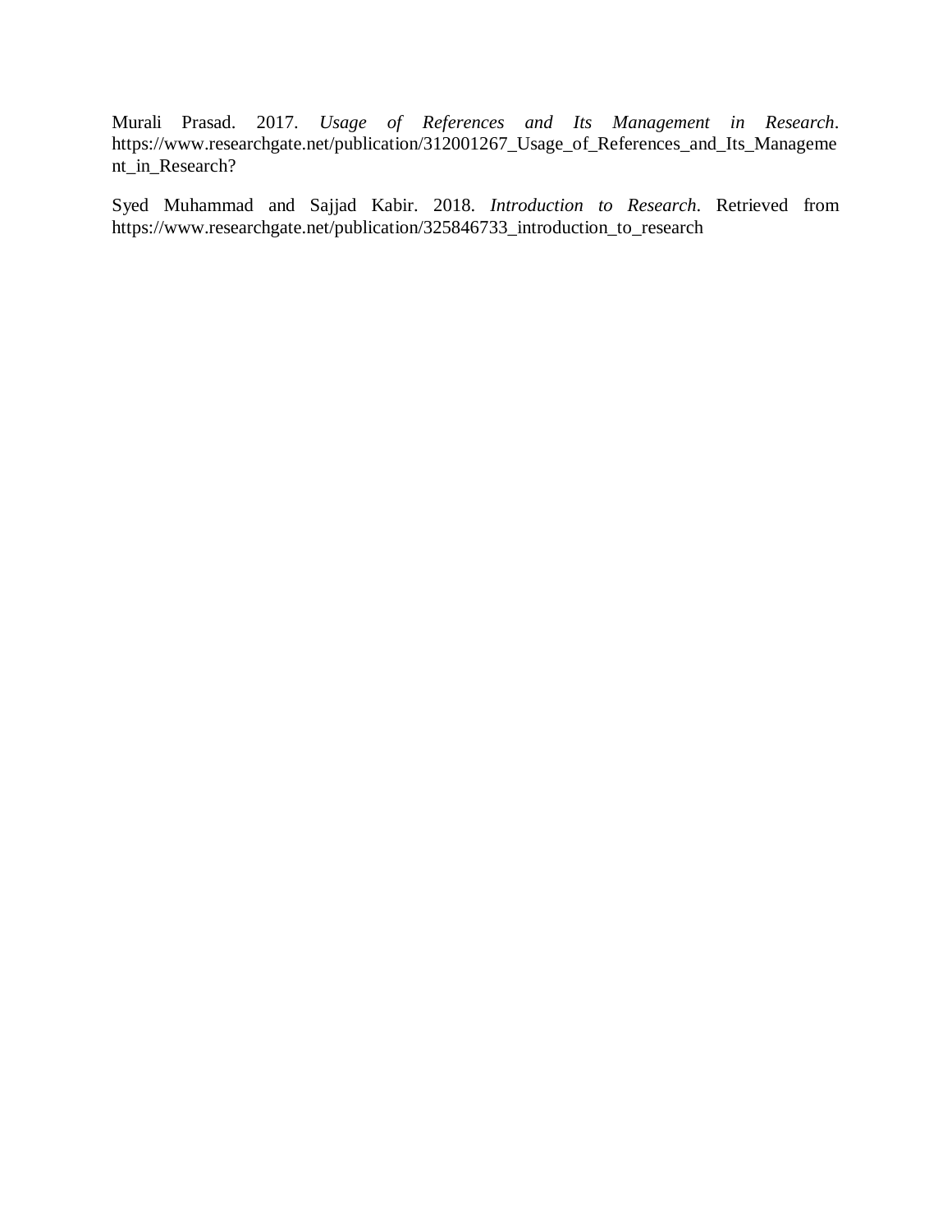Murali Prasad. 2017. *Usage of References and Its Management in Research*. https://www.researchgate.net/publication/312001267_Usage_of_References_and_Its_Management_in_Research?

Syed Muhammad and Sajjad Kabir. 2018. *Introduction to Research.* Retrieved from https://www.researchgate.net/publication/325846733_introduction_to_research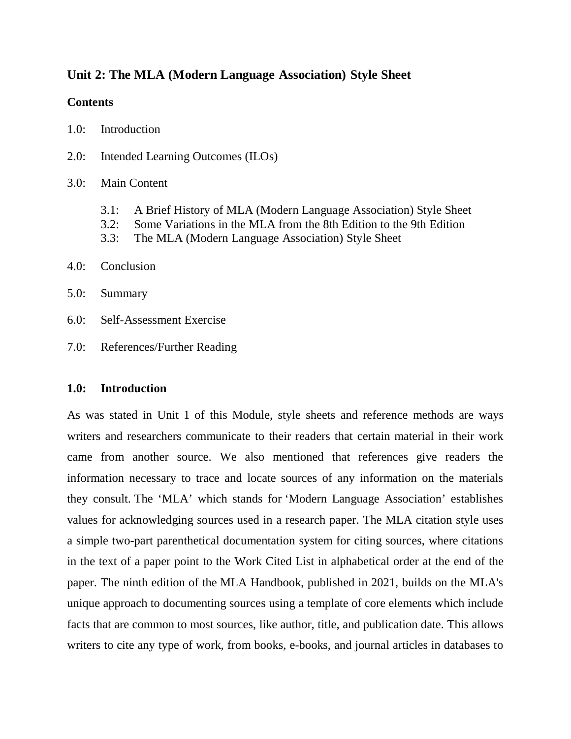## Unit 2: The MLA (Modern Language Association) Style Sheet

**Contents**

1.0: Introduction

2.0: Intended Learning Outcomes (ILOs)

3.0: Main Content

- 3.1: A Brief History of MLA (Modern Language Association) Style Sheet
- 3.2: Some Variations in the MLA from the 8th Edition to the 9th Edition
- 3.3: The MLA (Modern Language Association) Style Sheet

4.0: Conclusion

5.0: Summary

6.0: Self-Assessment Exercise

7.0: References/Further Reading

### 1.0: Introduction

As was stated in Unit 1 of this Module, style sheets and reference methods are ways writers and researchers communicate to their readers that certain material in their work came from another source. We also mentioned that references give readers the information necessary to trace and locate sources of any information on the materials they consult. The 'MLA' which stands for 'Modern Language Association' establishes values for acknowledging sources used in a research paper. The MLA citation style uses a simple two-part parenthetical documentation system for citing sources, where citations in the text of a paper point to the Work Cited List in alphabetical order at the end of the paper. The ninth edition of the MLA Handbook, published in 2021, builds on the MLA's unique approach to documenting sources using a template of core elements which include facts that are common to most sources, like author, title, and publication date. This allows writers to cite any type of work, from books, e-books, and journal articles in databases to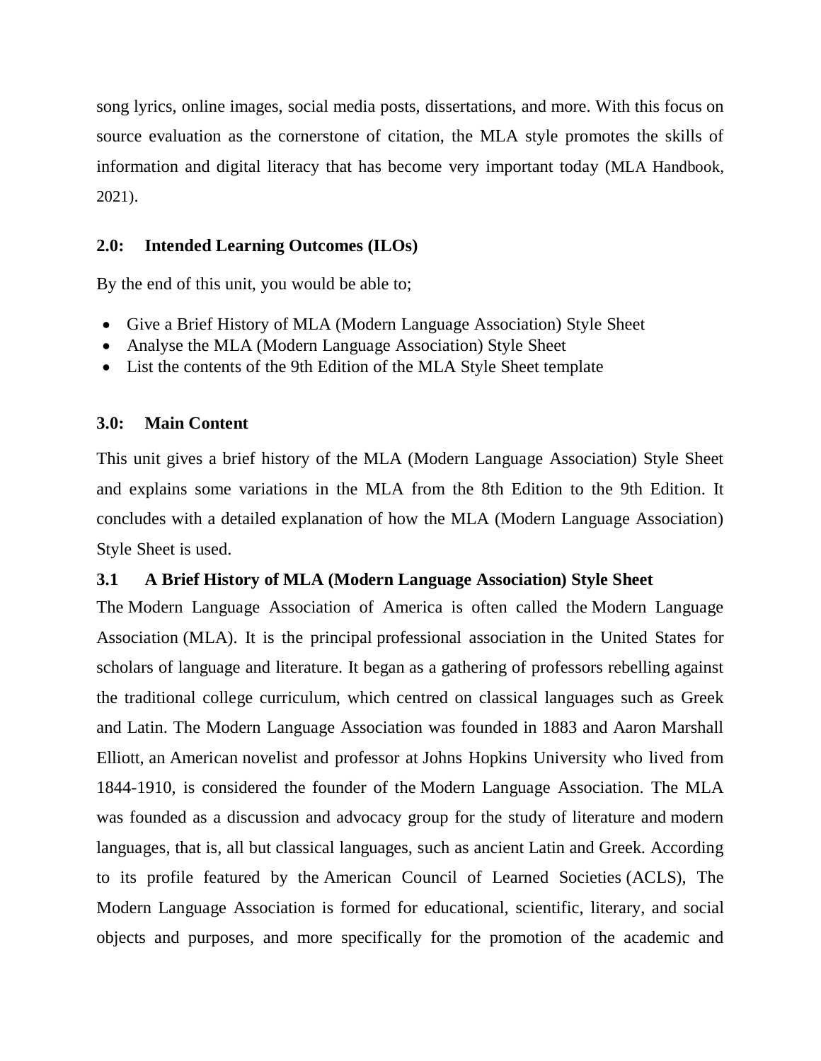song lyrics, online images, social media posts, dissertations, and more. With this focus on source evaluation as the cornerstone of citation, the MLA style promotes the skills of information and digital literacy that has become very important today (MLA Handbook, 2021).

## 2.0: Intended Learning Outcomes (ILOs)

By the end of this unit, you would be able to;

- Give a Brief History of MLA (Modern Language Association) Style Sheet
- Analyse the MLA (Modern Language Association) Style Sheet
- List the contents of the 9th Edition of the MLA Style Sheet template

## 3.0: Main Content

This unit gives a brief history of the MLA (Modern Language Association) Style Sheet and explains some variations in the MLA from the 8th Edition to the 9th Edition. It concludes with a detailed explanation of how the MLA (Modern Language Association) Style Sheet is used.

### 3.1 A Brief History of MLA (Modern Language Association) Style Sheet

The Modern Language Association of America is often called the Modern Language Association (MLA). It is the principal professional association in the United States for scholars of language and literature. It began as a gathering of professors rebelling against the traditional college curriculum, which centred on classical languages such as Greek and Latin. The Modern Language Association was founded in 1883 and Aaron Marshall Elliott, an American novelist and professor at Johns Hopkins University who lived from 1844-1910, is considered the founder of the Modern Language Association. The MLA was founded as a discussion and advocacy group for the study of literature and modern languages, that is, all but classical languages, such as ancient Latin and Greek. According to its profile featured by the American Council of Learned Societies (ACLS), The Modern Language Association is formed for educational, scientific, literary, and social objects and purposes, and more specifically for the promotion of the academic and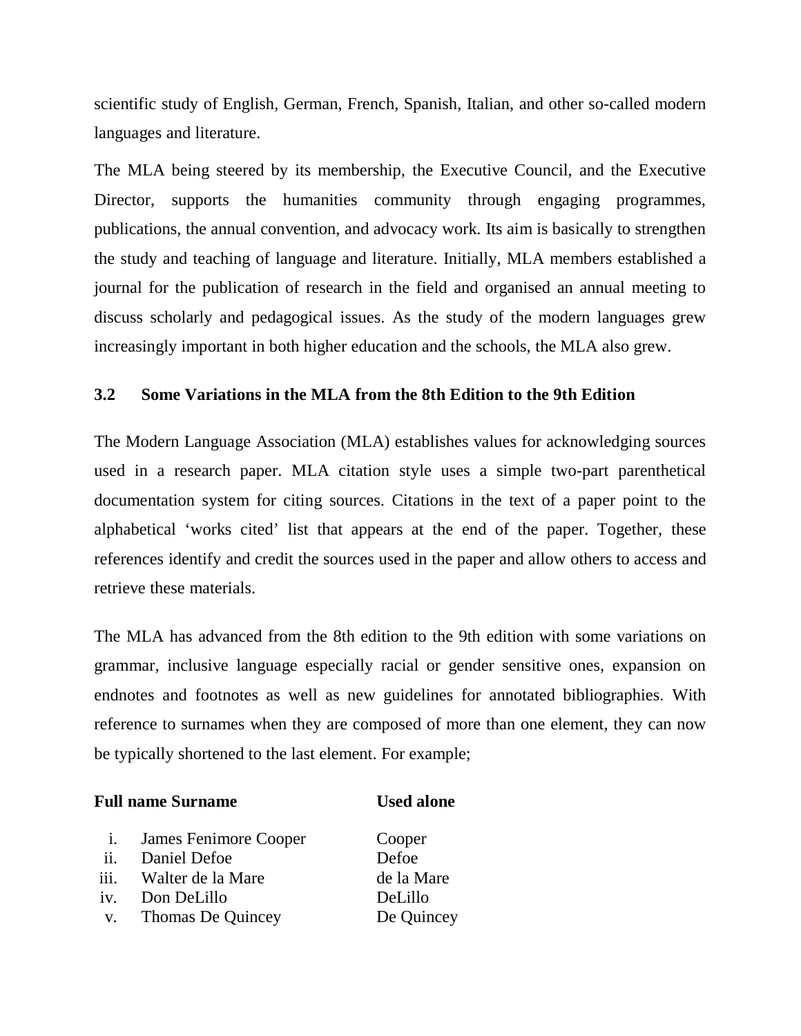scientific study of English, German, French, Spanish, Italian, and other so-called modern languages and literature.

The MLA being steered by its membership, the Executive Council, and the Executive Director, supports the humanities community through engaging programmes, publications, the annual convention, and advocacy work. Its aim is basically to strengthen the study and teaching of language and literature. Initially, MLA members established a journal for the publication of research in the field and organised an annual meeting to discuss scholarly and pedagogical issues. As the study of the modern languages grew increasingly important in both higher education and the schools, the MLA also grew.

### 3.2 Some Variations in the MLA from the 8th Edition to the 9th Edition

The Modern Language Association (MLA) establishes values for acknowledging sources used in a research paper. MLA citation style uses a simple two-part parenthetical documentation system for citing sources. Citations in the text of a paper point to the alphabetical 'works cited' list that appears at the end of the paper. Together, these references identify and credit the sources used in the paper and allow others to access and retrieve these materials.

The MLA has advanced from the 8th edition to the 9th edition with some variations on grammar, inclusive language especially racial or gender sensitive ones, expansion on endnotes and footnotes as well as new guidelines for annotated bibliographies. With reference to surnames when they are composed of more than one element, they can now be typically shortened to the last element. For example;

| **Full name Surname** | **Used alone** |
|---|---|
| i. James Fenimore Cooper | Cooper |
| ii. Daniel Defoe | Defoe |
| iii. Walter de la Mare | de la Mare |
| iv. Don DeLillo | DeLillo |
| v. Thomas De Quincey | De Quincey |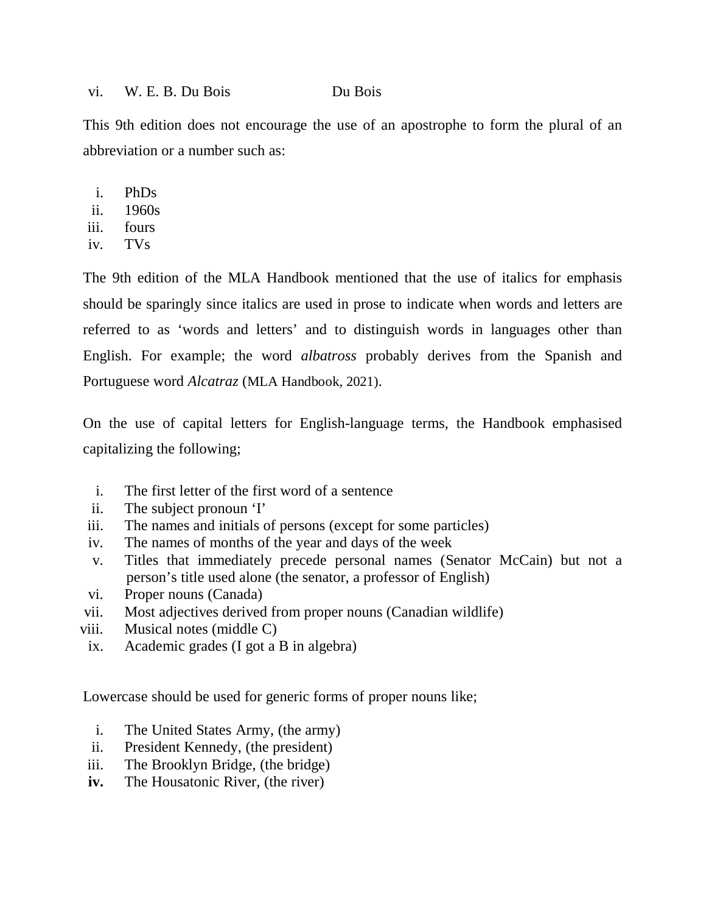vi. W. E. B. Du Bois Du Bois

This 9th edition does not encourage the use of an apostrophe to form the plural of an abbreviation or a number such as:

i. PhDs
ii. 1960s
iii. fours
iv. TVs

The 9th edition of the MLA Handbook mentioned that the use of italics for emphasis should be sparingly since italics are used in prose to indicate when words and letters are referred to as 'words and letters' and to distinguish words in languages other than English. For example; the word *albatross* probably derives from the Spanish and Portuguese word *Alcatraz* (MLA Handbook, 2021).

On the use of capital letters for English-language terms, the Handbook emphasised capitalizing the following;

i. The first letter of the first word of a sentence
ii. The subject pronoun 'I'
iii. The names and initials of persons (except for some particles)
iv. The names of months of the year and days of the week
v. Titles that immediately precede personal names (Senator McCain) but not a person's title used alone (the senator, a professor of English)
vi. Proper nouns (Canada)
vii. Most adjectives derived from proper nouns (Canadian wildlife)
viii. Musical notes (middle C)
ix. Academic grades (I got a B in algebra)

Lowercase should be used for generic forms of proper nouns like;

i. The United States Army, (the army)
ii. President Kennedy, (the president)
iii. The Brooklyn Bridge, (the bridge)
**iv.** The Housatonic River, (the river)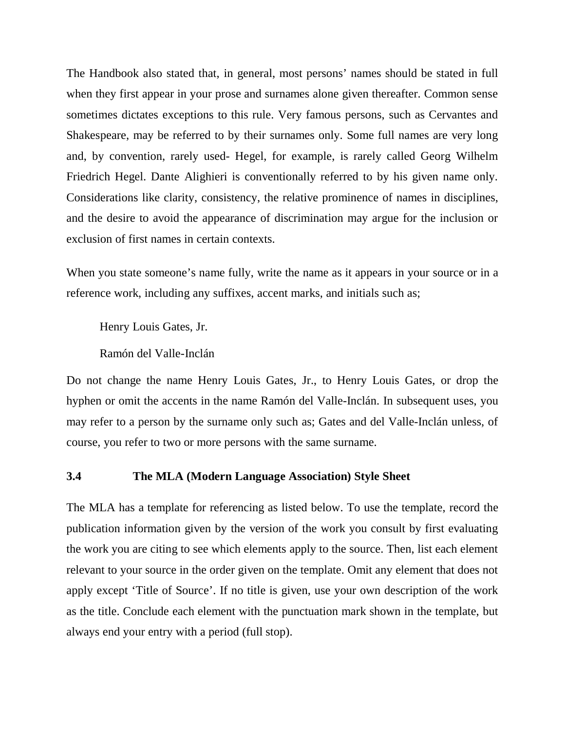The Handbook also stated that, in general, most persons' names should be stated in full when they first appear in your prose and surnames alone given thereafter. Common sense sometimes dictates exceptions to this rule. Very famous persons, such as Cervantes and Shakespeare, may be referred to by their surnames only. Some full names are very long and, by convention, rarely used- Hegel, for example, is rarely called Georg Wilhelm Friedrich Hegel. Dante Alighieri is conventionally referred to by his given name only. Considerations like clarity, consistency, the relative prominence of names in disciplines, and the desire to avoid the appearance of discrimination may argue for the inclusion or exclusion of first names in certain contexts.

When you state someone's name fully, write the name as it appears in your source or in a reference work, including any suffixes, accent marks, and initials such as;

Henry Louis Gates, Jr.

Ramón del Valle-Inclán

Do not change the name Henry Louis Gates, Jr., to Henry Louis Gates, or drop the hyphen or omit the accents in the name Ramón del Valle-Inclán. In subsequent uses, you may refer to a person by the surname only such as; Gates and del Valle-Inclán unless, of course, you refer to two or more persons with the same surname.

### 3.4 The MLA (Modern Language Association) Style Sheet

The MLA has a template for referencing as listed below. To use the template, record the publication information given by the version of the work you consult by first evaluating the work you are citing to see which elements apply to the source. Then, list each element relevant to your source in the order given on the template. Omit any element that does not apply except 'Title of Source'. If no title is given, use your own description of the work as the title. Conclude each element with the punctuation mark shown in the template, but always end your entry with a period (full stop).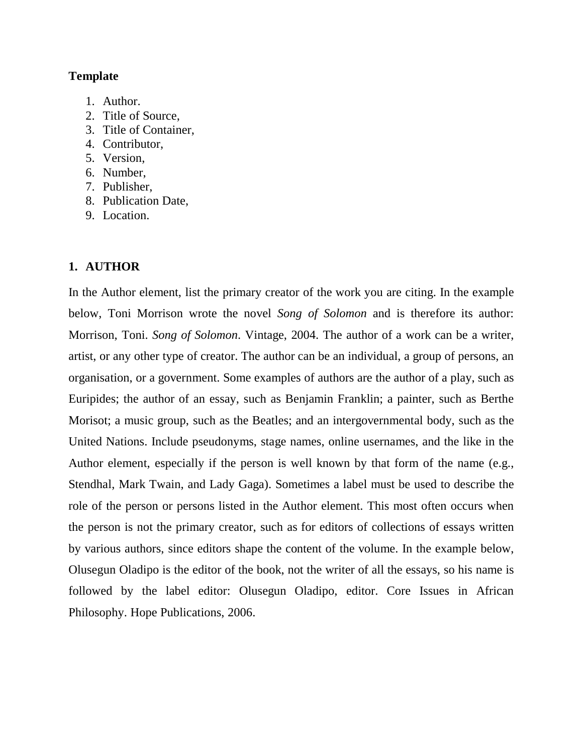**Template**

1. Author.
2. Title of Source,
3. Title of Container,
4. Contributor,
5. Version,
6. Number,
7. Publisher,
8. Publication Date,
9. Location.

## 1. AUTHOR

In the Author element, list the primary creator of the work you are citing. In the example below, Toni Morrison wrote the novel *Song of Solomon* and is therefore its author: Morrison, Toni. *Song of Solomon*. Vintage, 2004. The author of a work can be a writer, artist, or any other type of creator. The author can be an individual, a group of persons, an organisation, or a government. Some examples of authors are the author of a play, such as Euripides; the author of an essay, such as Benjamin Franklin; a painter, such as Berthe Morisot; a music group, such as the Beatles; and an intergovernmental body, such as the United Nations. Include pseudonyms, stage names, online usernames, and the like in the Author element, especially if the person is well known by that form of the name (e.g., Stendhal, Mark Twain, and Lady Gaga). Sometimes a label must be used to describe the role of the person or persons listed in the Author element. This most often occurs when the person is not the primary creator, such as for editors of collections of essays written by various authors, since editors shape the content of the volume. In the example below, Olusegun Oladipo is the editor of the book, not the writer of all the essays, so his name is followed by the label editor: Olusegun Oladipo, editor. Core Issues in African Philosophy. Hope Publications, 2006.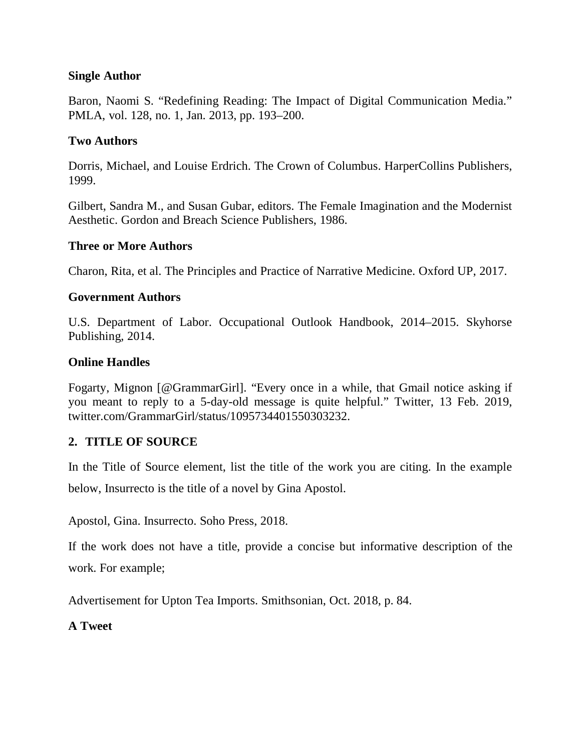**Single Author**

Baron, Naomi S. “Redefining Reading: The Impact of Digital Communication Media.” PMLA, vol. 128, no. 1, Jan. 2013, pp. 193–200.

**Two Authors**

Dorris, Michael, and Louise Erdrich. The Crown of Columbus. HarperCollins Publishers, 1999.

Gilbert, Sandra M., and Susan Gubar, editors. The Female Imagination and the Modernist Aesthetic. Gordon and Breach Science Publishers, 1986.

**Three or More Authors**

Charon, Rita, et al. The Principles and Practice of Narrative Medicine. Oxford UP, 2017.

**Government Authors**

U.S. Department of Labor. Occupational Outlook Handbook, 2014–2015. Skyhorse Publishing, 2014.

**Online Handles**

Fogarty, Mignon [@GrammarGirl]. “Every once in a while, that Gmail notice asking if you meant to reply to a 5-day-old message is quite helpful.” Twitter, 13 Feb. 2019, twitter.com/GrammarGirl/status/1095734401550303232.

## 2. TITLE OF SOURCE

In the Title of Source element, list the title of the work you are citing. In the example below, Insurrecto is the title of a novel by Gina Apostol.

Apostol, Gina. Insurrecto. Soho Press, 2018.

If the work does not have a title, provide a concise but informative description of the work. For example;

Advertisement for Upton Tea Imports. Smithsonian, Oct. 2018, p. 84.

**A Tweet**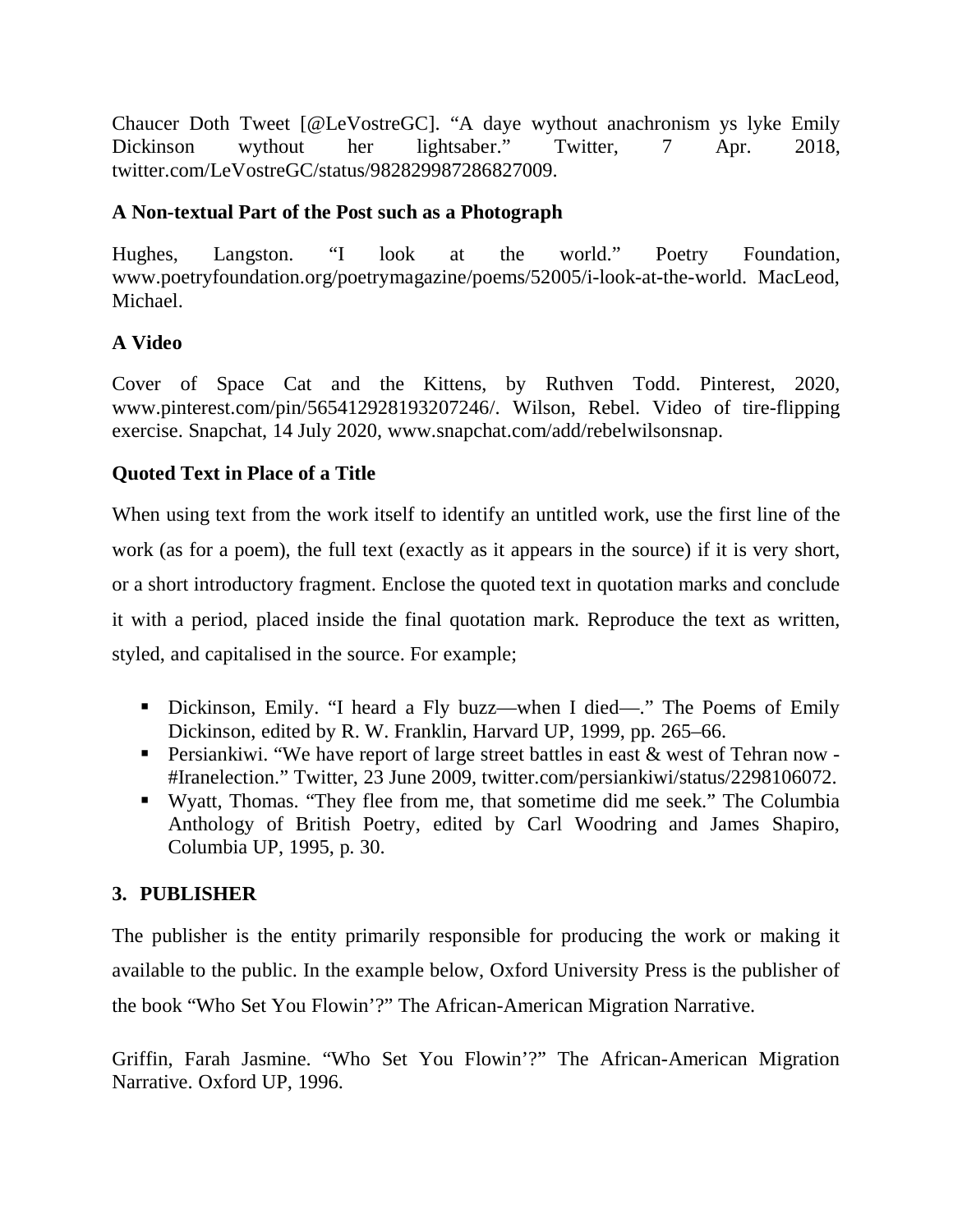Chaucer Doth Tweet [@LeVostreGC]. "A daye wythout anachronism ys lyke Emily Dickinson wythout her lightsaber." Twitter, 7 Apr. 2018, twitter.com/LeVostreGC/status/982829987286827009.

### A Non-textual Part of the Post such as a Photograph

Hughes, Langston. "I look at the world." Poetry Foundation, www.poetryfoundation.org/poetrymagazine/poems/52005/i-look-at-the-world. MacLeod, Michael.

### A Video

Cover of Space Cat and the Kittens, by Ruthven Todd. Pinterest, 2020, www.pinterest.com/pin/565412928193207246/. Wilson, Rebel. Video of tire-flipping exercise. Snapchat, 14 July 2020, www.snapchat.com/add/rebelwilsonsnap.

### Quoted Text in Place of a Title

When using text from the work itself to identify an untitled work, use the first line of the work (as for a poem), the full text (exactly as it appears in the source) if it is very short, or a short introductory fragment. Enclose the quoted text in quotation marks and conclude it with a period, placed inside the final quotation mark. Reproduce the text as written, styled, and capitalised in the source. For example;

- Dickinson, Emily. "I heard a Fly buzz—when I died—." The Poems of Emily Dickinson, edited by R. W. Franklin, Harvard UP, 1999, pp. 265–66.
- Persiankiwi. "We have report of large street battles in east & west of Tehran now - #Iranelection." Twitter, 23 June 2009, twitter.com/persiankiwi/status/2298106072.
- Wyatt, Thomas. "They flee from me, that sometime did me seek." The Columbia Anthology of British Poetry, edited by Carl Woodring and James Shapiro, Columbia UP, 1995, p. 30.

## 3. PUBLISHER

The publisher is the entity primarily responsible for producing the work or making it available to the public. In the example below, Oxford University Press is the publisher of the book "Who Set You Flowin'?" The African-American Migration Narrative.

Griffin, Farah Jasmine. "Who Set You Flowin'?" The African-American Migration Narrative. Oxford UP, 1996.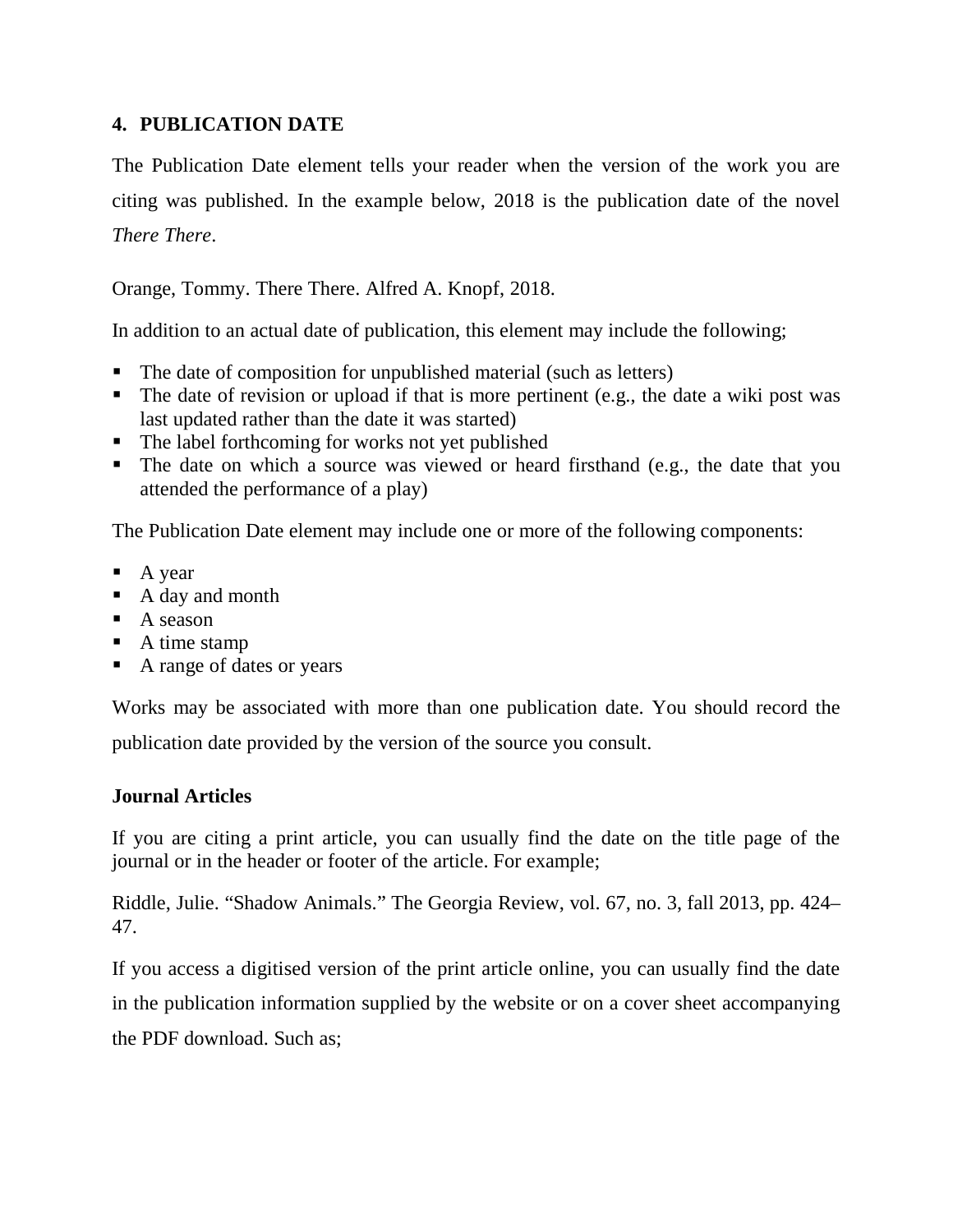## 4. PUBLICATION DATE

The Publication Date element tells your reader when the version of the work you are citing was published. In the example below, 2018 is the publication date of the novel *There There*.

Orange, Tommy. There There. Alfred A. Knopf, 2018.

In addition to an actual date of publication, this element may include the following;

- The date of composition for unpublished material (such as letters)
- The date of revision or upload if that is more pertinent (e.g., the date a wiki post was last updated rather than the date it was started)
- The label forthcoming for works not yet published
- The date on which a source was viewed or heard firsthand (e.g., the date that you attended the performance of a play)

The Publication Date element may include one or more of the following components:

- A year
- A day and month
- A season
- A time stamp
- A range of dates or years

Works may be associated with more than one publication date. You should record the publication date provided by the version of the source you consult.

### Journal Articles

If you are citing a print article, you can usually find the date on the title page of the journal or in the header or footer of the article. For example;

Riddle, Julie. "Shadow Animals." The Georgia Review, vol. 67, no. 3, fall 2013, pp. 424–47.

If you access a digitised version of the print article online, you can usually find the date in the publication information supplied by the website or on a cover sheet accompanying the PDF download. Such as;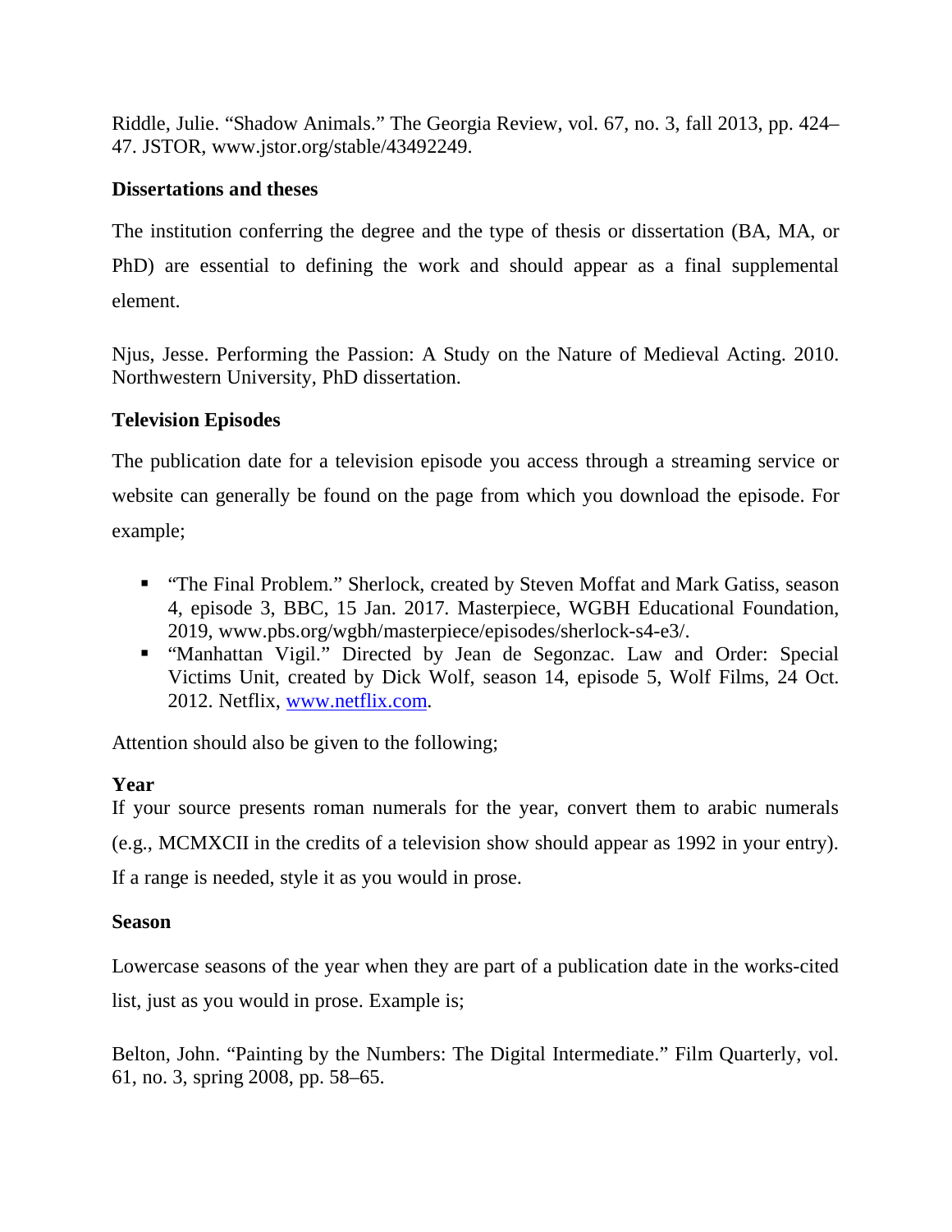Riddle, Julie. “Shadow Animals.” The Georgia Review, vol. 67, no. 3, fall 2013, pp. 424–47. JSTOR, www.jstor.org/stable/43492249.

**Dissertations and theses**

The institution conferring the degree and the type of thesis or dissertation (BA, MA, or PhD) are essential to defining the work and should appear as a final supplemental element.

Njus, Jesse. Performing the Passion: A Study on the Nature of Medieval Acting. 2010. Northwestern University, PhD dissertation.

**Television Episodes**

The publication date for a television episode you access through a streaming service or website can generally be found on the page from which you download the episode. For example;

- “The Final Problem.” Sherlock, created by Steven Moffat and Mark Gatiss, season 4, episode 3, BBC, 15 Jan. 2017. Masterpiece, WGBH Educational Foundation, 2019, www.pbs.org/wgbh/masterpiece/episodes/sherlock-s4-e3/.
- “Manhattan Vigil.” Directed by Jean de Segonzac. Law and Order: Special Victims Unit, created by Dick Wolf, season 14, episode 5, Wolf Films, 24 Oct. 2012. Netflix, [www.netflix.com](www.netflix.com).

Attention should also be given to the following;

**Year**

If your source presents roman numerals for the year, convert them to arabic numerals (e.g., MCMXCII in the credits of a television show should appear as 1992 in your entry). If a range is needed, style it as you would in prose.

**Season**

Lowercase seasons of the year when they are part of a publication date in the works-cited list, just as you would in prose. Example is;

Belton, John. “Painting by the Numbers: The Digital Intermediate.” Film Quarterly, vol. 61, no. 3, spring 2008, pp. 58–65.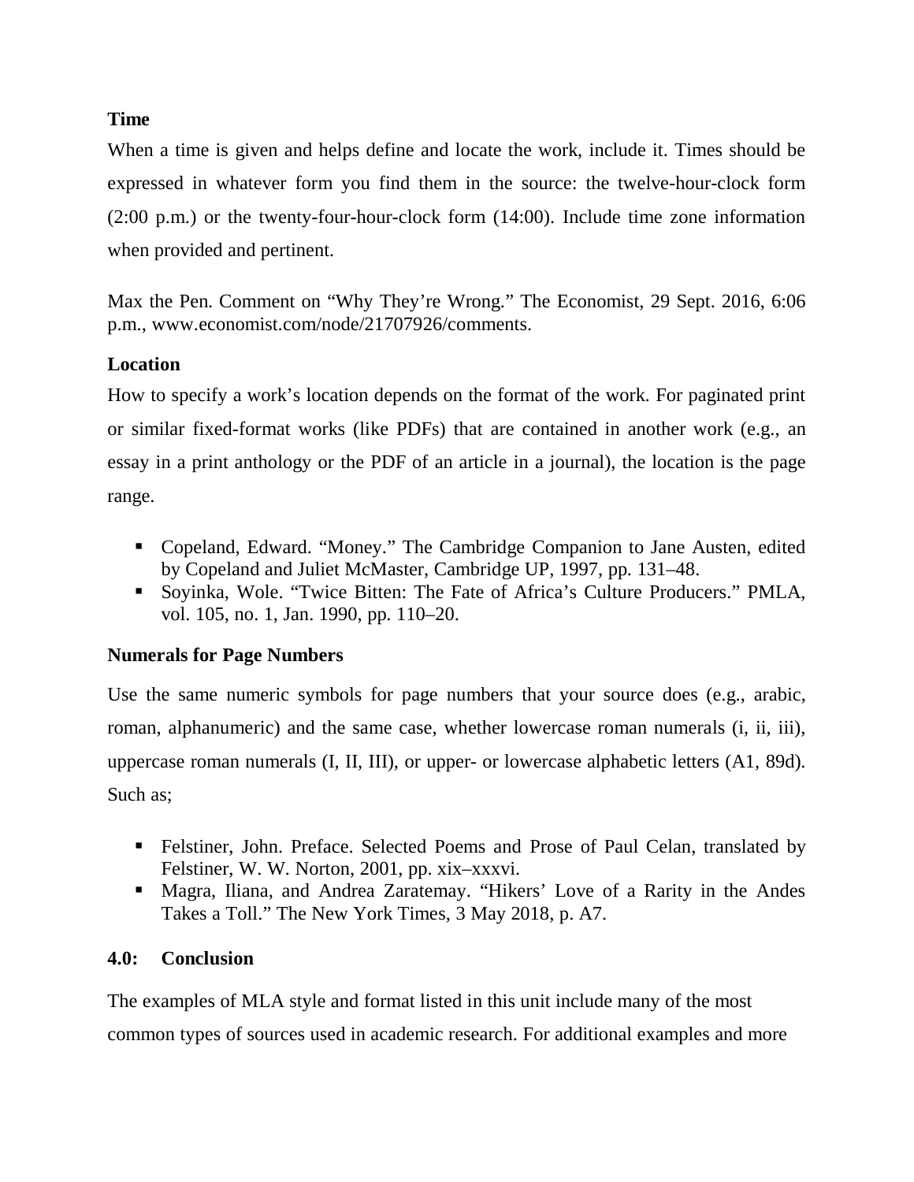**Time**

When a time is given and helps define and locate the work, include it. Times should be expressed in whatever form you find them in the source: the twelve-hour-clock form (2:00 p.m.) or the twenty-four-hour-clock form (14:00). Include time zone information when provided and pertinent.

Max the Pen. Comment on "Why They're Wrong." The Economist, 29 Sept. 2016, 6:06 p.m., www.economist.com/node/21707926/comments.

**Location**

How to specify a work's location depends on the format of the work. For paginated print or similar fixed-format works (like PDFs) that are contained in another work (e.g., an essay in a print anthology or the PDF of an article in a journal), the location is the page range.

- Copeland, Edward. "Money." The Cambridge Companion to Jane Austen, edited by Copeland and Juliet McMaster, Cambridge UP, 1997, pp. 131–48.
- Soyinka, Wole. "Twice Bitten: The Fate of Africa's Culture Producers." PMLA, vol. 105, no. 1, Jan. 1990, pp. 110–20.

**Numerals for Page Numbers**

Use the same numeric symbols for page numbers that your source does (e.g., arabic, roman, alphanumeric) and the same case, whether lowercase roman numerals (i, ii, iii), uppercase roman numerals (I, II, III), or upper- or lowercase alphabetic letters (A1, 89d). Such as;

- Felstiner, John. Preface. Selected Poems and Prose of Paul Celan, translated by Felstiner, W. W. Norton, 2001, pp. xix–xxxvi.
- Magra, Iliana, and Andrea Zaratemay. "Hikers' Love of a Rarity in the Andes Takes a Toll." The New York Times, 3 May 2018, p. A7.

## 4.0: Conclusion

The examples of MLA style and format listed in this unit include many of the most common types of sources used in academic research. For additional examples and more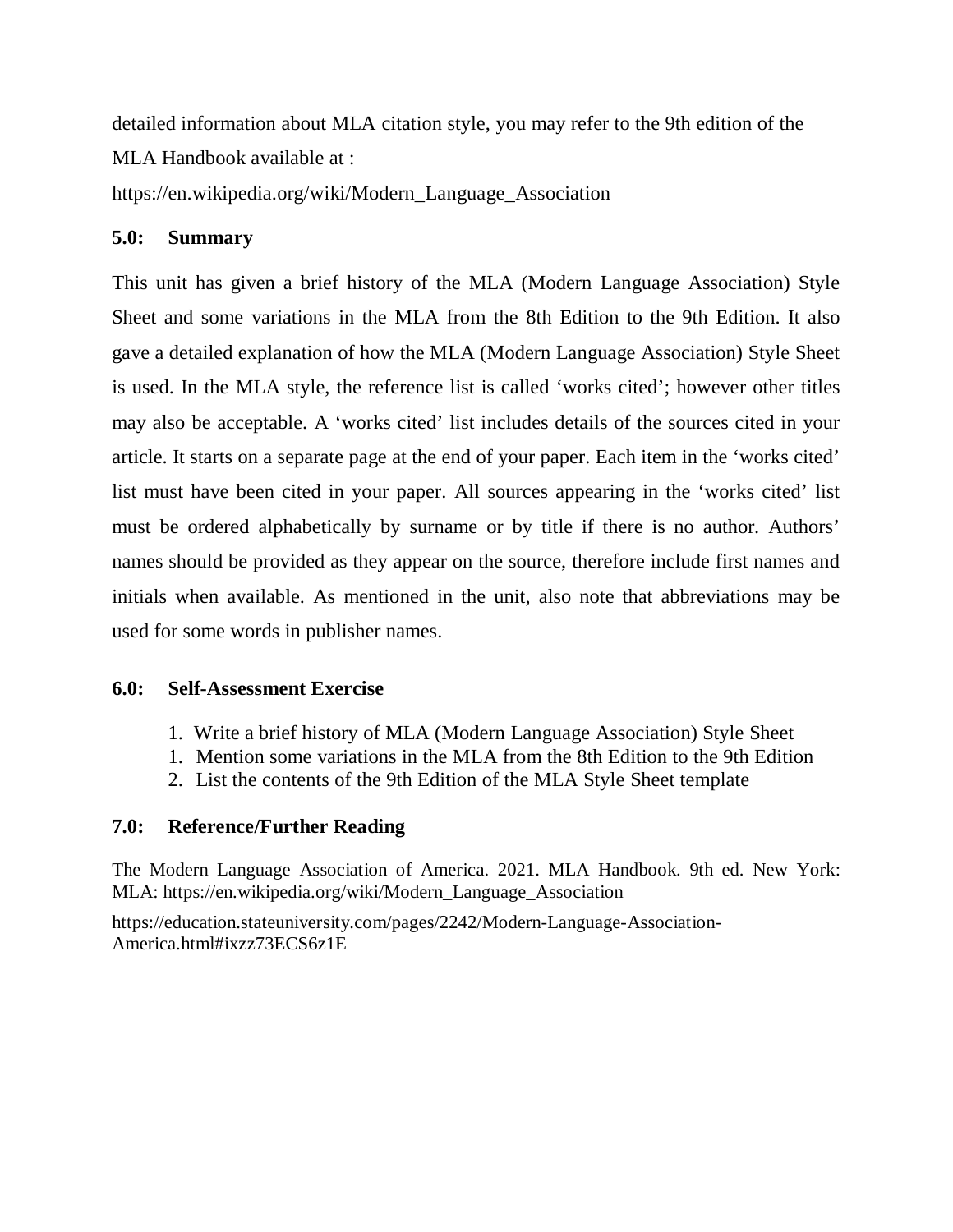detailed information about MLA citation style, you may refer to the 9th edition of the MLA Handbook available at :
https://en.wikipedia.org/wiki/Modern_Language_Association

## 5.0: Summary

This unit has given a brief history of the MLA (Modern Language Association) Style Sheet and some variations in the MLA from the 8th Edition to the 9th Edition. It also gave a detailed explanation of how the MLA (Modern Language Association) Style Sheet is used. In the MLA style, the reference list is called 'works cited'; however other titles may also be acceptable. A 'works cited' list includes details of the sources cited in your article. It starts on a separate page at the end of your paper. Each item in the 'works cited' list must have been cited in your paper. All sources appearing in the 'works cited' list must be ordered alphabetically by surname or by title if there is no author. Authors' names should be provided as they appear on the source, therefore include first names and initials when available. As mentioned in the unit, also note that abbreviations may be used for some words in publisher names.

## 6.0: Self-Assessment Exercise

1. Write a brief history of MLA (Modern Language Association) Style Sheet
1. Mention some variations in the MLA from the 8th Edition to the 9th Edition
2. List the contents of the 9th Edition of the MLA Style Sheet template

## 7.0: Reference/Further Reading

The Modern Language Association of America. 2021. MLA Handbook. 9th ed. New York: MLA: https://en.wikipedia.org/wiki/Modern_Language_Association

https://education.stateuniversity.com/pages/2242/Modern-Language-Association-America.html#ixzz73ECS6z1E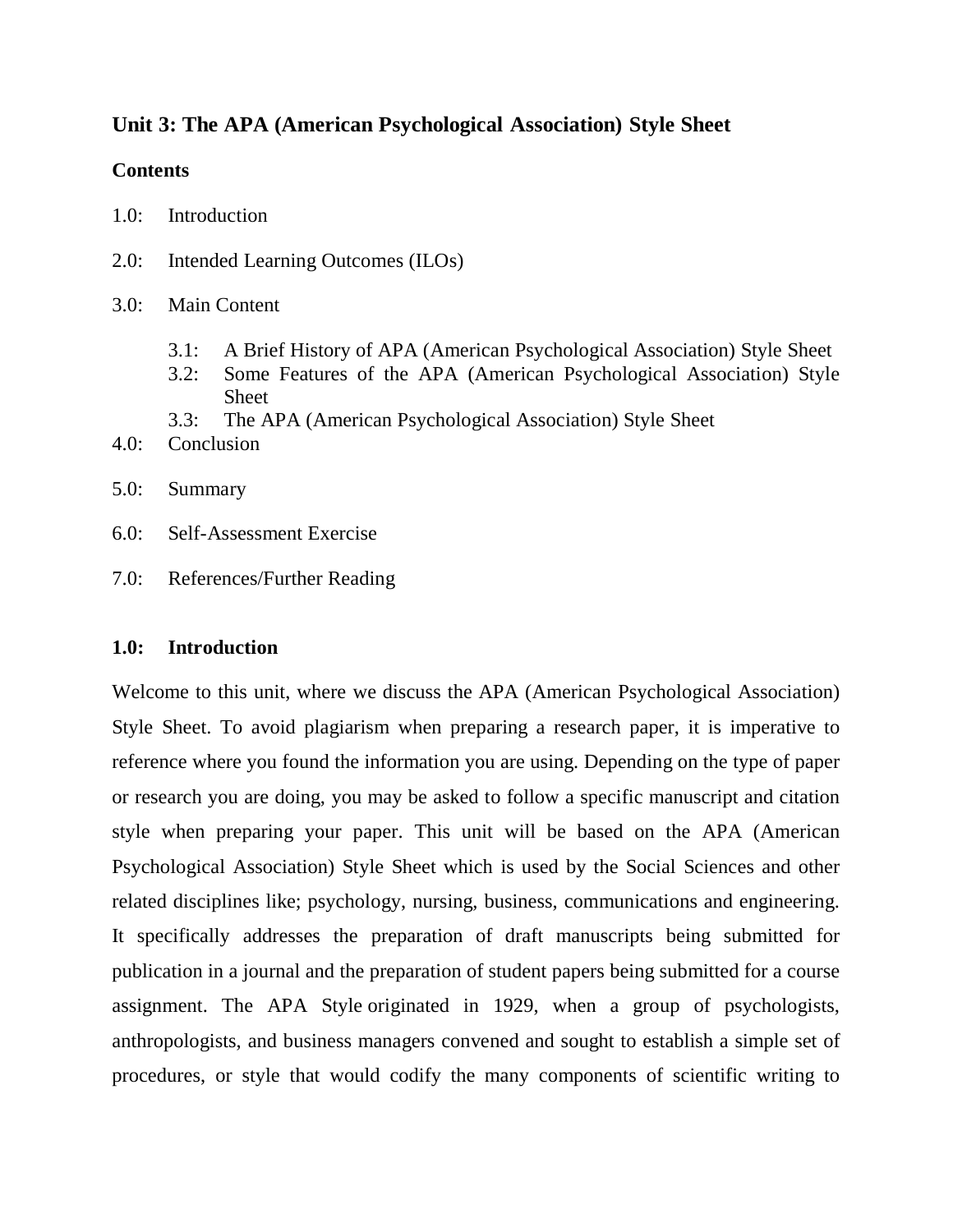## Unit 3: The APA (American Psychological Association) Style Sheet

**Contents**

1.0: Introduction

2.0: Intended Learning Outcomes (ILOs)

3.0: Main Content

- 3.1: A Brief History of APA (American Psychological Association) Style Sheet
- 3.2: Some Features of the APA (American Psychological Association) Style Sheet
- 3.3: The APA (American Psychological Association) Style Sheet

4.0: Conclusion

5.0: Summary

6.0: Self-Assessment Exercise

7.0: References/Further Reading

### 1.0: Introduction

Welcome to this unit, where we discuss the APA (American Psychological Association) Style Sheet. To avoid plagiarism when preparing a research paper, it is imperative to reference where you found the information you are using. Depending on the type of paper or research you are doing, you may be asked to follow a specific manuscript and citation style when preparing your paper. This unit will be based on the APA (American Psychological Association) Style Sheet which is used by the Social Sciences and other related disciplines like; psychology, nursing, business, communications and engineering. It specifically addresses the preparation of draft manuscripts being submitted for publication in a journal and the preparation of student papers being submitted for a course assignment. The APA Style originated in 1929, when a group of psychologists, anthropologists, and business managers convened and sought to establish a simple set of procedures, or style that would codify the many components of scientific writing to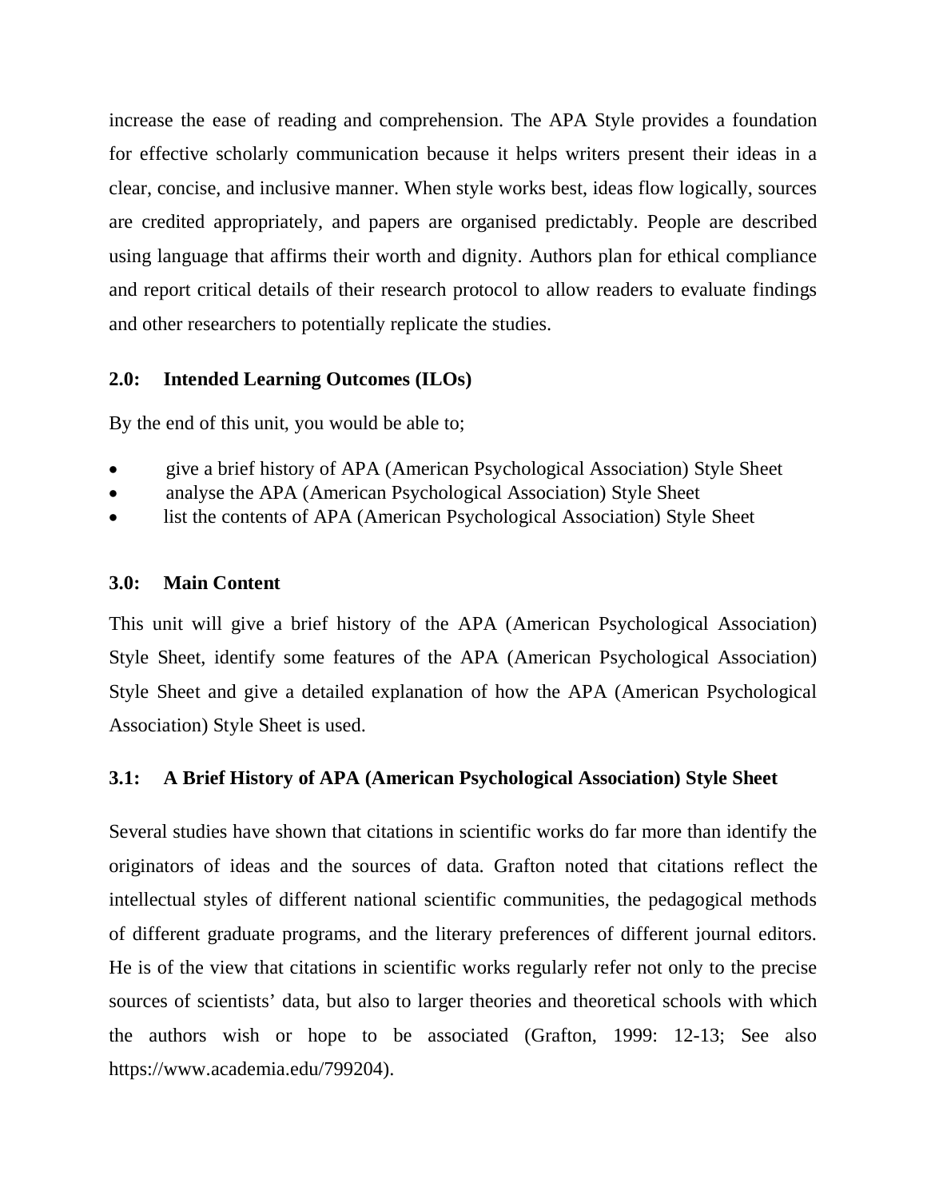increase the ease of reading and comprehension. The APA Style provides a foundation for effective scholarly communication because it helps writers present their ideas in a clear, concise, and inclusive manner. When style works best, ideas flow logically, sources are credited appropriately, and papers are organised predictably. People are described using language that affirms their worth and dignity. Authors plan for ethical compliance and report critical details of their research protocol to allow readers to evaluate findings and other researchers to potentially replicate the studies.

## 2.0: Intended Learning Outcomes (ILOs)

By the end of this unit, you would be able to;

- give a brief history of APA (American Psychological Association) Style Sheet
- analyse the APA (American Psychological Association) Style Sheet
- list the contents of APA (American Psychological Association) Style Sheet

## 3.0: Main Content

This unit will give a brief history of the APA (American Psychological Association) Style Sheet, identify some features of the APA (American Psychological Association) Style Sheet and give a detailed explanation of how the APA (American Psychological Association) Style Sheet is used.

### 3.1: A Brief History of APA (American Psychological Association) Style Sheet

Several studies have shown that citations in scientific works do far more than identify the originators of ideas and the sources of data. Grafton noted that citations reflect the intellectual styles of different national scientific communities, the pedagogical methods of different graduate programs, and the literary preferences of different journal editors. He is of the view that citations in scientific works regularly refer not only to the precise sources of scientists' data, but also to larger theories and theoretical schools with which the authors wish or hope to be associated (Grafton, 1999: 12-13; See also https://www.academia.edu/799204).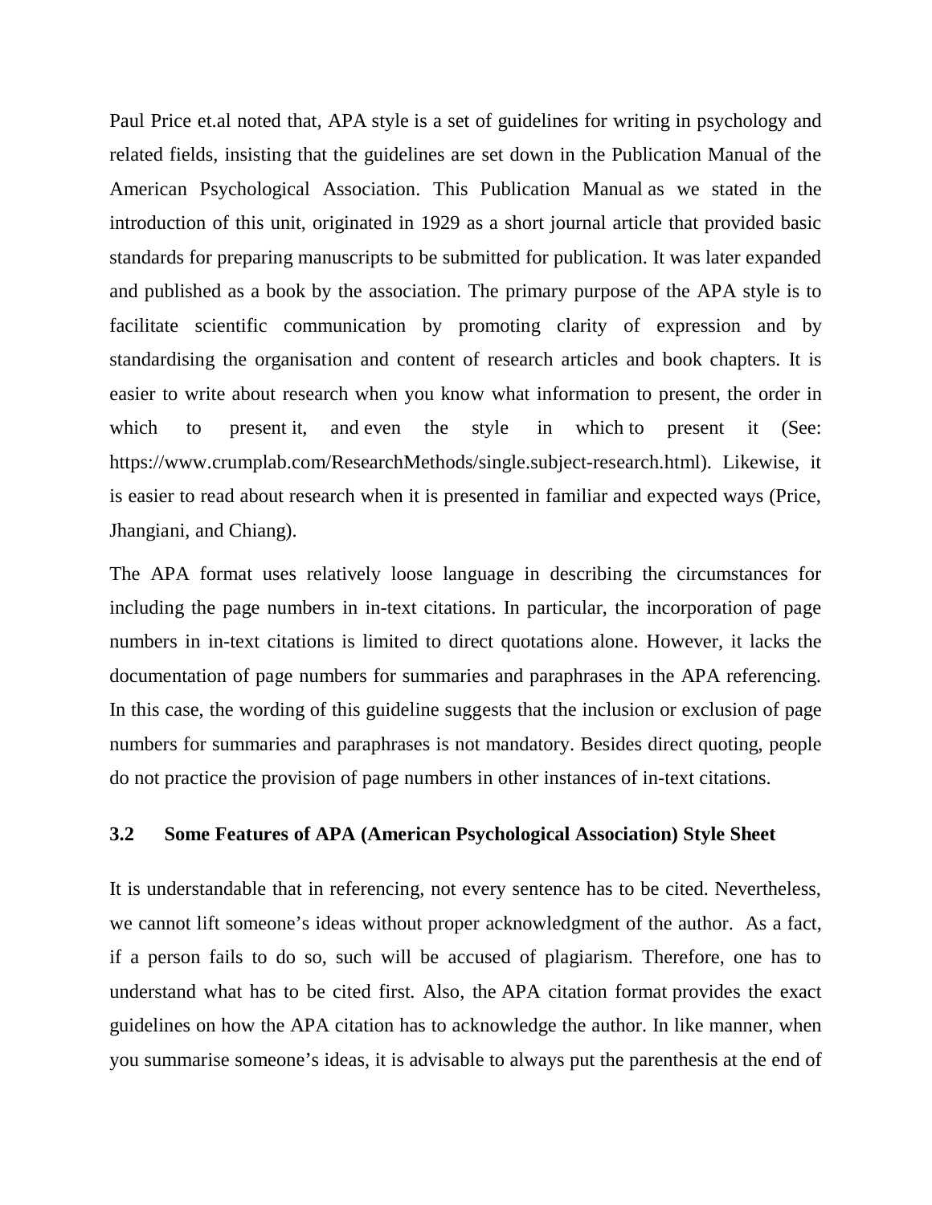Paul Price et.al noted that, APA style is a set of guidelines for writing in psychology and related fields, insisting that the guidelines are set down in the Publication Manual of the American Psychological Association. This Publication Manual as we stated in the introduction of this unit, originated in 1929 as a short journal article that provided basic standards for preparing manuscripts to be submitted for publication. It was later expanded and published as a book by the association. The primary purpose of the APA style is to facilitate scientific communication by promoting clarity of expression and by standardising the organisation and content of research articles and book chapters. It is easier to write about research when you know what information to present, the order in which to present it, and even the style in which to present it (See: https://www.crumplab.com/ResearchMethods/single.subject-research.html). Likewise, it is easier to read about research when it is presented in familiar and expected ways (Price, Jhangiani, and Chiang).

The APA format uses relatively loose language in describing the circumstances for including the page numbers in in-text citations. In particular, the incorporation of page numbers in in-text citations is limited to direct quotations alone. However, it lacks the documentation of page numbers for summaries and paraphrases in the APA referencing. In this case, the wording of this guideline suggests that the inclusion or exclusion of page numbers for summaries and paraphrases is not mandatory. Besides direct quoting, people do not practice the provision of page numbers in other instances of in-text citations.

## 3.2 Some Features of APA (American Psychological Association) Style Sheet

It is understandable that in referencing, not every sentence has to be cited. Nevertheless, we cannot lift someone's ideas without proper acknowledgment of the author. As a fact, if a person fails to do so, such will be accused of plagiarism. Therefore, one has to understand what has to be cited first. Also, the APA citation format provides the exact guidelines on how the APA citation has to acknowledge the author. In like manner, when you summarise someone's ideas, it is advisable to always put the parenthesis at the end of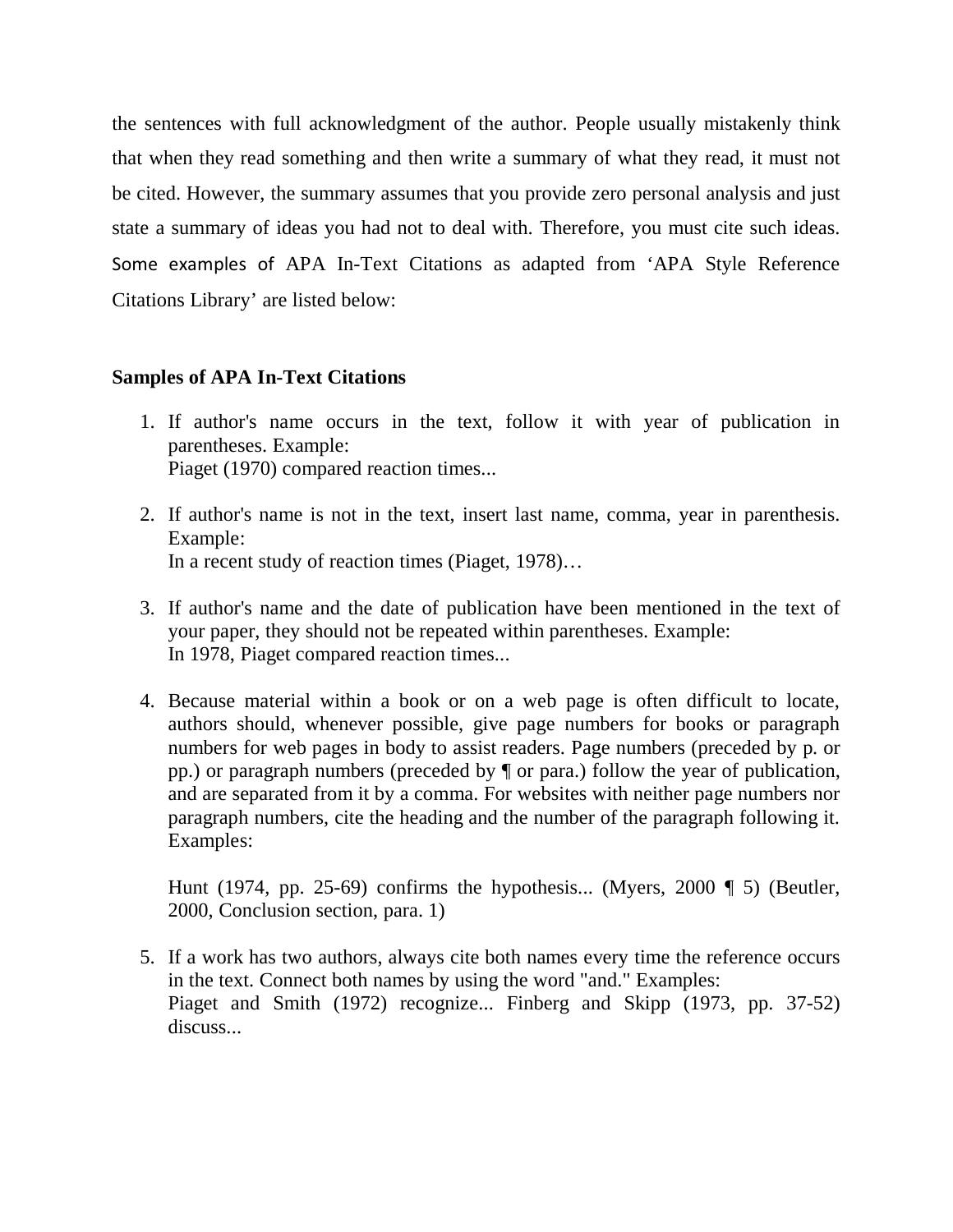the sentences with full acknowledgment of the author. People usually mistakenly think that when they read something and then write a summary of what they read, it must not be cited. However, the summary assumes that you provide zero personal analysis and just state a summary of ideas you had not to deal with. Therefore, you must cite such ideas. Some examples of APA In-Text Citations as adapted from 'APA Style Reference Citations Library' are listed below:

**Samples of APA In-Text Citations**

1. If author's name occurs in the text, follow it with year of publication in parentheses. Example:
   Piaget (1970) compared reaction times...

2. If author's name is not in the text, insert last name, comma, year in parenthesis. Example:
   In a recent study of reaction times (Piaget, 1978)…

3. If author's name and the date of publication have been mentioned in the text of your paper, they should not be repeated within parentheses. Example:
   In 1978, Piaget compared reaction times...

4. Because material within a book or on a web page is often difficult to locate, authors should, whenever possible, give page numbers for books or paragraph numbers for web pages in body to assist readers. Page numbers (preceded by p. or pp.) or paragraph numbers (preceded by ¶ or para.) follow the year of publication, and are separated from it by a comma. For websites with neither page numbers nor paragraph numbers, cite the heading and the number of the paragraph following it. Examples:

   Hunt (1974, pp. 25-69) confirms the hypothesis... (Myers, 2000 ¶ 5) (Beutler, 2000, Conclusion section, para. 1)

5. If a work has two authors, always cite both names every time the reference occurs in the text. Connect both names by using the word "and." Examples:
   Piaget and Smith (1972) recognize... Finberg and Skipp (1973, pp. 37-52) discuss...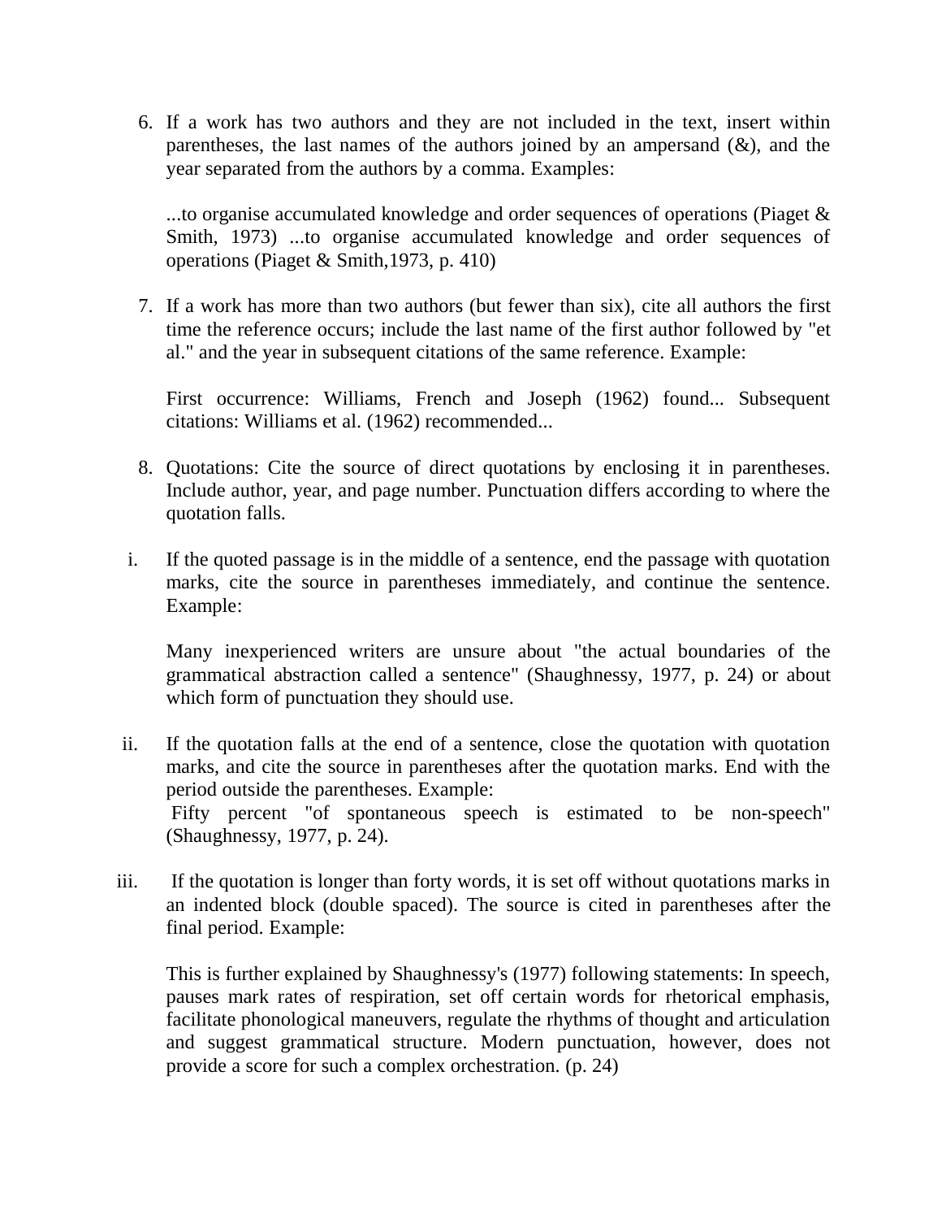6. If a work has two authors and they are not included in the text, insert within parentheses, the last names of the authors joined by an ampersand (&), and the year separated from the authors by a comma. Examples:

   ...to organise accumulated knowledge and order sequences of operations (Piaget & Smith, 1973) ...to organise accumulated knowledge and order sequences of operations (Piaget & Smith,1973, p. 410)

7. If a work has more than two authors (but fewer than six), cite all authors the first time the reference occurs; include the last name of the first author followed by "et al." and the year in subsequent citations of the same reference. Example:

   First occurrence: Williams, French and Joseph (1962) found... Subsequent citations: Williams et al. (1962) recommended...

8. Quotations: Cite the source of direct quotations by enclosing it in parentheses. Include author, year, and page number. Punctuation differs according to where the quotation falls.

i. If the quoted passage is in the middle of a sentence, end the passage with quotation marks, cite the source in parentheses immediately, and continue the sentence. Example:

   Many inexperienced writers are unsure about "the actual boundaries of the grammatical abstraction called a sentence" (Shaughnessy, 1977, p. 24) or about which form of punctuation they should use.

ii. If the quotation falls at the end of a sentence, close the quotation with quotation marks, and cite the source in parentheses after the quotation marks. End with the period outside the parentheses. Example:
   Fifty percent "of spontaneous speech is estimated to be non-speech" (Shaughnessy, 1977, p. 24).

iii. If the quotation is longer than forty words, it is set off without quotations marks in an indented block (double spaced). The source is cited in parentheses after the final period. Example:

   This is further explained by Shaughnessy's (1977) following statements: In speech, pauses mark rates of respiration, set off certain words for rhetorical emphasis, facilitate phonological maneuvers, regulate the rhythms of thought and articulation and suggest grammatical structure. Modern punctuation, however, does not provide a score for such a complex orchestration. (p. 24)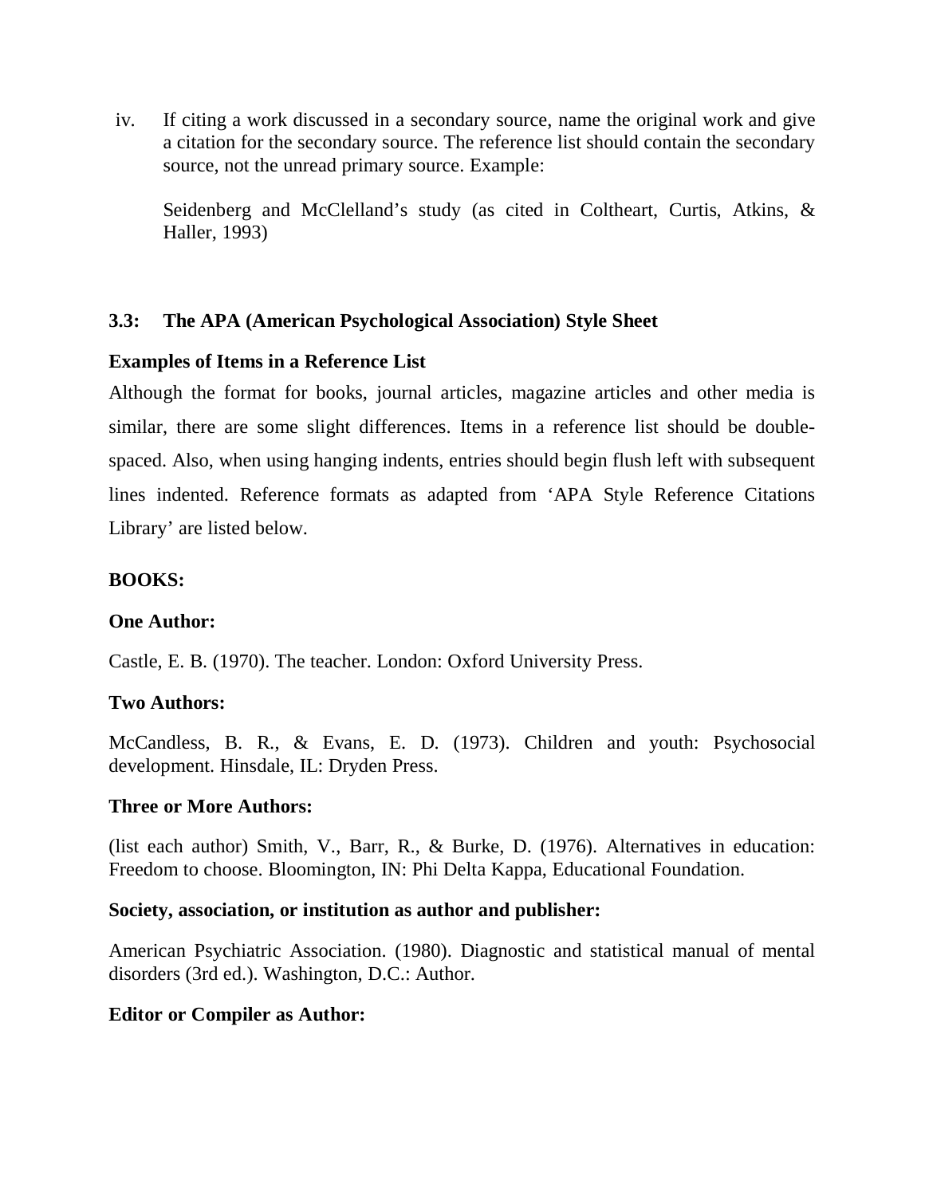iv. If citing a work discussed in a secondary source, name the original work and give a citation for the secondary source. The reference list should contain the secondary source, not the unread primary source. Example:

    Seidenberg and McClelland's study (as cited in Coltheart, Curtis, Atkins, & Haller, 1993)

## 3.3: The APA (American Psychological Association) Style Sheet

### Examples of Items in a Reference List

Although the format for books, journal articles, magazine articles and other media is similar, there are some slight differences. Items in a reference list should be double-spaced. Also, when using hanging indents, entries should begin flush left with subsequent lines indented. Reference formats as adapted from 'APA Style Reference Citations Library' are listed below.

**BOOKS:**

**One Author:**

Castle, E. B. (1970). The teacher. London: Oxford University Press.

**Two Authors:**

McCandless, B. R., & Evans, E. D. (1973). Children and youth: Psychosocial development. Hinsdale, IL: Dryden Press.

**Three or More Authors:**

(list each author) Smith, V., Barr, R., & Burke, D. (1976). Alternatives in education: Freedom to choose. Bloomington, IN: Phi Delta Kappa, Educational Foundation.

**Society, association, or institution as author and publisher:**

American Psychiatric Association. (1980). Diagnostic and statistical manual of mental disorders (3rd ed.). Washington, D.C.: Author.

**Editor or Compiler as Author:**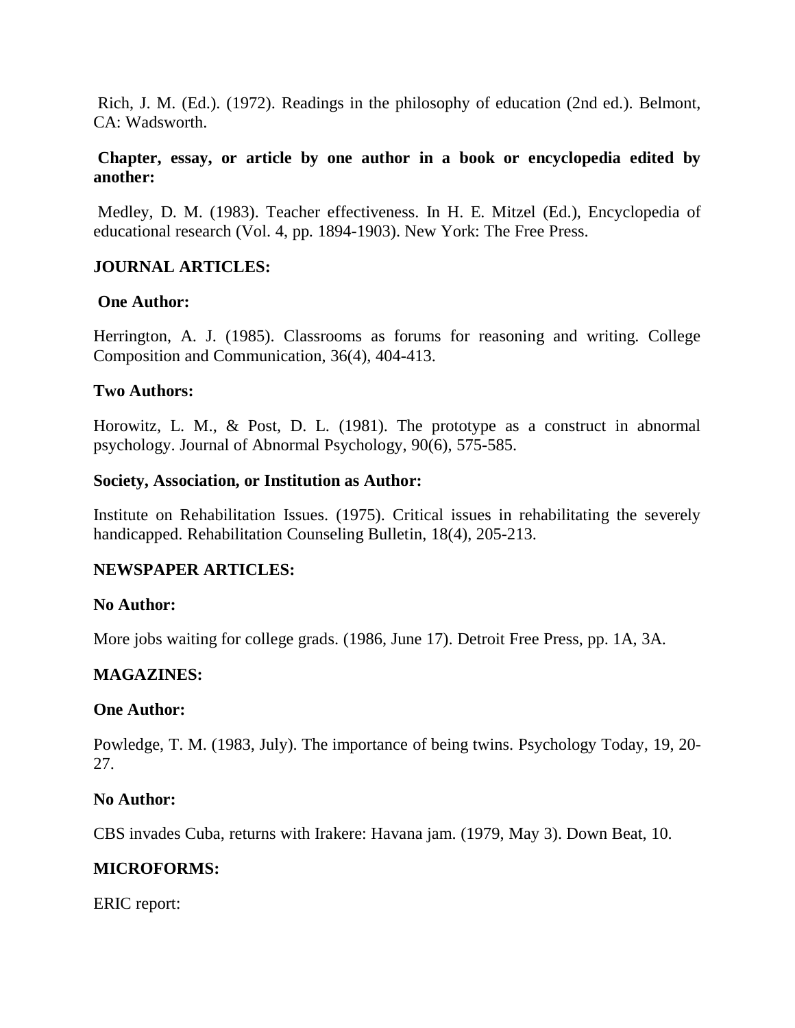Rich, J. M. (Ed.). (1972). Readings in the philosophy of education (2nd ed.). Belmont, CA: Wadsworth.

**Chapter, essay, or article by one author in a book or encyclopedia edited by another:**

Medley, D. M. (1983). Teacher effectiveness. In H. E. Mitzel (Ed.), Encyclopedia of educational research (Vol. 4, pp. 1894-1903). New York: The Free Press.

**JOURNAL ARTICLES:**

**One Author:**

Herrington, A. J. (1985). Classrooms as forums for reasoning and writing. College Composition and Communication, 36(4), 404-413.

**Two Authors:**

Horowitz, L. M., & Post, D. L. (1981). The prototype as a construct in abnormal psychology. Journal of Abnormal Psychology, 90(6), 575-585.

**Society, Association, or Institution as Author:**

Institute on Rehabilitation Issues. (1975). Critical issues in rehabilitating the severely handicapped. Rehabilitation Counseling Bulletin, 18(4), 205-213.

**NEWSPAPER ARTICLES:**

**No Author:**

More jobs waiting for college grads. (1986, June 17). Detroit Free Press, pp. 1A, 3A.

**MAGAZINES:**

**One Author:**

Powledge, T. M. (1983, July). The importance of being twins. Psychology Today, 19, 20-27.

**No Author:**

CBS invades Cuba, returns with Irakere: Havana jam. (1979, May 3). Down Beat, 10.

**MICROFORMS:**

ERIC report: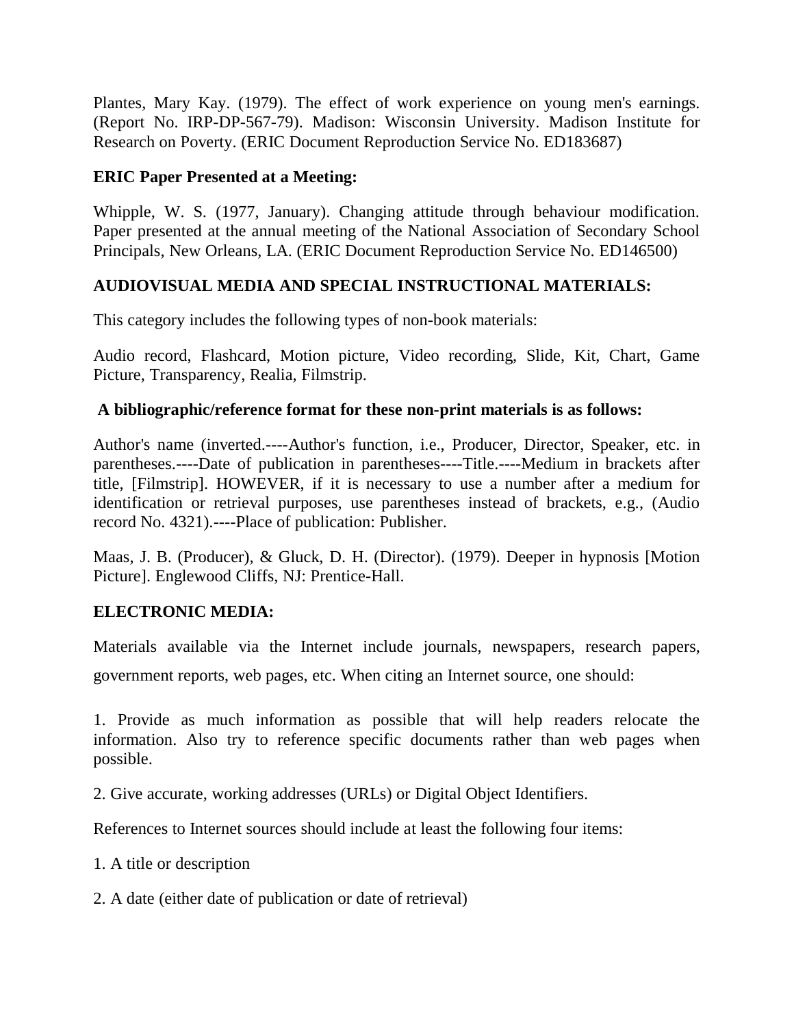Plantes, Mary Kay. (1979). The effect of work experience on young men's earnings. (Report No. IRP-DP-567-79). Madison: Wisconsin University. Madison Institute for Research on Poverty. (ERIC Document Reproduction Service No. ED183687)

**ERIC Paper Presented at a Meeting:**

Whipple, W. S. (1977, January). Changing attitude through behaviour modification. Paper presented at the annual meeting of the National Association of Secondary School Principals, New Orleans, LA. (ERIC Document Reproduction Service No. ED146500)

**AUDIOVISUAL MEDIA AND SPECIAL INSTRUCTIONAL MATERIALS:**

This category includes the following types of non-book materials:

Audio record, Flashcard, Motion picture, Video recording, Slide, Kit, Chart, Game Picture, Transparency, Realia, Filmstrip.

**A bibliographic/reference format for these non-print materials is as follows:**

Author's name (inverted.----Author's function, i.e., Producer, Director, Speaker, etc. in parentheses.----Date of publication in parentheses----Title.----Medium in brackets after title, [Filmstrip]. HOWEVER, if it is necessary to use a number after a medium for identification or retrieval purposes, use parentheses instead of brackets, e.g., (Audio record No. 4321).----Place of publication: Publisher.

Maas, J. B. (Producer), & Gluck, D. H. (Director). (1979). Deeper in hypnosis [Motion Picture]. Englewood Cliffs, NJ: Prentice-Hall.

**ELECTRONIC MEDIA:**

Materials available via the Internet include journals, newspapers, research papers, government reports, web pages, etc. When citing an Internet source, one should:

1. Provide as much information as possible that will help readers relocate the information. Also try to reference specific documents rather than web pages when possible.

2. Give accurate, working addresses (URLs) or Digital Object Identifiers.

References to Internet sources should include at least the following four items:

1. A title or description

2. A date (either date of publication or date of retrieval)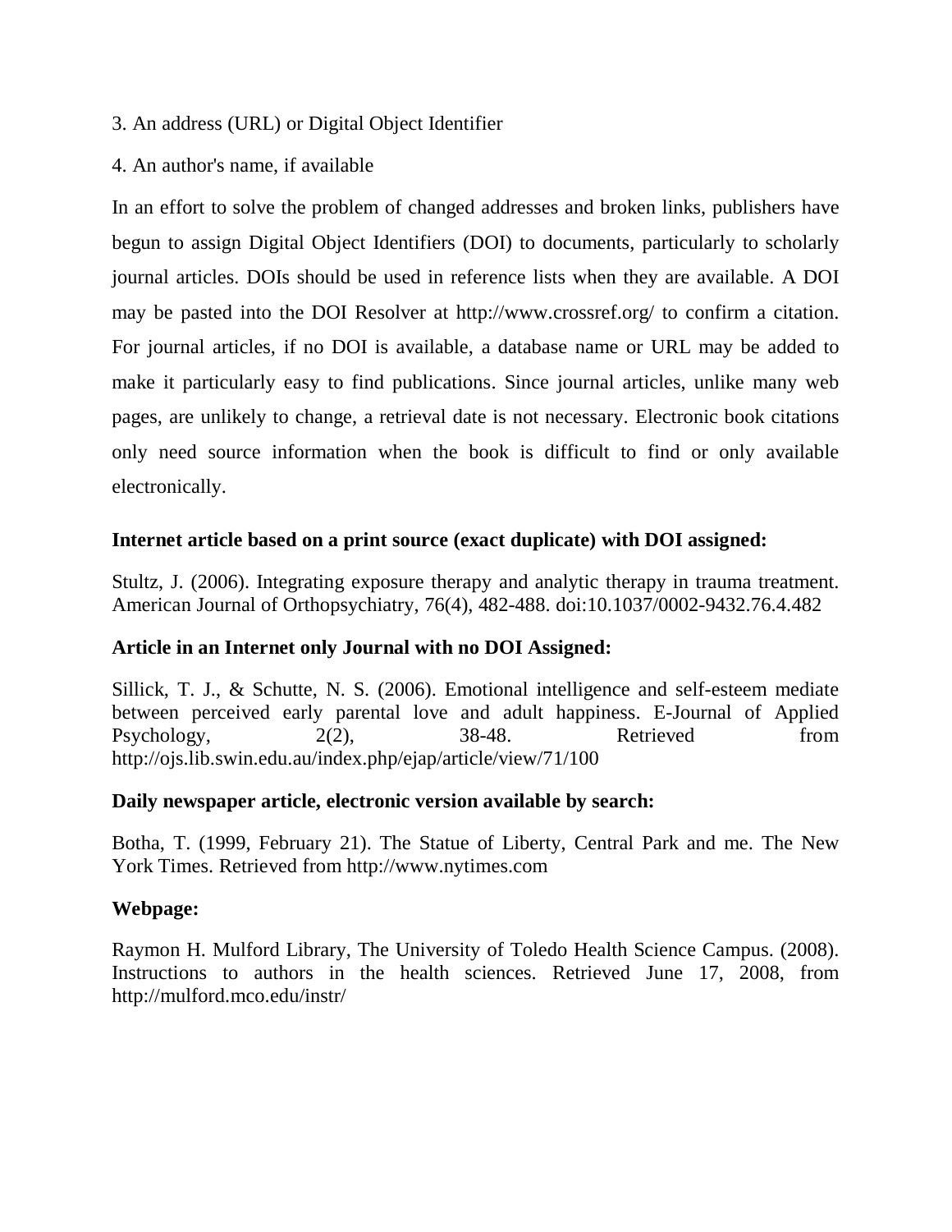3. An address (URL) or Digital Object Identifier

4. An author's name, if available

In an effort to solve the problem of changed addresses and broken links, publishers have begun to assign Digital Object Identifiers (DOI) to documents, particularly to scholarly journal articles. DOIs should be used in reference lists when they are available. A DOI may be pasted into the DOI Resolver at http://www.crossref.org/ to confirm a citation. For journal articles, if no DOI is available, a database name or URL may be added to make it particularly easy to find publications. Since journal articles, unlike many web pages, are unlikely to change, a retrieval date is not necessary. Electronic book citations only need source information when the book is difficult to find or only available electronically.

**Internet article based on a print source (exact duplicate) with DOI assigned:**

Stultz, J. (2006). Integrating exposure therapy and analytic therapy in trauma treatment. American Journal of Orthopsychiatry, 76(4), 482-488. doi:10.1037/0002-9432.76.4.482

**Article in an Internet only Journal with no DOI Assigned:**

Sillick, T. J., & Schutte, N. S. (2006). Emotional intelligence and self-esteem mediate between perceived early parental love and adult happiness. E-Journal of Applied Psychology, 2(2), 38-48. Retrieved from http://ojs.lib.swin.edu.au/index.php/ejap/article/view/71/100

**Daily newspaper article, electronic version available by search:**

Botha, T. (1999, February 21). The Statue of Liberty, Central Park and me. The New York Times. Retrieved from http://www.nytimes.com

**Webpage:**

Raymon H. Mulford Library, The University of Toledo Health Science Campus. (2008). Instructions to authors in the health sciences. Retrieved June 17, 2008, from http://mulford.mco.edu/instr/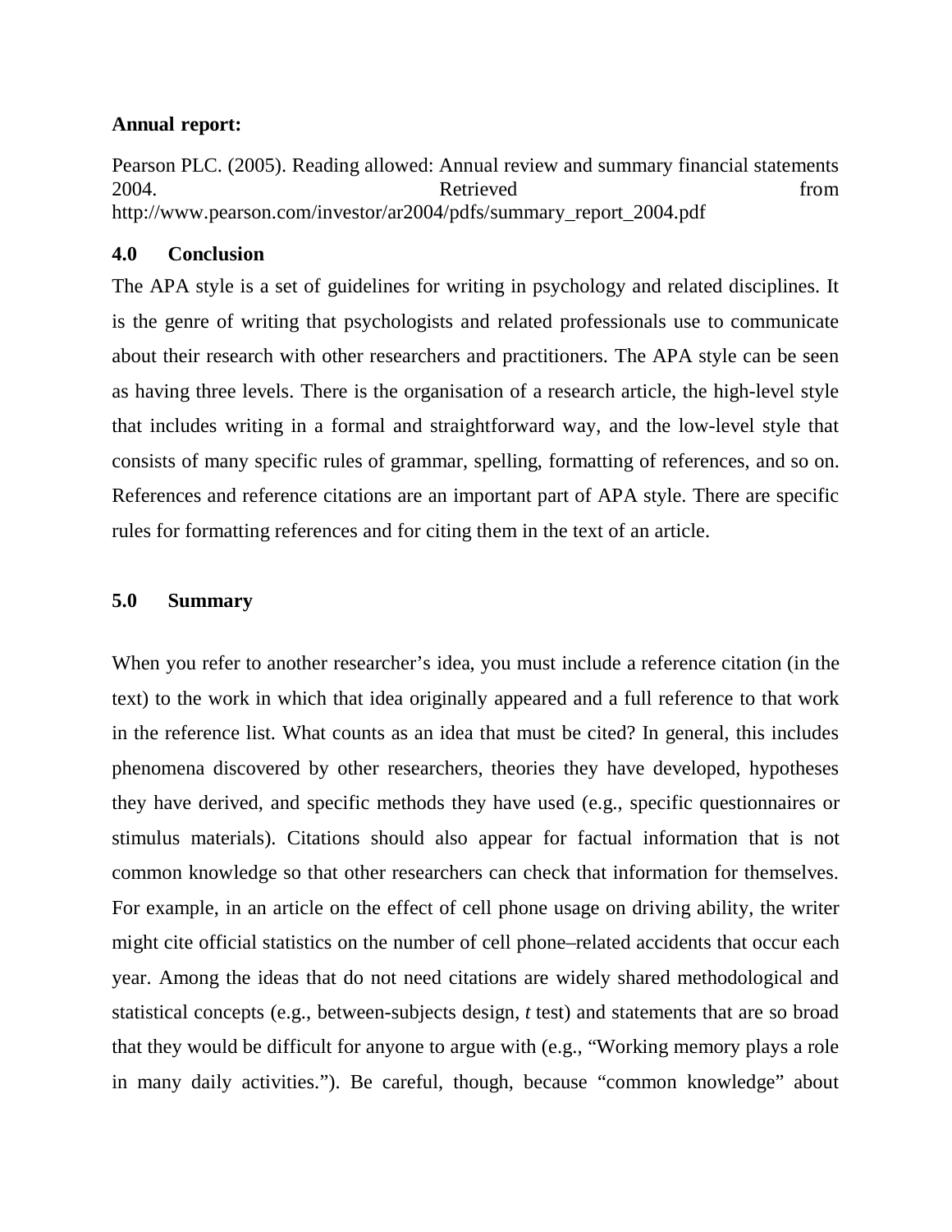**Annual report:**

Pearson PLC. (2005). Reading allowed: Annual review and summary financial statements 2004. Retrieved from http://www.pearson.com/investor/ar2004/pdfs/summary_report_2004.pdf

## 4.0 Conclusion

The APA style is a set of guidelines for writing in psychology and related disciplines. It is the genre of writing that psychologists and related professionals use to communicate about their research with other researchers and practitioners. The APA style can be seen as having three levels. There is the organisation of a research article, the high-level style that includes writing in a formal and straightforward way, and the low-level style that consists of many specific rules of grammar, spelling, formatting of references, and so on. References and reference citations are an important part of APA style. There are specific rules for formatting references and for citing them in the text of an article.

## 5.0 Summary

When you refer to another researcher's idea, you must include a reference citation (in the text) to the work in which that idea originally appeared and a full reference to that work in the reference list. What counts as an idea that must be cited? In general, this includes phenomena discovered by other researchers, theories they have developed, hypotheses they have derived, and specific methods they have used (e.g., specific questionnaires or stimulus materials). Citations should also appear for factual information that is not common knowledge so that other researchers can check that information for themselves. For example, in an article on the effect of cell phone usage on driving ability, the writer might cite official statistics on the number of cell phone–related accidents that occur each year. Among the ideas that do not need citations are widely shared methodological and statistical concepts (e.g., between-subjects design, *t* test) and statements that are so broad that they would be difficult for anyone to argue with (e.g., "Working memory plays a role in many daily activities."). Be careful, though, because "common knowledge" about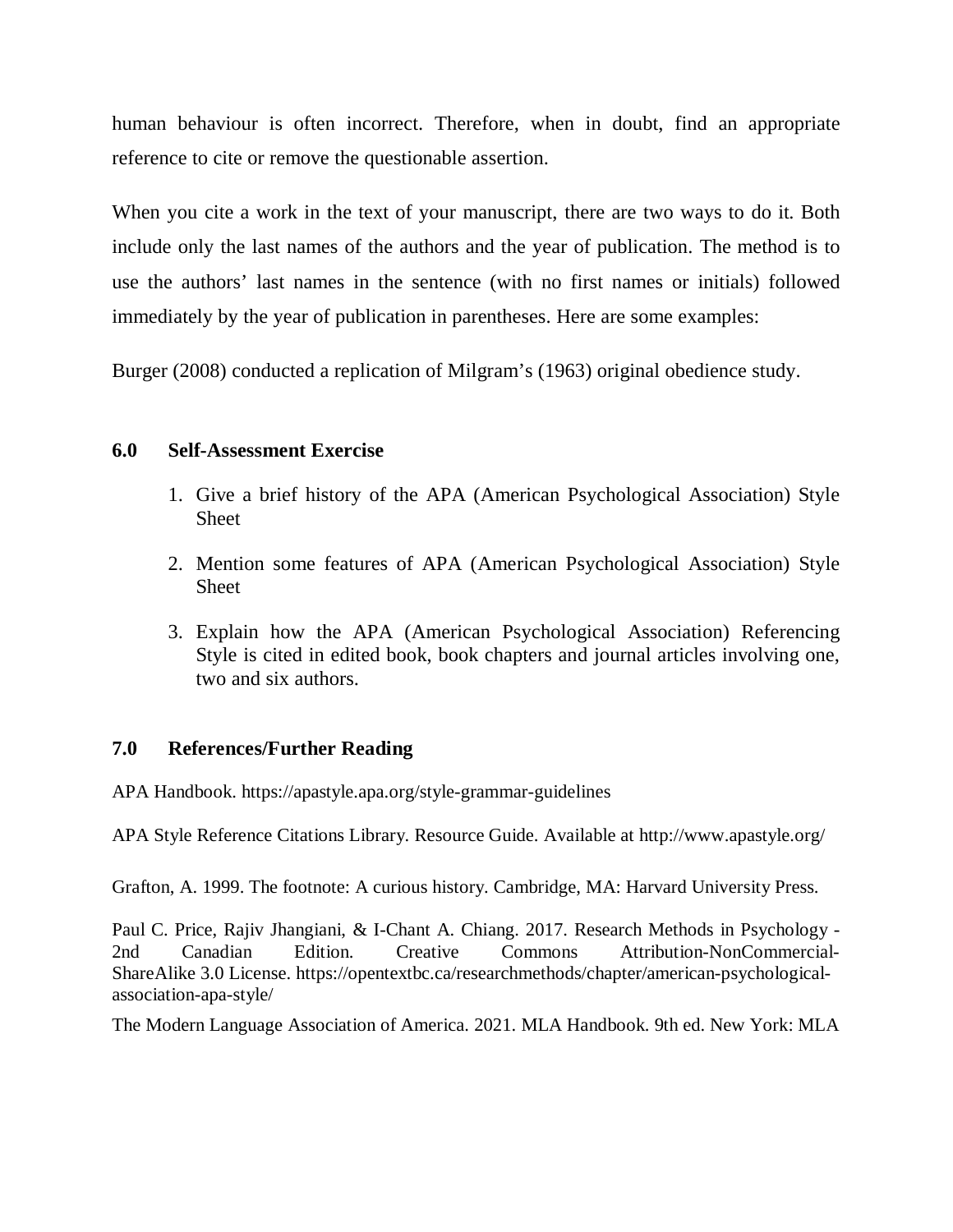human behaviour is often incorrect. Therefore, when in doubt, find an appropriate reference to cite or remove the questionable assertion.

When you cite a work in the text of your manuscript, there are two ways to do it. Both include only the last names of the authors and the year of publication. The method is to use the authors' last names in the sentence (with no first names or initials) followed immediately by the year of publication in parentheses. Here are some examples:

Burger (2008) conducted a replication of Milgram's (1963) original obedience study.

## 6.0 Self-Assessment Exercise

1. Give a brief history of the APA (American Psychological Association) Style Sheet
2. Mention some features of APA (American Psychological Association) Style Sheet
3. Explain how the APA (American Psychological Association) Referencing Style is cited in edited book, book chapters and journal articles involving one, two and six authors.

## 7.0 References/Further Reading

APA Handbook. https://apastyle.apa.org/style-grammar-guidelines

APA Style Reference Citations Library. Resource Guide. Available at http://www.apastyle.org/

Grafton, A. 1999. The footnote: A curious history. Cambridge, MA: Harvard University Press.

Paul C. Price, Rajiv Jhangiani, & I-Chant A. Chiang. 2017. Research Methods in Psychology - 2nd Canadian Edition. Creative Commons Attribution-NonCommercial-ShareAlike 3.0 License. https://opentextbc.ca/researchmethods/chapter/american-psychological-association-apa-style/

The Modern Language Association of America. 2021. MLA Handbook. 9th ed. New York: MLA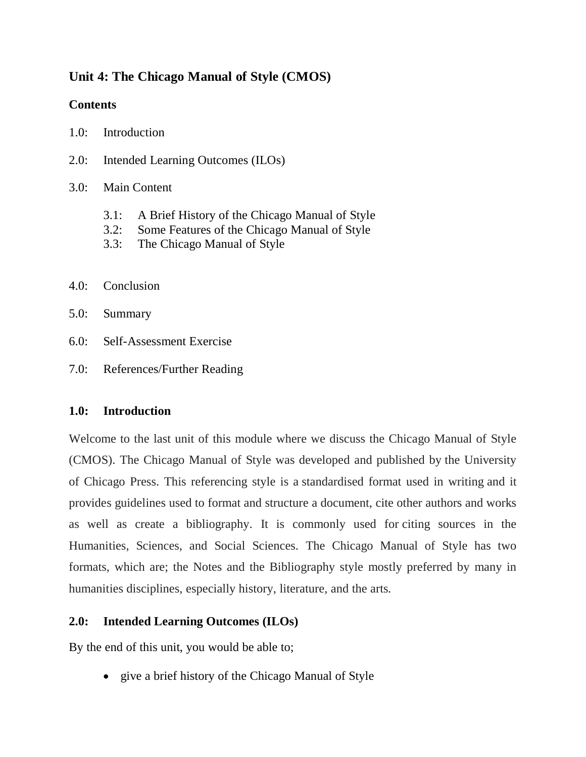## Unit 4: The Chicago Manual of Style (CMOS)

**Contents**

1.0: Introduction

2.0: Intended Learning Outcomes (ILOs)

3.0: Main Content

- 3.1: A Brief History of the Chicago Manual of Style
- 3.2: Some Features of the Chicago Manual of Style
- 3.3: The Chicago Manual of Style

4.0: Conclusion

5.0: Summary

6.0: Self-Assessment Exercise

7.0: References/Further Reading

### 1.0: Introduction

Welcome to the last unit of this module where we discuss the Chicago Manual of Style (CMOS). The Chicago Manual of Style was developed and published by the University of Chicago Press. This referencing style is a standardised format used in writing and it provides guidelines used to format and structure a document, cite other authors and works as well as create a bibliography. It is commonly used for citing sources in the Humanities, Sciences, and Social Sciences. The Chicago Manual of Style has two formats, which are; the Notes and the Bibliography style mostly preferred by many in humanities disciplines, especially history, literature, and the arts.

### 2.0: Intended Learning Outcomes (ILOs)

By the end of this unit, you would be able to;

- give a brief history of the Chicago Manual of Style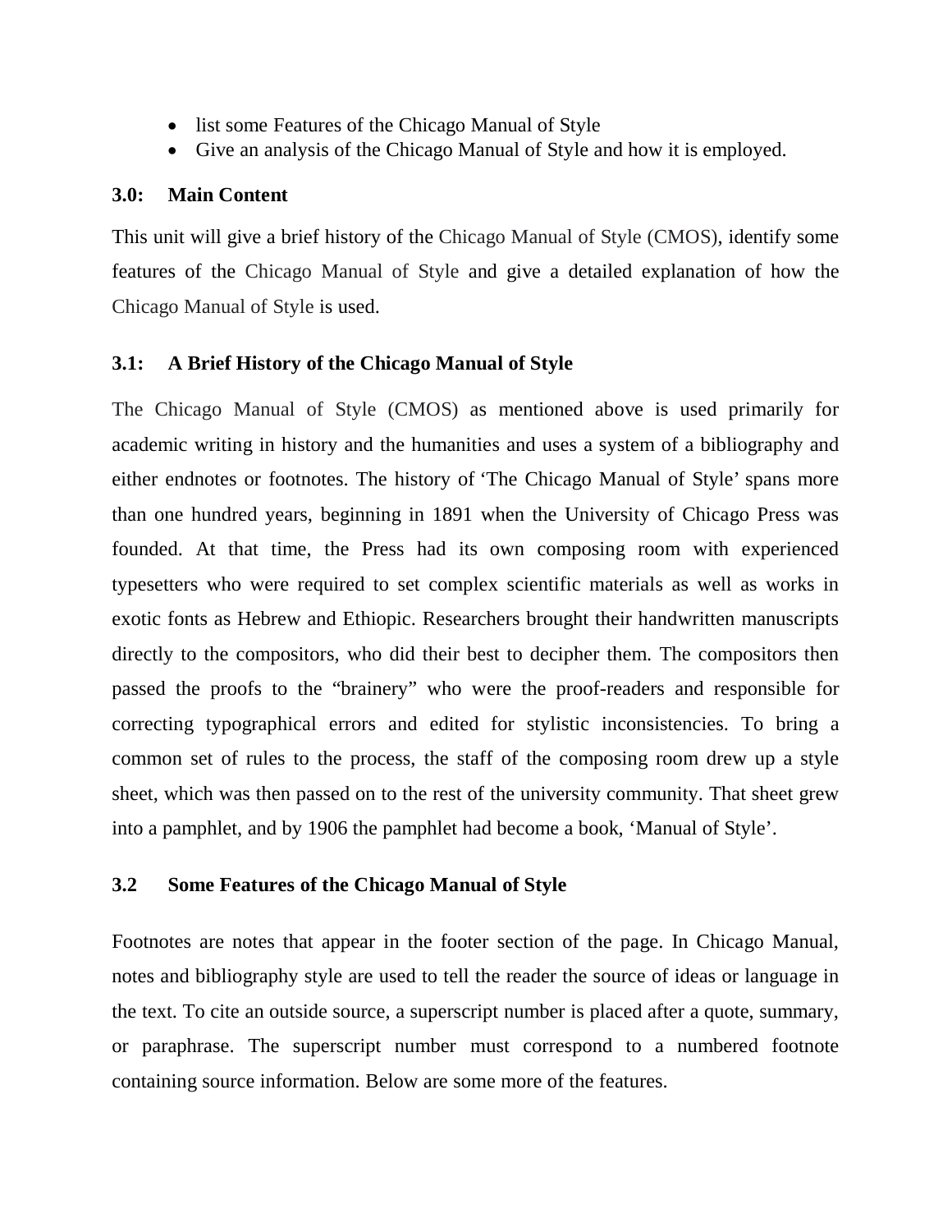- list some Features of the Chicago Manual of Style
- Give an analysis of the Chicago Manual of Style and how it is employed.

## 3.0: Main Content

This unit will give a brief history of the Chicago Manual of Style (CMOS), identify some features of the Chicago Manual of Style and give a detailed explanation of how the Chicago Manual of Style is used.

### 3.1: A Brief History of the Chicago Manual of Style

The Chicago Manual of Style (CMOS) as mentioned above is used primarily for academic writing in history and the humanities and uses a system of a bibliography and either endnotes or footnotes. The history of 'The Chicago Manual of Style' spans more than one hundred years, beginning in 1891 when the University of Chicago Press was founded. At that time, the Press had its own composing room with experienced typesetters who were required to set complex scientific materials as well as works in exotic fonts as Hebrew and Ethiopic. Researchers brought their handwritten manuscripts directly to the compositors, who did their best to decipher them. The compositors then passed the proofs to the "brainery" who were the proof-readers and responsible for correcting typographical errors and edited for stylistic inconsistencies. To bring a common set of rules to the process, the staff of the composing room drew up a style sheet, which was then passed on to the rest of the university community. That sheet grew into a pamphlet, and by 1906 the pamphlet had become a book, 'Manual of Style'.

### 3.2 Some Features of the Chicago Manual of Style

Footnotes are notes that appear in the footer section of the page. In Chicago Manual, notes and bibliography style are used to tell the reader the source of ideas or language in the text. To cite an outside source, a superscript number is placed after a quote, summary, or paraphrase. The superscript number must correspond to a numbered footnote containing source information. Below are some more of the features.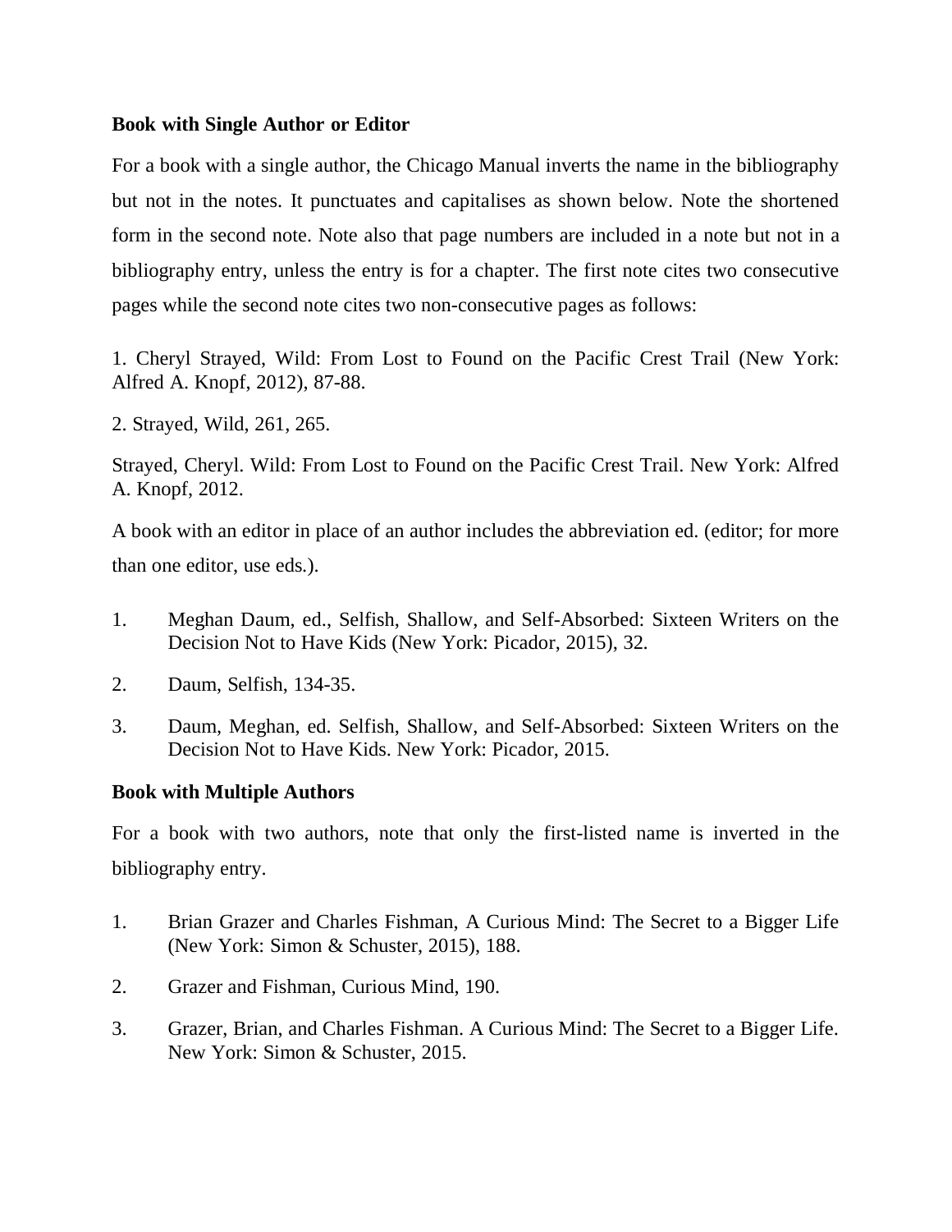**Book with Single Author or Editor**

For a book with a single author, the Chicago Manual inverts the name in the bibliography but not in the notes. It punctuates and capitalises as shown below. Note the shortened form in the second note. Note also that page numbers are included in a note but not in a bibliography entry, unless the entry is for a chapter. The first note cites two consecutive pages while the second note cites two non-consecutive pages as follows:

1. Cheryl Strayed, Wild: From Lost to Found on the Pacific Crest Trail (New York: Alfred A. Knopf, 2012), 87-88.

2. Strayed, Wild, 261, 265.

Strayed, Cheryl. Wild: From Lost to Found on the Pacific Crest Trail. New York: Alfred A. Knopf, 2012.

A book with an editor in place of an author includes the abbreviation ed. (editor; for more than one editor, use eds.).

1. Meghan Daum, ed., Selfish, Shallow, and Self-Absorbed: Sixteen Writers on the Decision Not to Have Kids (New York: Picador, 2015), 32.
2. Daum, Selfish, 134-35.
3. Daum, Meghan, ed. Selfish, Shallow, and Self-Absorbed: Sixteen Writers on the Decision Not to Have Kids. New York: Picador, 2015.

**Book with Multiple Authors**

For a book with two authors, note that only the first-listed name is inverted in the bibliography entry.

1. Brian Grazer and Charles Fishman, A Curious Mind: The Secret to a Bigger Life (New York: Simon & Schuster, 2015), 188.
2. Grazer and Fishman, Curious Mind, 190.
3. Grazer, Brian, and Charles Fishman. A Curious Mind: The Secret to a Bigger Life. New York: Simon & Schuster, 2015.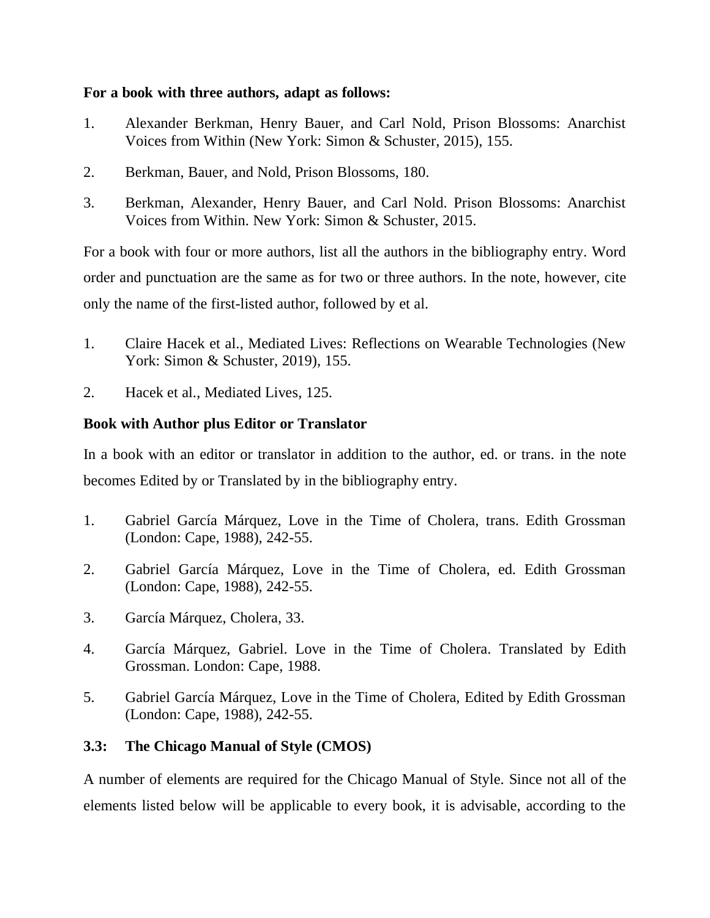**For a book with three authors, adapt as follows:**

1. Alexander Berkman, Henry Bauer, and Carl Nold, Prison Blossoms: Anarchist Voices from Within (New York: Simon & Schuster, 2015), 155.

2. Berkman, Bauer, and Nold, Prison Blossoms, 180.

3. Berkman, Alexander, Henry Bauer, and Carl Nold. Prison Blossoms: Anarchist Voices from Within. New York: Simon & Schuster, 2015.

For a book with four or more authors, list all the authors in the bibliography entry. Word order and punctuation are the same as for two or three authors. In the note, however, cite only the name of the first-listed author, followed by et al.

1. Claire Hacek et al., Mediated Lives: Reflections on Wearable Technologies (New York: Simon & Schuster, 2019), 155.

2. Hacek et al., Mediated Lives, 125.

**Book with Author plus Editor or Translator**

In a book with an editor or translator in addition to the author, ed. or trans. in the note becomes Edited by or Translated by in the bibliography entry.

1. Gabriel García Márquez, Love in the Time of Cholera, trans. Edith Grossman (London: Cape, 1988), 242-55.

2. Gabriel García Márquez, Love in the Time of Cholera, ed. Edith Grossman (London: Cape, 1988), 242-55.

3. García Márquez, Cholera, 33.

4. García Márquez, Gabriel. Love in the Time of Cholera. Translated by Edith Grossman. London: Cape, 1988.

5. Gabriel García Márquez, Love in the Time of Cholera, Edited by Edith Grossman (London: Cape, 1988), 242-55.

### 3.3: The Chicago Manual of Style (CMOS)

A number of elements are required for the Chicago Manual of Style. Since not all of the elements listed below will be applicable to every book, it is advisable, according to the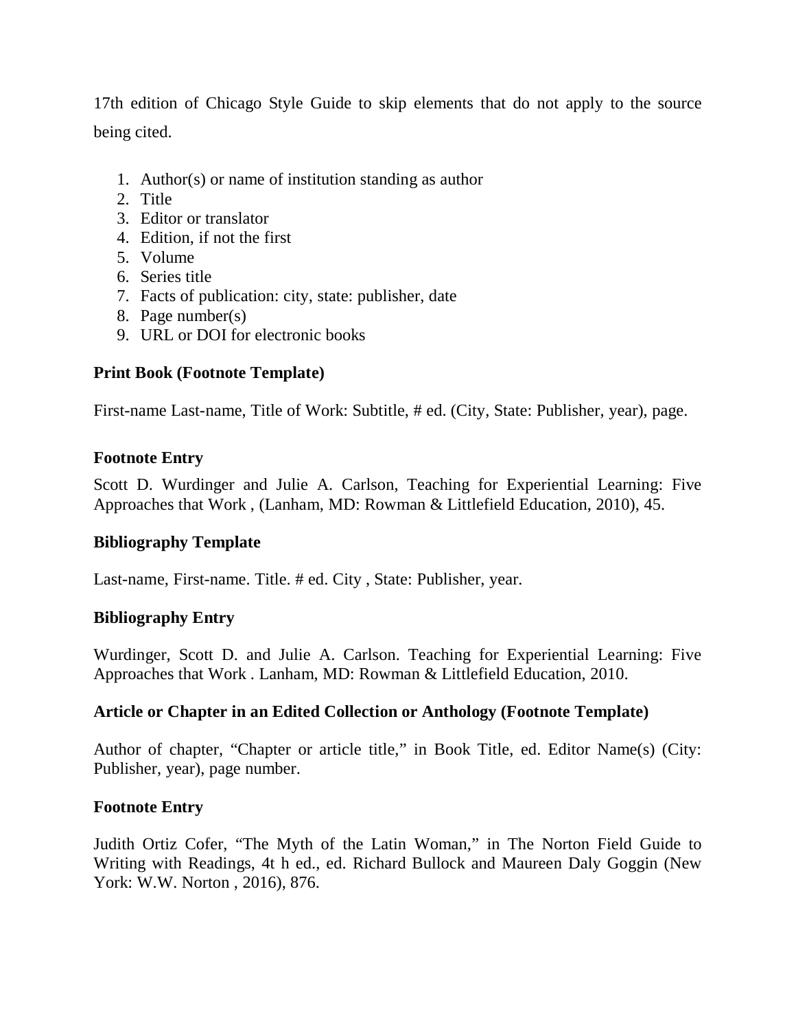17th edition of Chicago Style Guide to skip elements that do not apply to the source being cited.

1. Author(s) or name of institution standing as author
2. Title
3. Editor or translator
4. Edition, if not the first
5. Volume
6. Series title
7. Facts of publication: city, state: publisher, date
8. Page number(s)
9. URL or DOI for electronic books

**Print Book (Footnote Template)**

First-name Last-name, Title of Work: Subtitle, # ed. (City, State: Publisher, year), page.

**Footnote Entry**

Scott D. Wurdinger and Julie A. Carlson, Teaching for Experiential Learning: Five Approaches that Work , (Lanham, MD: Rowman & Littlefield Education, 2010), 45.

**Bibliography Template**

Last-name, First-name. Title. # ed. City , State: Publisher, year.

**Bibliography Entry**

Wurdinger, Scott D. and Julie A. Carlson. Teaching for Experiential Learning: Five Approaches that Work . Lanham, MD: Rowman & Littlefield Education, 2010.

**Article or Chapter in an Edited Collection or Anthology (Footnote Template)**

Author of chapter, "Chapter or article title," in Book Title, ed. Editor Name(s) (City: Publisher, year), page number.

**Footnote Entry**

Judith Ortiz Cofer, "The Myth of the Latin Woman," in The Norton Field Guide to Writing with Readings, 4t h ed., ed. Richard Bullock and Maureen Daly Goggin (New York: W.W. Norton , 2016), 876.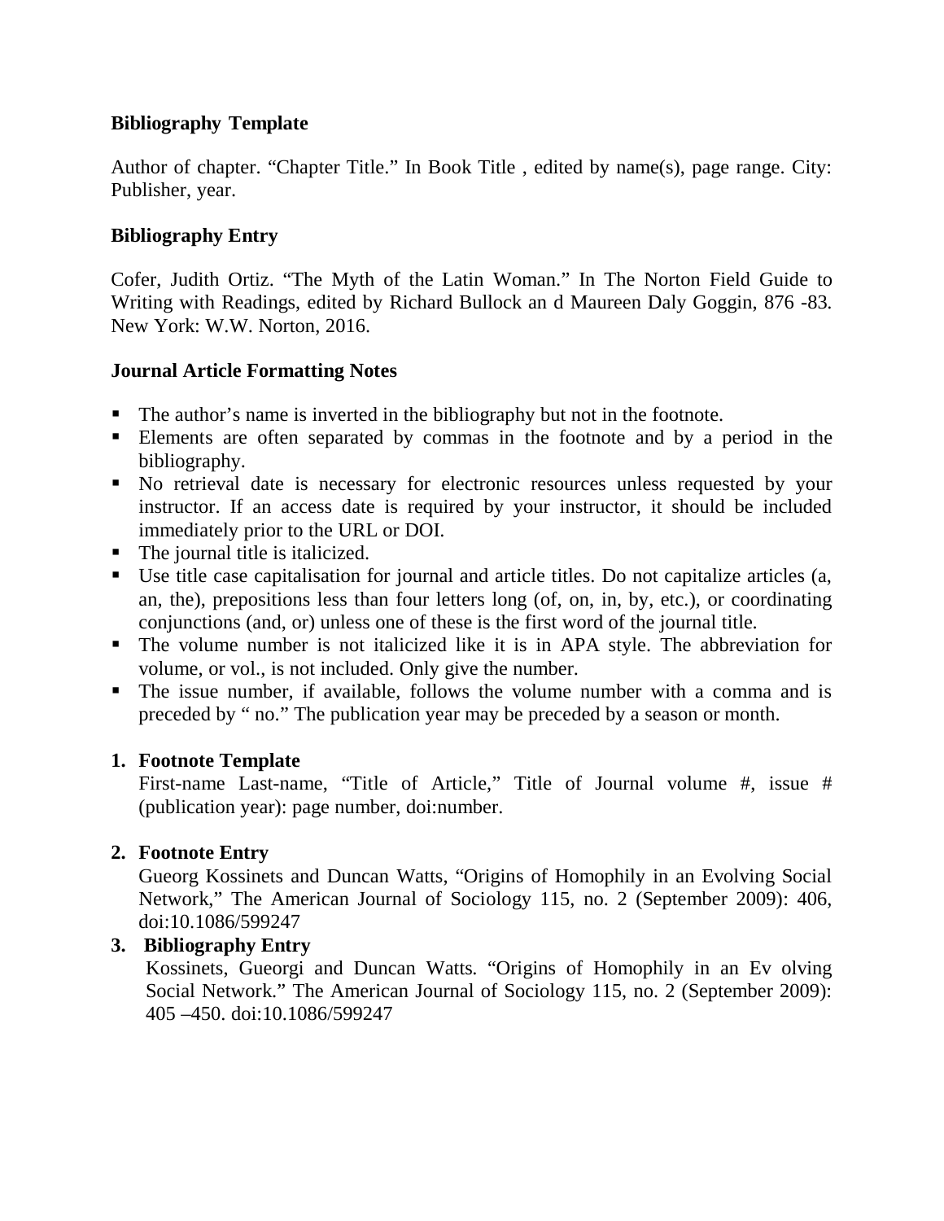**Bibliography Template**

Author of chapter. "Chapter Title." In Book Title , edited by name(s), page range. City: Publisher, year.

**Bibliography Entry**

Cofer, Judith Ortiz. "The Myth of the Latin Woman." In The Norton Field Guide to Writing with Readings, edited by Richard Bullock an d Maureen Daly Goggin, 876 -83. New York: W.W. Norton, 2016.

**Journal Article Formatting Notes**

- The author's name is inverted in the bibliography but not in the footnote.
- Elements are often separated by commas in the footnote and by a period in the bibliography.
- No retrieval date is necessary for electronic resources unless requested by your instructor. If an access date is required by your instructor, it should be included immediately prior to the URL or DOI.
- The journal title is italicized.
- Use title case capitalisation for journal and article titles. Do not capitalize articles (a, an, the), prepositions less than four letters long (of, on, in, by, etc.), or coordinating conjunctions (and, or) unless one of these is the first word of the journal title.
- The volume number is not italicized like it is in APA style. The abbreviation for volume, or vol., is not included. Only give the number.
- The issue number, if available, follows the volume number with a comma and is preceded by " no." The publication year may be preceded by a season or month.

1. **Footnote Template**
   First-name Last-name, "Title of Article," Title of Journal volume #, issue # (publication year): page number, doi:number.

2. **Footnote Entry**
   Gueorg Kossinets and Duncan Watts, "Origins of Homophily in an Evolving Social Network," The American Journal of Sociology 115, no. 2 (September 2009): 406, doi:10.1086/599247

3. **Bibliography Entry**
   Kossinets, Gueorgi and Duncan Watts. "Origins of Homophily in an Ev olving Social Network." The American Journal of Sociology 115, no. 2 (September 2009): 405 –450. doi:10.1086/599247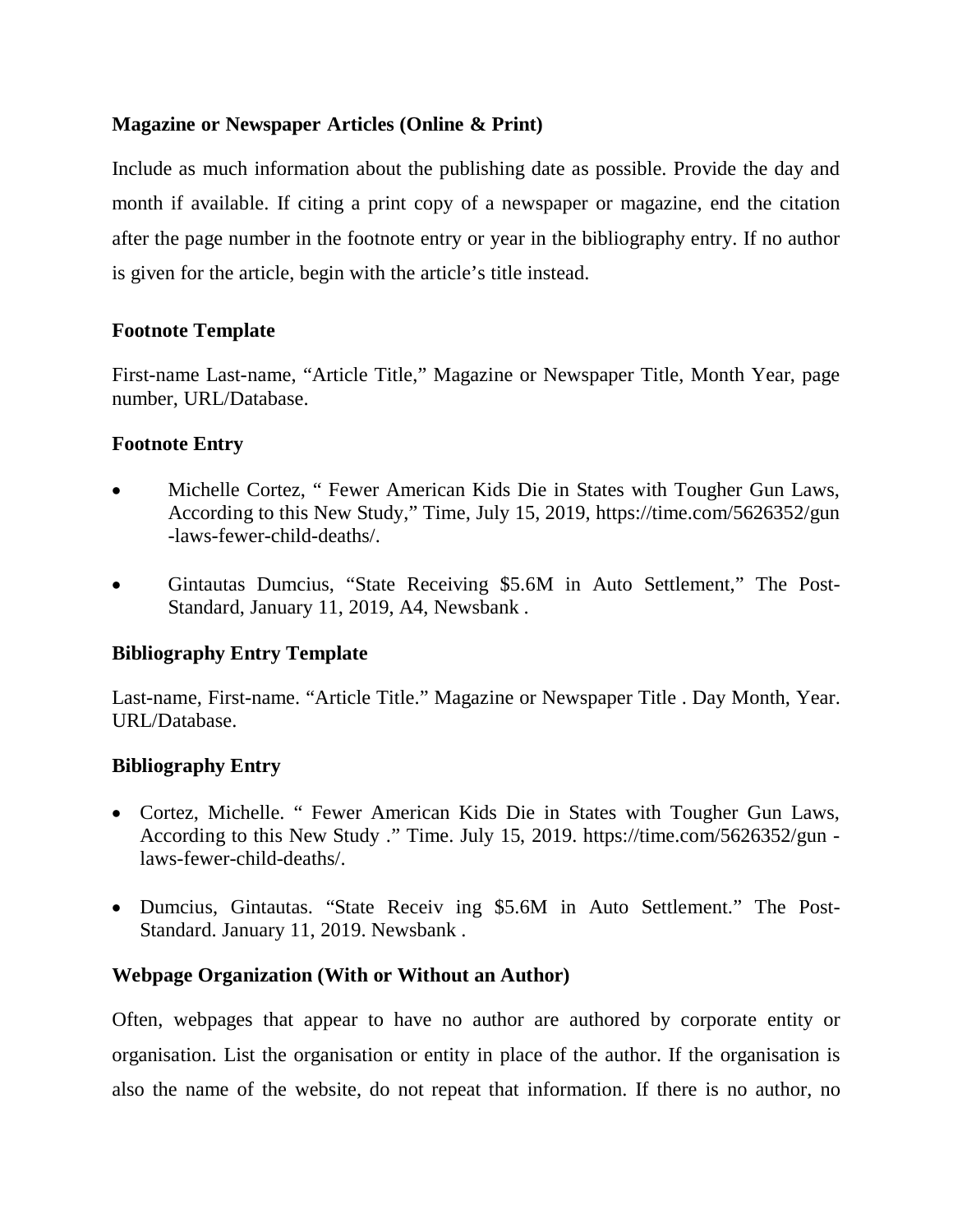**Magazine or Newspaper Articles (Online & Print)**

Include as much information about the publishing date as possible. Provide the day and month if available. If citing a print copy of a newspaper or magazine, end the citation after the page number in the footnote entry or year in the bibliography entry. If no author is given for the article, begin with the article's title instead.

**Footnote Template**

First-name Last-name, "Article Title," Magazine or Newspaper Title, Month Year, page number, URL/Database.

**Footnote Entry**

- Michelle Cortez, " Fewer American Kids Die in States with Tougher Gun Laws, According to this New Study," Time, July 15, 2019, https://time.com/5626352/gun-laws-fewer-child-deaths/.
- Gintautas Dumcius, "State Receiving $5.6M in Auto Settlement," The Post-Standard, January 11, 2019, A4, Newsbank .

**Bibliography Entry Template**

Last-name, First-name. "Article Title." Magazine or Newspaper Title . Day Month, Year. URL/Database.

**Bibliography Entry**

- Cortez, Michelle. " Fewer American Kids Die in States with Tougher Gun Laws, According to this New Study ." Time. July 15, 2019. https://time.com/5626352/gun -laws-fewer-child-deaths/.
- Dumcius, Gintautas. "State Receiv ing $5.6M in Auto Settlement." The Post-Standard. January 11, 2019. Newsbank .

**Webpage Organization (With or Without an Author)**

Often, webpages that appear to have no author are authored by corporate entity or organisation. List the organisation or entity in place of the author. If the organisation is also the name of the website, do not repeat that information. If there is no author, no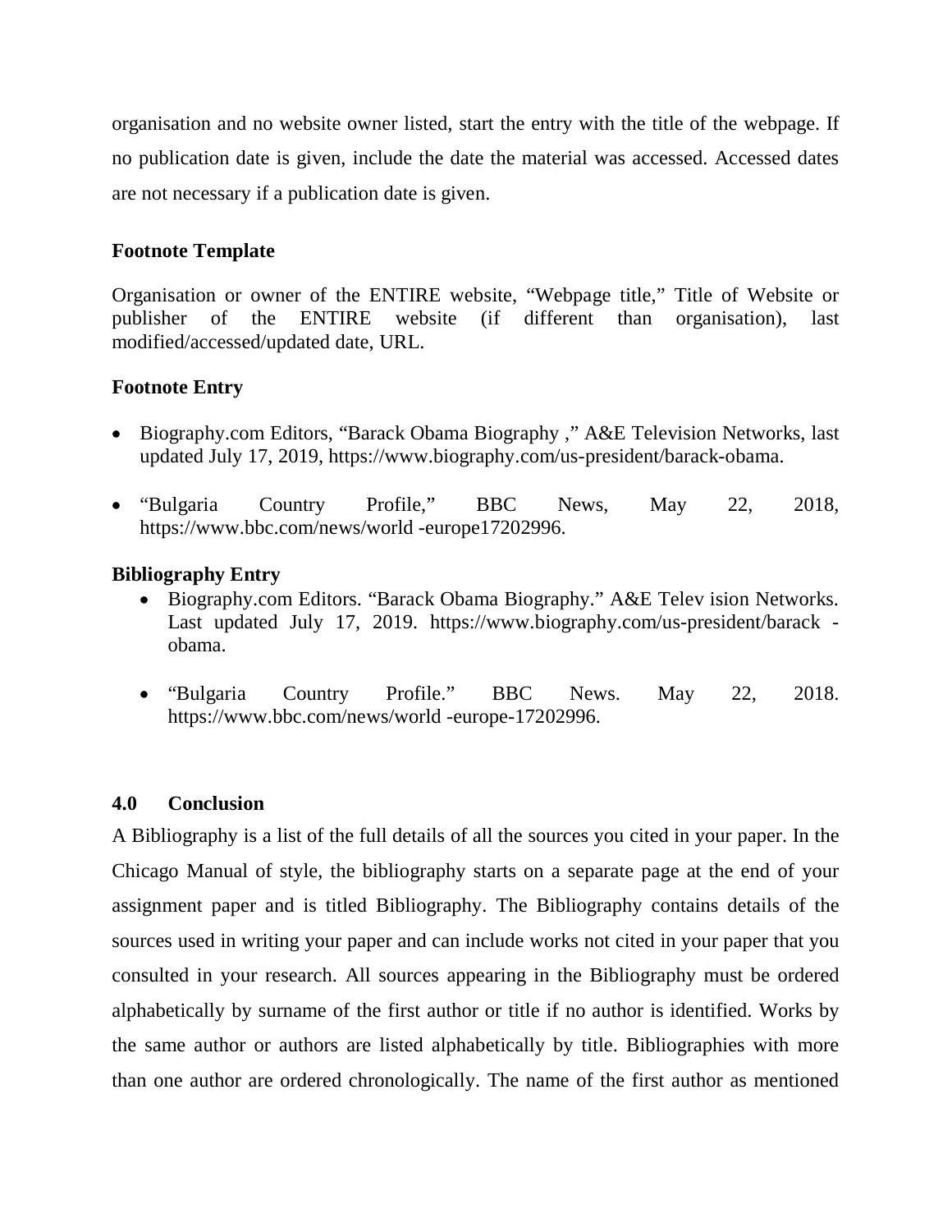organisation and no website owner listed, start the entry with the title of the webpage. If no publication date is given, include the date the material was accessed. Accessed dates are not necessary if a publication date is given.

**Footnote Template**

Organisation or owner of the ENTIRE website, "Webpage title," Title of Website or publisher of the ENTIRE website (if different than organisation), last modified/accessed/updated date, URL.

**Footnote Entry**

- Biography.com Editors, "Barack Obama Biography ," A&E Television Networks, last updated July 17, 2019, https://www.biography.com/us-president/barack-obama.
- "Bulgaria Country Profile," BBC News, May 22, 2018, https://www.bbc.com/news/world -europe17202996.

**Bibliography Entry**

- Biography.com Editors. "Barack Obama Biography." A&E Telev ision Networks. Last updated July 17, 2019. https://www.biography.com/us-president/barack -obama.
- "Bulgaria Country Profile." BBC News. May 22, 2018. https://www.bbc.com/news/world -europe-17202996.

## 4.0 Conclusion

A Bibliography is a list of the full details of all the sources you cited in your paper. In the Chicago Manual of style, the bibliography starts on a separate page at the end of your assignment paper and is titled Bibliography. The Bibliography contains details of the sources used in writing your paper and can include works not cited in your paper that you consulted in your research. All sources appearing in the Bibliography must be ordered alphabetically by surname of the first author or title if no author is identified. Works by the same author or authors are listed alphabetically by title. Bibliographies with more than one author are ordered chronologically. The name of the first author as mentioned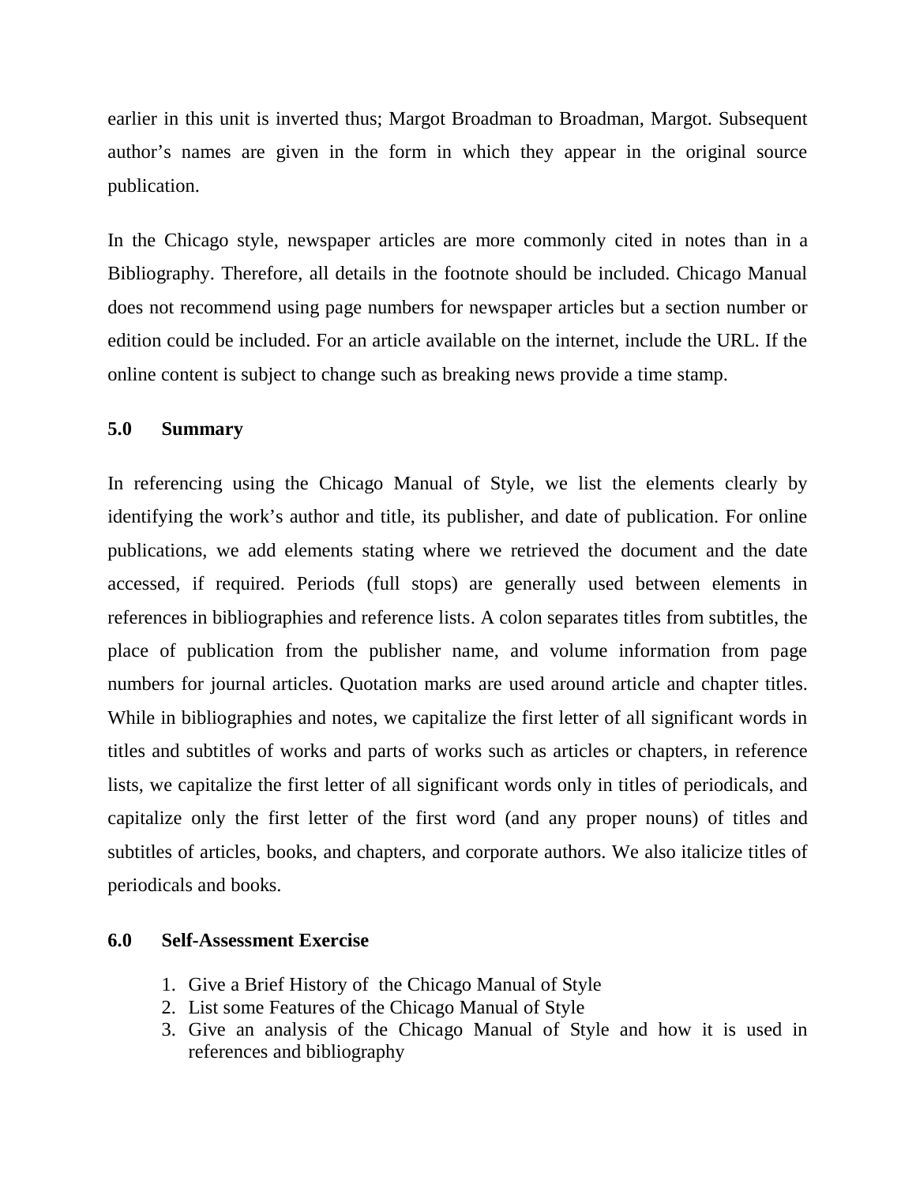earlier in this unit is inverted thus; Margot Broadman to Broadman, Margot. Subsequent author's names are given in the form in which they appear in the original source publication.

In the Chicago style, newspaper articles are more commonly cited in notes than in a Bibliography. Therefore, all details in the footnote should be included. Chicago Manual does not recommend using page numbers for newspaper articles but a section number or edition could be included. For an article available on the internet, include the URL. If the online content is subject to change such as breaking news provide a time stamp.

## 5.0 Summary

In referencing using the Chicago Manual of Style, we list the elements clearly by identifying the work's author and title, its publisher, and date of publication. For online publications, we add elements stating where we retrieved the document and the date accessed, if required. Periods (full stops) are generally used between elements in references in bibliographies and reference lists. A colon separates titles from subtitles, the place of publication from the publisher name, and volume information from page numbers for journal articles. Quotation marks are used around article and chapter titles. While in bibliographies and notes, we capitalize the first letter of all significant words in titles and subtitles of works and parts of works such as articles or chapters, in reference lists, we capitalize the first letter of all significant words only in titles of periodicals, and capitalize only the first letter of the first word (and any proper nouns) of titles and subtitles of articles, books, and chapters, and corporate authors. We also italicize titles of periodicals and books.

## 6.0 Self-Assessment Exercise

1. Give a Brief History of the Chicago Manual of Style
2. List some Features of the Chicago Manual of Style
3. Give an analysis of the Chicago Manual of Style and how it is used in references and bibliography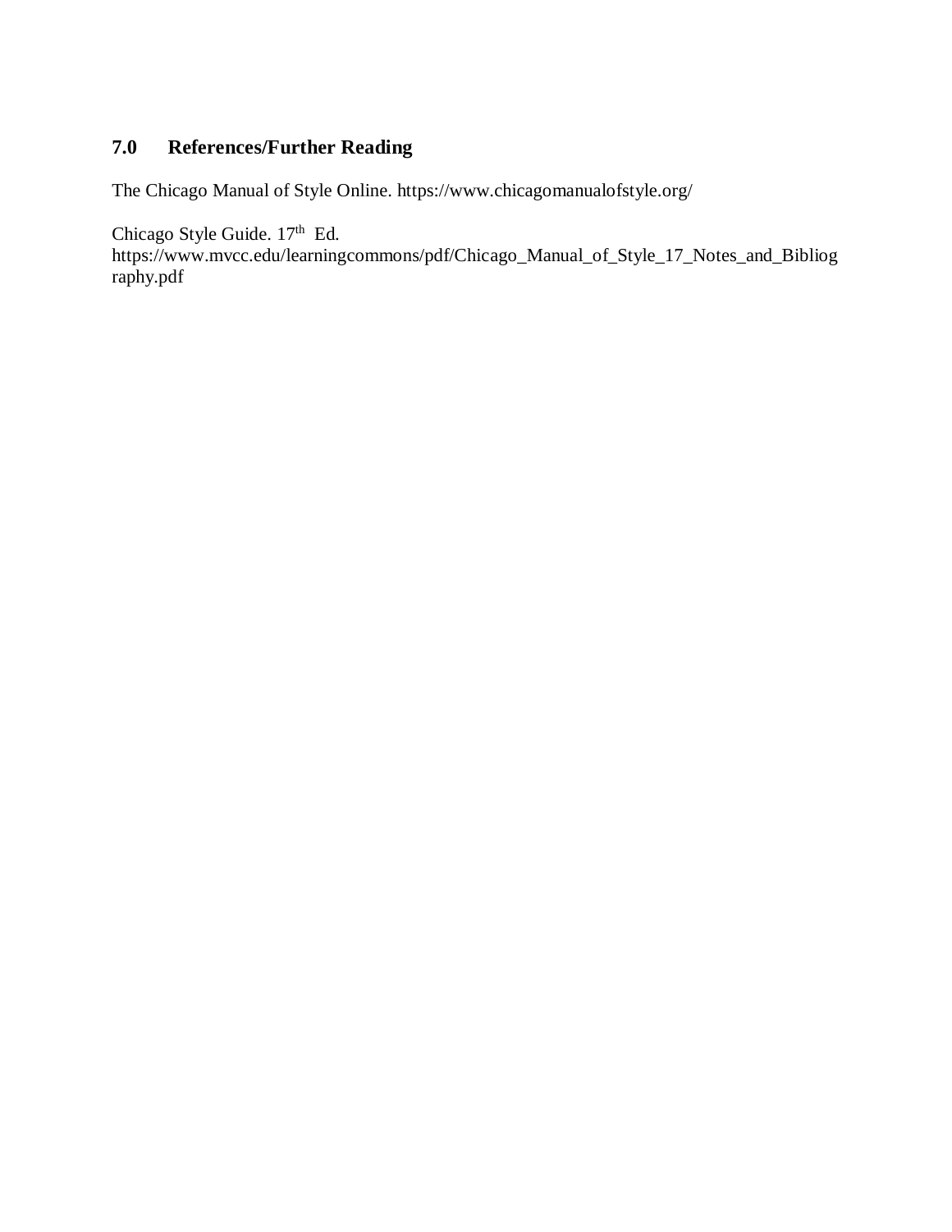## 7.0 References/Further Reading

The Chicago Manual of Style Online. https://www.chicagomanualofstyle.org/

Chicago Style Guide. 17th Ed. https://www.mvcc.edu/learningcommons/pdf/Chicago_Manual_of_Style_17_Notes_and_Bibliography.pdf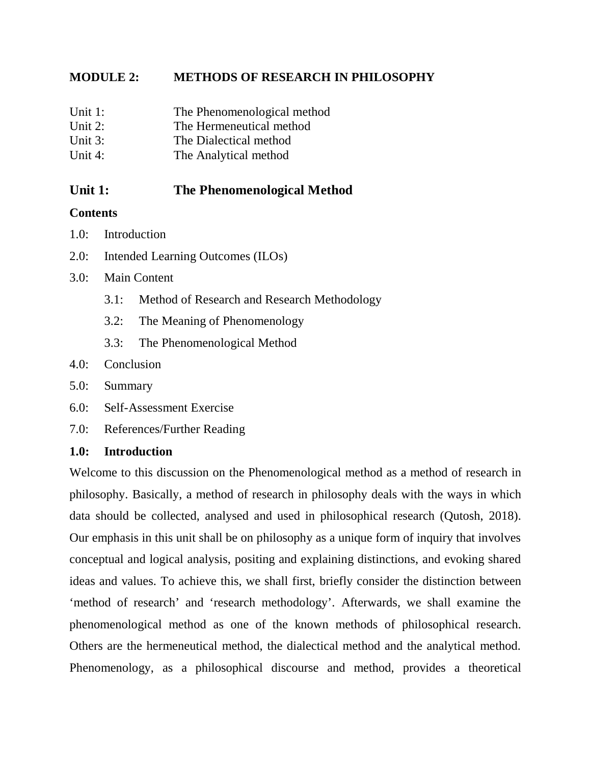## MODULE 2: METHODS OF RESEARCH IN PHILOSOPHY

Unit 1: The Phenomenological method
Unit 2: The Hermeneutical method
Unit 3: The Dialectical method
Unit 4: The Analytical method

## Unit 1: The Phenomenological Method

**Contents**

1.0: Introduction

2.0: Intended Learning Outcomes (ILOs)

3.0: Main Content

- 3.1: Method of Research and Research Methodology
- 3.2: The Meaning of Phenomenology
- 3.3: The Phenomenological Method

4.0: Conclusion

5.0: Summary

6.0: Self-Assessment Exercise

7.0: References/Further Reading

### 1.0: Introduction

Welcome to this discussion on the Phenomenological method as a method of research in philosophy. Basically, a method of research in philosophy deals with the ways in which data should be collected, analysed and used in philosophical research (Qutosh, 2018). Our emphasis in this unit shall be on philosophy as a unique form of inquiry that involves conceptual and logical analysis, positing and explaining distinctions, and evoking shared ideas and values. To achieve this, we shall first, briefly consider the distinction between 'method of research' and 'research methodology'. Afterwards, we shall examine the phenomenological method as one of the known methods of philosophical research. Others are the hermeneutical method, the dialectical method and the analytical method. Phenomenology, as a philosophical discourse and method, provides a theoretical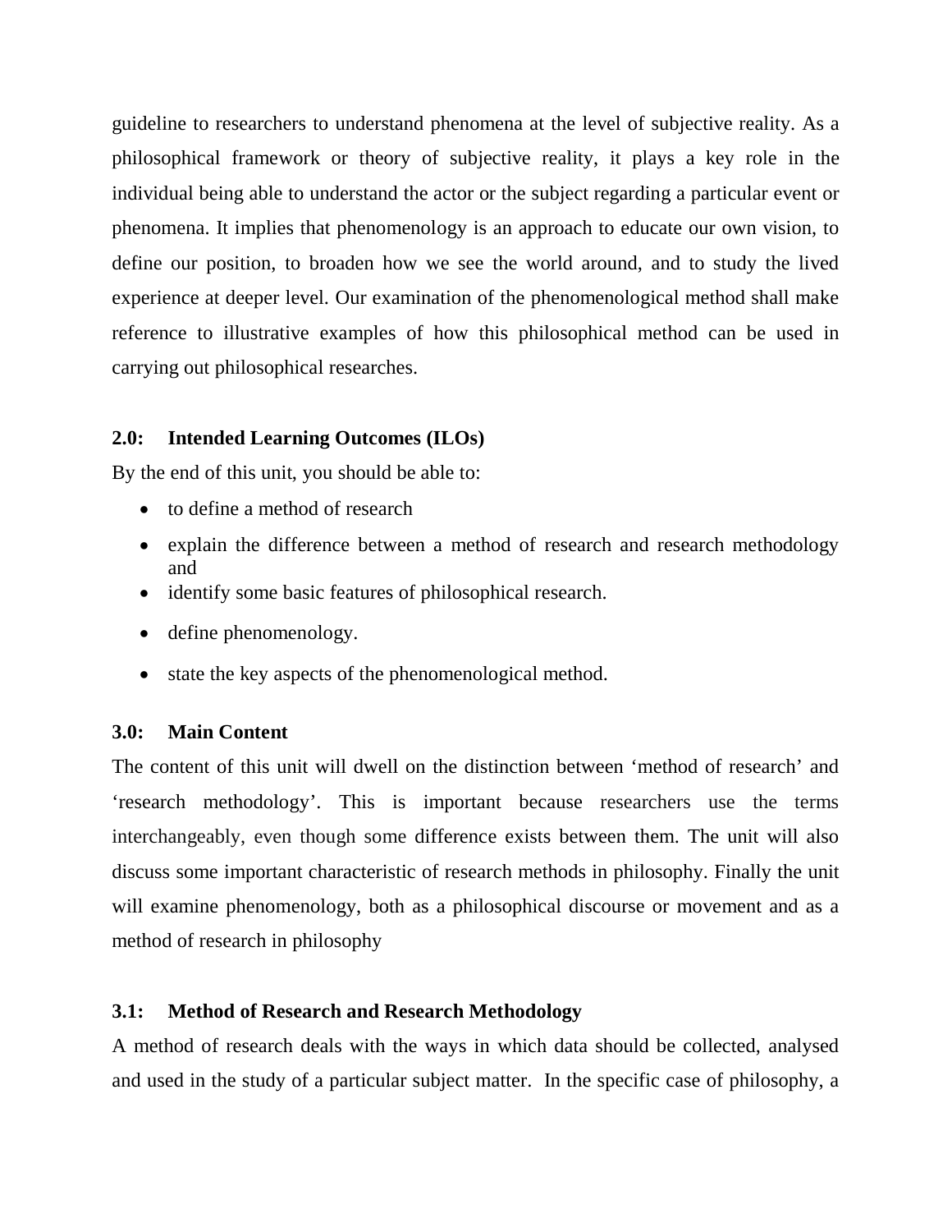guideline to researchers to understand phenomena at the level of subjective reality. As a philosophical framework or theory of subjective reality, it plays a key role in the individual being able to understand the actor or the subject regarding a particular event or phenomena. It implies that phenomenology is an approach to educate our own vision, to define our position, to broaden how we see the world around, and to study the lived experience at deeper level. Our examination of the phenomenological method shall make reference to illustrative examples of how this philosophical method can be used in carrying out philosophical researches.

## 2.0: Intended Learning Outcomes (ILOs)

By the end of this unit, you should be able to:

- to define a method of research
- explain the difference between a method of research and research methodology and
- identify some basic features of philosophical research.
- define phenomenology.
- state the key aspects of the phenomenological method.

## 3.0: Main Content

The content of this unit will dwell on the distinction between 'method of research' and 'research methodology'. This is important because researchers use the terms interchangeably, even though some difference exists between them. The unit will also discuss some important characteristic of research methods in philosophy. Finally the unit will examine phenomenology, both as a philosophical discourse or movement and as a method of research in philosophy

### 3.1: Method of Research and Research Methodology

A method of research deals with the ways in which data should be collected, analysed and used in the study of a particular subject matter. In the specific case of philosophy, a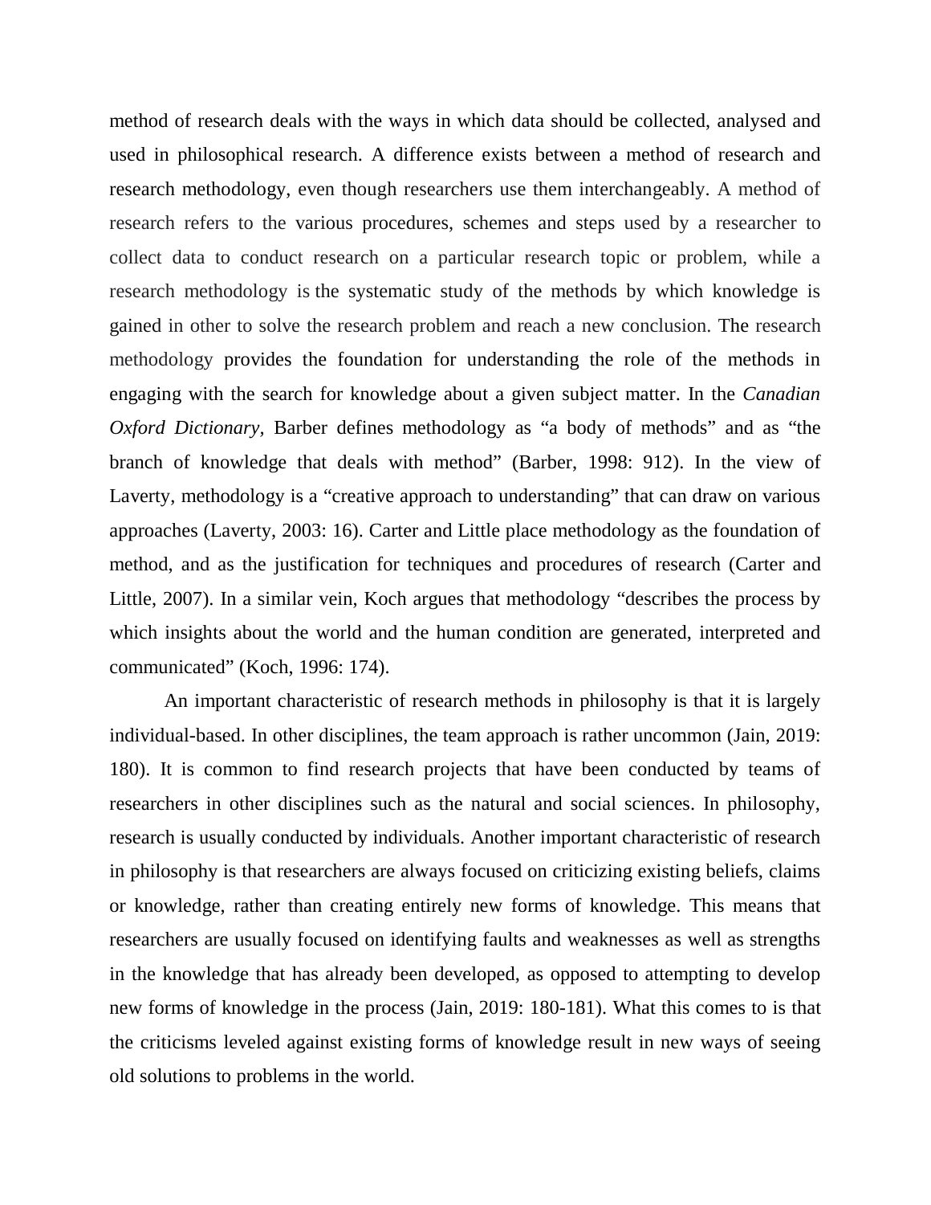method of research deals with the ways in which data should be collected, analysed and used in philosophical research. A difference exists between a method of research and research methodology, even though researchers use them interchangeably. A method of research refers to the various procedures, schemes and steps used by a researcher to collect data to conduct research on a particular research topic or problem, while a research methodology is the systematic study of the methods by which knowledge is gained in other to solve the research problem and reach a new conclusion. The research methodology provides the foundation for understanding the role of the methods in engaging with the search for knowledge about a given subject matter. In the *Canadian Oxford Dictionary,* Barber defines methodology as "a body of methods" and as "the branch of knowledge that deals with method" (Barber, 1998: 912). In the view of Laverty, methodology is a "creative approach to understanding" that can draw on various approaches (Laverty, 2003: 16). Carter and Little place methodology as the foundation of method, and as the justification for techniques and procedures of research (Carter and Little, 2007). In a similar vein, Koch argues that methodology "describes the process by which insights about the world and the human condition are generated, interpreted and communicated" (Koch, 1996: 174).

An important characteristic of research methods in philosophy is that it is largely individual-based. In other disciplines, the team approach is rather uncommon (Jain, 2019: 180). It is common to find research projects that have been conducted by teams of researchers in other disciplines such as the natural and social sciences. In philosophy, research is usually conducted by individuals. Another important characteristic of research in philosophy is that researchers are always focused on criticizing existing beliefs, claims or knowledge, rather than creating entirely new forms of knowledge. This means that researchers are usually focused on identifying faults and weaknesses as well as strengths in the knowledge that has already been developed, as opposed to attempting to develop new forms of knowledge in the process (Jain, 2019: 180-181). What this comes to is that the criticisms leveled against existing forms of knowledge result in new ways of seeing old solutions to problems in the world.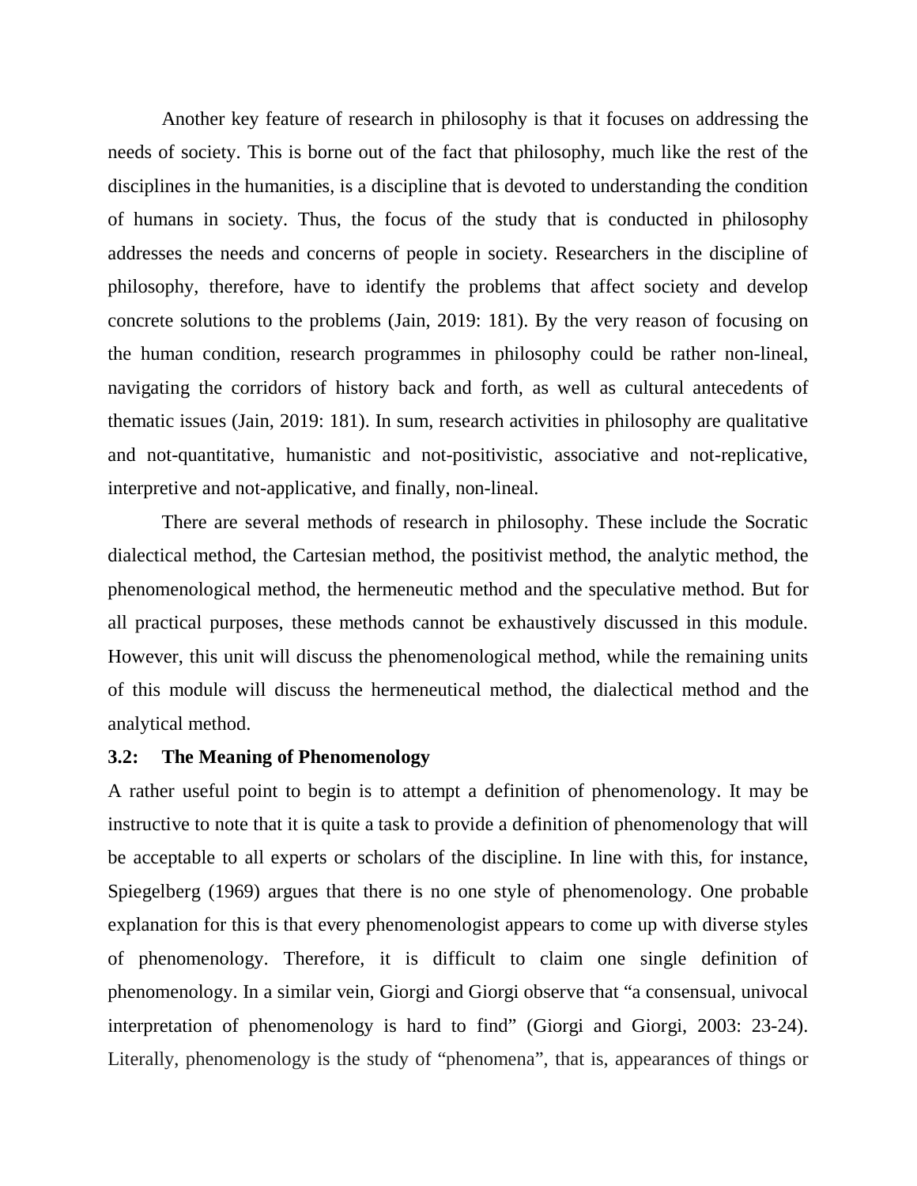Another key feature of research in philosophy is that it focuses on addressing the needs of society. This is borne out of the fact that philosophy, much like the rest of the disciplines in the humanities, is a discipline that is devoted to understanding the condition of humans in society. Thus, the focus of the study that is conducted in philosophy addresses the needs and concerns of people in society. Researchers in the discipline of philosophy, therefore, have to identify the problems that affect society and develop concrete solutions to the problems (Jain, 2019: 181). By the very reason of focusing on the human condition, research programmes in philosophy could be rather non-lineal, navigating the corridors of history back and forth, as well as cultural antecedents of thematic issues (Jain, 2019: 181). In sum, research activities in philosophy are qualitative and not-quantitative, humanistic and not-positivistic, associative and not-replicative, interpretive and not-applicative, and finally, non-lineal.

There are several methods of research in philosophy. These include the Socratic dialectical method, the Cartesian method, the positivist method, the analytic method, the phenomenological method, the hermeneutic method and the speculative method. But for all practical purposes, these methods cannot be exhaustively discussed in this module. However, this unit will discuss the phenomenological method, while the remaining units of this module will discuss the hermeneutical method, the dialectical method and the analytical method.

### 3.2: The Meaning of Phenomenology

A rather useful point to begin is to attempt a definition of phenomenology. It may be instructive to note that it is quite a task to provide a definition of phenomenology that will be acceptable to all experts or scholars of the discipline. In line with this, for instance, Spiegelberg (1969) argues that there is no one style of phenomenology. One probable explanation for this is that every phenomenologist appears to come up with diverse styles of phenomenology. Therefore, it is difficult to claim one single definition of phenomenology. In a similar vein, Giorgi and Giorgi observe that "a consensual, univocal interpretation of phenomenology is hard to find" (Giorgi and Giorgi, 2003: 23-24). Literally, phenomenology is the study of "phenomena", that is, appearances of things or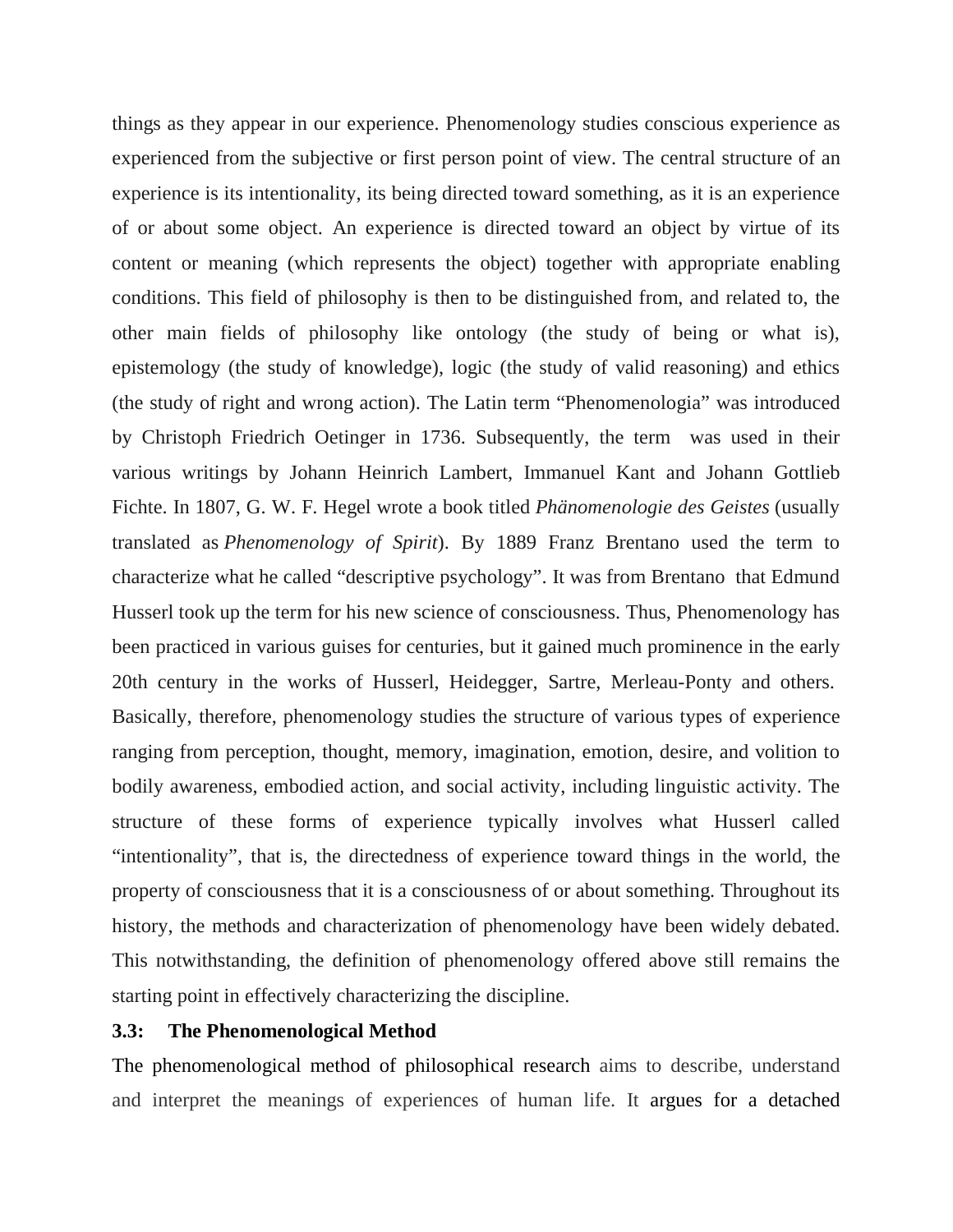things as they appear in our experience. Phenomenology studies conscious experience as experienced from the subjective or first person point of view. The central structure of an experience is its intentionality, its being directed toward something, as it is an experience of or about some object. An experience is directed toward an object by virtue of its content or meaning (which represents the object) together with appropriate enabling conditions. This field of philosophy is then to be distinguished from, and related to, the other main fields of philosophy like ontology (the study of being or what is), epistemology (the study of knowledge), logic (the study of valid reasoning) and ethics (the study of right and wrong action). The Latin term "Phenomenologia" was introduced by Christoph Friedrich Oetinger in 1736. Subsequently, the term was used in their various writings by Johann Heinrich Lambert, Immanuel Kant and Johann Gottlieb Fichte. In 1807, G. W. F. Hegel wrote a book titled *Phänomenologie des Geistes* (usually translated as *Phenomenology of Spirit*). By 1889 Franz Brentano used the term to characterize what he called "descriptive psychology". It was from Brentano that Edmund Husserl took up the term for his new science of consciousness. Thus, Phenomenology has been practiced in various guises for centuries, but it gained much prominence in the early 20th century in the works of Husserl, Heidegger, Sartre, Merleau-Ponty and others. Basically, therefore, phenomenology studies the structure of various types of experience ranging from perception, thought, memory, imagination, emotion, desire, and volition to bodily awareness, embodied action, and social activity, including linguistic activity. The structure of these forms of experience typically involves what Husserl called "intentionality", that is, the directedness of experience toward things in the world, the property of consciousness that it is a consciousness of or about something. Throughout its history, the methods and characterization of phenomenology have been widely debated. This notwithstanding, the definition of phenomenology offered above still remains the starting point in effectively characterizing the discipline.

### 3.3: The Phenomenological Method

The phenomenological method of philosophical research aims to describe, understand and interpret the meanings of experiences of human life. It argues for a detached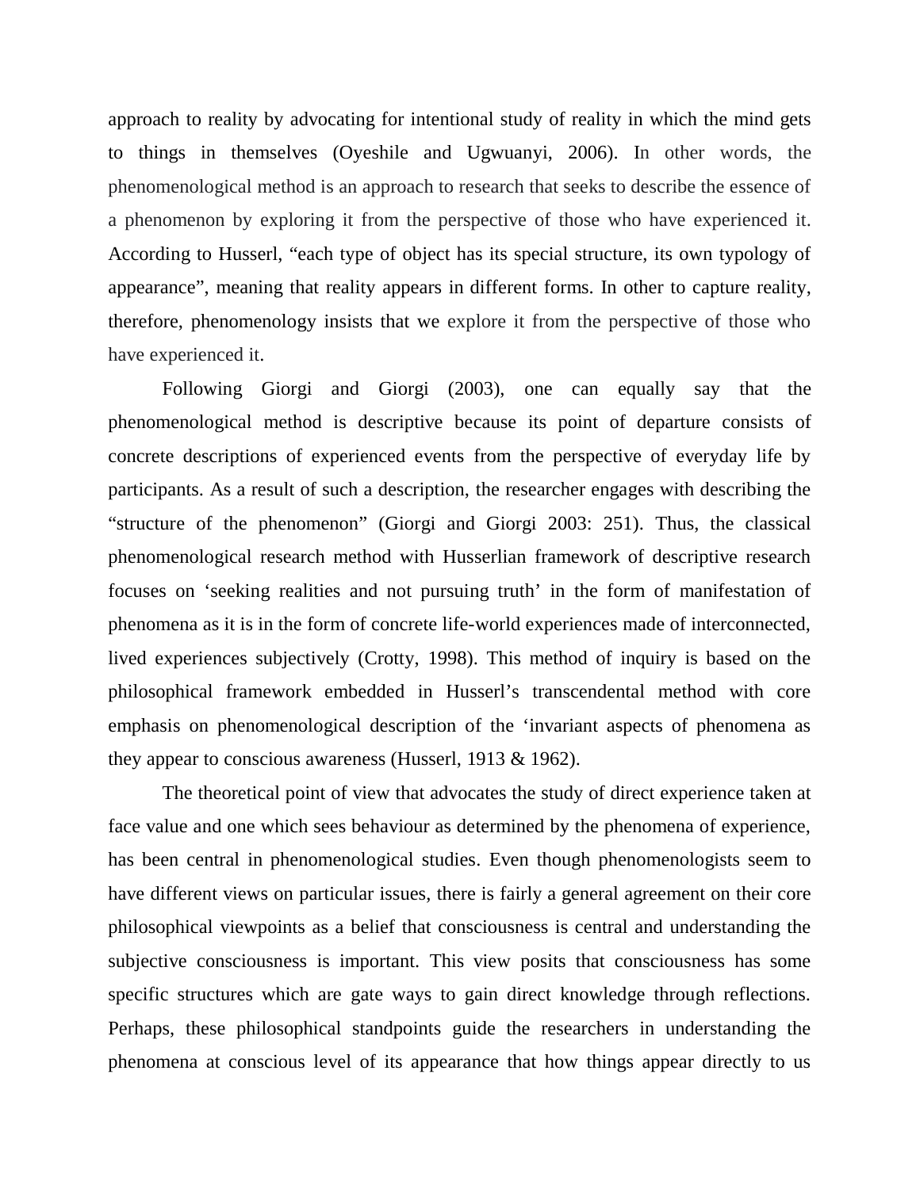approach to reality by advocating for intentional study of reality in which the mind gets to things in themselves (Oyeshile and Ugwuanyi, 2006). In other words, the phenomenological method is an approach to research that seeks to describe the essence of a phenomenon by exploring it from the perspective of those who have experienced it. According to Husserl, "each type of object has its special structure, its own typology of appearance", meaning that reality appears in different forms. In other to capture reality, therefore, phenomenology insists that we explore it from the perspective of those who have experienced it.

Following Giorgi and Giorgi (2003), one can equally say that the phenomenological method is descriptive because its point of departure consists of concrete descriptions of experienced events from the perspective of everyday life by participants. As a result of such a description, the researcher engages with describing the "structure of the phenomenon" (Giorgi and Giorgi 2003: 251). Thus, the classical phenomenological research method with Husserlian framework of descriptive research focuses on 'seeking realities and not pursuing truth' in the form of manifestation of phenomena as it is in the form of concrete life-world experiences made of interconnected, lived experiences subjectively (Crotty, 1998). This method of inquiry is based on the philosophical framework embedded in Husserl's transcendental method with core emphasis on phenomenological description of the 'invariant aspects of phenomena as they appear to conscious awareness (Husserl, 1913 & 1962).

The theoretical point of view that advocates the study of direct experience taken at face value and one which sees behaviour as determined by the phenomena of experience, has been central in phenomenological studies. Even though phenomenologists seem to have different views on particular issues, there is fairly a general agreement on their core philosophical viewpoints as a belief that consciousness is central and understanding the subjective consciousness is important. This view posits that consciousness has some specific structures which are gate ways to gain direct knowledge through reflections. Perhaps, these philosophical standpoints guide the researchers in understanding the phenomena at conscious level of its appearance that how things appear directly to us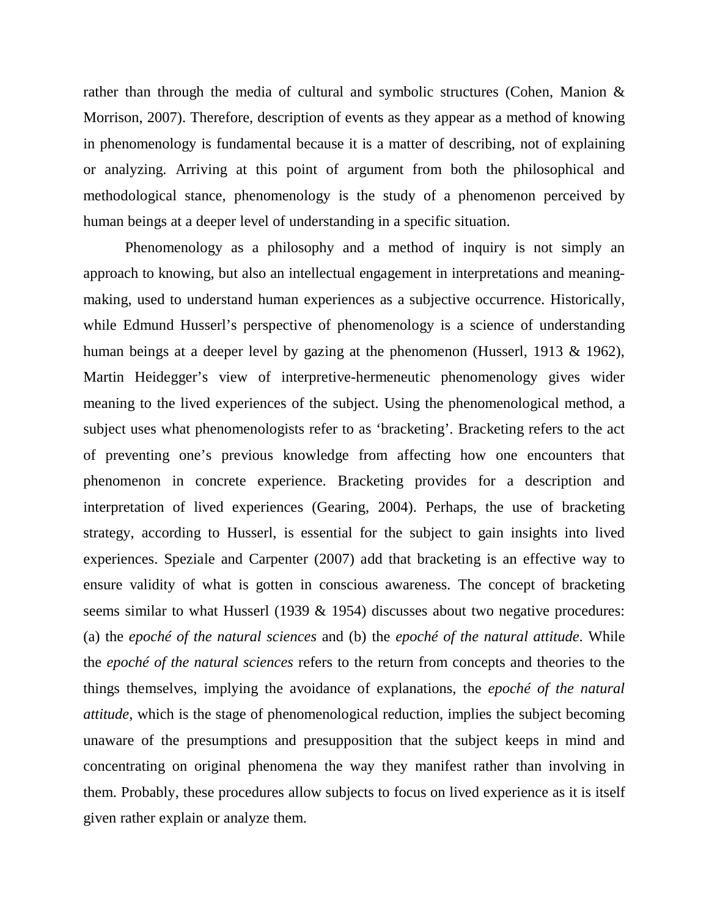rather than through the media of cultural and symbolic structures (Cohen, Manion & Morrison, 2007). Therefore, description of events as they appear as a method of knowing in phenomenology is fundamental because it is a matter of describing, not of explaining or analyzing. Arriving at this point of argument from both the philosophical and methodological stance, phenomenology is the study of a phenomenon perceived by human beings at a deeper level of understanding in a specific situation.

Phenomenology as a philosophy and a method of inquiry is not simply an approach to knowing, but also an intellectual engagement in interpretations and meaning-making, used to understand human experiences as a subjective occurrence. Historically, while Edmund Husserl's perspective of phenomenology is a science of understanding human beings at a deeper level by gazing at the phenomenon (Husserl, 1913 & 1962), Martin Heidegger's view of interpretive-hermeneutic phenomenology gives wider meaning to the lived experiences of the subject. Using the phenomenological method, a subject uses what phenomenologists refer to as 'bracketing'. Bracketing refers to the act of preventing one's previous knowledge from affecting how one encounters that phenomenon in concrete experience. Bracketing provides for a description and interpretation of lived experiences (Gearing, 2004). Perhaps, the use of bracketing strategy, according to Husserl, is essential for the subject to gain insights into lived experiences. Speziale and Carpenter (2007) add that bracketing is an effective way to ensure validity of what is gotten in conscious awareness. The concept of bracketing seems similar to what Husserl (1939 & 1954) discusses about two negative procedures: (a) the *epoché of the natural sciences* and (b) the *epoché of the natural attitude*. While the *epoché of the natural sciences* refers to the return from concepts and theories to the things themselves, implying the avoidance of explanations, the *epoché of the natural attitude*, which is the stage of phenomenological reduction, implies the subject becoming unaware of the presumptions and presupposition that the subject keeps in mind and concentrating on original phenomena the way they manifest rather than involving in them. Probably, these procedures allow subjects to focus on lived experience as it is itself given rather explain or analyze them.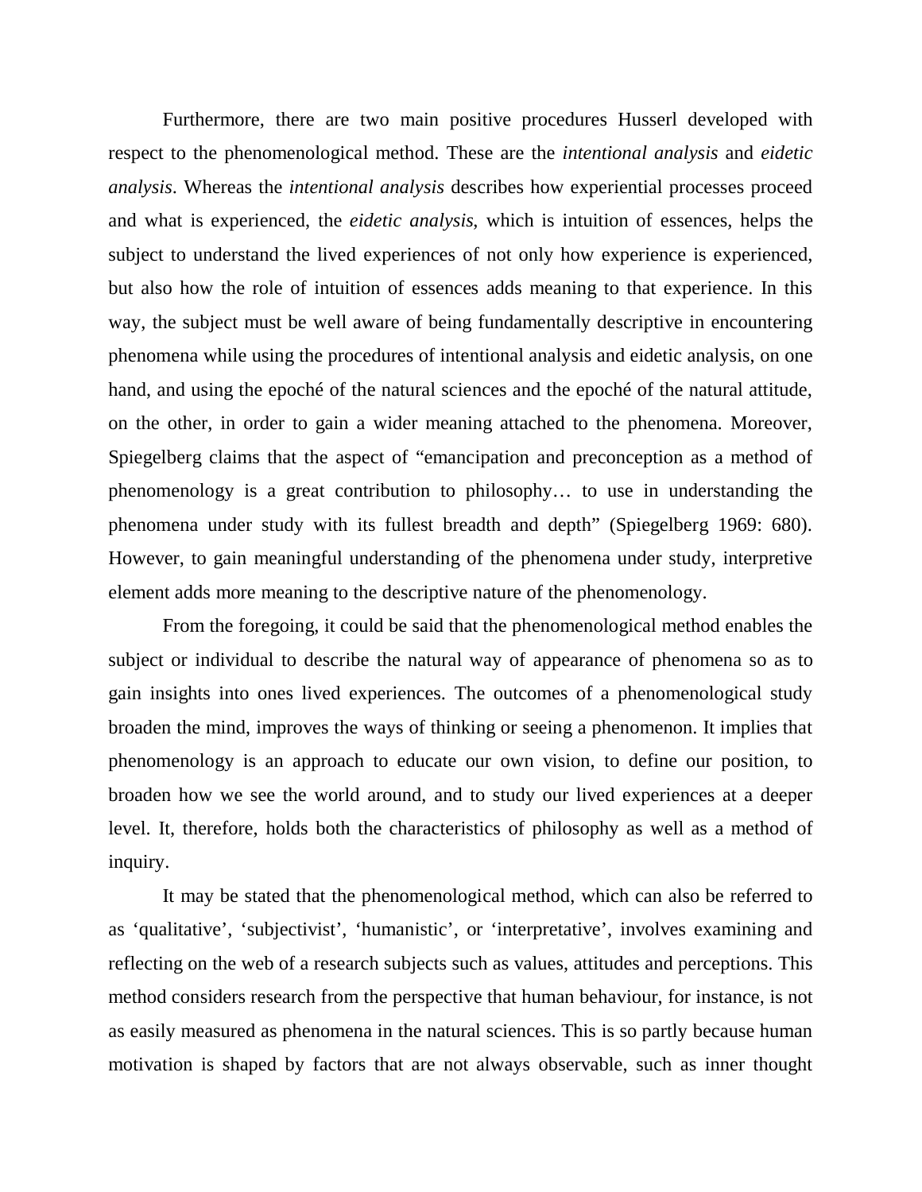Furthermore, there are two main positive procedures Husserl developed with respect to the phenomenological method. These are the *intentional analysis* and *eidetic analysis*. Whereas the *intentional analysis* describes how experiential processes proceed and what is experienced, the *eidetic analysis*, which is intuition of essences, helps the subject to understand the lived experiences of not only how experience is experienced, but also how the role of intuition of essences adds meaning to that experience. In this way, the subject must be well aware of being fundamentally descriptive in encountering phenomena while using the procedures of intentional analysis and eidetic analysis, on one hand, and using the epoché of the natural sciences and the epoché of the natural attitude, on the other, in order to gain a wider meaning attached to the phenomena. Moreover, Spiegelberg claims that the aspect of "emancipation and preconception as a method of phenomenology is a great contribution to philosophy… to use in understanding the phenomena under study with its fullest breadth and depth" (Spiegelberg 1969: 680). However, to gain meaningful understanding of the phenomena under study, interpretive element adds more meaning to the descriptive nature of the phenomenology.

From the foregoing, it could be said that the phenomenological method enables the subject or individual to describe the natural way of appearance of phenomena so as to gain insights into ones lived experiences. The outcomes of a phenomenological study broaden the mind, improves the ways of thinking or seeing a phenomenon. It implies that phenomenology is an approach to educate our own vision, to define our position, to broaden how we see the world around, and to study our lived experiences at a deeper level. It, therefore, holds both the characteristics of philosophy as well as a method of inquiry.

It may be stated that the phenomenological method, which can also be referred to as 'qualitative', 'subjectivist', 'humanistic', or 'interpretative', involves examining and reflecting on the web of a research subjects such as values, attitudes and perceptions. This method considers research from the perspective that human behaviour, for instance, is not as easily measured as phenomena in the natural sciences. This is so partly because human motivation is shaped by factors that are not always observable, such as inner thought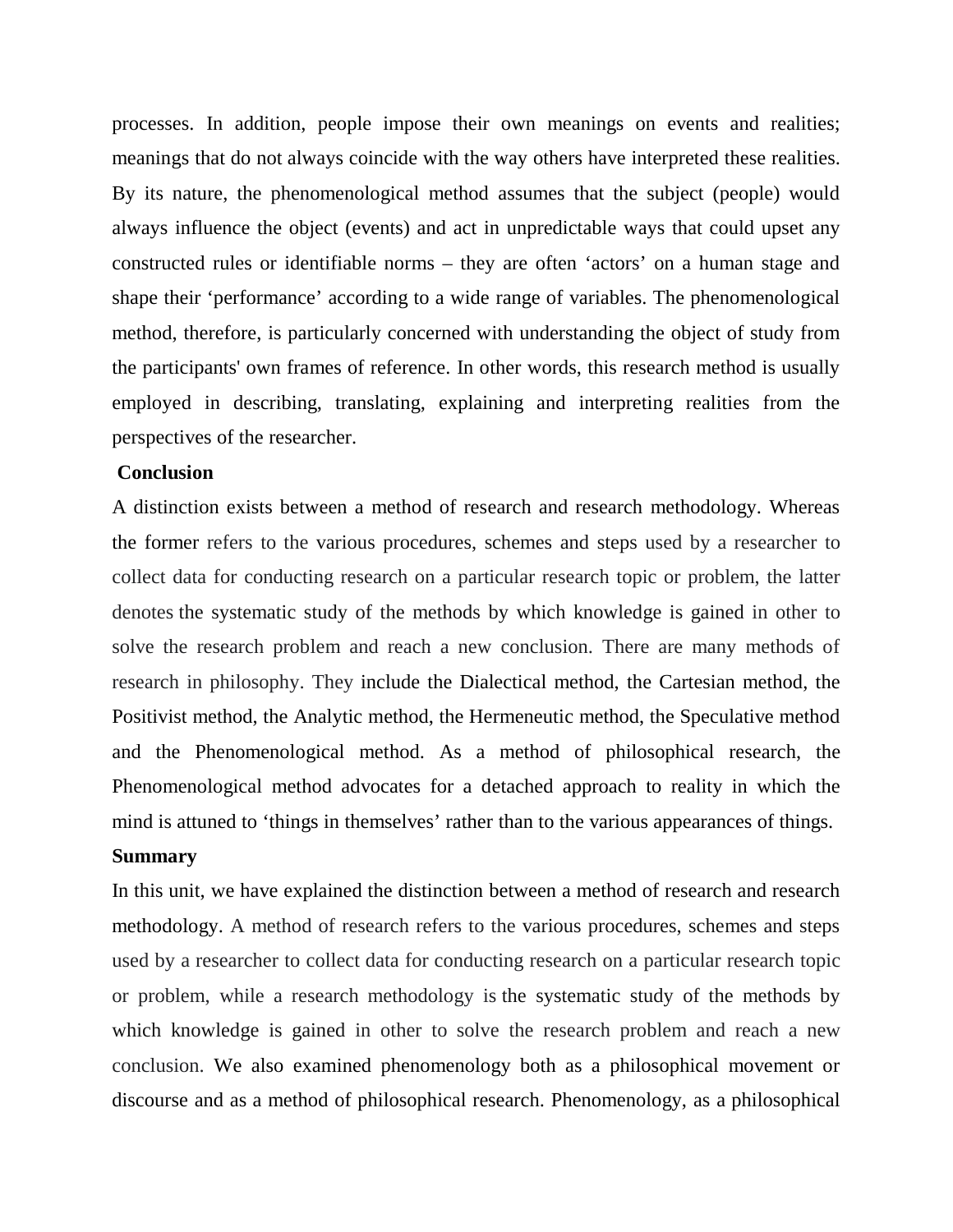processes. In addition, people impose their own meanings on events and realities; meanings that do not always coincide with the way others have interpreted these realities. By its nature, the phenomenological method assumes that the subject (people) would always influence the object (events) and act in unpredictable ways that could upset any constructed rules or identifiable norms – they are often 'actors' on a human stage and shape their 'performance' according to a wide range of variables. The phenomenological method, therefore, is particularly concerned with understanding the object of study from the participants' own frames of reference. In other words, this research method is usually employed in describing, translating, explaining and interpreting realities from the perspectives of the researcher.

**Conclusion**

A distinction exists between a method of research and research methodology. Whereas the former refers to the various procedures, schemes and steps used by a researcher to collect data for conducting research on a particular research topic or problem, the latter denotes the systematic study of the methods by which knowledge is gained in other to solve the research problem and reach a new conclusion. There are many methods of research in philosophy. They include the Dialectical method, the Cartesian method, the Positivist method, the Analytic method, the Hermeneutic method, the Speculative method and the Phenomenological method. As a method of philosophical research, the Phenomenological method advocates for a detached approach to reality in which the mind is attuned to 'things in themselves' rather than to the various appearances of things.

**Summary**

In this unit, we have explained the distinction between a method of research and research methodology. A method of research refers to the various procedures, schemes and steps used by a researcher to collect data for conducting research on a particular research topic or problem, while a research methodology is the systematic study of the methods by which knowledge is gained in other to solve the research problem and reach a new conclusion. We also examined phenomenology both as a philosophical movement or discourse and as a method of philosophical research. Phenomenology, as a philosophical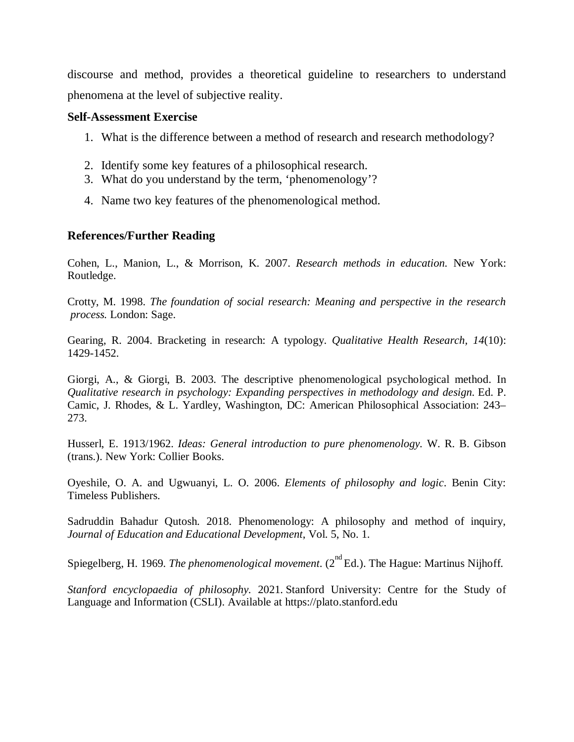discourse and method, provides a theoretical guideline to researchers to understand phenomena at the level of subjective reality.

**Self-Assessment Exercise**

1. What is the difference between a method of research and research methodology?
2. Identify some key features of a philosophical research.
3. What do you understand by the term, 'phenomenology'?
4. Name two key features of the phenomenological method.

**References/Further Reading**

Cohen, L., Manion, L., & Morrison, K. 2007. *Research methods in education.* New York: Routledge.

Crotty, M. 1998. *The foundation of social research: Meaning and perspective in the research process.* London: Sage.

Gearing, R. 2004. Bracketing in research: A typology. *Qualitative Health Research, 14*(10): 1429-1452.

Giorgi, A., & Giorgi, B. 2003. The descriptive phenomenological psychological method. In *Qualitative research in psychology: Expanding perspectives in methodology and design.* Ed. P. Camic, J. Rhodes, & L. Yardley, Washington, DC: American Philosophical Association: 243–273.

Husserl, E. 1913/1962. *Ideas: General introduction to pure phenomenology.* W. R. B. Gibson (trans.). New York: Collier Books.

Oyeshile, O. A. and Ugwuanyi, L. O. 2006. *Elements of philosophy and logic*. Benin City: Timeless Publishers.

Sadruddin Bahadur Qutosh. 2018. Phenomenology: A philosophy and method of inquiry, *Journal of Education and Educational Development*, Vol. 5, No. 1.

Spiegelberg, H. 1969. *The phenomenological movement*. (2nd Ed.). The Hague: Martinus Nijhoff.

*Stanford encyclopaedia of philosophy.* 2021. Stanford University: Centre for the Study of Language and Information (CSLI). Available at https://plato.stanford.edu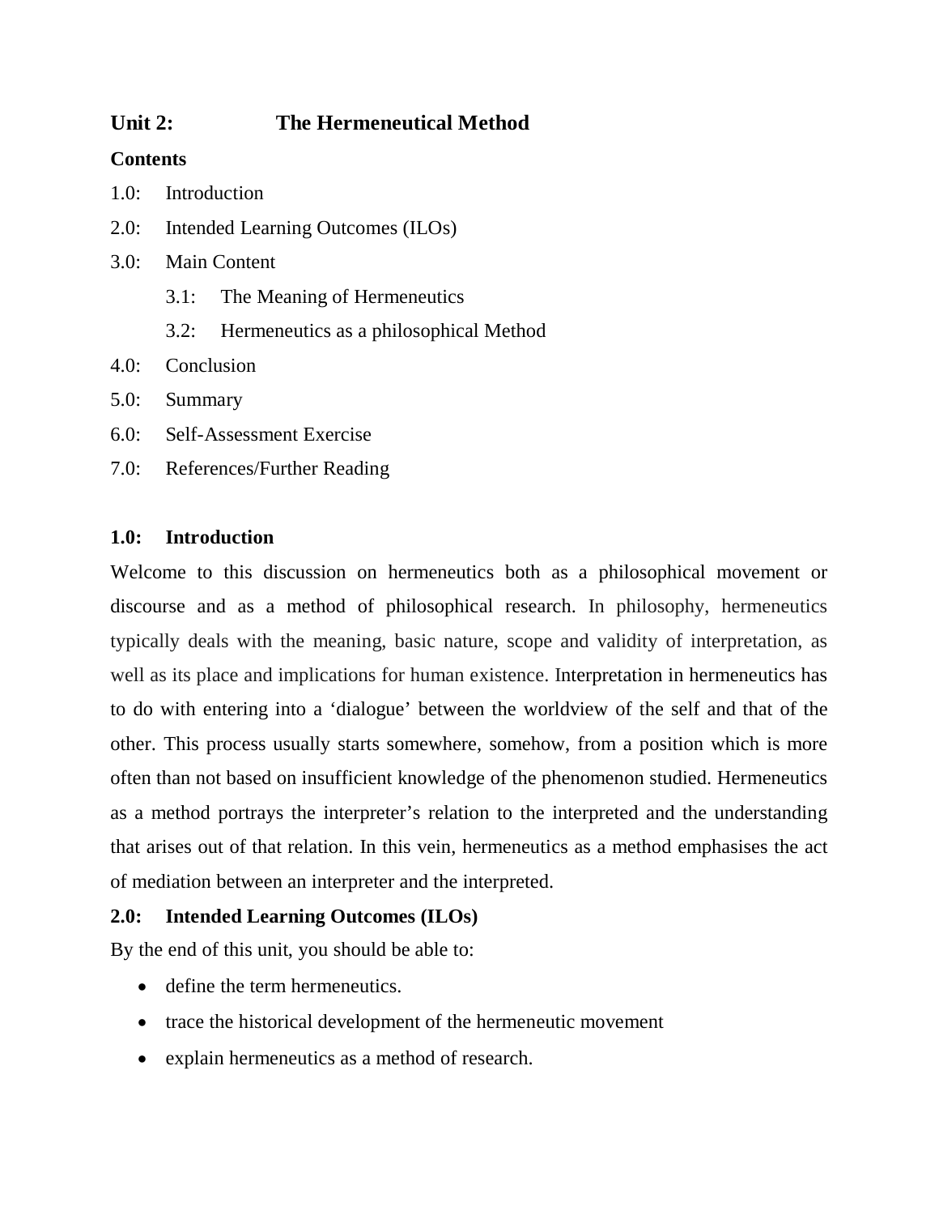## Unit 2: The Hermeneutical Method

**Contents**

1.0: Introduction

2.0: Intended Learning Outcomes (ILOs)

3.0: Main Content

  3.1: The Meaning of Hermeneutics

  3.2: Hermeneutics as a philosophical Method

4.0: Conclusion

5.0: Summary

6.0: Self-Assessment Exercise

7.0: References/Further Reading

### 1.0: Introduction

Welcome to this discussion on hermeneutics both as a philosophical movement or discourse and as a method of philosophical research. In philosophy, hermeneutics typically deals with the meaning, basic nature, scope and validity of interpretation, as well as its place and implications for human existence. Interpretation in hermeneutics has to do with entering into a 'dialogue' between the worldview of the self and that of the other. This process usually starts somewhere, somehow, from a position which is more often than not based on insufficient knowledge of the phenomenon studied. Hermeneutics as a method portrays the interpreter's relation to the interpreted and the understanding that arises out of that relation. In this vein, hermeneutics as a method emphasises the act of mediation between an interpreter and the interpreted.

### 2.0: Intended Learning Outcomes (ILOs)

By the end of this unit, you should be able to:

- define the term hermeneutics.
- trace the historical development of the hermeneutic movement
- explain hermeneutics as a method of research.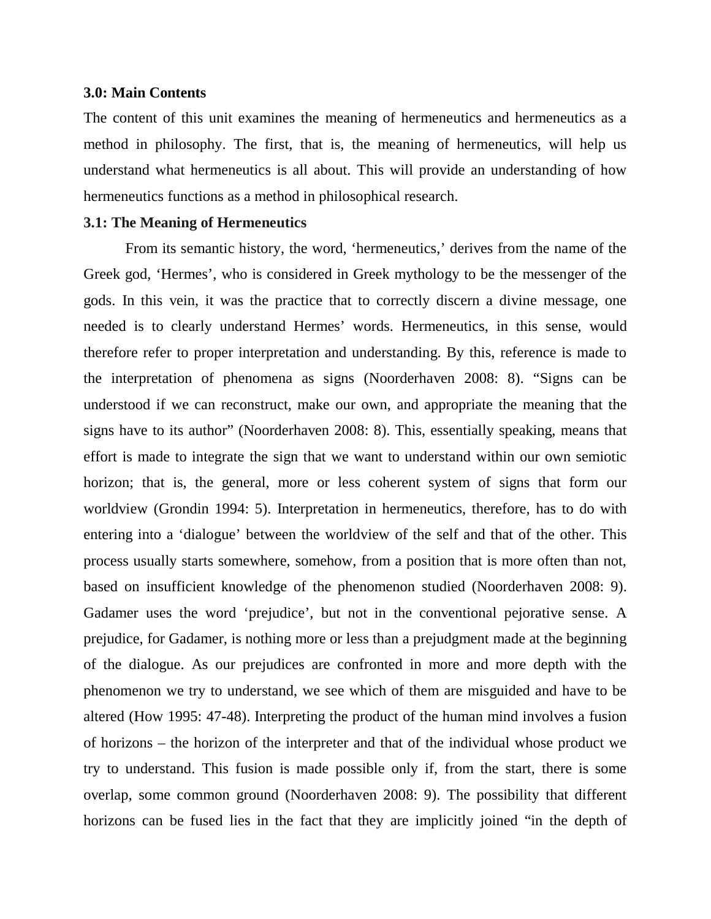### 3.0: Main Contents

The content of this unit examines the meaning of hermeneutics and hermeneutics as a method in philosophy. The first, that is, the meaning of hermeneutics, will help us understand what hermeneutics is all about. This will provide an understanding of how hermeneutics functions as a method in philosophical research.

### 3.1: The Meaning of Hermeneutics

From its semantic history, the word, 'hermeneutics,' derives from the name of the Greek god, 'Hermes', who is considered in Greek mythology to be the messenger of the gods. In this vein, it was the practice that to correctly discern a divine message, one needed is to clearly understand Hermes' words. Hermeneutics, in this sense, would therefore refer to proper interpretation and understanding. By this, reference is made to the interpretation of phenomena as signs (Noorderhaven 2008: 8). "Signs can be understood if we can reconstruct, make our own, and appropriate the meaning that the signs have to its author" (Noorderhaven 2008: 8). This, essentially speaking, means that effort is made to integrate the sign that we want to understand within our own semiotic horizon; that is, the general, more or less coherent system of signs that form our worldview (Grondin 1994: 5). Interpretation in hermeneutics, therefore, has to do with entering into a 'dialogue' between the worldview of the self and that of the other. This process usually starts somewhere, somehow, from a position that is more often than not, based on insufficient knowledge of the phenomenon studied (Noorderhaven 2008: 9). Gadamer uses the word 'prejudice', but not in the conventional pejorative sense. A prejudice, for Gadamer, is nothing more or less than a prejudgment made at the beginning of the dialogue. As our prejudices are confronted in more and more depth with the phenomenon we try to understand, we see which of them are misguided and have to be altered (How 1995: 47-48). Interpreting the product of the human mind involves a fusion of horizons – the horizon of the interpreter and that of the individual whose product we try to understand. This fusion is made possible only if, from the start, there is some overlap, some common ground (Noorderhaven 2008: 9). The possibility that different horizons can be fused lies in the fact that they are implicitly joined "in the depth of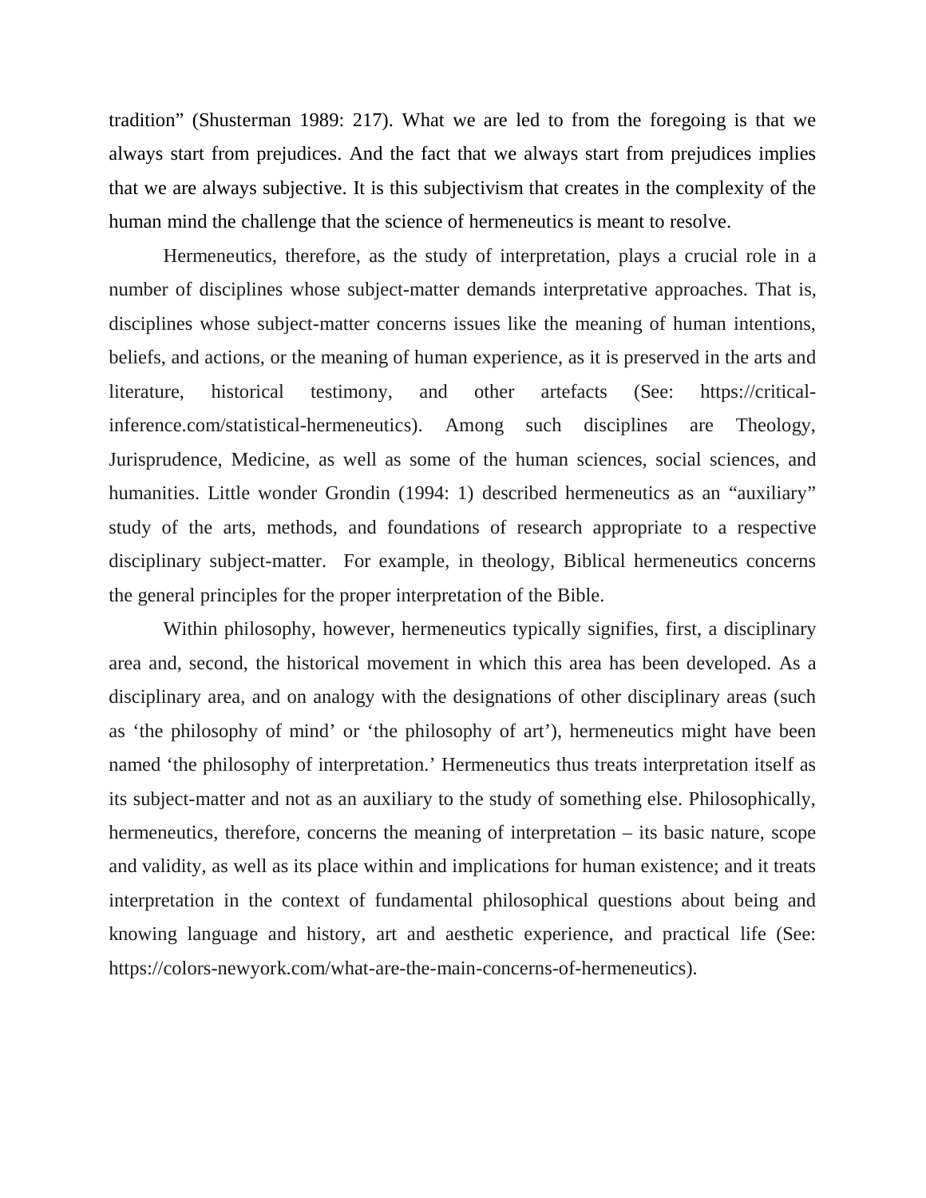tradition" (Shusterman 1989: 217). What we are led to from the foregoing is that we always start from prejudices. And the fact that we always start from prejudices implies that we are always subjective. It is this subjectivism that creates in the complexity of the human mind the challenge that the science of hermeneutics is meant to resolve.

Hermeneutics, therefore, as the study of interpretation, plays a crucial role in a number of disciplines whose subject-matter demands interpretative approaches. That is, disciplines whose subject-matter concerns issues like the meaning of human intentions, beliefs, and actions, or the meaning of human experience, as it is preserved in the arts and literature, historical testimony, and other artefacts (See: https://critical-inference.com/statistical-hermeneutics). Among such disciplines are Theology, Jurisprudence, Medicine, as well as some of the human sciences, social sciences, and humanities. Little wonder Grondin (1994: 1) described hermeneutics as an "auxiliary" study of the arts, methods, and foundations of research appropriate to a respective disciplinary subject-matter. For example, in theology, Biblical hermeneutics concerns the general principles for the proper interpretation of the Bible.

Within philosophy, however, hermeneutics typically signifies, first, a disciplinary area and, second, the historical movement in which this area has been developed. As a disciplinary area, and on analogy with the designations of other disciplinary areas (such as 'the philosophy of mind' or 'the philosophy of art'), hermeneutics might have been named 'the philosophy of interpretation.' Hermeneutics thus treats interpretation itself as its subject-matter and not as an auxiliary to the study of something else. Philosophically, hermeneutics, therefore, concerns the meaning of interpretation – its basic nature, scope and validity, as well as its place within and implications for human existence; and it treats interpretation in the context of fundamental philosophical questions about being and knowing language and history, art and aesthetic experience, and practical life (See: https://colors-newyork.com/what-are-the-main-concerns-of-hermeneutics).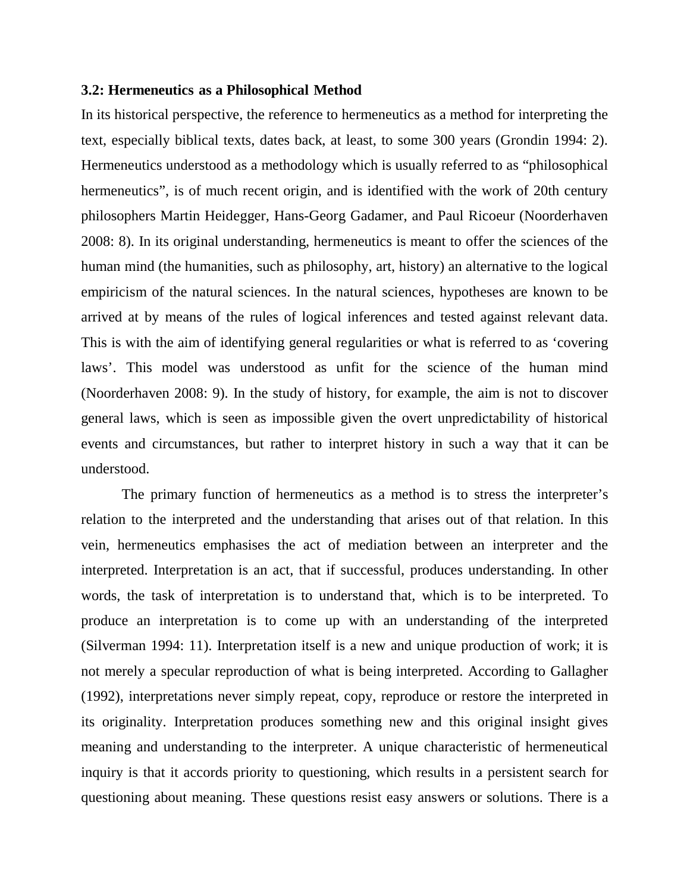### 3.2: Hermeneutics as a Philosophical Method

In its historical perspective, the reference to hermeneutics as a method for interpreting the text, especially biblical texts, dates back, at least, to some 300 years (Grondin 1994: 2). Hermeneutics understood as a methodology which is usually referred to as "philosophical hermeneutics", is of much recent origin, and is identified with the work of 20th century philosophers Martin Heidegger, Hans-Georg Gadamer, and Paul Ricoeur (Noorderhaven 2008: 8). In its original understanding, hermeneutics is meant to offer the sciences of the human mind (the humanities, such as philosophy, art, history) an alternative to the logical empiricism of the natural sciences. In the natural sciences, hypotheses are known to be arrived at by means of the rules of logical inferences and tested against relevant data. This is with the aim of identifying general regularities or what is referred to as 'covering laws'. This model was understood as unfit for the science of the human mind (Noorderhaven 2008: 9). In the study of history, for example, the aim is not to discover general laws, which is seen as impossible given the overt unpredictability of historical events and circumstances, but rather to interpret history in such a way that it can be understood.

The primary function of hermeneutics as a method is to stress the interpreter's relation to the interpreted and the understanding that arises out of that relation. In this vein, hermeneutics emphasises the act of mediation between an interpreter and the interpreted. Interpretation is an act, that if successful, produces understanding. In other words, the task of interpretation is to understand that, which is to be interpreted. To produce an interpretation is to come up with an understanding of the interpreted (Silverman 1994: 11). Interpretation itself is a new and unique production of work; it is not merely a specular reproduction of what is being interpreted. According to Gallagher (1992), interpretations never simply repeat, copy, reproduce or restore the interpreted in its originality. Interpretation produces something new and this original insight gives meaning and understanding to the interpreter. A unique characteristic of hermeneutical inquiry is that it accords priority to questioning, which results in a persistent search for questioning about meaning. These questions resist easy answers or solutions. There is a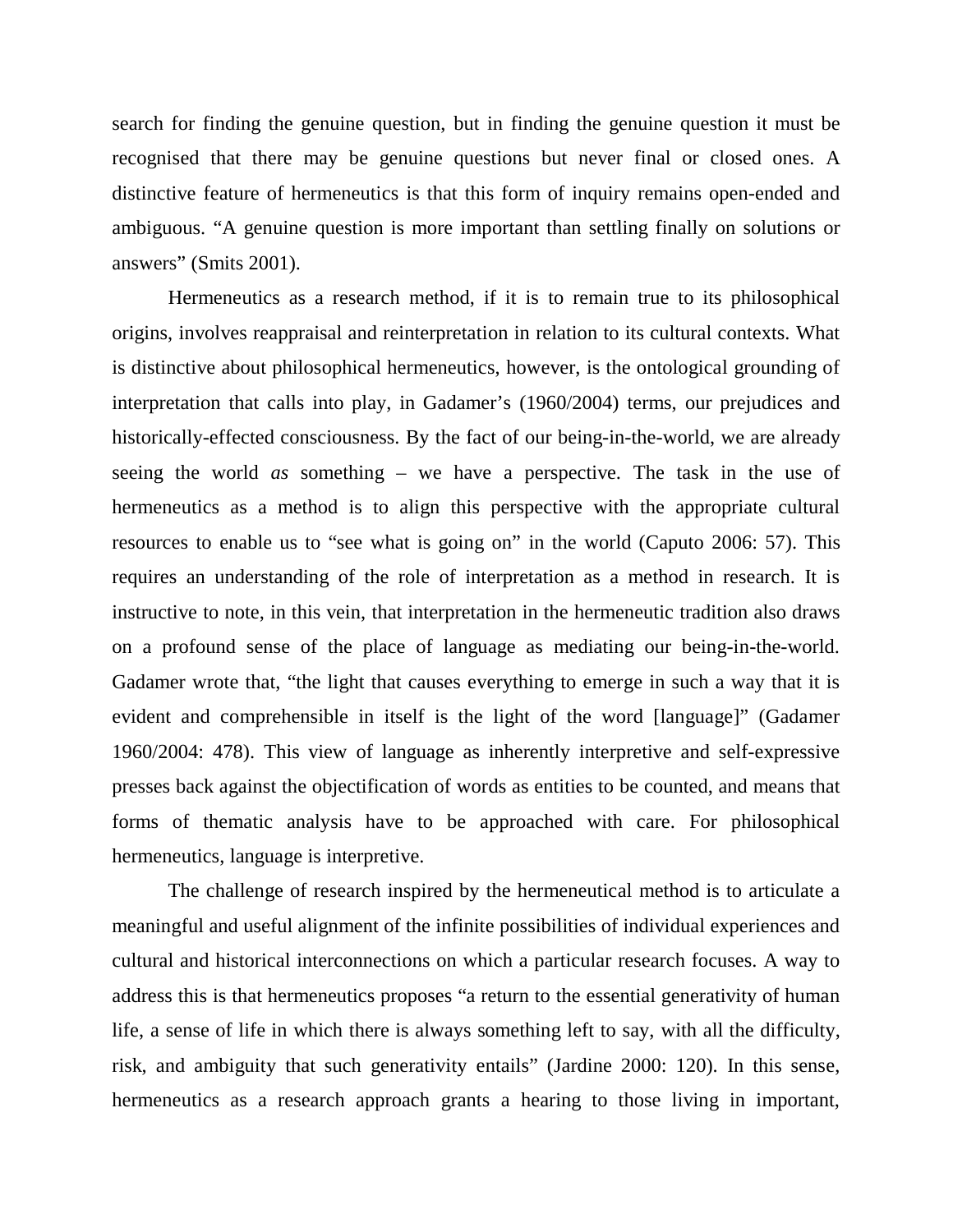search for finding the genuine question, but in finding the genuine question it must be recognised that there may be genuine questions but never final or closed ones. A distinctive feature of hermeneutics is that this form of inquiry remains open-ended and ambiguous. "A genuine question is more important than settling finally on solutions or answers" (Smits 2001).

Hermeneutics as a research method, if it is to remain true to its philosophical origins, involves reappraisal and reinterpretation in relation to its cultural contexts. What is distinctive about philosophical hermeneutics, however, is the ontological grounding of interpretation that calls into play, in Gadamer's (1960/2004) terms, our prejudices and historically-effected consciousness. By the fact of our being-in-the-world, we are already seeing the world *as* something – we have a perspective. The task in the use of hermeneutics as a method is to align this perspective with the appropriate cultural resources to enable us to "see what is going on" in the world (Caputo 2006: 57). This requires an understanding of the role of interpretation as a method in research. It is instructive to note, in this vein, that interpretation in the hermeneutic tradition also draws on a profound sense of the place of language as mediating our being-in-the-world. Gadamer wrote that, "the light that causes everything to emerge in such a way that it is evident and comprehensible in itself is the light of the word [language]" (Gadamer 1960/2004: 478). This view of language as inherently interpretive and self-expressive presses back against the objectification of words as entities to be counted, and means that forms of thematic analysis have to be approached with care. For philosophical hermeneutics, language is interpretive.

The challenge of research inspired by the hermeneutical method is to articulate a meaningful and useful alignment of the infinite possibilities of individual experiences and cultural and historical interconnections on which a particular research focuses. A way to address this is that hermeneutics proposes "a return to the essential generativity of human life, a sense of life in which there is always something left to say, with all the difficulty, risk, and ambiguity that such generativity entails" (Jardine 2000: 120). In this sense, hermeneutics as a research approach grants a hearing to those living in important,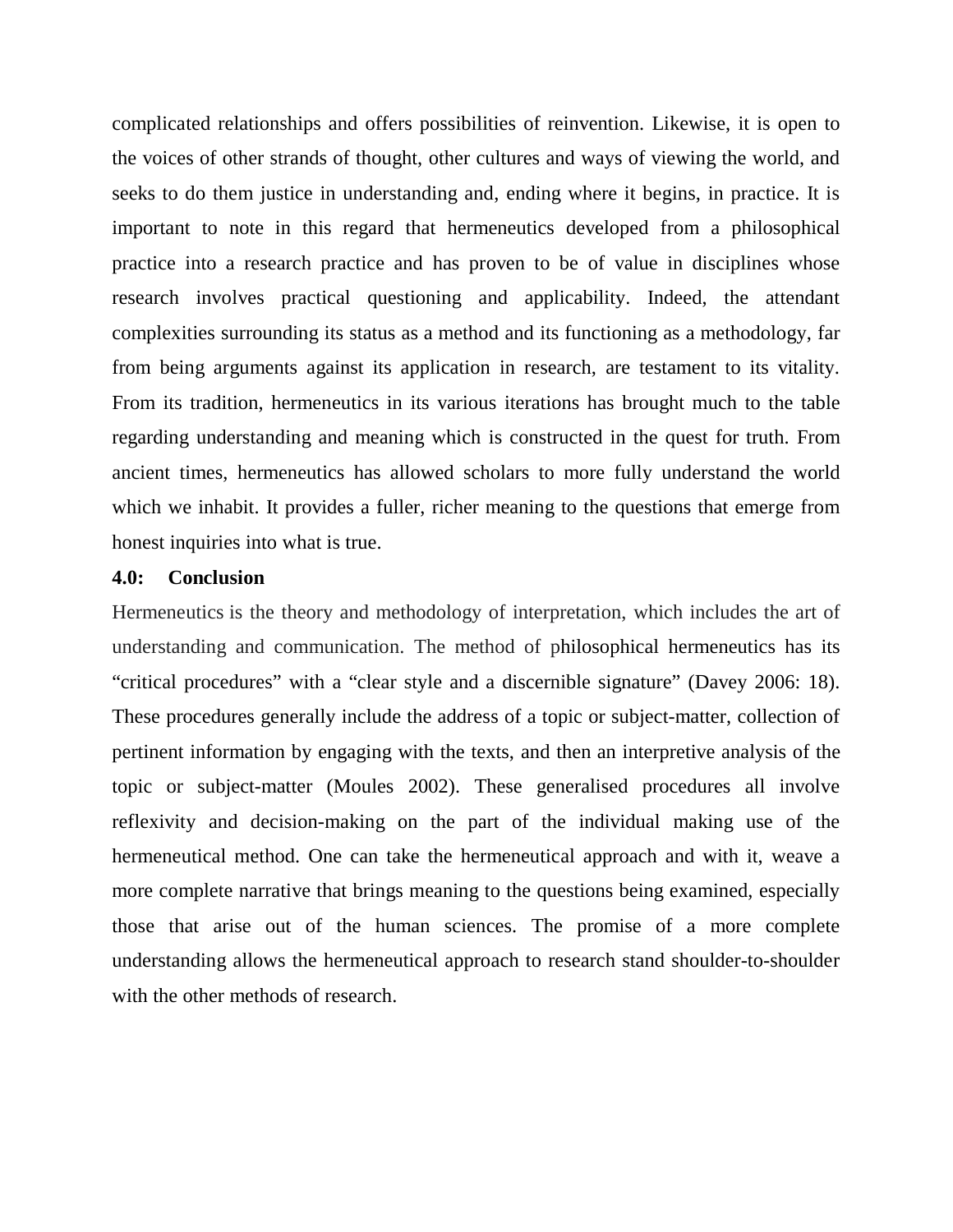complicated relationships and offers possibilities of reinvention. Likewise, it is open to the voices of other strands of thought, other cultures and ways of viewing the world, and seeks to do them justice in understanding and, ending where it begins, in practice. It is important to note in this regard that hermeneutics developed from a philosophical practice into a research practice and has proven to be of value in disciplines whose research involves practical questioning and applicability. Indeed, the attendant complexities surrounding its status as a method and its functioning as a methodology, far from being arguments against its application in research, are testament to its vitality. From its tradition, hermeneutics in its various iterations has brought much to the table regarding understanding and meaning which is constructed in the quest for truth. From ancient times, hermeneutics has allowed scholars to more fully understand the world which we inhabit. It provides a fuller, richer meaning to the questions that emerge from honest inquiries into what is true.

**4.0: Conclusion**

Hermeneutics is the theory and methodology of interpretation, which includes the art of understanding and communication. The method of philosophical hermeneutics has its "critical procedures" with a "clear style and a discernible signature" (Davey 2006: 18). These procedures generally include the address of a topic or subject-matter, collection of pertinent information by engaging with the texts, and then an interpretive analysis of the topic or subject-matter (Moules 2002). These generalised procedures all involve reflexivity and decision-making on the part of the individual making use of the hermeneutical method. One can take the hermeneutical approach and with it, weave a more complete narrative that brings meaning to the questions being examined, especially those that arise out of the human sciences. The promise of a more complete understanding allows the hermeneutical approach to research stand shoulder-to-shoulder with the other methods of research.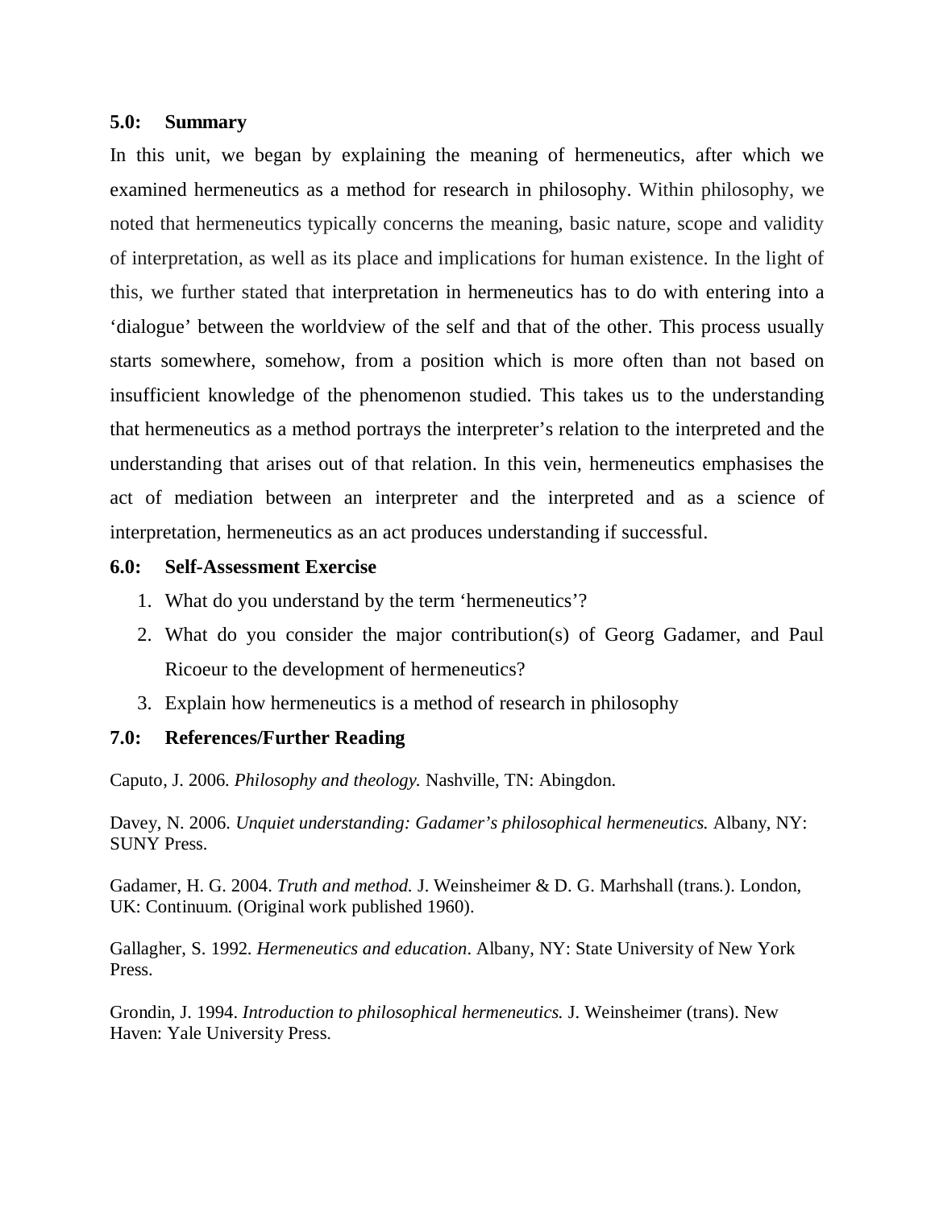## 5.0: Summary

In this unit, we began by explaining the meaning of hermeneutics, after which we examined hermeneutics as a method for research in philosophy. Within philosophy, we noted that hermeneutics typically concerns the meaning, basic nature, scope and validity of interpretation, as well as its place and implications for human existence. In the light of this, we further stated that interpretation in hermeneutics has to do with entering into a 'dialogue' between the worldview of the self and that of the other. This process usually starts somewhere, somehow, from a position which is more often than not based on insufficient knowledge of the phenomenon studied. This takes us to the understanding that hermeneutics as a method portrays the interpreter's relation to the interpreted and the understanding that arises out of that relation. In this vein, hermeneutics emphasises the act of mediation between an interpreter and the interpreted and as a science of interpretation, hermeneutics as an act produces understanding if successful.

## 6.0: Self-Assessment Exercise

1. What do you understand by the term 'hermeneutics'?
2. What do you consider the major contribution(s) of Georg Gadamer, and Paul Ricoeur to the development of hermeneutics?
3. Explain how hermeneutics is a method of research in philosophy

## 7.0: References/Further Reading

Caputo, J. 2006. *Philosophy and theology.* Nashville, TN: Abingdon.

Davey, N. 2006. *Unquiet understanding: Gadamer's philosophical hermeneutics.* Albany, NY: SUNY Press.

Gadamer, H. G. 2004. *Truth and method.* J. Weinsheimer & D. G. Marhshall (trans.). London, UK: Continuum. (Original work published 1960).

Gallagher, S. 1992. *Hermeneutics and education*. Albany, NY: State University of New York Press.

Grondin, J. 1994. *Introduction to philosophical hermeneutics.* J. Weinsheimer (trans). New Haven: Yale University Press.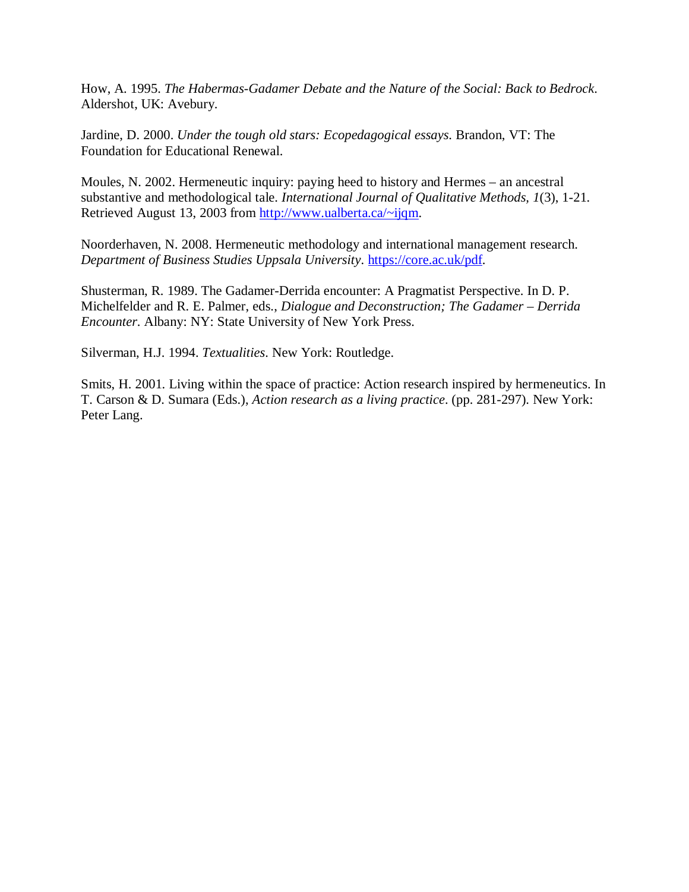How, A. 1995. *The Habermas-Gadamer Debate and the Nature of the Social: Back to Bedrock*. Aldershot, UK: Avebury.

Jardine, D. 2000. *Under the tough old stars: Ecopedagogical essays.* Brandon, VT: The Foundation for Educational Renewal.

Moules, N. 2002. Hermeneutic inquiry: paying heed to history and Hermes – an ancestral substantive and methodological tale. *International Journal of Qualitative Methods, 1*(3), 1-21. Retrieved August 13, 2003 from [http://www.ualberta.ca/~ijqm](http://www.ualberta.ca/~ijqm).

Noorderhaven, N. 2008. Hermeneutic methodology and international management research. *Department of Business Studies Uppsala University*. [https://core.ac.uk/pdf](https://core.ac.uk/pdf).

Shusterman, R. 1989. The Gadamer-Derrida encounter: A Pragmatist Perspective. In D. P. Michelfelder and R. E. Palmer, eds., *Dialogue and Deconstruction; The Gadamer – Derrida Encounter*. Albany: NY: State University of New York Press.

Silverman, H.J. 1994. *Textualities*. New York: Routledge.

Smits, H. 2001. Living within the space of practice: Action research inspired by hermeneutics. In T. Carson & D. Sumara (Eds.), *Action research as a living practice*. (pp. 281-297). New York: Peter Lang.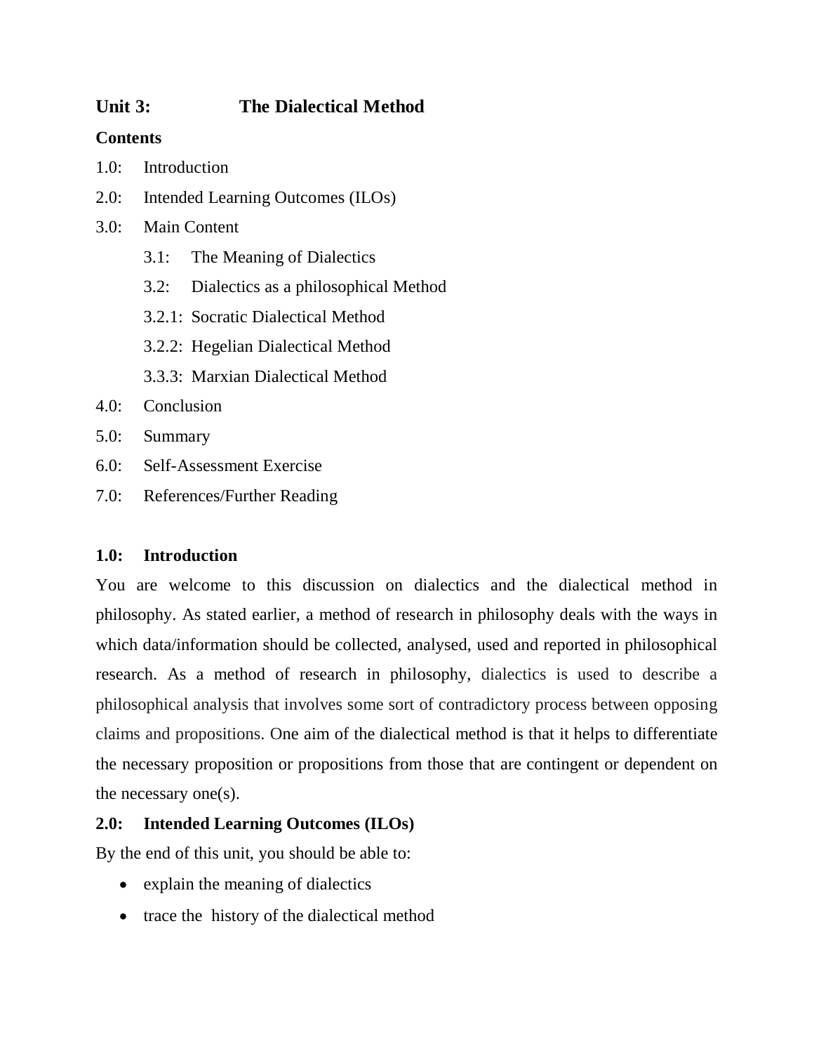## Unit 3: The Dialectical Method

**Contents**

1.0: Introduction

2.0: Intended Learning Outcomes (ILOs)

3.0: Main Content

- 3.1: The Meaning of Dialectics
- 3.2: Dialectics as a philosophical Method
- 3.2.1: Socratic Dialectical Method
- 3.2.2: Hegelian Dialectical Method
- 3.3.3: Marxian Dialectical Method

4.0: Conclusion

5.0: Summary

6.0: Self-Assessment Exercise

7.0: References/Further Reading

### 1.0: Introduction

You are welcome to this discussion on dialectics and the dialectical method in philosophy. As stated earlier, a method of research in philosophy deals with the ways in which data/information should be collected, analysed, used and reported in philosophical research. As a method of research in philosophy, dialectics is used to describe a philosophical analysis that involves some sort of contradictory process between opposing claims and propositions. One aim of the dialectical method is that it helps to differentiate the necessary proposition or propositions from those that are contingent or dependent on the necessary one(s).

### 2.0: Intended Learning Outcomes (ILOs)

By the end of this unit, you should be able to:

- explain the meaning of dialectics
- trace the history of the dialectical method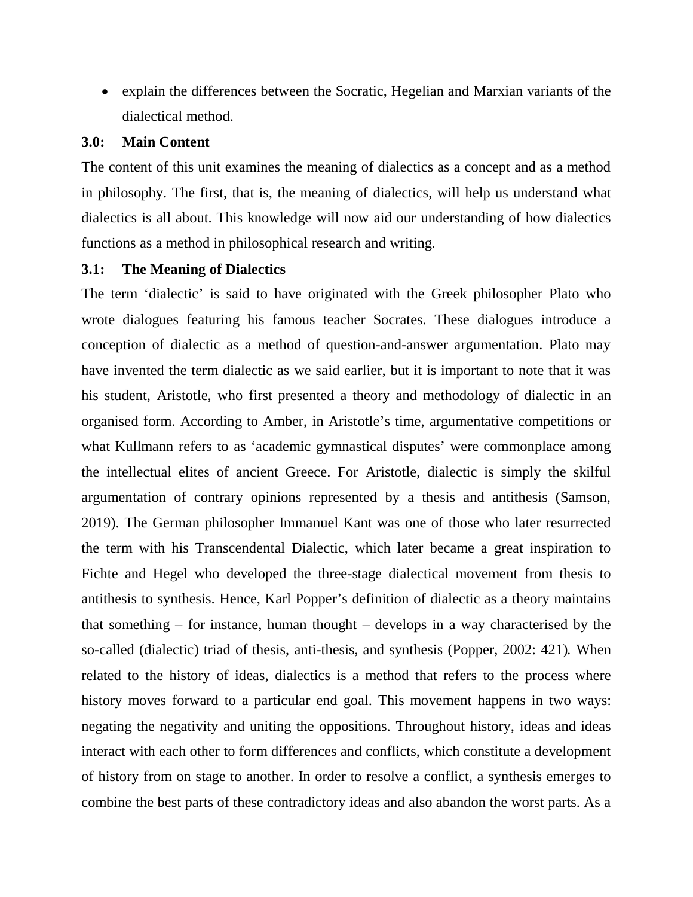- explain the differences between the Socratic, Hegelian and Marxian variants of the dialectical method.

## 3.0: Main Content

The content of this unit examines the meaning of dialectics as a concept and as a method in philosophy. The first, that is, the meaning of dialectics, will help us understand what dialectics is all about. This knowledge will now aid our understanding of how dialectics functions as a method in philosophical research and writing.

### 3.1: The Meaning of Dialectics

The term 'dialectic' is said to have originated with the Greek philosopher Plato who wrote dialogues featuring his famous teacher Socrates. These dialogues introduce a conception of dialectic as a method of question-and-answer argumentation. Plato may have invented the term dialectic as we said earlier, but it is important to note that it was his student, Aristotle, who first presented a theory and methodology of dialectic in an organised form. According to Amber, in Aristotle's time, argumentative competitions or what Kullmann refers to as 'academic gymnastical disputes' were commonplace among the intellectual elites of ancient Greece. For Aristotle, dialectic is simply the skilful argumentation of contrary opinions represented by a thesis and antithesis (Samson, 2019). The German philosopher Immanuel Kant was one of those who later resurrected the term with his Transcendental Dialectic, which later became a great inspiration to Fichte and Hegel who developed the three-stage dialectical movement from thesis to antithesis to synthesis. Hence, Karl Popper's definition of dialectic as a theory maintains that something – for instance, human thought – develops in a way characterised by the so-called (dialectic) triad of thesis, anti-thesis, and synthesis (Popper, 2002: 421). When related to the history of ideas, dialectics is a method that refers to the process where history moves forward to a particular end goal. This movement happens in two ways: negating the negativity and uniting the oppositions. Throughout history, ideas and ideas interact with each other to form differences and conflicts, which constitute a development of history from on stage to another. In order to resolve a conflict, a synthesis emerges to combine the best parts of these contradictory ideas and also abandon the worst parts. As a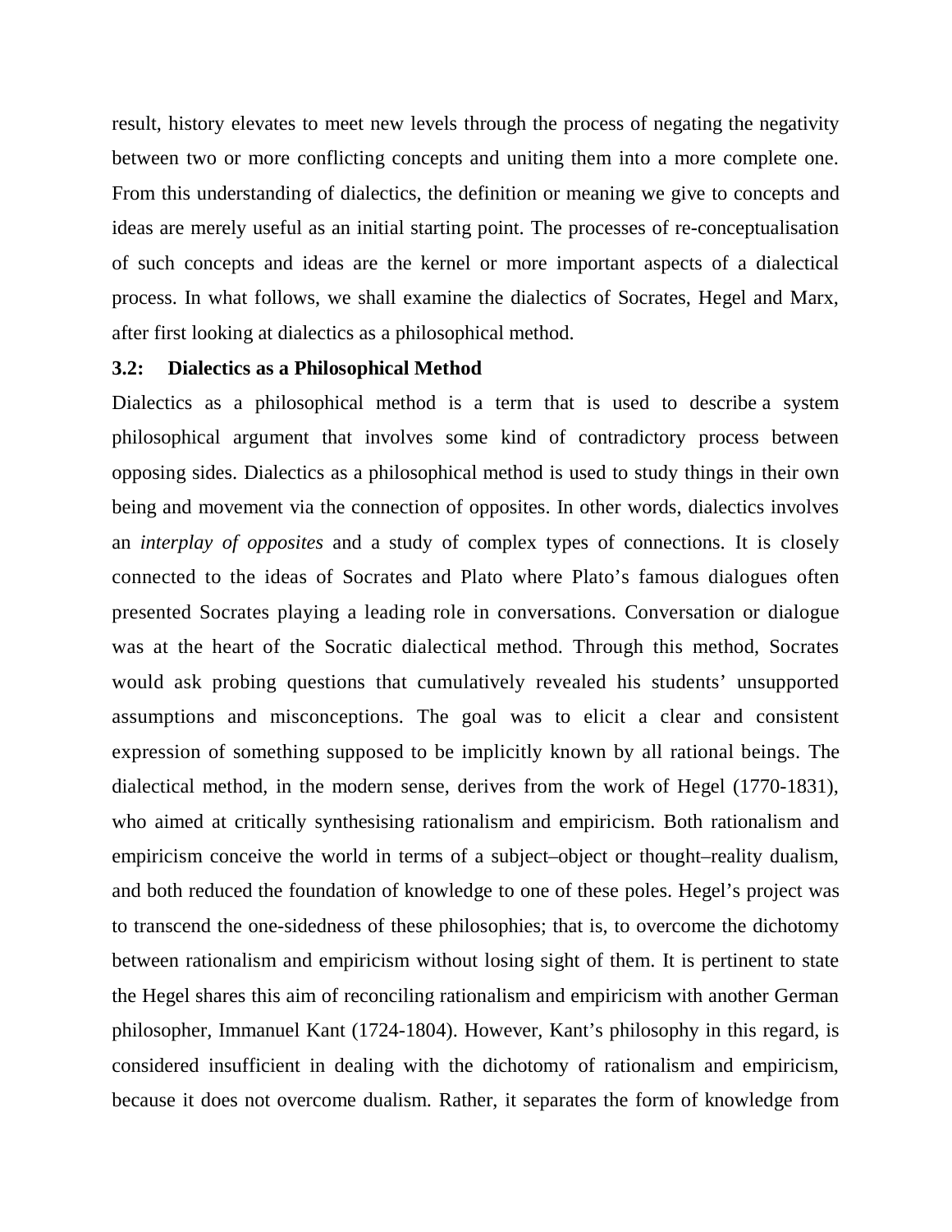result, history elevates to meet new levels through the process of negating the negativity between two or more conflicting concepts and uniting them into a more complete one. From this understanding of dialectics, the definition or meaning we give to concepts and ideas are merely useful as an initial starting point. The processes of re-conceptualisation of such concepts and ideas are the kernel or more important aspects of a dialectical process. In what follows, we shall examine the dialectics of Socrates, Hegel and Marx, after first looking at dialectics as a philosophical method.

### 3.2: Dialectics as a Philosophical Method

Dialectics as a philosophical method is a term that is used to describe a system philosophical argument that involves some kind of contradictory process between opposing sides. Dialectics as a philosophical method is used to study things in their own being and movement via the connection of opposites. In other words, dialectics involves an *interplay of opposites* and a study of complex types of connections. It is closely connected to the ideas of Socrates and Plato where Plato's famous dialogues often presented Socrates playing a leading role in conversations. Conversation or dialogue was at the heart of the Socratic dialectical method. Through this method, Socrates would ask probing questions that cumulatively revealed his students' unsupported assumptions and misconceptions. The goal was to elicit a clear and consistent expression of something supposed to be implicitly known by all rational beings. The dialectical method, in the modern sense, derives from the work of Hegel (1770-1831), who aimed at critically synthesising rationalism and empiricism. Both rationalism and empiricism conceive the world in terms of a subject–object or thought–reality dualism, and both reduced the foundation of knowledge to one of these poles. Hegel's project was to transcend the one-sidedness of these philosophies; that is, to overcome the dichotomy between rationalism and empiricism without losing sight of them. It is pertinent to state the Hegel shares this aim of reconciling rationalism and empiricism with another German philosopher, Immanuel Kant (1724-1804). However, Kant's philosophy in this regard, is considered insufficient in dealing with the dichotomy of rationalism and empiricism, because it does not overcome dualism. Rather, it separates the form of knowledge from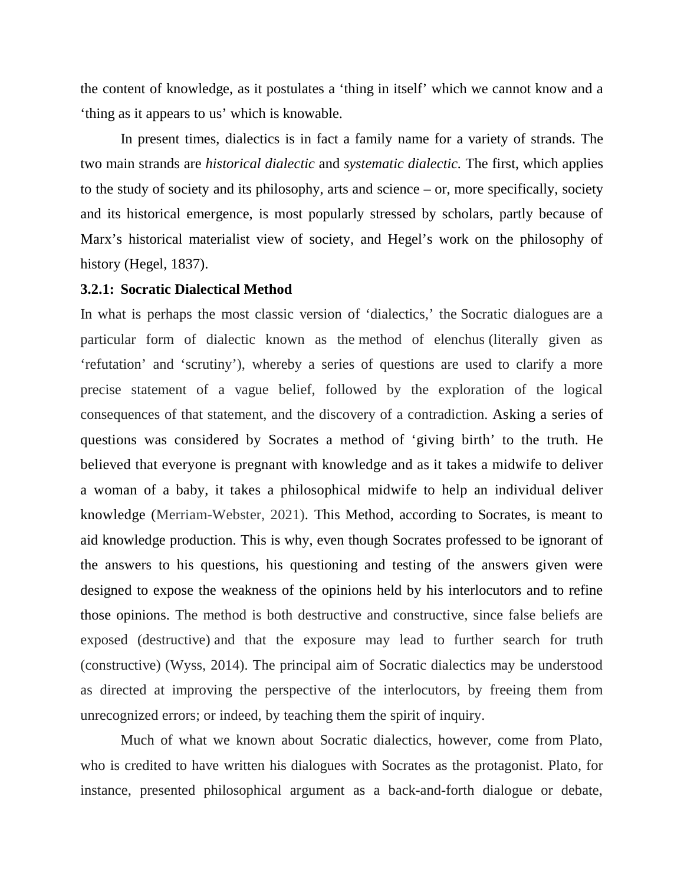the content of knowledge, as it postulates a 'thing in itself' which we cannot know and a 'thing as it appears to us' which is knowable.

In present times, dialectics is in fact a family name for a variety of strands. The two main strands are *historical dialectic* and *systematic dialectic.* The first, which applies to the study of society and its philosophy, arts and science – or, more specifically, society and its historical emergence, is most popularly stressed by scholars, partly because of Marx's historical materialist view of society, and Hegel's work on the philosophy of history (Hegel, 1837).

### 3.2.1: Socratic Dialectical Method

In what is perhaps the most classic version of 'dialectics,' the Socratic dialogues are a particular form of dialectic known as the method of elenchus (literally given as 'refutation' and 'scrutiny'), whereby a series of questions are used to clarify a more precise statement of a vague belief, followed by the exploration of the logical consequences of that statement, and the discovery of a contradiction. Asking a series of questions was considered by Socrates a method of 'giving birth' to the truth. He believed that everyone is pregnant with knowledge and as it takes a midwife to deliver a woman of a baby, it takes a philosophical midwife to help an individual deliver knowledge (Merriam-Webster, 2021). This Method, according to Socrates, is meant to aid knowledge production. This is why, even though Socrates professed to be ignorant of the answers to his questions, his questioning and testing of the answers given were designed to expose the weakness of the opinions held by his interlocutors and to refine those opinions. The method is both destructive and constructive, since false beliefs are exposed (destructive) and that the exposure may lead to further search for truth (constructive) (Wyss, 2014). The principal aim of Socratic dialectics may be understood as directed at improving the perspective of the interlocutors, by freeing them from unrecognized errors; or indeed, by teaching them the spirit of inquiry.

Much of what we known about Socratic dialectics, however, come from Plato, who is credited to have written his dialogues with Socrates as the protagonist. Plato, for instance, presented philosophical argument as a back-and-forth dialogue or debate,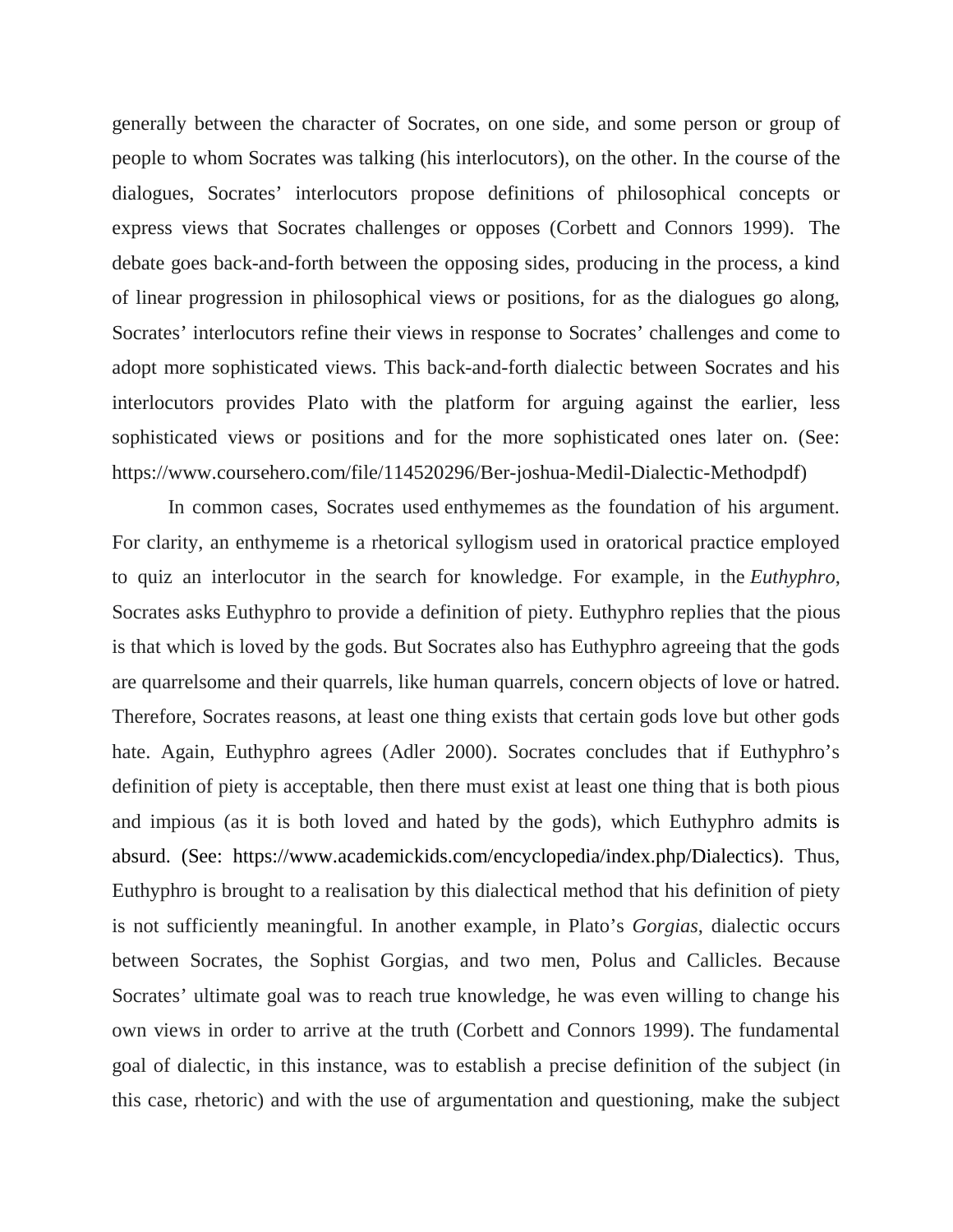generally between the character of Socrates, on one side, and some person or group of people to whom Socrates was talking (his interlocutors), on the other. In the course of the dialogues, Socrates' interlocutors propose definitions of philosophical concepts or express views that Socrates challenges or opposes (Corbett and Connors 1999). The debate goes back-and-forth between the opposing sides, producing in the process, a kind of linear progression in philosophical views or positions, for as the dialogues go along, Socrates' interlocutors refine their views in response to Socrates' challenges and come to adopt more sophisticated views. This back-and-forth dialectic between Socrates and his interlocutors provides Plato with the platform for arguing against the earlier, less sophisticated views or positions and for the more sophisticated ones later on. (See: https://www.coursehero.com/file/114520296/Ber-joshua-Medil-Dialectic-Methodpdf)

In common cases, Socrates used enthymemes as the foundation of his argument. For clarity, an enthymeme is a rhetorical syllogism used in oratorical practice employed to quiz an interlocutor in the search for knowledge. For example, in the *Euthyphro*, Socrates asks Euthyphro to provide a definition of piety. Euthyphro replies that the pious is that which is loved by the gods. But Socrates also has Euthyphro agreeing that the gods are quarrelsome and their quarrels, like human quarrels, concern objects of love or hatred. Therefore, Socrates reasons, at least one thing exists that certain gods love but other gods hate. Again, Euthyphro agrees (Adler 2000). Socrates concludes that if Euthyphro's definition of piety is acceptable, then there must exist at least one thing that is both pious and impious (as it is both loved and hated by the gods), which Euthyphro admits is absurd. (See: https://www.academickids.com/encyclopedia/index.php/Dialectics). Thus, Euthyphro is brought to a realisation by this dialectical method that his definition of piety is not sufficiently meaningful. In another example, in Plato's *Gorgias*, dialectic occurs between Socrates, the Sophist Gorgias, and two men, Polus and Callicles. Because Socrates' ultimate goal was to reach true knowledge, he was even willing to change his own views in order to arrive at the truth (Corbett and Connors 1999). The fundamental goal of dialectic, in this instance, was to establish a precise definition of the subject (in this case, rhetoric) and with the use of argumentation and questioning, make the subject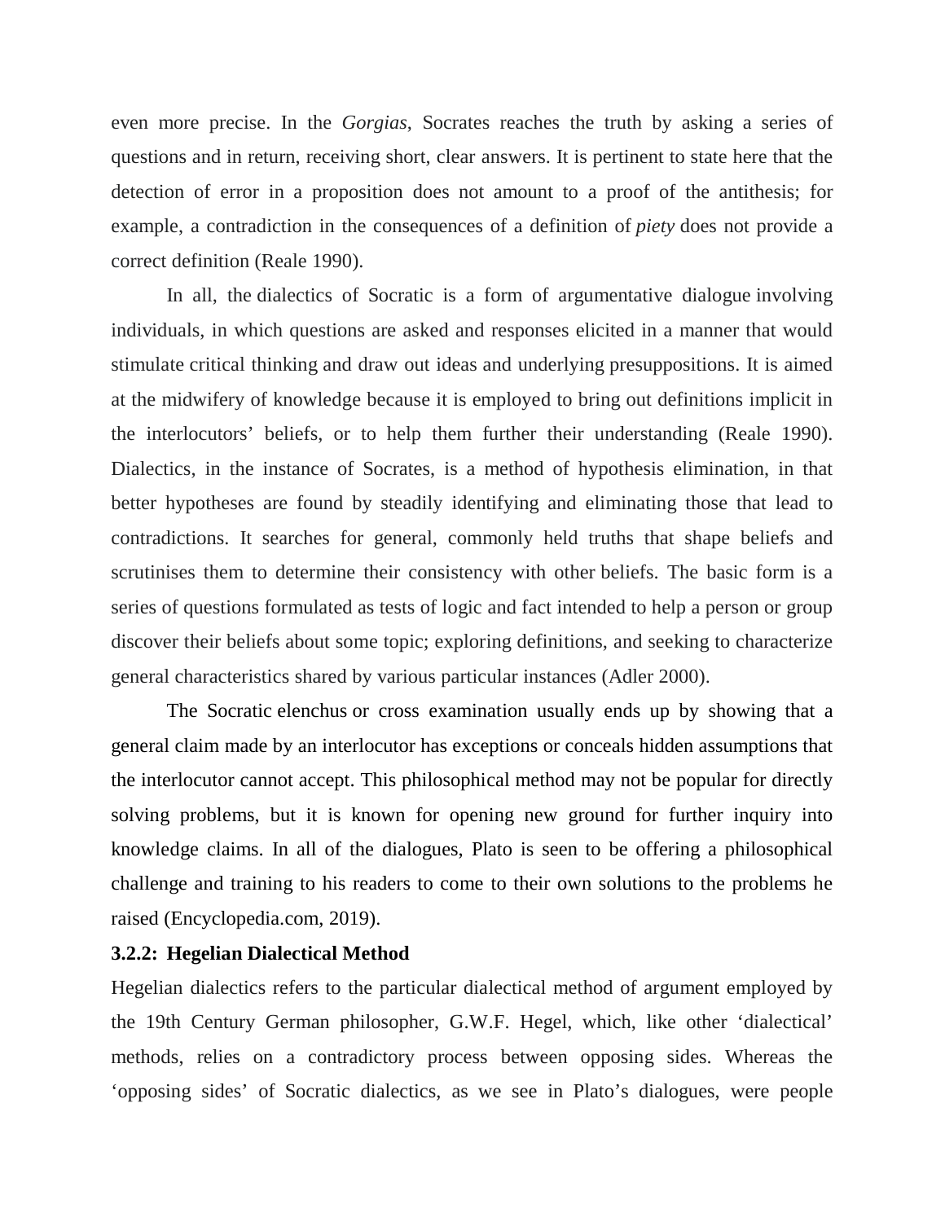even more precise. In the *Gorgias*, Socrates reaches the truth by asking a series of questions and in return, receiving short, clear answers. It is pertinent to state here that the detection of error in a proposition does not amount to a proof of the antithesis; for example, a contradiction in the consequences of a definition of *piety* does not provide a correct definition (Reale 1990).

In all, the dialectics of Socratic is a form of argumentative dialogue involving individuals, in which questions are asked and responses elicited in a manner that would stimulate critical thinking and draw out ideas and underlying presuppositions. It is aimed at the midwifery of knowledge because it is employed to bring out definitions implicit in the interlocutors' beliefs, or to help them further their understanding (Reale 1990). Dialectics, in the instance of Socrates, is a method of hypothesis elimination, in that better hypotheses are found by steadily identifying and eliminating those that lead to contradictions. It searches for general, commonly held truths that shape beliefs and scrutinises them to determine their consistency with other beliefs. The basic form is a series of questions formulated as tests of logic and fact intended to help a person or group discover their beliefs about some topic; exploring definitions, and seeking to characterize general characteristics shared by various particular instances (Adler 2000).

The Socratic elenchus or cross examination usually ends up by showing that a general claim made by an interlocutor has exceptions or conceals hidden assumptions that the interlocutor cannot accept. This philosophical method may not be popular for directly solving problems, but it is known for opening new ground for further inquiry into knowledge claims. In all of the dialogues, Plato is seen to be offering a philosophical challenge and training to his readers to come to their own solutions to the problems he raised (Encyclopedia.com, 2019).

**3.2.2: Hegelian Dialectical Method**

Hegelian dialectics refers to the particular dialectical method of argument employed by the 19th Century German philosopher, G.W.F. Hegel, which, like other 'dialectical' methods, relies on a contradictory process between opposing sides. Whereas the 'opposing sides' of Socratic dialectics, as we see in Plato's dialogues, were people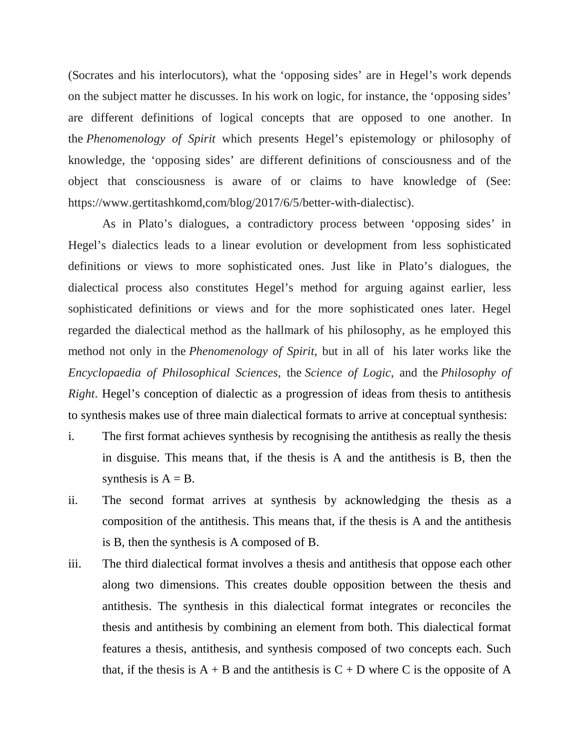(Socrates and his interlocutors), what the 'opposing sides' are in Hegel's work depends on the subject matter he discusses. In his work on logic, for instance, the 'opposing sides' are different definitions of logical concepts that are opposed to one another. In the *Phenomenology of Spirit* which presents Hegel's epistemology or philosophy of knowledge, the 'opposing sides' are different definitions of consciousness and of the object that consciousness is aware of or claims to have knowledge of (See: https://www.gertitashkomd,com/blog/2017/6/5/better-with-dialectisc).

As in Plato's dialogues, a contradictory process between 'opposing sides' in Hegel's dialectics leads to a linear evolution or development from less sophisticated definitions or views to more sophisticated ones. Just like in Plato's dialogues, the dialectical process also constitutes Hegel's method for arguing against earlier, less sophisticated definitions or views and for the more sophisticated ones later. Hegel regarded the dialectical method as the hallmark of his philosophy, as he employed this method not only in the *Phenomenology of Spirit*, but in all of his later works like the *Encyclopaedia of Philosophical Sciences*, the *Science of Logic*, and the *Philosophy of Right*. Hegel's conception of dialectic as a progression of ideas from thesis to antithesis to synthesis makes use of three main dialectical formats to arrive at conceptual synthesis:

i. The first format achieves synthesis by recognising the antithesis as really the thesis in disguise. This means that, if the thesis is A and the antithesis is B, then the synthesis is $A = B$.
ii. The second format arrives at synthesis by acknowledging the thesis as a composition of the antithesis. This means that, if the thesis is A and the antithesis is B, then the synthesis is A composed of B.
iii. The third dialectical format involves a thesis and antithesis that oppose each other along two dimensions. This creates double opposition between the thesis and antithesis. The synthesis in this dialectical format integrates or reconciles the thesis and antithesis by combining an element from both. This dialectical format features a thesis, antithesis, and synthesis composed of two concepts each. Such that, if the thesis is $A + B$ and the antithesis is $C + D$ where C is the opposite of A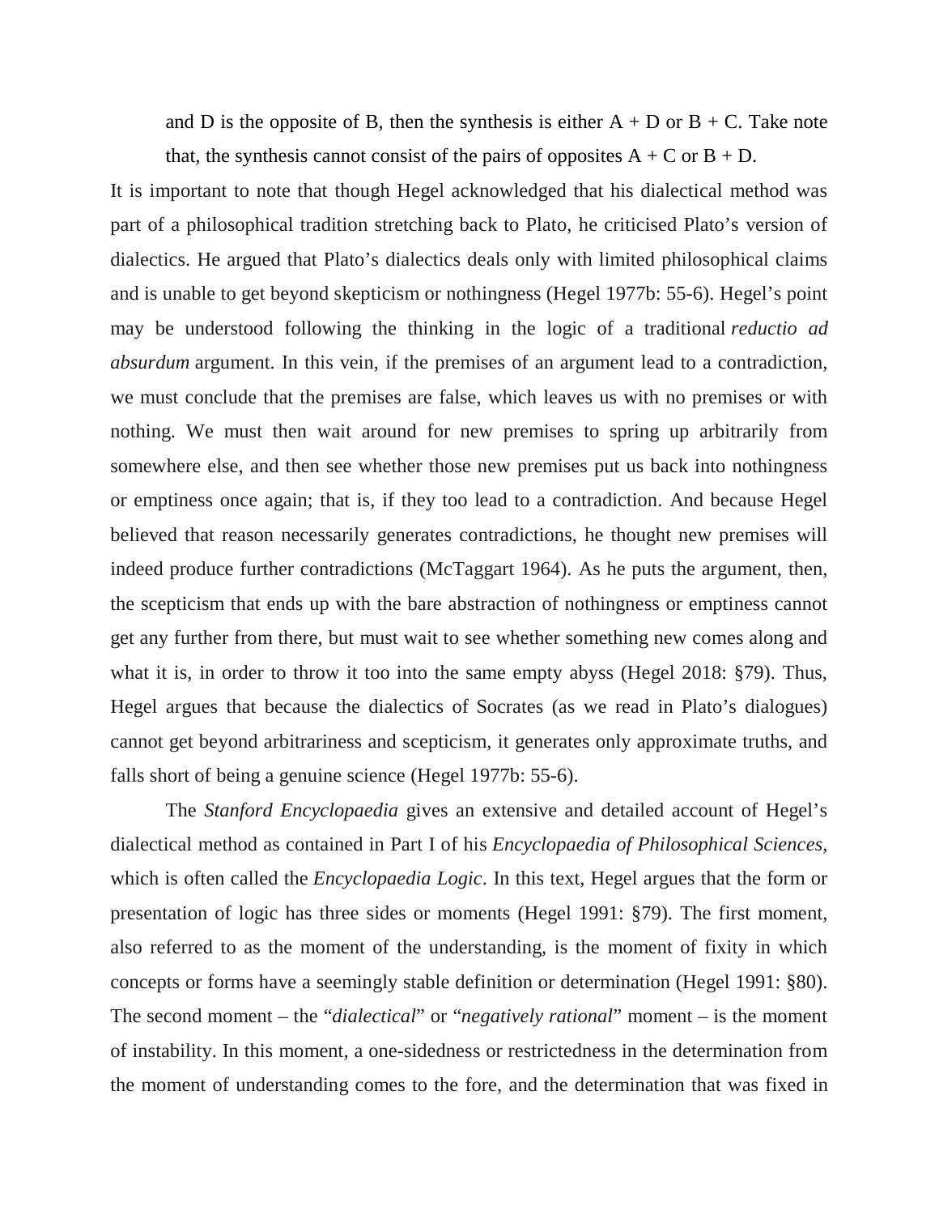and D is the opposite of B, then the synthesis is either A + D or B + C. Take note that, the synthesis cannot consist of the pairs of opposites A + C or B + D.

It is important to note that though Hegel acknowledged that his dialectical method was part of a philosophical tradition stretching back to Plato, he criticised Plato's version of dialectics. He argued that Plato's dialectics deals only with limited philosophical claims and is unable to get beyond skepticism or nothingness (Hegel 1977b: 55-6). Hegel's point may be understood following the thinking in the logic of a traditional *reductio ad absurdum* argument. In this vein, if the premises of an argument lead to a contradiction, we must conclude that the premises are false, which leaves us with no premises or with nothing. We must then wait around for new premises to spring up arbitrarily from somewhere else, and then see whether those new premises put us back into nothingness or emptiness once again; that is, if they too lead to a contradiction. And because Hegel believed that reason necessarily generates contradictions, he thought new premises will indeed produce further contradictions (McTaggart 1964). As he puts the argument, then, the scepticism that ends up with the bare abstraction of nothingness or emptiness cannot get any further from there, but must wait to see whether something new comes along and what it is, in order to throw it too into the same empty abyss (Hegel 2018: §79). Thus, Hegel argues that because the dialectics of Socrates (as we read in Plato's dialogues) cannot get beyond arbitrariness and scepticism, it generates only approximate truths, and falls short of being a genuine science (Hegel 1977b: 55-6).

The *Stanford Encyclopaedia* gives an extensive and detailed account of Hegel's dialectical method as contained in Part I of his *Encyclopaedia of Philosophical Sciences*, which is often called the *Encyclopaedia Logic*. In this text, Hegel argues that the form or presentation of logic has three sides or moments (Hegel 1991: §79). The first moment, also referred to as the moment of the understanding, is the moment of fixity in which concepts or forms have a seemingly stable definition or determination (Hegel 1991: §80). The second moment – the "*dialectical*" or "*negatively rational*" moment – is the moment of instability. In this moment, a one-sidedness or restrictedness in the determination from the moment of understanding comes to the fore, and the determination that was fixed in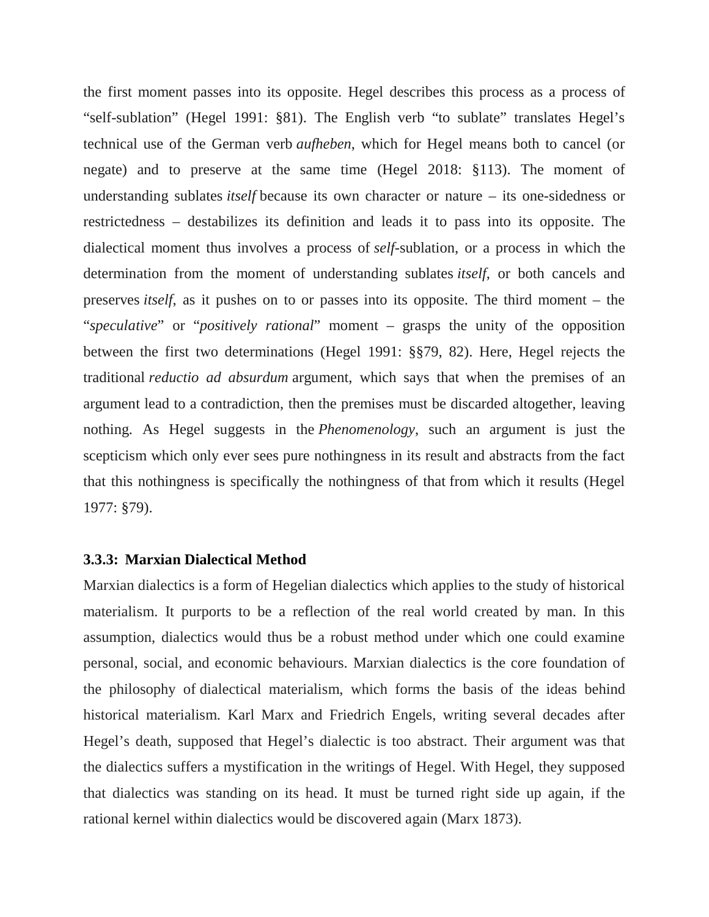the first moment passes into its opposite. Hegel describes this process as a process of "self-sublation" (Hegel 1991: §81). The English verb "to sublate" translates Hegel's technical use of the German verb *aufheben*, which for Hegel means both to cancel (or negate) and to preserve at the same time (Hegel 2018: §113). The moment of understanding sublates *itself* because its own character or nature – its one-sidedness or restrictedness – destabilizes its definition and leads it to pass into its opposite. The dialectical moment thus involves a process of *self*-sublation, or a process in which the determination from the moment of understanding sublates *itself*, or both cancels and preserves *itself*, as it pushes on to or passes into its opposite. The third moment – the "*speculative*" or "*positively rational*" moment – grasps the unity of the opposition between the first two determinations (Hegel 1991: §§79, 82). Here, Hegel rejects the traditional *reductio ad absurdum* argument, which says that when the premises of an argument lead to a contradiction, then the premises must be discarded altogether, leaving nothing. As Hegel suggests in the *Phenomenology*, such an argument is just the scepticism which only ever sees pure nothingness in its result and abstracts from the fact that this nothingness is specifically the nothingness of that from which it results (Hegel 1977: §79).

### 3.3.3: Marxian Dialectical Method

Marxian dialectics is a form of Hegelian dialectics which applies to the study of historical materialism. It purports to be a reflection of the real world created by man. In this assumption, dialectics would thus be a robust method under which one could examine personal, social, and economic behaviours. Marxian dialectics is the core foundation of the philosophy of dialectical materialism, which forms the basis of the ideas behind historical materialism. Karl Marx and Friedrich Engels, writing several decades after Hegel's death, supposed that Hegel's dialectic is too abstract. Their argument was that the dialectics suffers a mystification in the writings of Hegel. With Hegel, they supposed that dialectics was standing on its head. It must be turned right side up again, if the rational kernel within dialectics would be discovered again (Marx 1873).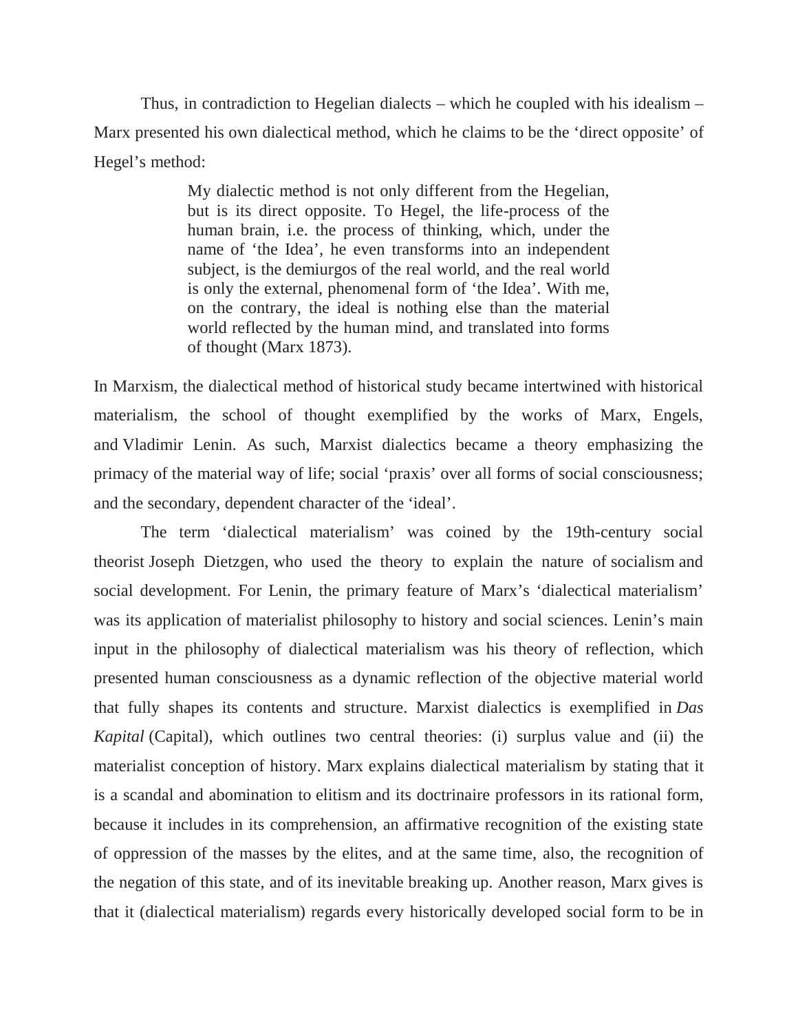Thus, in contradiction to Hegelian dialects – which he coupled with his idealism – Marx presented his own dialectical method, which he claims to be the 'direct opposite' of Hegel's method:

> My dialectic method is not only different from the Hegelian, but is its direct opposite. To Hegel, the life-process of the human brain, i.e. the process of thinking, which, under the name of 'the Idea', he even transforms into an independent subject, is the demiurgos of the real world, and the real world is only the external, phenomenal form of 'the Idea'. With me, on the contrary, the ideal is nothing else than the material world reflected by the human mind, and translated into forms of thought (Marx 1873).

In Marxism, the dialectical method of historical study became intertwined with historical materialism, the school of thought exemplified by the works of Marx, Engels, and Vladimir Lenin. As such, Marxist dialectics became a theory emphasizing the primacy of the material way of life; social 'praxis' over all forms of social consciousness; and the secondary, dependent character of the 'ideal'.

The term 'dialectical materialism' was coined by the 19th-century social theorist Joseph Dietzgen, who used the theory to explain the nature of socialism and social development. For Lenin, the primary feature of Marx's 'dialectical materialism' was its application of materialist philosophy to history and social sciences. Lenin's main input in the philosophy of dialectical materialism was his theory of reflection, which presented human consciousness as a dynamic reflection of the objective material world that fully shapes its contents and structure. Marxist dialectics is exemplified in *Das Kapital* (Capital), which outlines two central theories: (i) surplus value and (ii) the materialist conception of history. Marx explains dialectical materialism by stating that it is a scandal and abomination to elitism and its doctrinaire professors in its rational form, because it includes in its comprehension, an affirmative recognition of the existing state of oppression of the masses by the elites, and at the same time, also, the recognition of the negation of this state, and of its inevitable breaking up. Another reason, Marx gives is that it (dialectical materialism) regards every historically developed social form to be in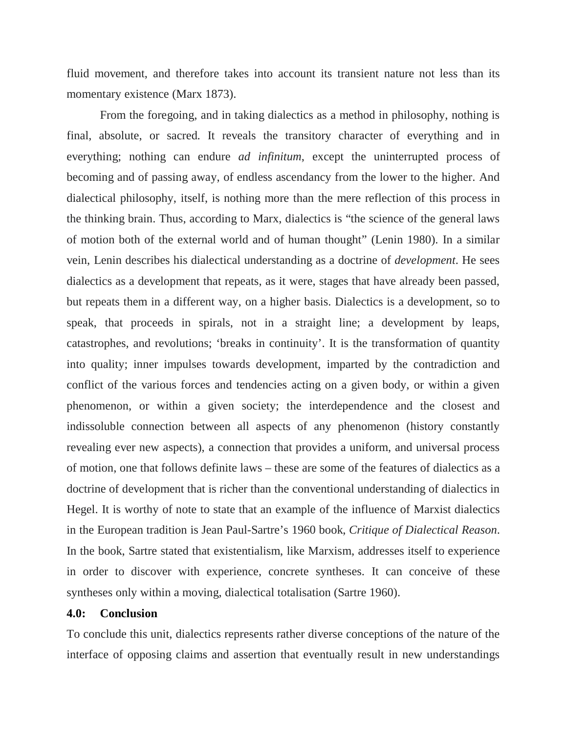fluid movement, and therefore takes into account its transient nature not less than its momentary existence (Marx 1873).

From the foregoing, and in taking dialectics as a method in philosophy, nothing is final, absolute, or sacred. It reveals the transitory character of everything and in everything; nothing can endure *ad infinitum*, except the uninterrupted process of becoming and of passing away, of endless ascendancy from the lower to the higher. And dialectical philosophy, itself, is nothing more than the mere reflection of this process in the thinking brain. Thus, according to Marx, dialectics is "the science of the general laws of motion both of the external world and of human thought" (Lenin 1980). In a similar vein, Lenin describes his dialectical understanding as a doctrine of *development*. He sees dialectics as a development that repeats, as it were, stages that have already been passed, but repeats them in a different way, on a higher basis. Dialectics is a development, so to speak, that proceeds in spirals, not in a straight line; a development by leaps, catastrophes, and revolutions; 'breaks in continuity'. It is the transformation of quantity into quality; inner impulses towards development, imparted by the contradiction and conflict of the various forces and tendencies acting on a given body, or within a given phenomenon, or within a given society; the interdependence and the closest and indissoluble connection between all aspects of any phenomenon (history constantly revealing ever new aspects), a connection that provides a uniform, and universal process of motion, one that follows definite laws – these are some of the features of dialectics as a doctrine of development that is richer than the conventional understanding of dialectics in Hegel. It is worthy of note to state that an example of the influence of Marxist dialectics in the European tradition is Jean Paul-Sartre's 1960 book, *Critique of Dialectical Reason*. In the book, Sartre stated that existentialism, like Marxism, addresses itself to experience in order to discover with experience, concrete syntheses. It can conceive of these syntheses only within a moving, dialectical totalisation (Sartre 1960).

**4.0: Conclusion**

To conclude this unit, dialectics represents rather diverse conceptions of the nature of the interface of opposing claims and assertion that eventually result in new understandings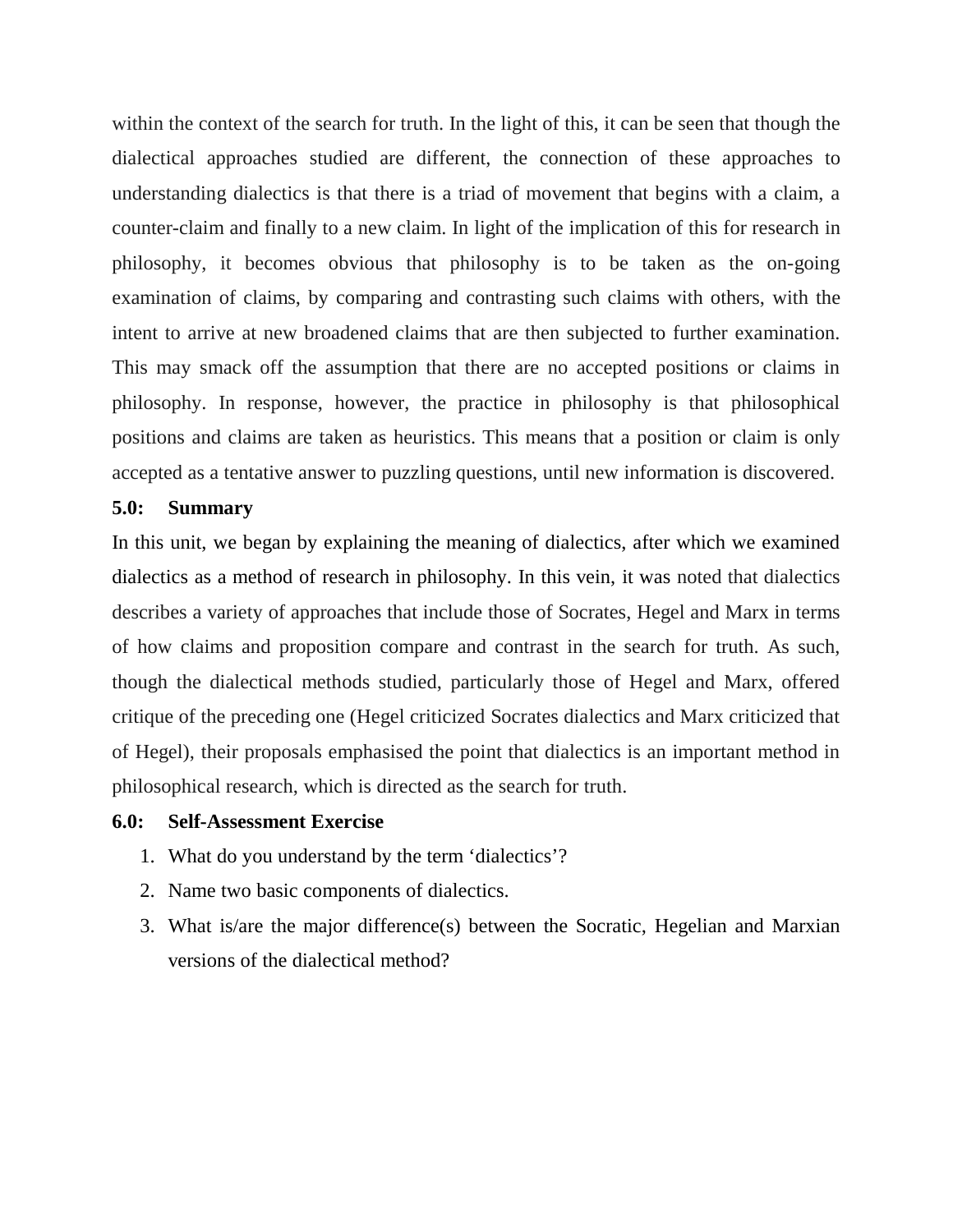within the context of the search for truth. In the light of this, it can be seen that though the dialectical approaches studied are different, the connection of these approaches to understanding dialectics is that there is a triad of movement that begins with a claim, a counter-claim and finally to a new claim. In light of the implication of this for research in philosophy, it becomes obvious that philosophy is to be taken as the on-going examination of claims, by comparing and contrasting such claims with others, with the intent to arrive at new broadened claims that are then subjected to further examination. This may smack off the assumption that there are no accepted positions or claims in philosophy. In response, however, the practice in philosophy is that philosophical positions and claims are taken as heuristics. This means that a position or claim is only accepted as a tentative answer to puzzling questions, until new information is discovered.

### 5.0: Summary

In this unit, we began by explaining the meaning of dialectics, after which we examined dialectics as a method of research in philosophy. In this vein, it was noted that dialectics describes a variety of approaches that include those of Socrates, Hegel and Marx in terms of how claims and proposition compare and contrast in the search for truth. As such, though the dialectical methods studied, particularly those of Hegel and Marx, offered critique of the preceding one (Hegel criticized Socrates dialectics and Marx criticized that of Hegel), their proposals emphasised the point that dialectics is an important method in philosophical research, which is directed as the search for truth.

### 6.0: Self-Assessment Exercise

1. What do you understand by the term 'dialectics'?
2. Name two basic components of dialectics.
3. What is/are the major difference(s) between the Socratic, Hegelian and Marxian versions of the dialectical method?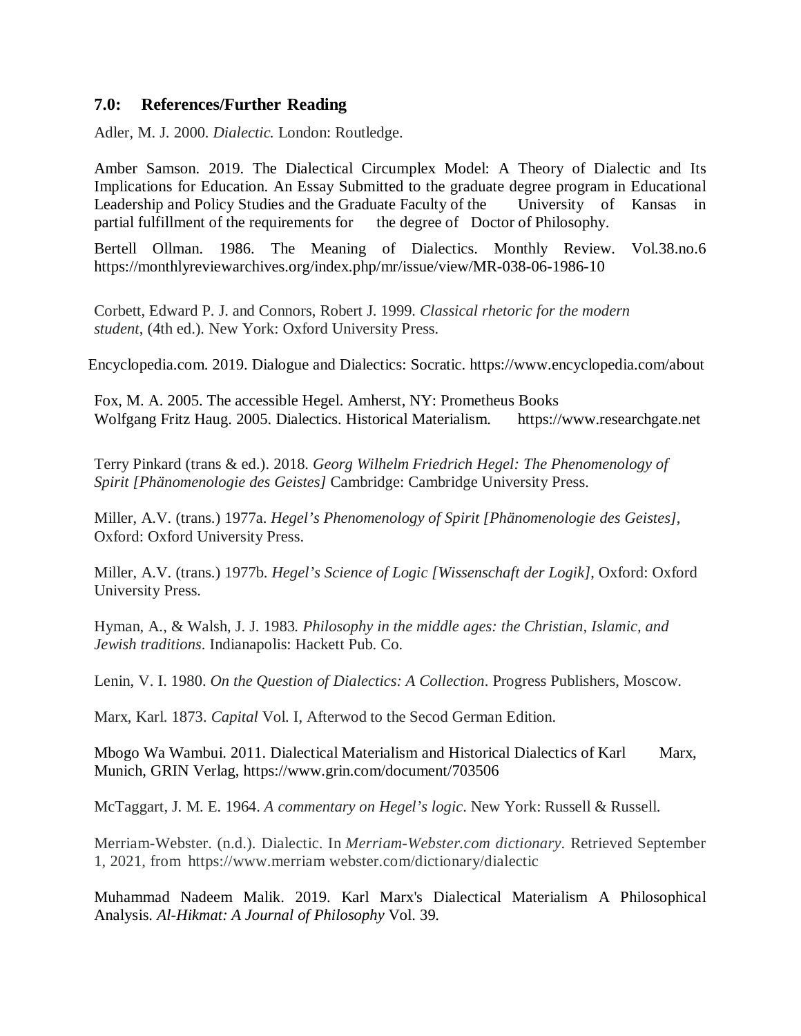## 7.0: References/Further Reading

Adler, M. J. 2000. *Dialectic.* London: Routledge.

Amber Samson. 2019. The Dialectical Circumplex Model: A Theory of Dialectic and Its Implications for Education. An Essay Submitted to the graduate degree program in Educational Leadership and Policy Studies and the Graduate Faculty of the University of Kansas in partial fulfillment of the requirements for the degree of Doctor of Philosophy.

Bertell Ollman. 1986. The Meaning of Dialectics. Monthly Review. Vol.38.no.6 https://monthlyreviewarchives.org/index.php/mr/issue/view/MR-038-06-1986-10

Corbett, Edward P. J. and Connors, Robert J. 1999. *Classical rhetoric for the modern student*, (4th ed.). New York: Oxford University Press.

Encyclopedia.com. 2019. Dialogue and Dialectics: Socratic. https://www.encyclopedia.com/about

Fox, M. A. 2005. The accessible Hegel. Amherst, NY: Prometheus Books
Wolfgang Fritz Haug. 2005. Dialectics. Historical Materialism. https://www.researchgate.net

Terry Pinkard (trans & ed.). 2018. *Georg Wilhelm Friedrich Hegel: The Phenomenology of Spirit [Phänomenologie des Geistes]* Cambridge: Cambridge University Press.

Miller, A.V. (trans.) 1977a. *Hegel's Phenomenology of Spirit [Phänomenologie des Geistes]*, Oxford: Oxford University Press.

Miller, A.V. (trans.) 1977b. *Hegel's Science of Logic [Wissenschaft der Logik]*, Oxford: Oxford University Press.

Hyman, A., & Walsh, J. J. 1983. *Philosophy in the middle ages: the Christian, Islamic, and Jewish traditions*. Indianapolis: Hackett Pub. Co.

Lenin, V. I. 1980. *On the Question of Dialectics: A Collection*. Progress Publishers, Moscow.

Marx, Karl. 1873. *Capital* Vol. I, Afterwod to the Secod German Edition.

Mbogo Wa Wambui. 2011. Dialectical Materialism and Historical Dialectics of Karl Marx, Munich, GRIN Verlag, https://www.grin.com/document/703506

McTaggart, J. M. E. 1964. *A commentary on Hegel's logic*. New York: Russell & Russell.

Merriam-Webster. (n.d.). Dialectic. In *Merriam-Webster.com dictionary*. Retrieved September 1, 2021, from https://www.merriam webster.com/dictionary/dialectic

Muhammad Nadeem Malik. 2019. Karl Marx's Dialectical Materialism A Philosophical Analysis. *Al-Hikmat: A Journal of Philosophy* Vol. 39.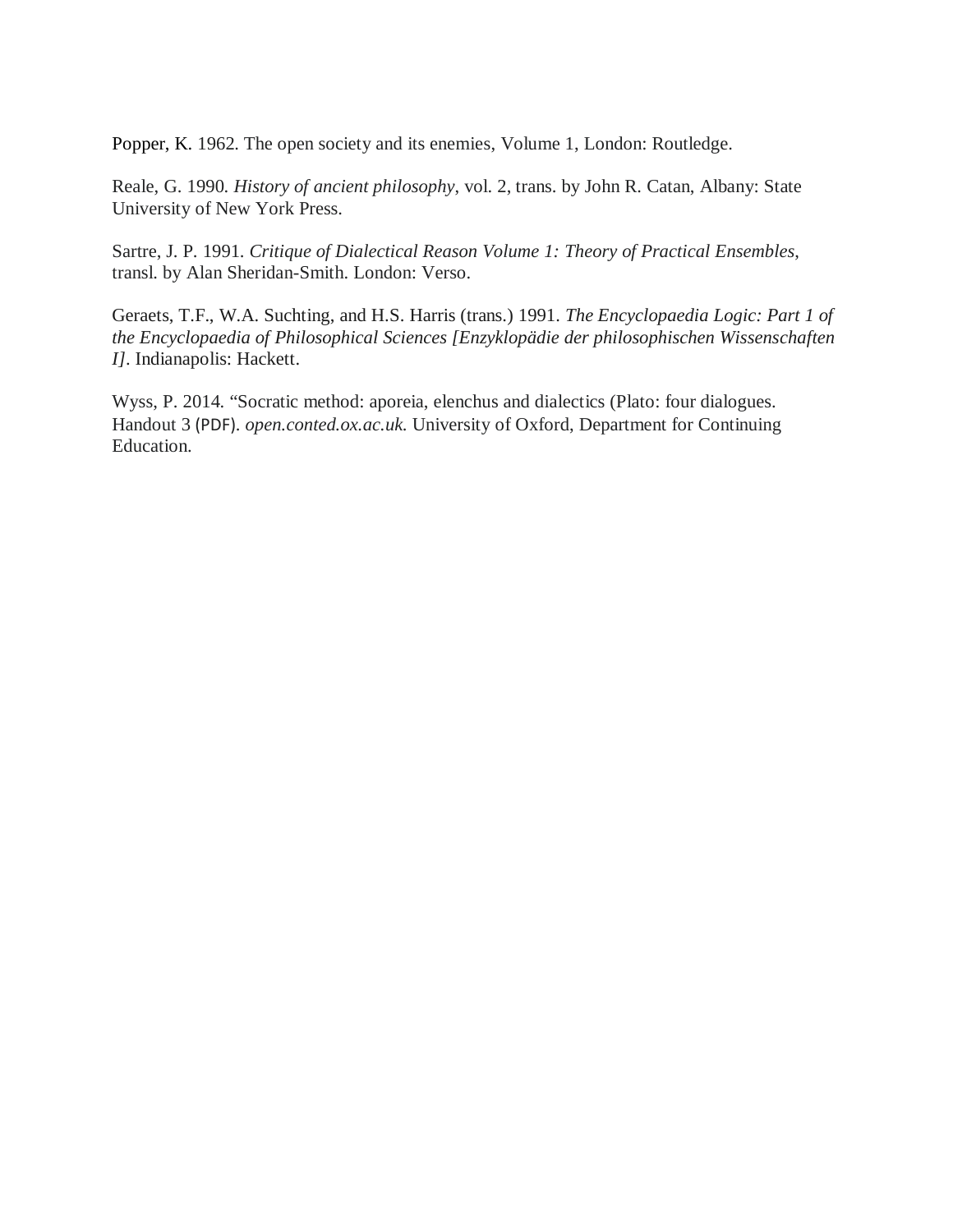Popper, K. 1962. The open society and its enemies, Volume 1, London: Routledge.

Reale, G. 1990. *History of ancient philosophy*, vol. 2, trans. by John R. Catan, Albany: State University of New York Press.

Sartre, J. P. 1991. *Critique of Dialectical Reason Volume 1: Theory of Practical Ensembles*, transl. by Alan Sheridan-Smith. London: Verso.

Geraets, T.F., W.A. Suchting, and H.S. Harris (trans.) 1991. *The Encyclopaedia Logic: Part 1 of the Encyclopaedia of Philosophical Sciences [Enzyklopädie der philosophischen Wissenschaften I]*. Indianapolis: Hackett.

Wyss, P. 2014. "Socratic method: aporeia, elenchus and dialectics (Plato: four dialogues. Handout 3 (PDF). *open.conted.ox.ac.uk.* University of Oxford, Department for Continuing Education.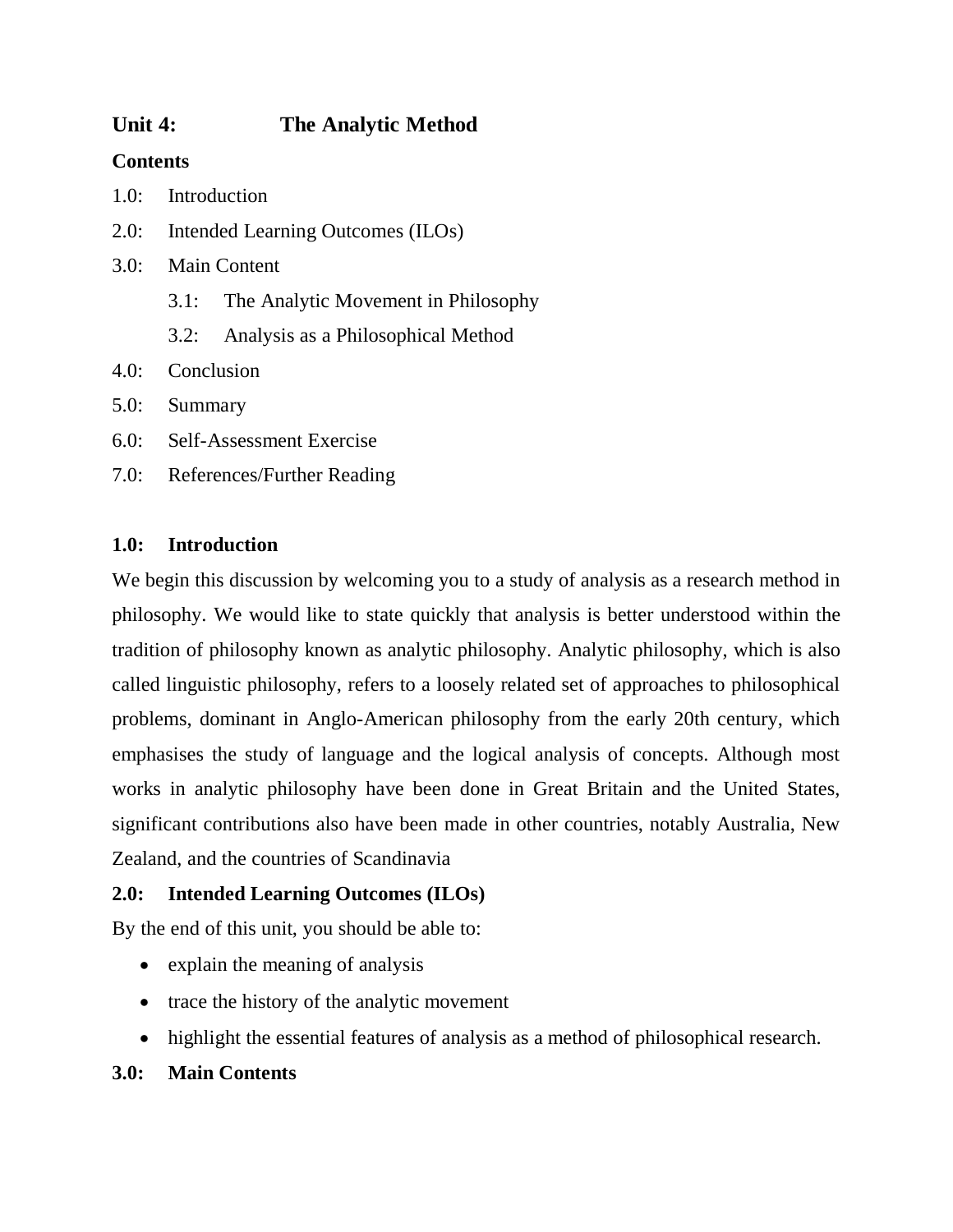## Unit 4: The Analytic Method

**Contents**

1.0: Introduction

2.0: Intended Learning Outcomes (ILOs)

3.0: Main Content

  3.1: The Analytic Movement in Philosophy

  3.2: Analysis as a Philosophical Method

4.0: Conclusion

5.0: Summary

6.0: Self-Assessment Exercise

7.0: References/Further Reading

### 1.0: Introduction

We begin this discussion by welcoming you to a study of analysis as a research method in philosophy. We would like to state quickly that analysis is better understood within the tradition of philosophy known as analytic philosophy. Analytic philosophy, which is also called linguistic philosophy, refers to a loosely related set of approaches to philosophical problems, dominant in Anglo-American philosophy from the early 20th century, which emphasises the study of language and the logical analysis of concepts. Although most works in analytic philosophy have been done in Great Britain and the United States, significant contributions also have been made in other countries, notably Australia, New Zealand, and the countries of Scandinavia

### 2.0: Intended Learning Outcomes (ILOs)

By the end of this unit, you should be able to:

- explain the meaning of analysis
- trace the history of the analytic movement
- highlight the essential features of analysis as a method of philosophical research.

### 3.0: Main Contents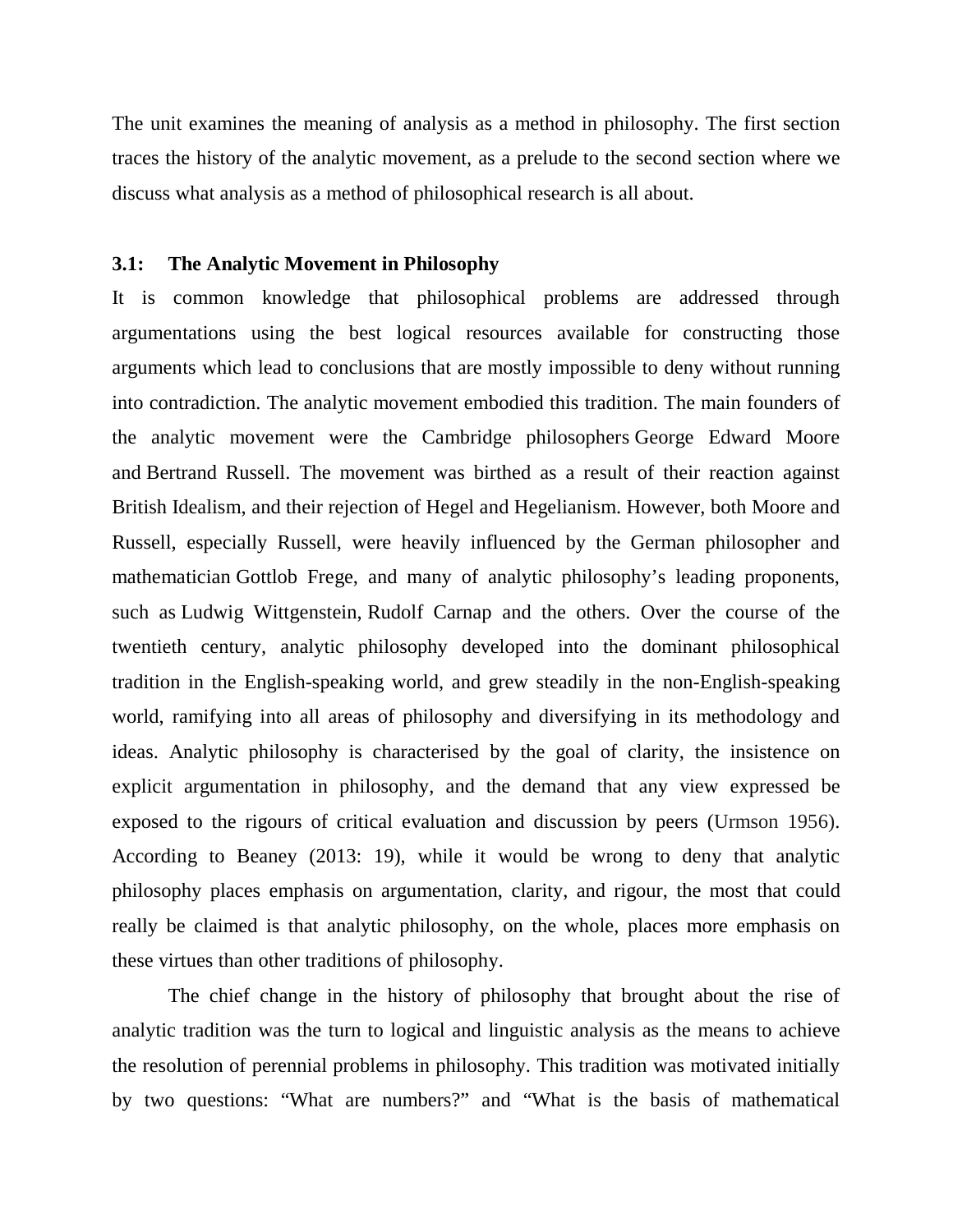The unit examines the meaning of analysis as a method in philosophy. The first section traces the history of the analytic movement, as a prelude to the second section where we discuss what analysis as a method of philosophical research is all about.

### 3.1: The Analytic Movement in Philosophy

It is common knowledge that philosophical problems are addressed through argumentations using the best logical resources available for constructing those arguments which lead to conclusions that are mostly impossible to deny without running into contradiction. The analytic movement embodied this tradition. The main founders of the analytic movement were the Cambridge philosophers George Edward Moore and Bertrand Russell. The movement was birthed as a result of their reaction against British Idealism, and their rejection of Hegel and Hegelianism. However, both Moore and Russell, especially Russell, were heavily influenced by the German philosopher and mathematician Gottlob Frege, and many of analytic philosophy's leading proponents, such as Ludwig Wittgenstein, Rudolf Carnap and the others. Over the course of the twentieth century, analytic philosophy developed into the dominant philosophical tradition in the English-speaking world, and grew steadily in the non-English-speaking world, ramifying into all areas of philosophy and diversifying in its methodology and ideas. Analytic philosophy is characterised by the goal of clarity, the insistence on explicit argumentation in philosophy, and the demand that any view expressed be exposed to the rigours of critical evaluation and discussion by peers (Urmson 1956). According to Beaney (2013: 19), while it would be wrong to deny that analytic philosophy places emphasis on argumentation, clarity, and rigour, the most that could really be claimed is that analytic philosophy, on the whole, places more emphasis on these virtues than other traditions of philosophy.

The chief change in the history of philosophy that brought about the rise of analytic tradition was the turn to logical and linguistic analysis as the means to achieve the resolution of perennial problems in philosophy. This tradition was motivated initially by two questions: "What are numbers?" and "What is the basis of mathematical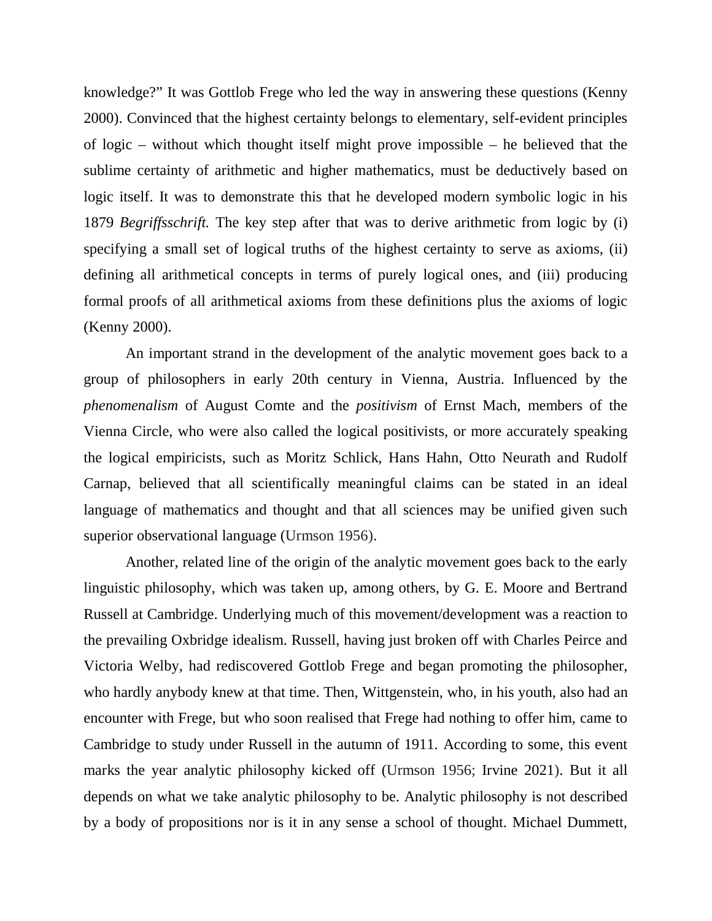knowledge?" It was Gottlob Frege who led the way in answering these questions (Kenny 2000). Convinced that the highest certainty belongs to elementary, self-evident principles of logic – without which thought itself might prove impossible – he believed that the sublime certainty of arithmetic and higher mathematics, must be deductively based on logic itself. It was to demonstrate this that he developed modern symbolic logic in his 1879 *Begriffsschrift.* The key step after that was to derive arithmetic from logic by (i) specifying a small set of logical truths of the highest certainty to serve as axioms, (ii) defining all arithmetical concepts in terms of purely logical ones, and (iii) producing formal proofs of all arithmetical axioms from these definitions plus the axioms of logic (Kenny 2000).

An important strand in the development of the analytic movement goes back to a group of philosophers in early 20th century in Vienna, Austria. Influenced by the *phenomenalism* of August Comte and the *positivism* of Ernst Mach, members of the Vienna Circle, who were also called the logical positivists, or more accurately speaking the logical empiricists, such as Moritz Schlick, Hans Hahn, Otto Neurath and Rudolf Carnap, believed that all scientifically meaningful claims can be stated in an ideal language of mathematics and thought and that all sciences may be unified given such superior observational language (Urmson 1956).

Another, related line of the origin of the analytic movement goes back to the early linguistic philosophy, which was taken up, among others, by G. E. Moore and Bertrand Russell at Cambridge. Underlying much of this movement/development was a reaction to the prevailing Oxbridge idealism. Russell, having just broken off with Charles Peirce and Victoria Welby, had rediscovered Gottlob Frege and began promoting the philosopher, who hardly anybody knew at that time. Then, Wittgenstein, who, in his youth, also had an encounter with Frege, but who soon realised that Frege had nothing to offer him, came to Cambridge to study under Russell in the autumn of 1911. According to some, this event marks the year analytic philosophy kicked off (Urmson 1956; Irvine 2021). But it all depends on what we take analytic philosophy to be. Analytic philosophy is not described by a body of propositions nor is it in any sense a school of thought. Michael Dummett,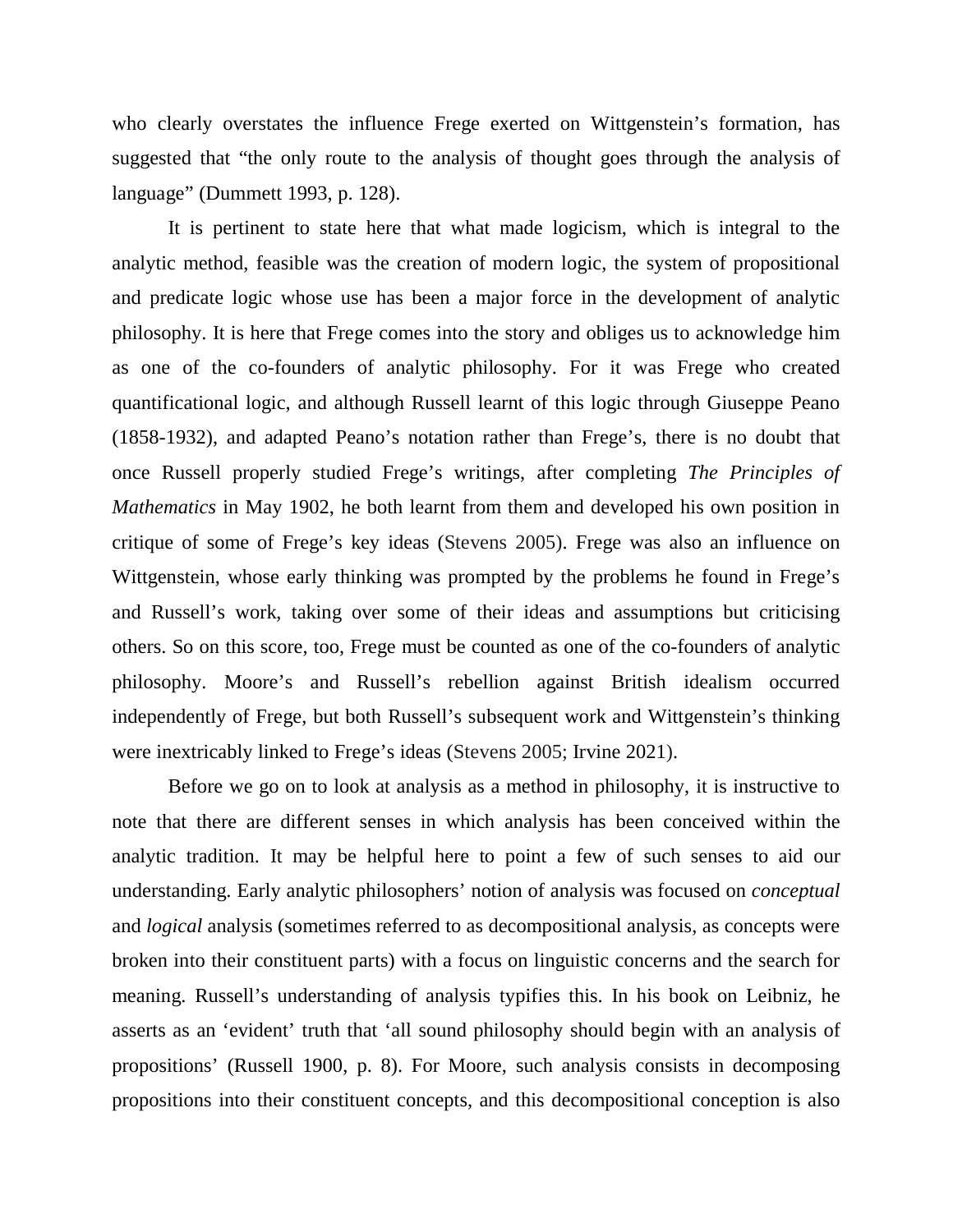who clearly overstates the influence Frege exerted on Wittgenstein's formation, has suggested that "the only route to the analysis of thought goes through the analysis of language" (Dummett 1993, p. 128).

It is pertinent to state here that what made logicism, which is integral to the analytic method, feasible was the creation of modern logic, the system of propositional and predicate logic whose use has been a major force in the development of analytic philosophy. It is here that Frege comes into the story and obliges us to acknowledge him as one of the co-founders of analytic philosophy. For it was Frege who created quantificational logic, and although Russell learnt of this logic through Giuseppe Peano (1858-1932), and adapted Peano's notation rather than Frege's, there is no doubt that once Russell properly studied Frege's writings, after completing *The Principles of Mathematics* in May 1902, he both learnt from them and developed his own position in critique of some of Frege's key ideas (Stevens 2005). Frege was also an influence on Wittgenstein, whose early thinking was prompted by the problems he found in Frege's and Russell's work, taking over some of their ideas and assumptions but criticising others. So on this score, too, Frege must be counted as one of the co-founders of analytic philosophy. Moore's and Russell's rebellion against British idealism occurred independently of Frege, but both Russell's subsequent work and Wittgenstein's thinking were inextricably linked to Frege's ideas (Stevens 2005; Irvine 2021).

Before we go on to look at analysis as a method in philosophy, it is instructive to note that there are different senses in which analysis has been conceived within the analytic tradition. It may be helpful here to point a few of such senses to aid our understanding. Early analytic philosophers' notion of analysis was focused on *conceptual* and *logical* analysis (sometimes referred to as decompositional analysis, as concepts were broken into their constituent parts) with a focus on linguistic concerns and the search for meaning. Russell's understanding of analysis typifies this. In his book on Leibniz, he asserts as an 'evident' truth that 'all sound philosophy should begin with an analysis of propositions' (Russell 1900, p. 8). For Moore, such analysis consists in decomposing propositions into their constituent concepts, and this decompositional conception is also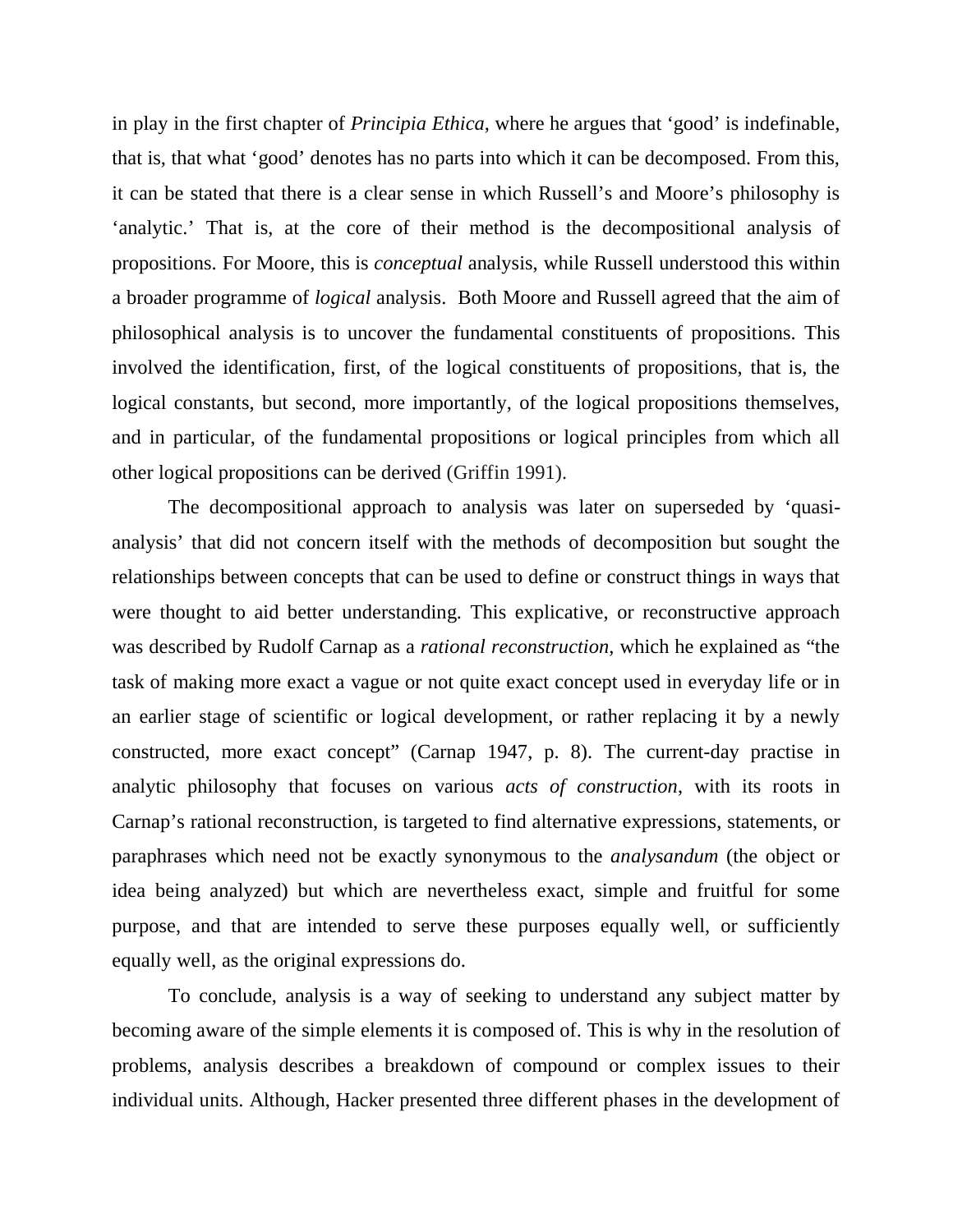in play in the first chapter of *Principia Ethica*, where he argues that 'good' is indefinable, that is, that what 'good' denotes has no parts into which it can be decomposed. From this, it can be stated that there is a clear sense in which Russell's and Moore's philosophy is 'analytic.' That is, at the core of their method is the decompositional analysis of propositions. For Moore, this is *conceptual* analysis, while Russell understood this within a broader programme of *logical* analysis. Both Moore and Russell agreed that the aim of philosophical analysis is to uncover the fundamental constituents of propositions. This involved the identification, first, of the logical constituents of propositions, that is, the logical constants, but second, more importantly, of the logical propositions themselves, and in particular, of the fundamental propositions or logical principles from which all other logical propositions can be derived (Griffin 1991).

The decompositional approach to analysis was later on superseded by 'quasi-analysis' that did not concern itself with the methods of decomposition but sought the relationships between concepts that can be used to define or construct things in ways that were thought to aid better understanding. This explicative, or reconstructive approach was described by Rudolf Carnap as a *rational reconstruction*, which he explained as "the task of making more exact a vague or not quite exact concept used in everyday life or in an earlier stage of scientific or logical development, or rather replacing it by a newly constructed, more exact concept" (Carnap 1947, p. 8). The current-day practise in analytic philosophy that focuses on various *acts of construction*, with its roots in Carnap's rational reconstruction, is targeted to find alternative expressions, statements, or paraphrases which need not be exactly synonymous to the *analysandum* (the object or idea being analyzed) but which are nevertheless exact, simple and fruitful for some purpose, and that are intended to serve these purposes equally well, or sufficiently equally well, as the original expressions do.

To conclude, analysis is a way of seeking to understand any subject matter by becoming aware of the simple elements it is composed of. This is why in the resolution of problems, analysis describes a breakdown of compound or complex issues to their individual units. Although, Hacker presented three different phases in the development of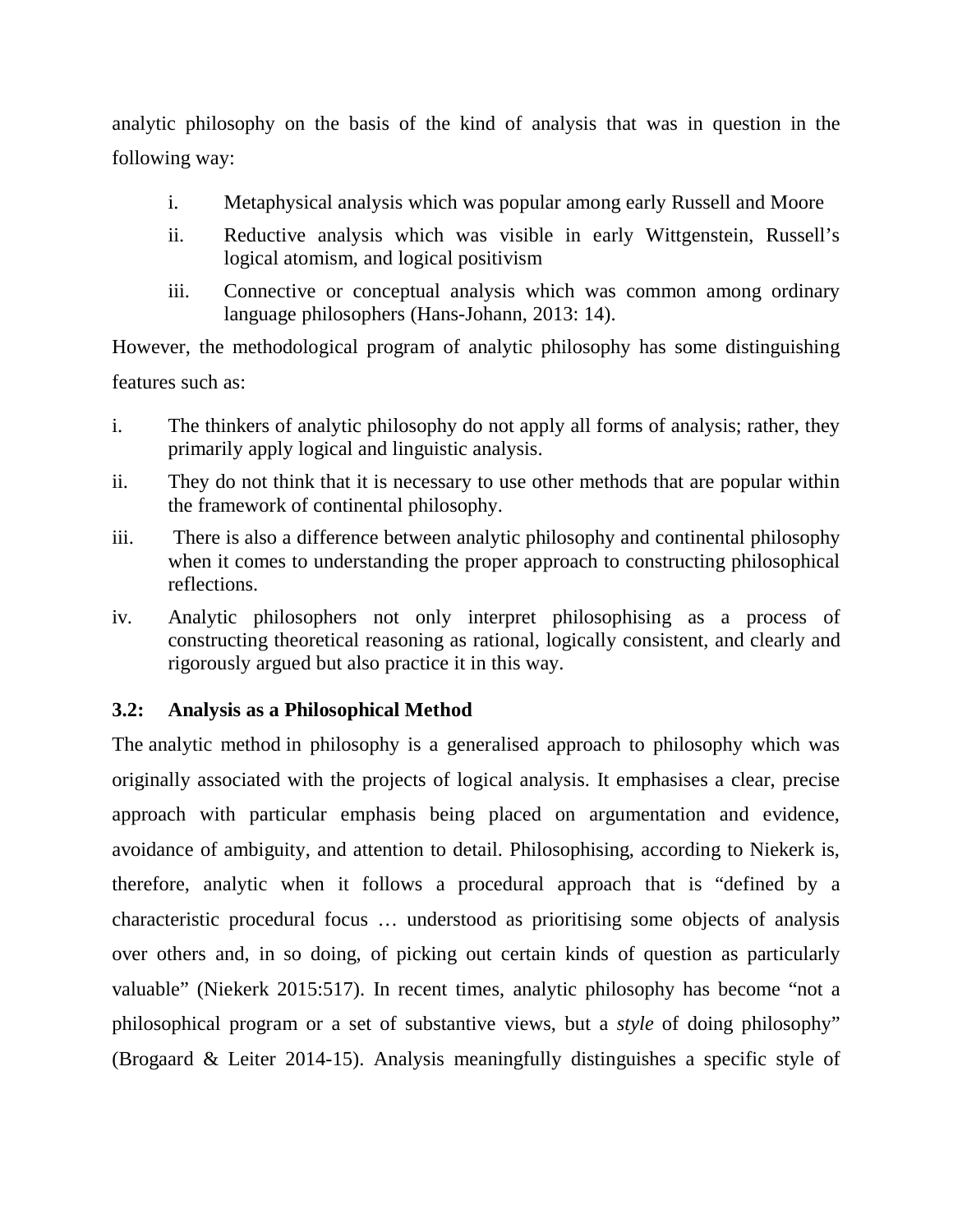analytic philosophy on the basis of the kind of analysis that was in question in the following way:

i. Metaphysical analysis which was popular among early Russell and Moore
ii. Reductive analysis which was visible in early Wittgenstein, Russell's logical atomism, and logical positivism
iii. Connective or conceptual analysis which was common among ordinary language philosophers (Hans-Johann, 2013: 14).

However, the methodological program of analytic philosophy has some distinguishing features such as:

i. The thinkers of analytic philosophy do not apply all forms of analysis; rather, they primarily apply logical and linguistic analysis.
ii. They do not think that it is necessary to use other methods that are popular within the framework of continental philosophy.
iii. There is also a difference between analytic philosophy and continental philosophy when it comes to understanding the proper approach to constructing philosophical reflections.
iv. Analytic philosophers not only interpret philosophising as a process of constructing theoretical reasoning as rational, logically consistent, and clearly and rigorously argued but also practice it in this way.

### 3.2: Analysis as a Philosophical Method

The analytic method in philosophy is a generalised approach to philosophy which was originally associated with the projects of logical analysis. It emphasises a clear, precise approach with particular emphasis being placed on argumentation and evidence, avoidance of ambiguity, and attention to detail. Philosophising, according to Niekerk is, therefore, analytic when it follows a procedural approach that is "defined by a characteristic procedural focus … understood as prioritising some objects of analysis over others and, in so doing, of picking out certain kinds of question as particularly valuable" (Niekerk 2015:517). In recent times, analytic philosophy has become "not a philosophical program or a set of substantive views, but a *style* of doing philosophy" (Brogaard & Leiter 2014-15). Analysis meaningfully distinguishes a specific style of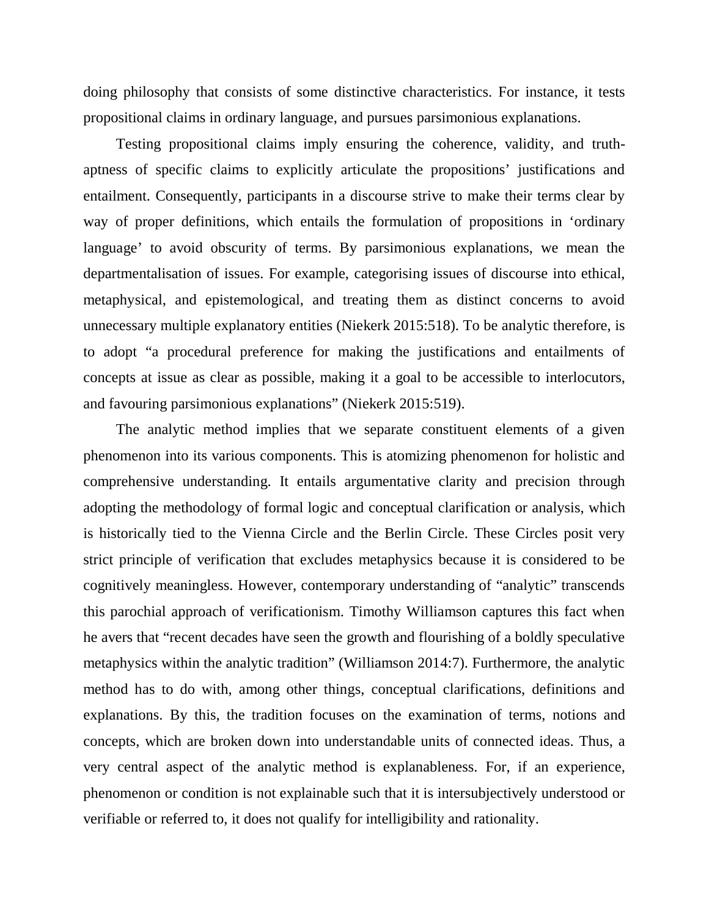doing philosophy that consists of some distinctive characteristics. For instance, it tests propositional claims in ordinary language, and pursues parsimonious explanations.

Testing propositional claims imply ensuring the coherence, validity, and truth-aptness of specific claims to explicitly articulate the propositions' justifications and entailment. Consequently, participants in a discourse strive to make their terms clear by way of proper definitions, which entails the formulation of propositions in 'ordinary language' to avoid obscurity of terms. By parsimonious explanations, we mean the departmentalisation of issues. For example, categorising issues of discourse into ethical, metaphysical, and epistemological, and treating them as distinct concerns to avoid unnecessary multiple explanatory entities (Niekerk 2015:518). To be analytic therefore, is to adopt "a procedural preference for making the justifications and entailments of concepts at issue as clear as possible, making it a goal to be accessible to interlocutors, and favouring parsimonious explanations" (Niekerk 2015:519).

The analytic method implies that we separate constituent elements of a given phenomenon into its various components. This is atomizing phenomenon for holistic and comprehensive understanding. It entails argumentative clarity and precision through adopting the methodology of formal logic and conceptual clarification or analysis, which is historically tied to the Vienna Circle and the Berlin Circle. These Circles posit very strict principle of verification that excludes metaphysics because it is considered to be cognitively meaningless. However, contemporary understanding of "analytic" transcends this parochial approach of verificationism. Timothy Williamson captures this fact when he avers that "recent decades have seen the growth and flourishing of a boldly speculative metaphysics within the analytic tradition" (Williamson 2014:7). Furthermore, the analytic method has to do with, among other things, conceptual clarifications, definitions and explanations. By this, the tradition focuses on the examination of terms, notions and concepts, which are broken down into understandable units of connected ideas. Thus, a very central aspect of the analytic method is explanableness. For, if an experience, phenomenon or condition is not explainable such that it is intersubjectively understood or verifiable or referred to, it does not qualify for intelligibility and rationality.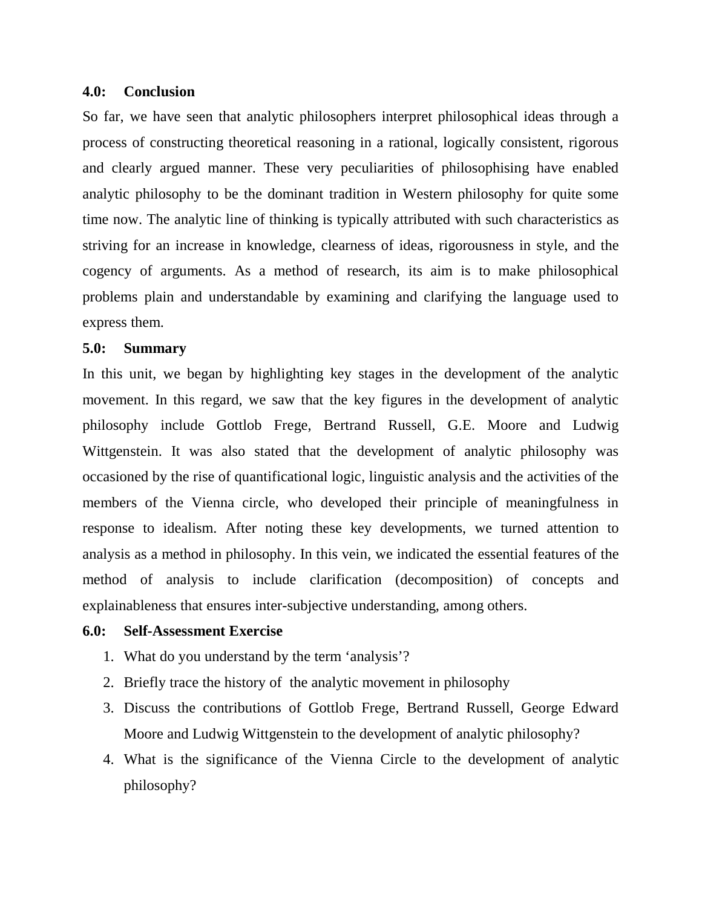## 4.0: Conclusion

So far, we have seen that analytic philosophers interpret philosophical ideas through a process of constructing theoretical reasoning in a rational, logically consistent, rigorous and clearly argued manner. These very peculiarities of philosophising have enabled analytic philosophy to be the dominant tradition in Western philosophy for quite some time now. The analytic line of thinking is typically attributed with such characteristics as striving for an increase in knowledge, clearness of ideas, rigorousness in style, and the cogency of arguments. As a method of research, its aim is to make philosophical problems plain and understandable by examining and clarifying the language used to express them.

## 5.0: Summary

In this unit, we began by highlighting key stages in the development of the analytic movement. In this regard, we saw that the key figures in the development of analytic philosophy include Gottlob Frege, Bertrand Russell, G.E. Moore and Ludwig Wittgenstein. It was also stated that the development of analytic philosophy was occasioned by the rise of quantificational logic, linguistic analysis and the activities of the members of the Vienna circle, who developed their principle of meaningfulness in response to idealism. After noting these key developments, we turned attention to analysis as a method in philosophy. In this vein, we indicated the essential features of the method of analysis to include clarification (decomposition) of concepts and explainableness that ensures inter-subjective understanding, among others.

## 6.0: Self-Assessment Exercise

1. What do you understand by the term 'analysis'?
2. Briefly trace the history of the analytic movement in philosophy
3. Discuss the contributions of Gottlob Frege, Bertrand Russell, George Edward Moore and Ludwig Wittgenstein to the development of analytic philosophy?
4. What is the significance of the Vienna Circle to the development of analytic philosophy?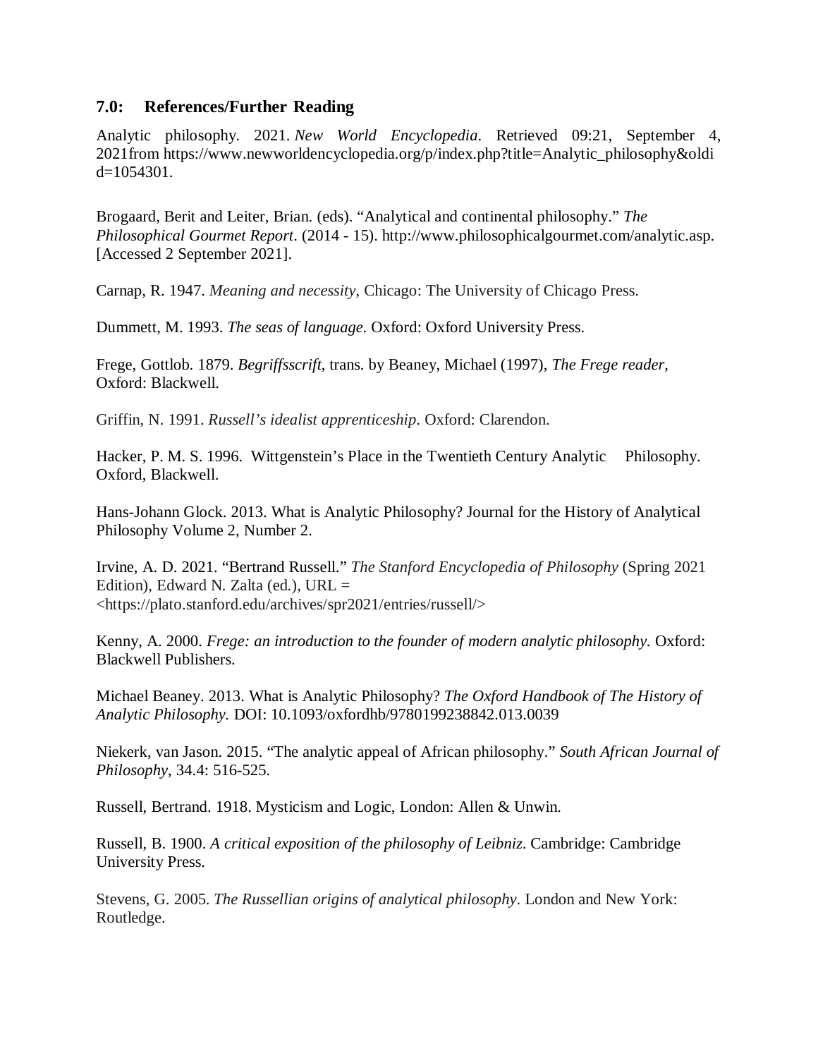## 7.0: References/Further Reading

Analytic philosophy. 2021. *New World Encyclopedia*. Retrieved 09:21, September 4, 2021from https://www.newworldencyclopedia.org/p/index.php?title=Analytic_philosophy&oldid=1054301.

Brogaard, Berit and Leiter, Brian. (eds). "Analytical and continental philosophy." *The Philosophical Gourmet Report*. (2014 - 15). http://www.philosophicalgourmet.com/analytic.asp. [Accessed 2 September 2021].

Carnap, R. 1947. *Meaning and necessity*, Chicago: The University of Chicago Press.

Dummett, M. 1993. *The seas of language*. Oxford: Oxford University Press.

Frege, Gottlob. 1879. *Begriffsscrift*, trans. by Beaney, Michael (1997), *The Frege reader,* Oxford: Blackwell.

Griffin, N. 1991. *Russell's idealist apprenticeship*. Oxford: Clarendon.

Hacker, P. M. S. 1996. Wittgenstein's Place in the Twentieth Century Analytic Philosophy. Oxford, Blackwell.

Hans-Johann Glock. 2013. What is Analytic Philosophy? Journal for the History of Analytical Philosophy Volume 2, Number 2.

Irvine, A. D. 2021. "Bertrand Russell." *The Stanford Encyclopedia of Philosophy* (Spring 2021 Edition), Edward N. Zalta (ed.), URL = <https://plato.stanford.edu/archives/spr2021/entries/russell/>

Kenny, A. 2000. *Frege: an introduction to the founder of modern analytic philosophy*. Oxford: Blackwell Publishers.

Michael Beaney. 2013. What is Analytic Philosophy? *The Oxford Handbook of The History of Analytic Philosophy.* DOI: 10.1093/oxfordhb/9780199238842.013.0039

Niekerk, van Jason. 2015. "The analytic appeal of African philosophy." *South African Journal of Philosophy*, 34.4: 516-525.

Russell, Bertrand. 1918. Mysticism and Logic, London: Allen & Unwin.

Russell, B. 1900. *A critical exposition of the philosophy of Leibniz*. Cambridge: Cambridge University Press.

Stevens, G. 2005. *The Russellian origins of analytical philosophy*. London and New York: Routledge.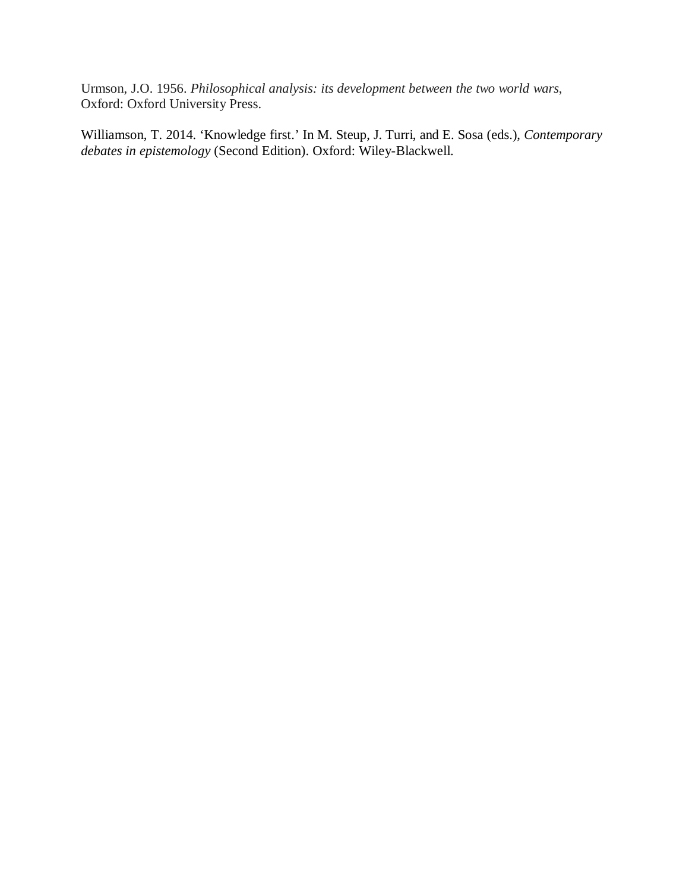Urmson, J.O. 1956. *Philosophical analysis: its development between the two world wars*, Oxford: Oxford University Press.

Williamson, T. 2014. 'Knowledge first.' In M. Steup, J. Turri, and E. Sosa (eds.), *Contemporary debates in epistemology* (Second Edition). Oxford: Wiley-Blackwell.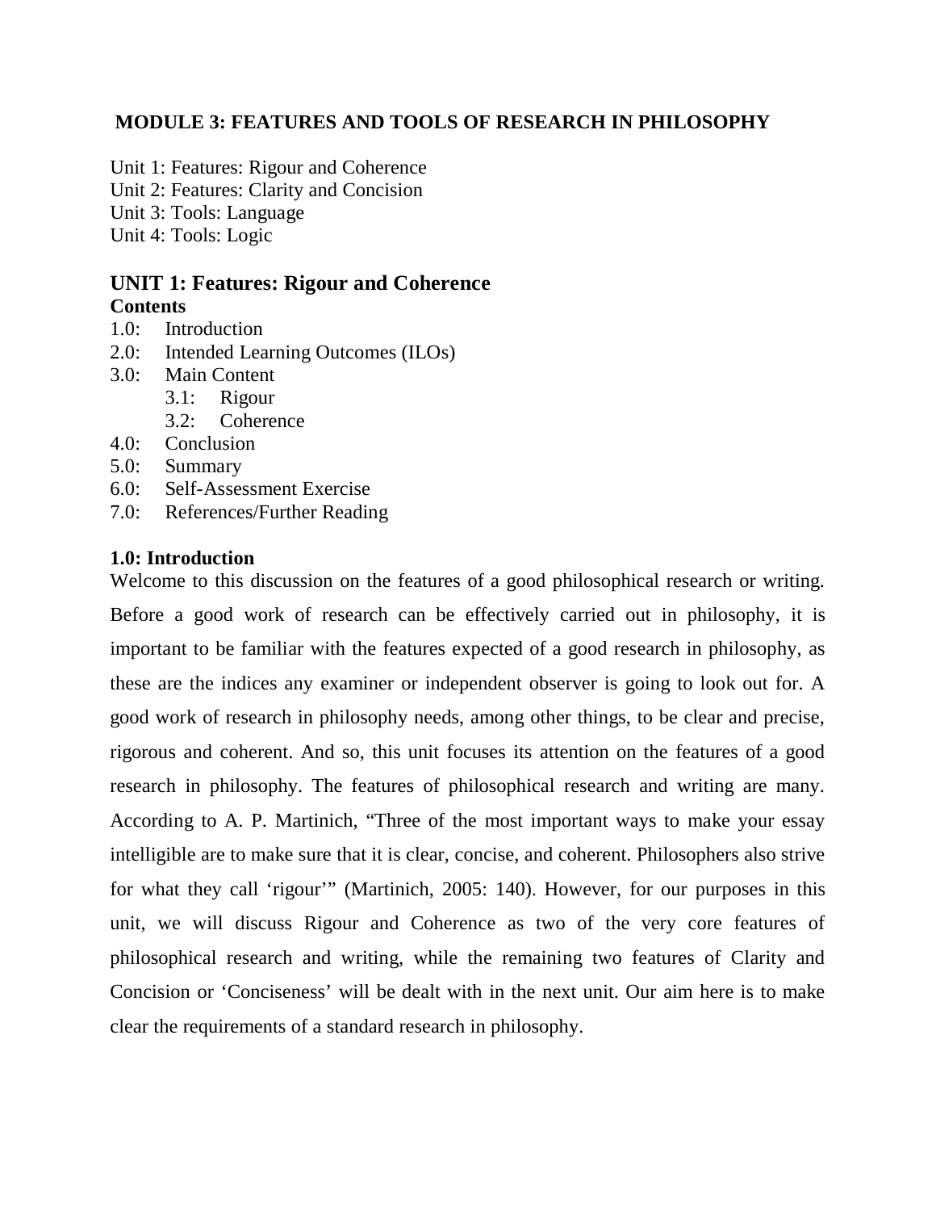## MODULE 3: FEATURES AND TOOLS OF RESEARCH IN PHILOSOPHY

Unit 1: Features: Rigour and Coherence
Unit 2: Features: Clarity and Concision
Unit 3: Tools: Language
Unit 4: Tools: Logic

### UNIT 1: Features: Rigour and Coherence

**Contents**

1.0: Introduction
2.0: Intended Learning Outcomes (ILOs)
3.0: Main Content
  3.1: Rigour
  3.2: Coherence
4.0: Conclusion
5.0: Summary
6.0: Self-Assessment Exercise
7.0: References/Further Reading

**1.0: Introduction**

Welcome to this discussion on the features of a good philosophical research or writing. Before a good work of research can be effectively carried out in philosophy, it is important to be familiar with the features expected of a good research in philosophy, as these are the indices any examiner or independent observer is going to look out for. A good work of research in philosophy needs, among other things, to be clear and precise, rigorous and coherent. And so, this unit focuses its attention on the features of a good research in philosophy. The features of philosophical research and writing are many. According to A. P. Martinich, "Three of the most important ways to make your essay intelligible are to make sure that it is clear, concise, and coherent. Philosophers also strive for what they call 'rigour'" (Martinich, 2005: 140). However, for our purposes in this unit, we will discuss Rigour and Coherence as two of the very core features of philosophical research and writing, while the remaining two features of Clarity and Concision or 'Conciseness' will be dealt with in the next unit. Our aim here is to make clear the requirements of a standard research in philosophy.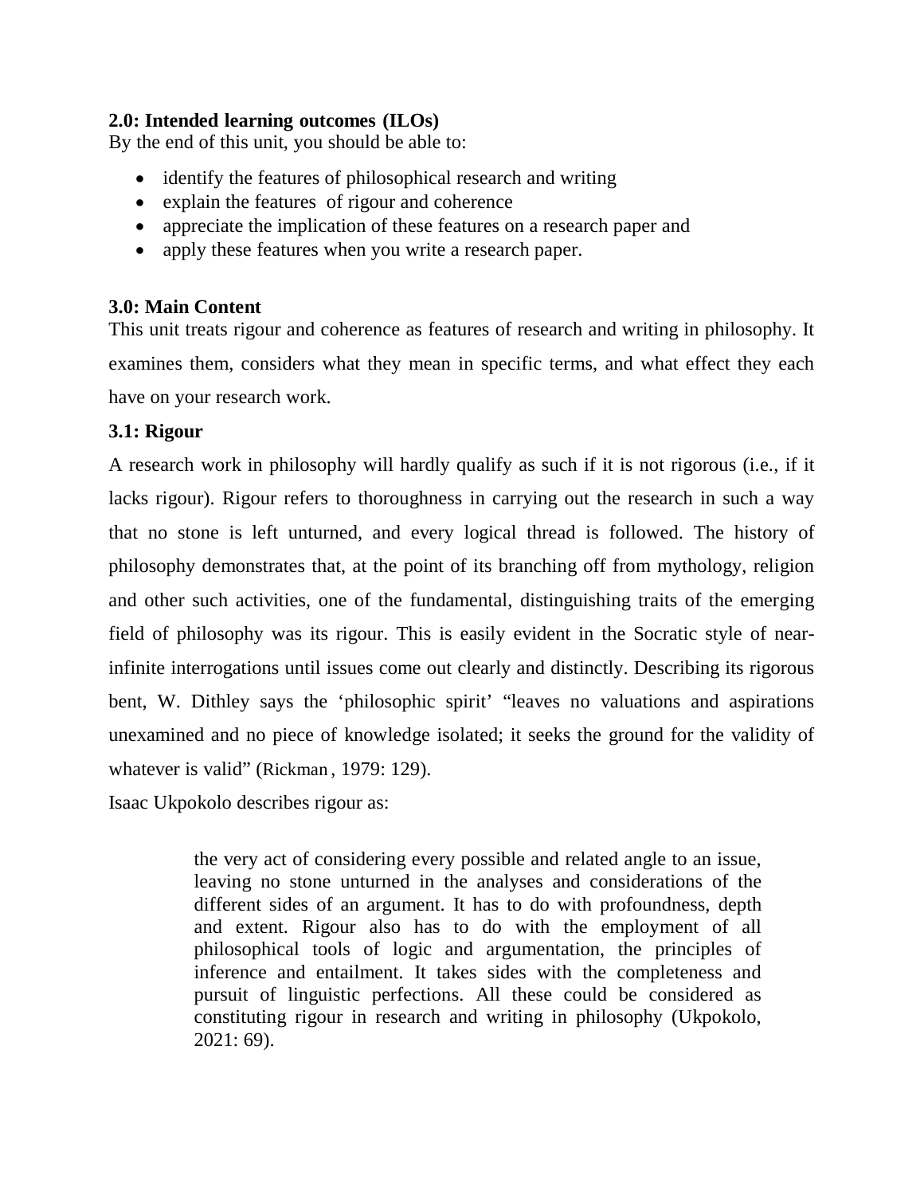### 2.0: Intended learning outcomes (ILOs)

By the end of this unit, you should be able to:

- identify the features of philosophical research and writing
- explain the features of rigour and coherence
- appreciate the implication of these features on a research paper and
- apply these features when you write a research paper.

### 3.0: Main Content

This unit treats rigour and coherence as features of research and writing in philosophy. It examines them, considers what they mean in specific terms, and what effect they each have on your research work.

### 3.1: Rigour

A research work in philosophy will hardly qualify as such if it is not rigorous (i.e., if it lacks rigour). Rigour refers to thoroughness in carrying out the research in such a way that no stone is left unturned, and every logical thread is followed. The history of philosophy demonstrates that, at the point of its branching off from mythology, religion and other such activities, one of the fundamental, distinguishing traits of the emerging field of philosophy was its rigour. This is easily evident in the Socratic style of near-infinite interrogations until issues come out clearly and distinctly. Describing its rigorous bent, W. Dithley says the 'philosophic spirit' "leaves no valuations and aspirations unexamined and no piece of knowledge isolated; it seeks the ground for the validity of whatever is valid" (Rickman, 1979: 129).

Isaac Ukpokolo describes rigour as:

> the very act of considering every possible and related angle to an issue, leaving no stone unturned in the analyses and considerations of the different sides of an argument. It has to do with profoundness, depth and extent. Rigour also has to do with the employment of all philosophical tools of logic and argumentation, the principles of inference and entailment. It takes sides with the completeness and pursuit of linguistic perfections. All these could be considered as constituting rigour in research and writing in philosophy (Ukpokolo, 2021: 69).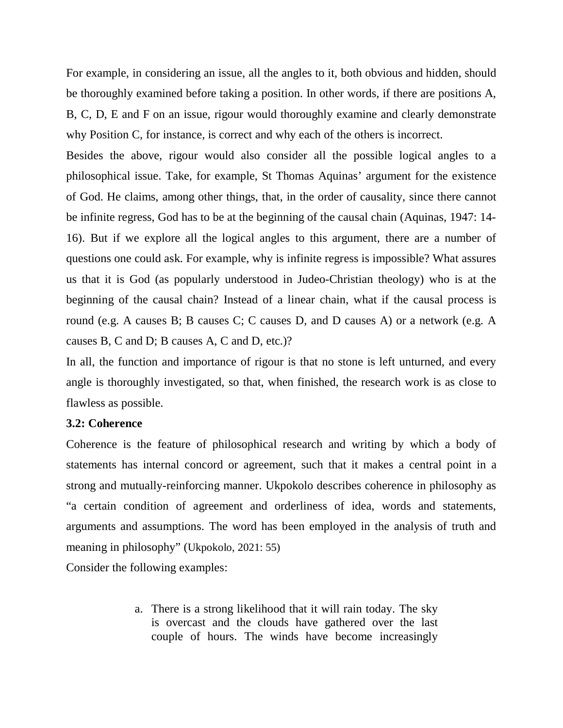For example, in considering an issue, all the angles to it, both obvious and hidden, should be thoroughly examined before taking a position. In other words, if there are positions A, B, C, D, E and F on an issue, rigour would thoroughly examine and clearly demonstrate why Position C, for instance, is correct and why each of the others is incorrect.

Besides the above, rigour would also consider all the possible logical angles to a philosophical issue. Take, for example, St Thomas Aquinas' argument for the existence of God. He claims, among other things, that, in the order of causality, since there cannot be infinite regress, God has to be at the beginning of the causal chain (Aquinas, 1947: 14-16). But if we explore all the logical angles to this argument, there are a number of questions one could ask. For example, why is infinite regress is impossible? What assures us that it is God (as popularly understood in Judeo-Christian theology) who is at the beginning of the causal chain? Instead of a linear chain, what if the causal process is round (e.g. A causes B; B causes C; C causes D, and D causes A) or a network (e.g. A causes B, C and D; B causes A, C and D, etc.)?

In all, the function and importance of rigour is that no stone is left unturned, and every angle is thoroughly investigated, so that, when finished, the research work is as close to flawless as possible.

### 3.2: Coherence

Coherence is the feature of philosophical research and writing by which a body of statements has internal concord or agreement, such that it makes a central point in a strong and mutually-reinforcing manner. Ukpokolo describes coherence in philosophy as "a certain condition of agreement and orderliness of idea, words and statements, arguments and assumptions. The word has been employed in the analysis of truth and meaning in philosophy" (Ukpokolo, 2021: 55)

Consider the following examples:

a. There is a strong likelihood that it will rain today. The sky is overcast and the clouds have gathered over the last couple of hours. The winds have become increasingly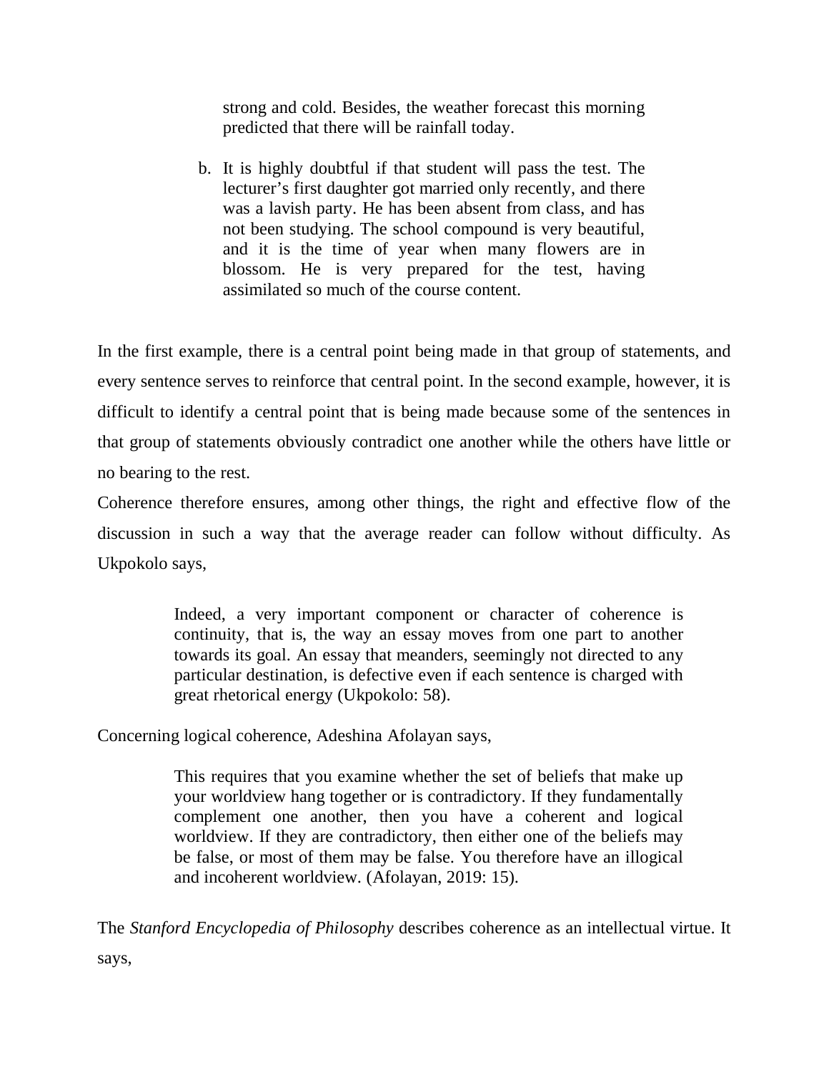strong and cold. Besides, the weather forecast this morning predicted that there will be rainfall today.

b. It is highly doubtful if that student will pass the test. The lecturer's first daughter got married only recently, and there was a lavish party. He has been absent from class, and has not been studying. The school compound is very beautiful, and it is the time of year when many flowers are in blossom. He is very prepared for the test, having assimilated so much of the course content.

In the first example, there is a central point being made in that group of statements, and every sentence serves to reinforce that central point. In the second example, however, it is difficult to identify a central point that is being made because some of the sentences in that group of statements obviously contradict one another while the others have little or no bearing to the rest.

Coherence therefore ensures, among other things, the right and effective flow of the discussion in such a way that the average reader can follow without difficulty. As Ukpokolo says,

> Indeed, a very important component or character of coherence is continuity, that is, the way an essay moves from one part to another towards its goal. An essay that meanders, seemingly not directed to any particular destination, is defective even if each sentence is charged with great rhetorical energy (Ukpokolo: 58).

Concerning logical coherence, Adeshina Afolayan says,

> This requires that you examine whether the set of beliefs that make up your worldview hang together or is contradictory. If they fundamentally complement one another, then you have a coherent and logical worldview. If they are contradictory, then either one of the beliefs may be false, or most of them may be false. You therefore have an illogical and incoherent worldview. (Afolayan, 2019: 15).

The *Stanford Encyclopedia of Philosophy* describes coherence as an intellectual virtue. It says,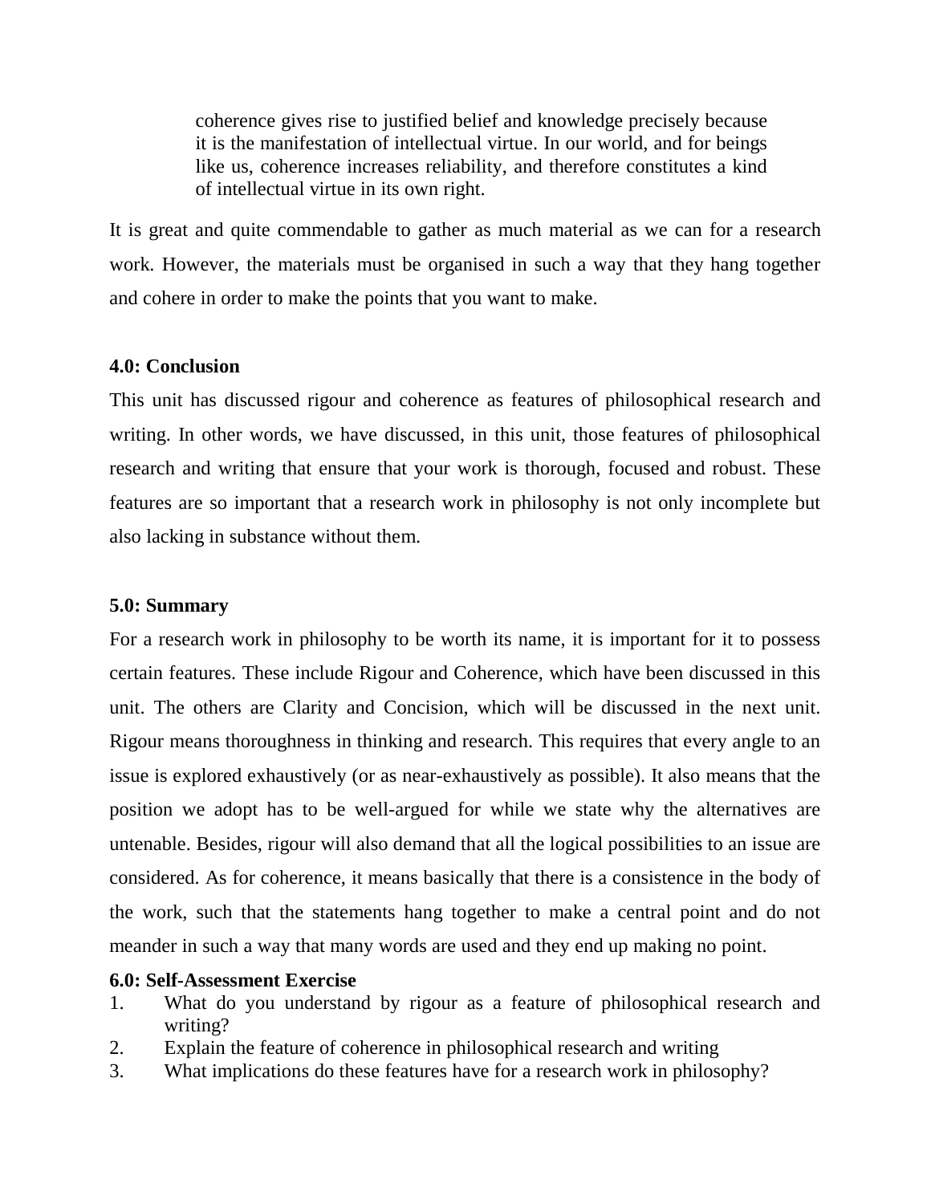> coherence gives rise to justified belief and knowledge precisely because it is the manifestation of intellectual virtue. In our world, and for beings like us, coherence increases reliability, and therefore constitutes a kind of intellectual virtue in its own right.

It is great and quite commendable to gather as much material as we can for a research work. However, the materials must be organised in such a way that they hang together and cohere in order to make the points that you want to make.

**4.0: Conclusion**

This unit has discussed rigour and coherence as features of philosophical research and writing. In other words, we have discussed, in this unit, those features of philosophical research and writing that ensure that your work is thorough, focused and robust. These features are so important that a research work in philosophy is not only incomplete but also lacking in substance without them.

**5.0: Summary**

For a research work in philosophy to be worth its name, it is important for it to possess certain features. These include Rigour and Coherence, which have been discussed in this unit. The others are Clarity and Concision, which will be discussed in the next unit. Rigour means thoroughness in thinking and research. This requires that every angle to an issue is explored exhaustively (or as near-exhaustively as possible). It also means that the position we adopt has to be well-argued for while we state why the alternatives are untenable. Besides, rigour will also demand that all the logical possibilities to an issue are considered. As for coherence, it means basically that there is a consistence in the body of the work, such that the statements hang together to make a central point and do not meander in such a way that many words are used and they end up making no point.

**6.0: Self-Assessment Exercise**

1. What do you understand by rigour as a feature of philosophical research and writing?
2. Explain the feature of coherence in philosophical research and writing
3. What implications do these features have for a research work in philosophy?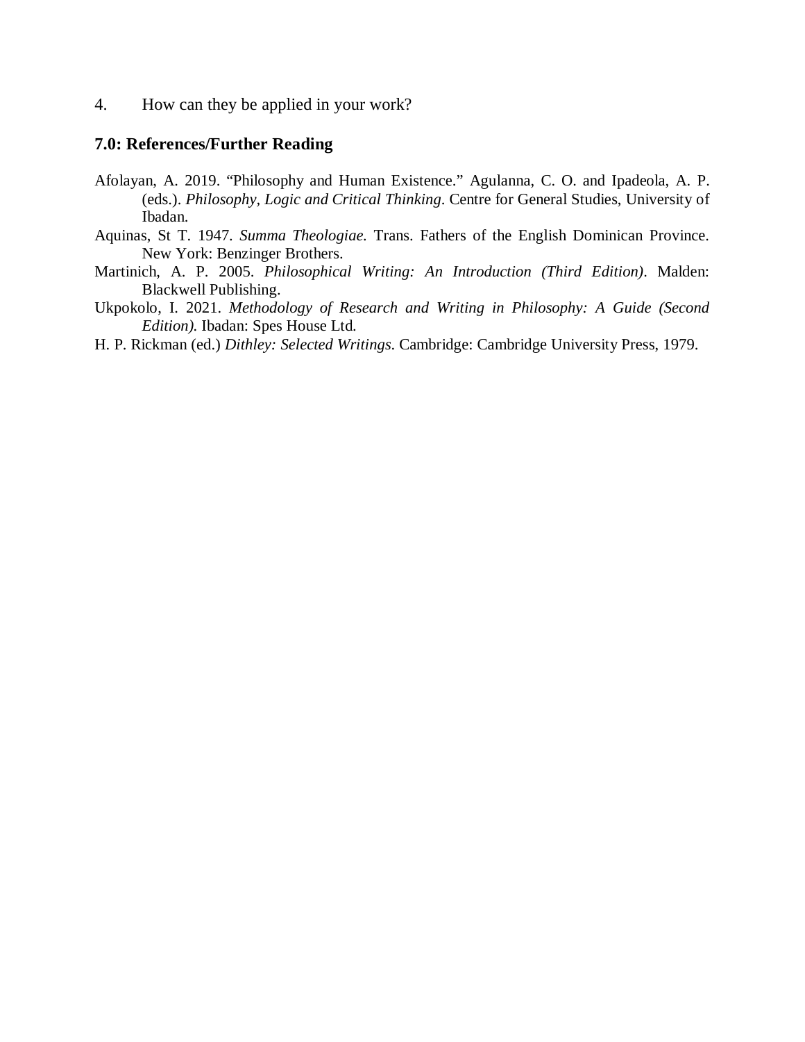4. How can they be applied in your work?

## 7.0: References/Further Reading

Afolayan, A. 2019. "Philosophy and Human Existence." Agulanna, C. O. and Ipadeola, A. P. (eds.). *Philosophy, Logic and Critical Thinking*. Centre for General Studies, University of Ibadan.

Aquinas, St T. 1947. *Summa Theologiae.* Trans. Fathers of the English Dominican Province. New York: Benzinger Brothers.

Martinich, A. P. 2005. *Philosophical Writing: An Introduction (Third Edition)*. Malden: Blackwell Publishing.

Ukpokolo, I. 2021. *Methodology of Research and Writing in Philosophy: A Guide (Second Edition).* Ibadan: Spes House Ltd.

H. P. Rickman (ed.) *Dithley: Selected Writings*. Cambridge: Cambridge University Press, 1979.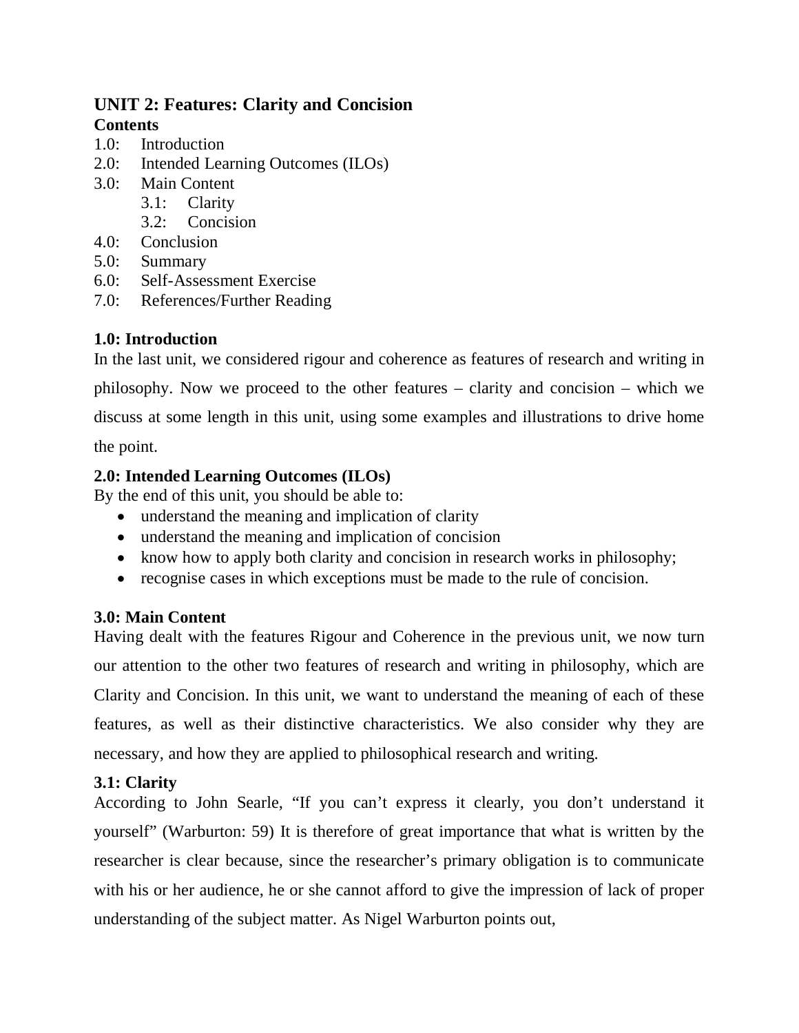## UNIT 2: Features: Clarity and Concision

**Contents**

1.0: Introduction
2.0: Intended Learning Outcomes (ILOs)
3.0: Main Content
    3.1: Clarity
    3.2: Concision
4.0: Conclusion
5.0: Summary
6.0: Self-Assessment Exercise
7.0: References/Further Reading

### 1.0: Introduction

In the last unit, we considered rigour and coherence as features of research and writing in philosophy. Now we proceed to the other features – clarity and concision – which we discuss at some length in this unit, using some examples and illustrations to drive home the point.

### 2.0: Intended Learning Outcomes (ILOs)

By the end of this unit, you should be able to:

- understand the meaning and implication of clarity
- understand the meaning and implication of concision
- know how to apply both clarity and concision in research works in philosophy;
- recognise cases in which exceptions must be made to the rule of concision.

### 3.0: Main Content

Having dealt with the features Rigour and Coherence in the previous unit, we now turn our attention to the other two features of research and writing in philosophy, which are Clarity and Concision. In this unit, we want to understand the meaning of each of these features, as well as their distinctive characteristics. We also consider why they are necessary, and how they are applied to philosophical research and writing.

### 3.1: Clarity

According to John Searle, "If you can't express it clearly, you don't understand it yourself" (Warburton: 59) It is therefore of great importance that what is written by the researcher is clear because, since the researcher's primary obligation is to communicate with his or her audience, he or she cannot afford to give the impression of lack of proper understanding of the subject matter. As Nigel Warburton points out,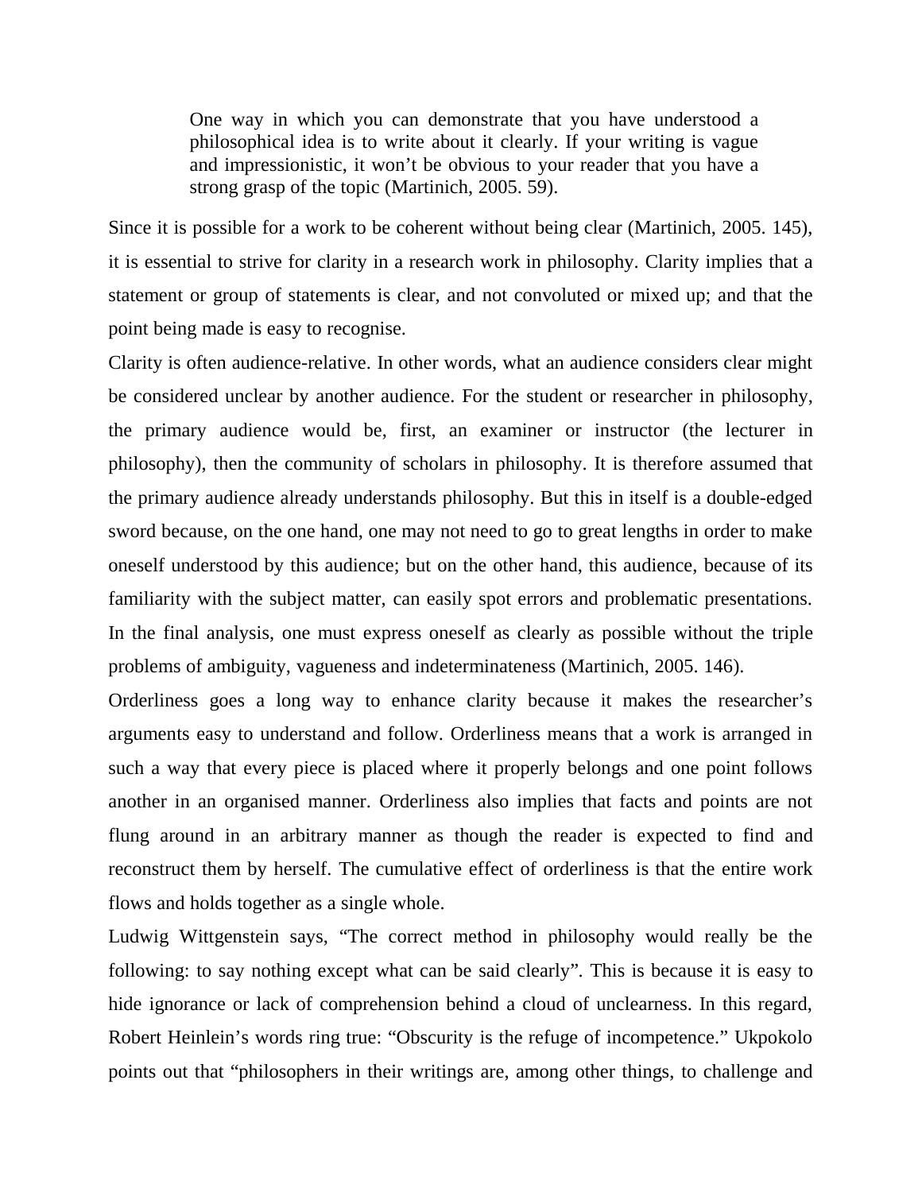> One way in which you can demonstrate that you have understood a philosophical idea is to write about it clearly. If your writing is vague and impressionistic, it won't be obvious to your reader that you have a strong grasp of the topic (Martinich, 2005. 59).

Since it is possible for a work to be coherent without being clear (Martinich, 2005. 145), it is essential to strive for clarity in a research work in philosophy. Clarity implies that a statement or group of statements is clear, and not convoluted or mixed up; and that the point being made is easy to recognise.

Clarity is often audience-relative. In other words, what an audience considers clear might be considered unclear by another audience. For the student or researcher in philosophy, the primary audience would be, first, an examiner or instructor (the lecturer in philosophy), then the community of scholars in philosophy. It is therefore assumed that the primary audience already understands philosophy. But this in itself is a double-edged sword because, on the one hand, one may not need to go to great lengths in order to make oneself understood by this audience; but on the other hand, this audience, because of its familiarity with the subject matter, can easily spot errors and problematic presentations. In the final analysis, one must express oneself as clearly as possible without the triple problems of ambiguity, vagueness and indeterminateness (Martinich, 2005. 146).

Orderliness goes a long way to enhance clarity because it makes the researcher's arguments easy to understand and follow. Orderliness means that a work is arranged in such a way that every piece is placed where it properly belongs and one point follows another in an organised manner. Orderliness also implies that facts and points are not flung around in an arbitrary manner as though the reader is expected to find and reconstruct them by herself. The cumulative effect of orderliness is that the entire work flows and holds together as a single whole.

Ludwig Wittgenstein says, "The correct method in philosophy would really be the following: to say nothing except what can be said clearly". This is because it is easy to hide ignorance or lack of comprehension behind a cloud of unclearness. In this regard, Robert Heinlein's words ring true: "Obscurity is the refuge of incompetence." Ukpokolo points out that "philosophers in their writings are, among other things, to challenge and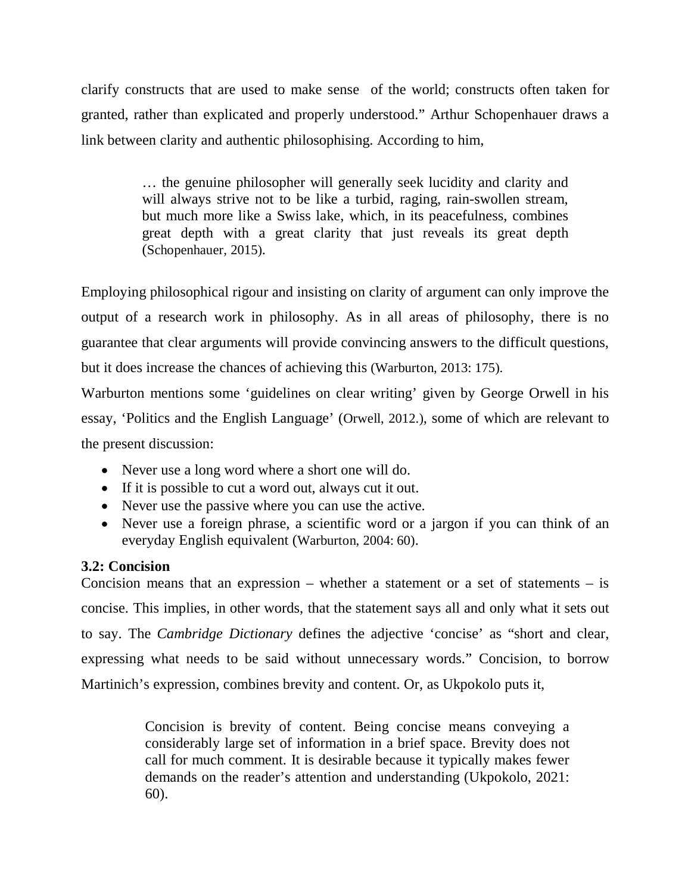clarify constructs that are used to make sense of the world; constructs often taken for granted, rather than explicated and properly understood." Arthur Schopenhauer draws a link between clarity and authentic philosophising. According to him,

> … the genuine philosopher will generally seek lucidity and clarity and will always strive not to be like a turbid, raging, rain-swollen stream, but much more like a Swiss lake, which, in its peacefulness, combines great depth with a great clarity that just reveals its great depth (Schopenhauer, 2015).

Employing philosophical rigour and insisting on clarity of argument can only improve the output of a research work in philosophy. As in all areas of philosophy, there is no guarantee that clear arguments will provide convincing answers to the difficult questions, but it does increase the chances of achieving this (Warburton, 2013: 175).

Warburton mentions some 'guidelines on clear writing' given by George Orwell in his essay, 'Politics and the English Language' (Orwell, 2012.), some of which are relevant to the present discussion:

- Never use a long word where a short one will do.
- If it is possible to cut a word out, always cut it out.
- Never use the passive where you can use the active.
- Never use a foreign phrase, a scientific word or a jargon if you can think of an everyday English equivalent (Warburton, 2004: 60).

### 3.2: Concision

Concision means that an expression – whether a statement or a set of statements – is concise. This implies, in other words, that the statement says all and only what it sets out to say. The *Cambridge Dictionary* defines the adjective 'concise' as "short and clear, expressing what needs to be said without unnecessary words." Concision, to borrow Martinich's expression, combines brevity and content. Or, as Ukpokolo puts it,

> Concision is brevity of content. Being concise means conveying a considerably large set of information in a brief space. Brevity does not call for much comment. It is desirable because it typically makes fewer demands on the reader's attention and understanding (Ukpokolo, 2021: 60).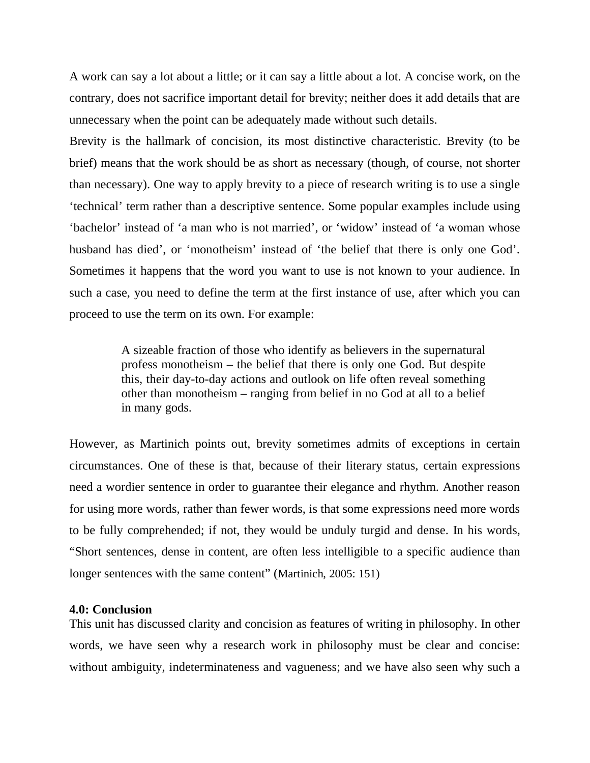A work can say a lot about a little; or it can say a little about a lot. A concise work, on the contrary, does not sacrifice important detail for brevity; neither does it add details that are unnecessary when the point can be adequately made without such details.

Brevity is the hallmark of concision, its most distinctive characteristic. Brevity (to be brief) means that the work should be as short as necessary (though, of course, not shorter than necessary). One way to apply brevity to a piece of research writing is to use a single 'technical' term rather than a descriptive sentence. Some popular examples include using 'bachelor' instead of 'a man who is not married', or 'widow' instead of 'a woman whose husband has died', or 'monotheism' instead of 'the belief that there is only one God'. Sometimes it happens that the word you want to use is not known to your audience. In such a case, you need to define the term at the first instance of use, after which you can proceed to use the term on its own. For example:

> A sizeable fraction of those who identify as believers in the supernatural profess monotheism – the belief that there is only one God. But despite this, their day-to-day actions and outlook on life often reveal something other than monotheism – ranging from belief in no God at all to a belief in many gods.

However, as Martinich points out, brevity sometimes admits of exceptions in certain circumstances. One of these is that, because of their literary status, certain expressions need a wordier sentence in order to guarantee their elegance and rhythm. Another reason for using more words, rather than fewer words, is that some expressions need more words to be fully comprehended; if not, they would be unduly turgid and dense. In his words, "Short sentences, dense in content, are often less intelligible to a specific audience than longer sentences with the same content" (Martinich, 2005: 151)

**4.0: Conclusion**

This unit has discussed clarity and concision as features of writing in philosophy. In other words, we have seen why a research work in philosophy must be clear and concise: without ambiguity, indeterminateness and vagueness; and we have also seen why such a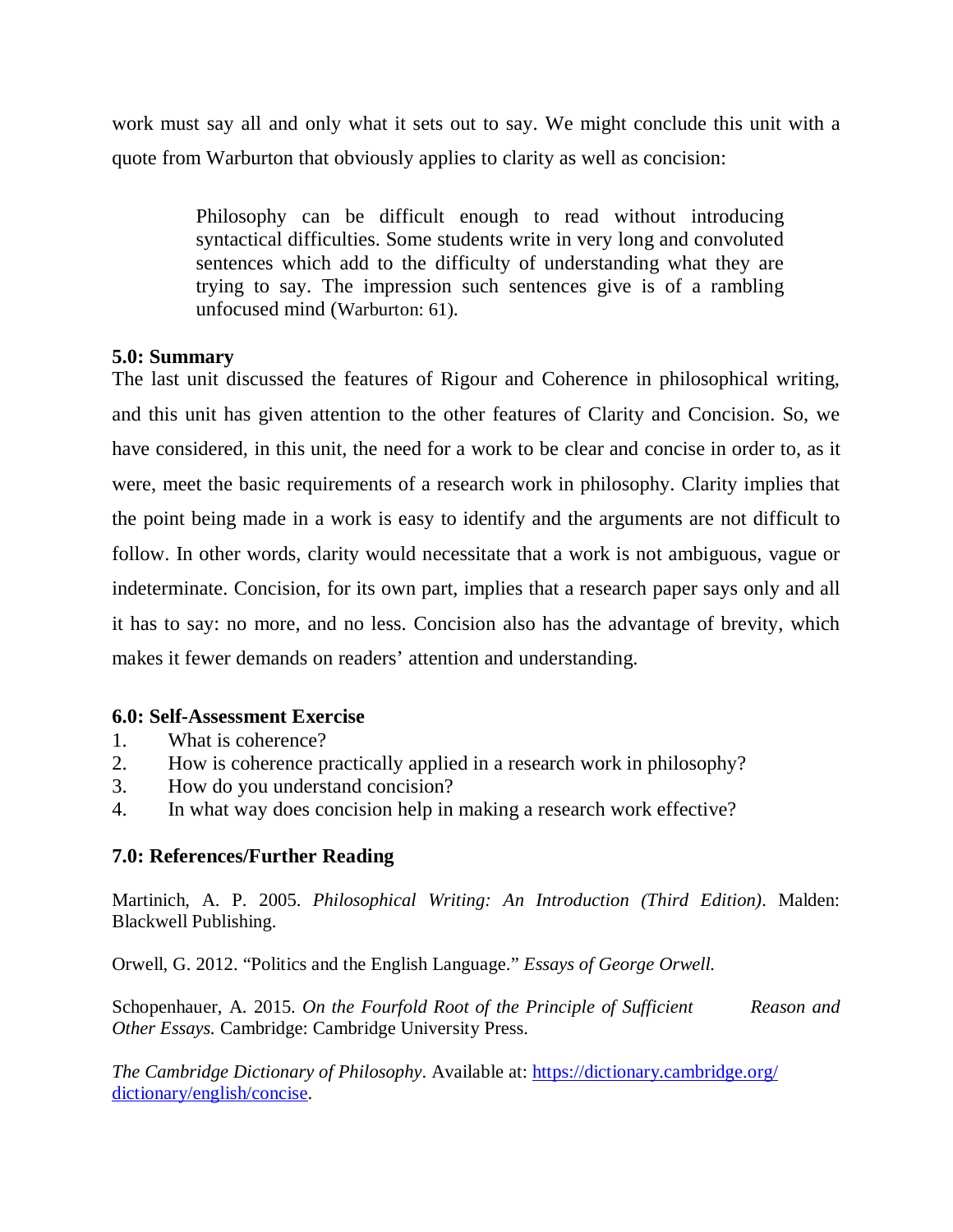work must say all and only what it sets out to say. We might conclude this unit with a quote from Warburton that obviously applies to clarity as well as concision:

> Philosophy can be difficult enough to read without introducing syntactical difficulties. Some students write in very long and convoluted sentences which add to the difficulty of understanding what they are trying to say. The impression such sentences give is of a rambling unfocused mind (Warburton: 61).

### 5.0: Summary

The last unit discussed the features of Rigour and Coherence in philosophical writing, and this unit has given attention to the other features of Clarity and Concision. So, we have considered, in this unit, the need for a work to be clear and concise in order to, as it were, meet the basic requirements of a research work in philosophy. Clarity implies that the point being made in a work is easy to identify and the arguments are not difficult to follow. In other words, clarity would necessitate that a work is not ambiguous, vague or indeterminate. Concision, for its own part, implies that a research paper says only and all it has to say: no more, and no less. Concision also has the advantage of brevity, which makes it fewer demands on readers' attention and understanding.

### 6.0: Self-Assessment Exercise

1. What is coherence?
2. How is coherence practically applied in a research work in philosophy?
3. How do you understand concision?
4. In what way does concision help in making a research work effective?

### 7.0: References/Further Reading

Martinich, A. P. 2005. *Philosophical Writing: An Introduction (Third Edition)*. Malden: Blackwell Publishing.

Orwell, G. 2012. "Politics and the English Language." *Essays of George Orwell.*

Schopenhauer, A. 2015. *On the Fourfold Root of the Principle of Sufficient Reason and Other Essays.* Cambridge: Cambridge University Press.

*The Cambridge Dictionary of Philosophy*. Available at: https://dictionary.cambridge.org/dictionary/english/concise.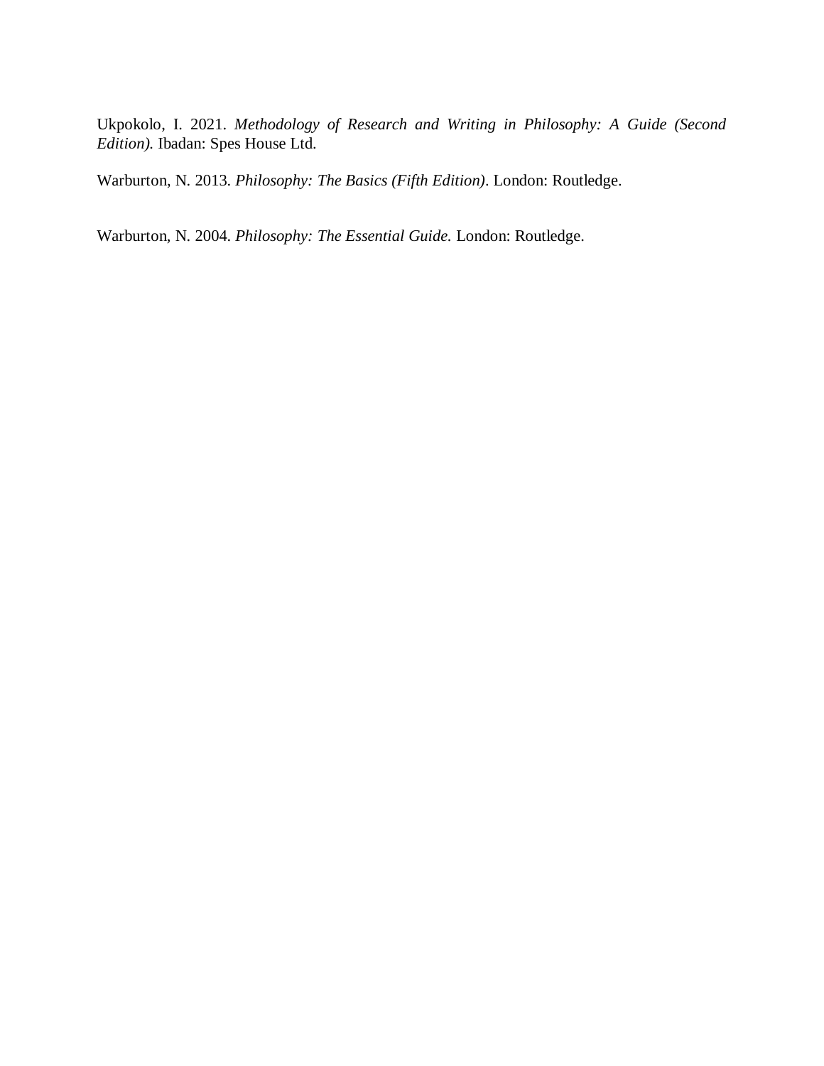Ukpokolo, I. 2021. *Methodology of Research and Writing in Philosophy: A Guide (Second Edition).* Ibadan: Spes House Ltd.

Warburton, N. 2013. *Philosophy: The Basics (Fifth Edition)*. London: Routledge.

Warburton, N. 2004. *Philosophy: The Essential Guide.* London: Routledge.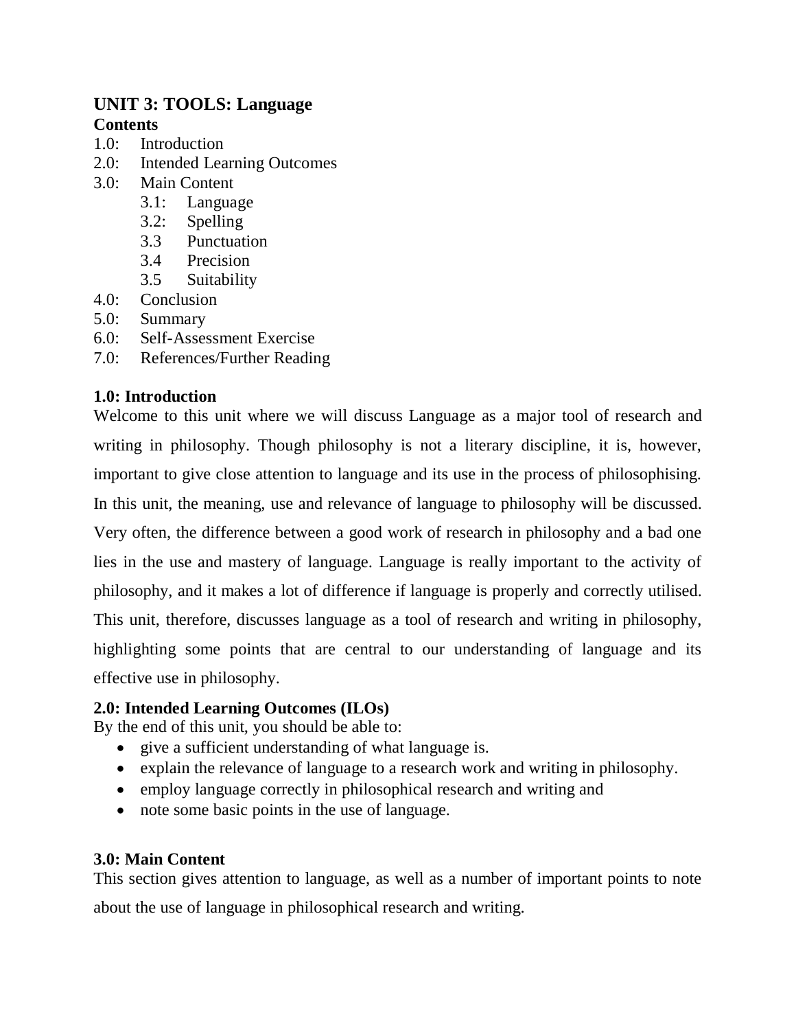## UNIT 3: TOOLS: Language

**Contents**

1.0: Introduction
2.0: Intended Learning Outcomes
3.0: Main Content
  - 3.1: Language
  - 3.2: Spelling
  - 3.3 Punctuation
  - 3.4 Precision
  - 3.5 Suitability

4.0: Conclusion
5.0: Summary
6.0: Self-Assessment Exercise
7.0: References/Further Reading

### 1.0: Introduction

Welcome to this unit where we will discuss Language as a major tool of research and writing in philosophy. Though philosophy is not a literary discipline, it is, however, important to give close attention to language and its use in the process of philosophising. In this unit, the meaning, use and relevance of language to philosophy will be discussed. Very often, the difference between a good work of research in philosophy and a bad one lies in the use and mastery of language. Language is really important to the activity of philosophy, and it makes a lot of difference if language is properly and correctly utilised. This unit, therefore, discusses language as a tool of research and writing in philosophy, highlighting some points that are central to our understanding of language and its effective use in philosophy.

### 2.0: Intended Learning Outcomes (ILOs)

By the end of this unit, you should be able to:

- give a sufficient understanding of what language is.
- explain the relevance of language to a research work and writing in philosophy.
- employ language correctly in philosophical research and writing and
- note some basic points in the use of language.

### 3.0: Main Content

This section gives attention to language, as well as a number of important points to note about the use of language in philosophical research and writing.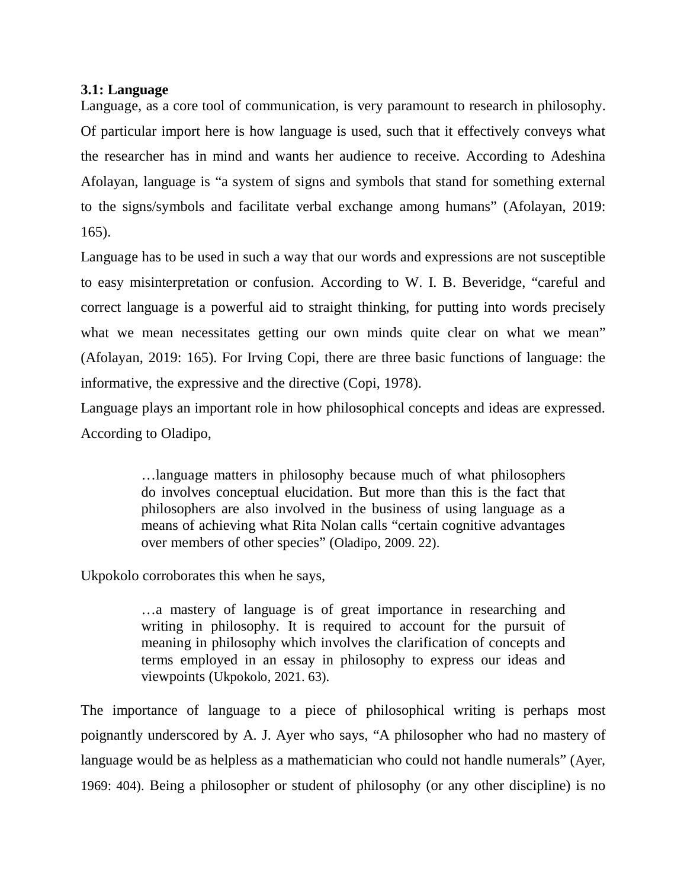### 3.1: Language

Language, as a core tool of communication, is very paramount to research in philosophy. Of particular import here is how language is used, such that it effectively conveys what the researcher has in mind and wants her audience to receive. According to Adeshina Afolayan, language is "a system of signs and symbols that stand for something external to the signs/symbols and facilitate verbal exchange among humans" (Afolayan, 2019: 165).

Language has to be used in such a way that our words and expressions are not susceptible to easy misinterpretation or confusion. According to W. I. B. Beveridge, "careful and correct language is a powerful aid to straight thinking, for putting into words precisely what we mean necessitates getting our own minds quite clear on what we mean" (Afolayan, 2019: 165). For Irving Copi, there are three basic functions of language: the informative, the expressive and the directive (Copi, 1978).

Language plays an important role in how philosophical concepts and ideas are expressed. According to Oladipo,

> …language matters in philosophy because much of what philosophers do involves conceptual elucidation. But more than this is the fact that philosophers are also involved in the business of using language as a means of achieving what Rita Nolan calls "certain cognitive advantages over members of other species" (Oladipo, 2009. 22).

Ukpokolo corroborates this when he says,

> …a mastery of language is of great importance in researching and writing in philosophy. It is required to account for the pursuit of meaning in philosophy which involves the clarification of concepts and terms employed in an essay in philosophy to express our ideas and viewpoints (Ukpokolo, 2021. 63).

The importance of language to a piece of philosophical writing is perhaps most poignantly underscored by A. J. Ayer who says, "A philosopher who had no mastery of language would be as helpless as a mathematician who could not handle numerals" (Ayer, 1969: 404). Being a philosopher or student of philosophy (or any other discipline) is no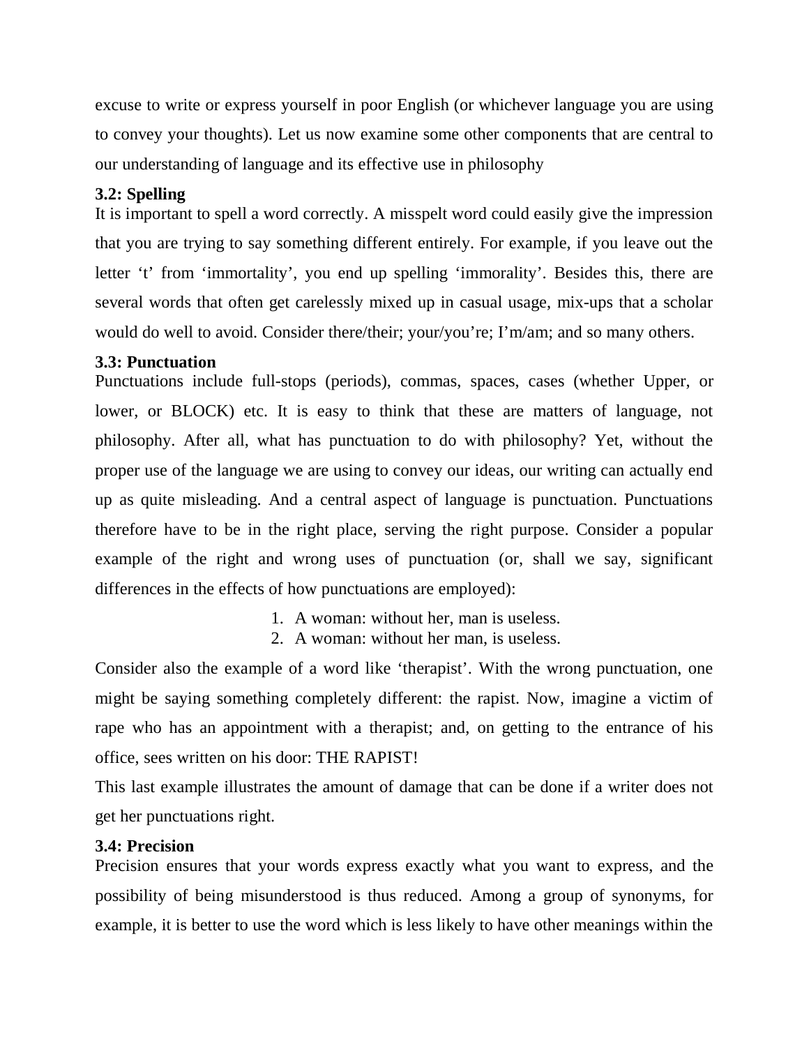excuse to write or express yourself in poor English (or whichever language you are using to convey your thoughts). Let us now examine some other components that are central to our understanding of language and its effective use in philosophy

### 3.2: Spelling

It is important to spell a word correctly. A misspelt word could easily give the impression that you are trying to say something different entirely. For example, if you leave out the letter 't' from 'immortality', you end up spelling 'immorality'. Besides this, there are several words that often get carelessly mixed up in casual usage, mix-ups that a scholar would do well to avoid. Consider there/their; your/you're; I'm/am; and so many others.

### 3.3: Punctuation

Punctuations include full-stops (periods), commas, spaces, cases (whether Upper, or lower, or BLOCK) etc. It is easy to think that these are matters of language, not philosophy. After all, what has punctuation to do with philosophy? Yet, without the proper use of the language we are using to convey our ideas, our writing can actually end up as quite misleading. And a central aspect of language is punctuation. Punctuations therefore have to be in the right place, serving the right purpose. Consider a popular example of the right and wrong uses of punctuation (or, shall we say, significant differences in the effects of how punctuations are employed):

1. A woman: without her, man is useless.
2. A woman: without her man, is useless.

Consider also the example of a word like 'therapist'. With the wrong punctuation, one might be saying something completely different: the rapist. Now, imagine a victim of rape who has an appointment with a therapist; and, on getting to the entrance of his office, sees written on his door: THE RAPIST!

This last example illustrates the amount of damage that can be done if a writer does not get her punctuations right.

### 3.4: Precision

Precision ensures that your words express exactly what you want to express, and the possibility of being misunderstood is thus reduced. Among a group of synonyms, for example, it is better to use the word which is less likely to have other meanings within the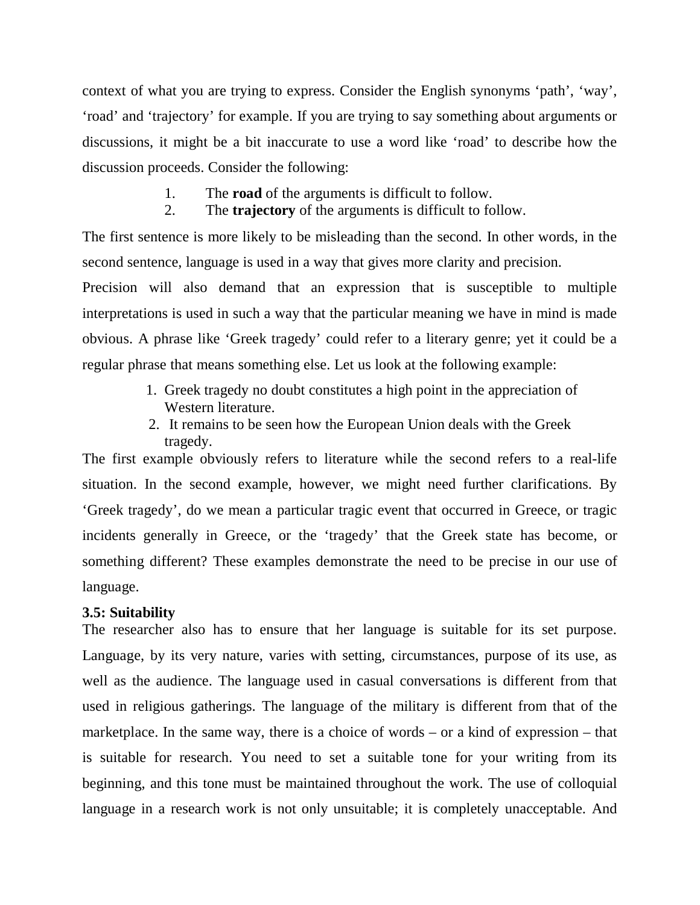context of what you are trying to express. Consider the English synonyms 'path', 'way', 'road' and 'trajectory' for example. If you are trying to say something about arguments or discussions, it might be a bit inaccurate to use a word like 'road' to describe how the discussion proceeds. Consider the following:

1. The **road** of the arguments is difficult to follow.
2. The **trajectory** of the arguments is difficult to follow.

The first sentence is more likely to be misleading than the second. In other words, in the second sentence, language is used in a way that gives more clarity and precision.

Precision will also demand that an expression that is susceptible to multiple interpretations is used in such a way that the particular meaning we have in mind is made obvious. A phrase like 'Greek tragedy' could refer to a literary genre; yet it could be a regular phrase that means something else. Let us look at the following example:

1. Greek tragedy no doubt constitutes a high point in the appreciation of Western literature.
2. It remains to be seen how the European Union deals with the Greek tragedy.

The first example obviously refers to literature while the second refers to a real-life situation. In the second example, however, we might need further clarifications. By 'Greek tragedy', do we mean a particular tragic event that occurred in Greece, or tragic incidents generally in Greece, or the 'tragedy' that the Greek state has become, or something different? These examples demonstrate the need to be precise in our use of language.

### 3.5: Suitability

The researcher also has to ensure that her language is suitable for its set purpose. Language, by its very nature, varies with setting, circumstances, purpose of its use, as well as the audience. The language used in casual conversations is different from that used in religious gatherings. The language of the military is different from that of the marketplace. In the same way, there is a choice of words – or a kind of expression – that is suitable for research. You need to set a suitable tone for your writing from its beginning, and this tone must be maintained throughout the work. The use of colloquial language in a research work is not only unsuitable; it is completely unacceptable. And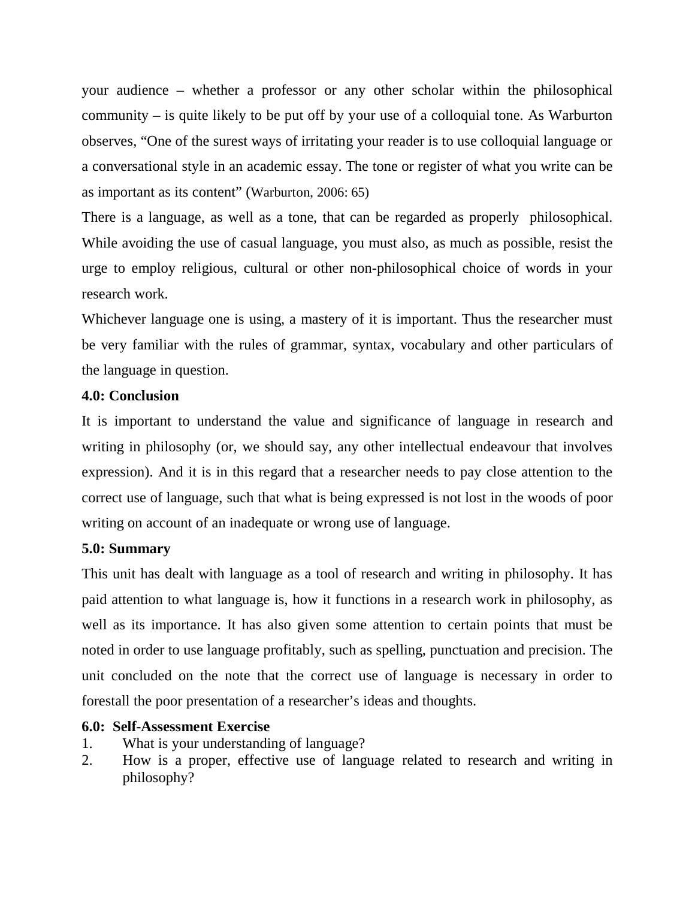your audience – whether a professor or any other scholar within the philosophical community – is quite likely to be put off by your use of a colloquial tone. As Warburton observes, "One of the surest ways of irritating your reader is to use colloquial language or a conversational style in an academic essay. The tone or register of what you write can be as important as its content" (Warburton, 2006: 65)

There is a language, as well as a tone, that can be regarded as properly philosophical. While avoiding the use of casual language, you must also, as much as possible, resist the urge to employ religious, cultural or other non-philosophical choice of words in your research work.

Whichever language one is using, a mastery of it is important. Thus the researcher must be very familiar with the rules of grammar, syntax, vocabulary and other particulars of the language in question.

**4.0: Conclusion**

It is important to understand the value and significance of language in research and writing in philosophy (or, we should say, any other intellectual endeavour that involves expression). And it is in this regard that a researcher needs to pay close attention to the correct use of language, such that what is being expressed is not lost in the woods of poor writing on account of an inadequate or wrong use of language.

**5.0: Summary**

This unit has dealt with language as a tool of research and writing in philosophy. It has paid attention to what language is, how it functions in a research work in philosophy, as well as its importance. It has also given some attention to certain points that must be noted in order to use language profitably, such as spelling, punctuation and precision. The unit concluded on the note that the correct use of language is necessary in order to forestall the poor presentation of a researcher's ideas and thoughts.

**6.0: Self-Assessment Exercise**

1. What is your understanding of language?
2. How is a proper, effective use of language related to research and writing in philosophy?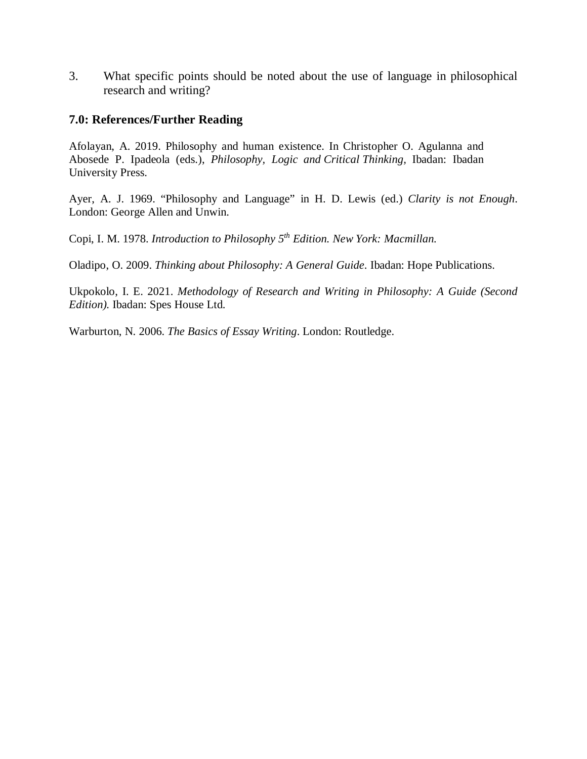3. What specific points should be noted about the use of language in philosophical research and writing?

## 7.0: References/Further Reading

Afolayan, A. 2019. Philosophy and human existence. In Christopher O. Agulanna and Abosede P. Ipadeola (eds.), *Philosophy, Logic and Critical Thinking,* Ibadan: Ibadan University Press.

Ayer, A. J. 1969. “Philosophy and Language” in H. D. Lewis (ed.) *Clarity is not Enough*. London: George Allen and Unwin.

Copi, I. M. 1978. *Introduction to Philosophy 5th Edition. New York: Macmillan.*

Oladipo, O. 2009. *Thinking about Philosophy: A General Guide*. Ibadan: Hope Publications.

Ukpokolo, I. E. 2021. *Methodology of Research and Writing in Philosophy: A Guide (Second Edition).* Ibadan: Spes House Ltd.

Warburton, N. 2006. *The Basics of Essay Writing*. London: Routledge.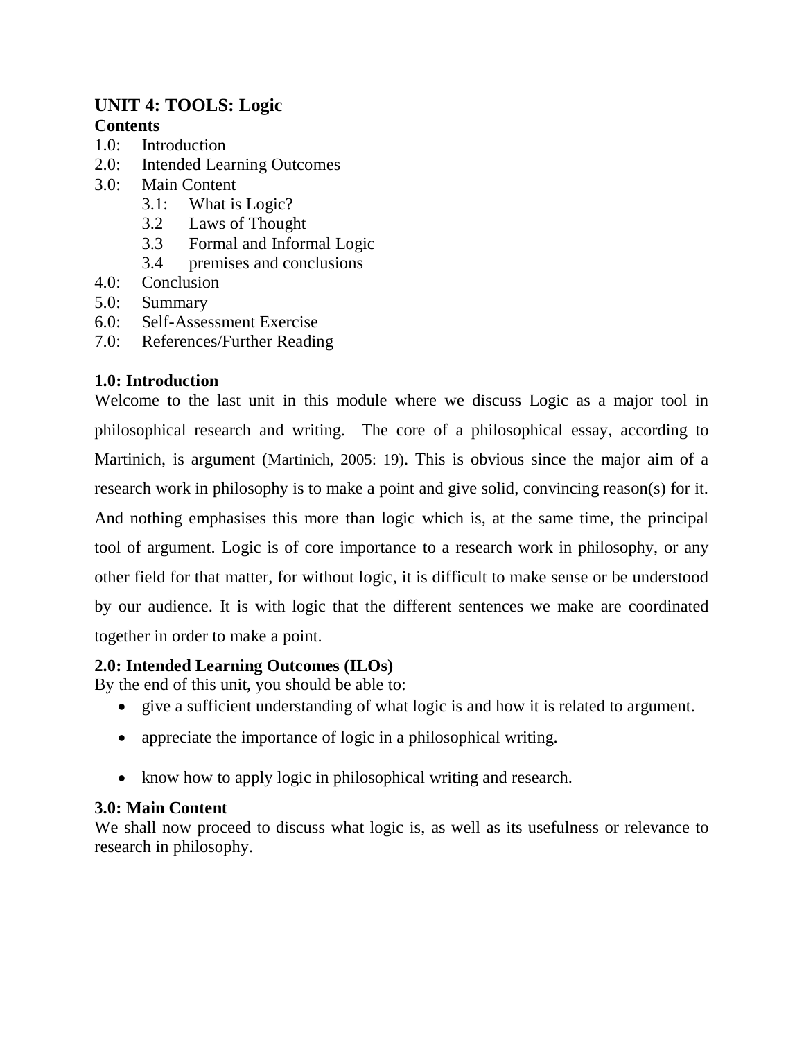## UNIT 4: TOOLS: Logic

**Contents**

1.0: Introduction
2.0: Intended Learning Outcomes
3.0: Main Content
    3.1: What is Logic?
    3.2 Laws of Thought
    3.3 Formal and Informal Logic
    3.4 premises and conclusions
4.0: Conclusion
5.0: Summary
6.0: Self-Assessment Exercise
7.0: References/Further Reading

### 1.0: Introduction

Welcome to the last unit in this module where we discuss Logic as a major tool in philosophical research and writing. The core of a philosophical essay, according to Martinich, is argument (Martinich, 2005: 19). This is obvious since the major aim of a research work in philosophy is to make a point and give solid, convincing reason(s) for it. And nothing emphasises this more than logic which is, at the same time, the principal tool of argument. Logic is of core importance to a research work in philosophy, or any other field for that matter, for without logic, it is difficult to make sense or be understood by our audience. It is with logic that the different sentences we make are coordinated together in order to make a point.

### 2.0: Intended Learning Outcomes (ILOs)

By the end of this unit, you should be able to:

- give a sufficient understanding of what logic is and how it is related to argument.
- appreciate the importance of logic in a philosophical writing.
- know how to apply logic in philosophical writing and research.

### 3.0: Main Content

We shall now proceed to discuss what logic is, as well as its usefulness or relevance to research in philosophy.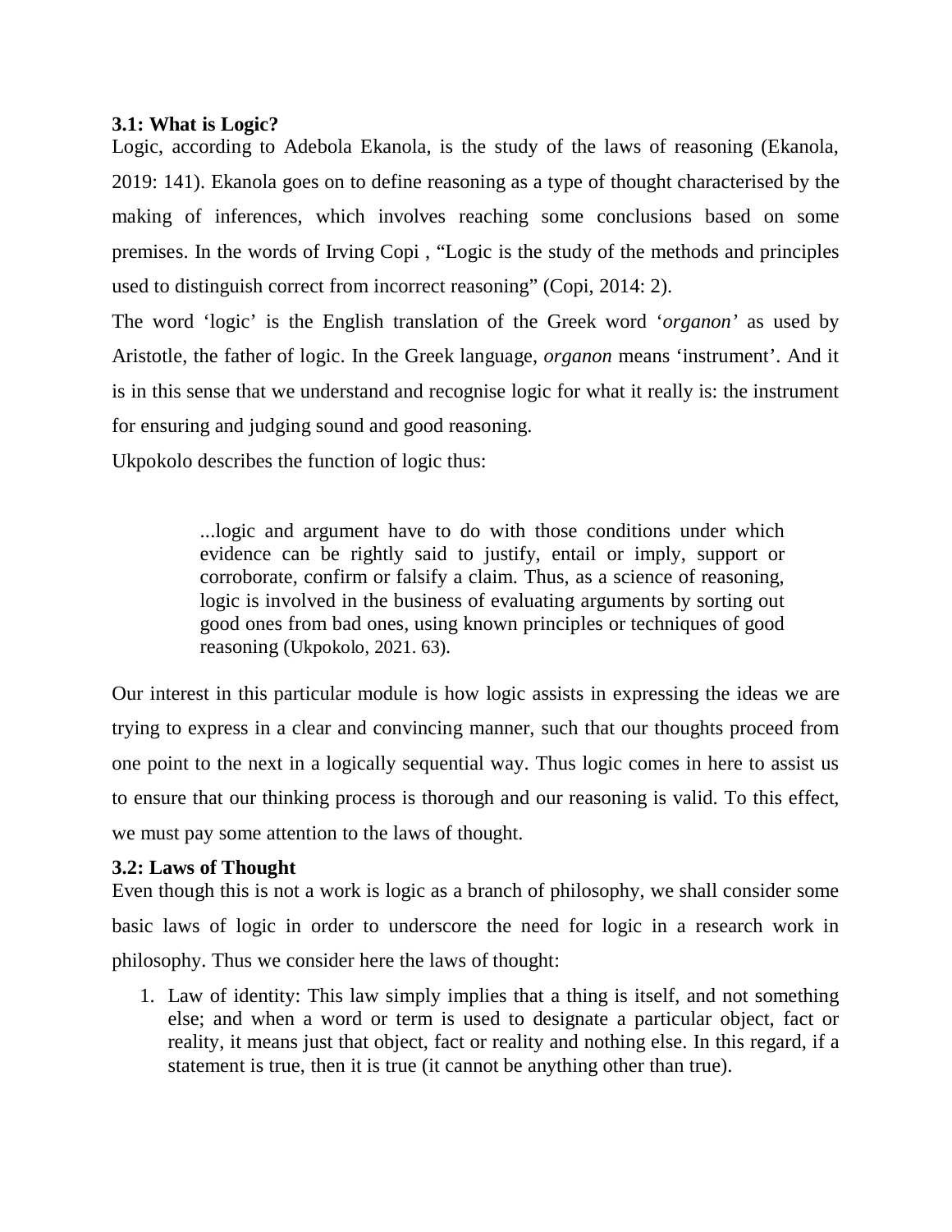### 3.1: What is Logic?

Logic, according to Adebola Ekanola, is the study of the laws of reasoning (Ekanola, 2019: 141). Ekanola goes on to define reasoning as a type of thought characterised by the making of inferences, which involves reaching some conclusions based on some premises. In the words of Irving Copi , "Logic is the study of the methods and principles used to distinguish correct from incorrect reasoning" (Copi, 2014: 2).

The word 'logic' is the English translation of the Greek word '*organon'* as used by Aristotle, the father of logic. In the Greek language, *organon* means 'instrument'. And it is in this sense that we understand and recognise logic for what it really is: the instrument for ensuring and judging sound and good reasoning.

Ukpokolo describes the function of logic thus:

> ...logic and argument have to do with those conditions under which evidence can be rightly said to justify, entail or imply, support or corroborate, confirm or falsify a claim. Thus, as a science of reasoning, logic is involved in the business of evaluating arguments by sorting out good ones from bad ones, using known principles or techniques of good reasoning (Ukpokolo, 2021. 63).

Our interest in this particular module is how logic assists in expressing the ideas we are trying to express in a clear and convincing manner, such that our thoughts proceed from one point to the next in a logically sequential way. Thus logic comes in here to assist us to ensure that our thinking process is thorough and our reasoning is valid. To this effect, we must pay some attention to the laws of thought.

### 3.2: Laws of Thought

Even though this is not a work is logic as a branch of philosophy, we shall consider some basic laws of logic in order to underscore the need for logic in a research work in philosophy. Thus we consider here the laws of thought:

1. Law of identity: This law simply implies that a thing is itself, and not something else; and when a word or term is used to designate a particular object, fact or reality, it means just that object, fact or reality and nothing else. In this regard, if a statement is true, then it is true (it cannot be anything other than true).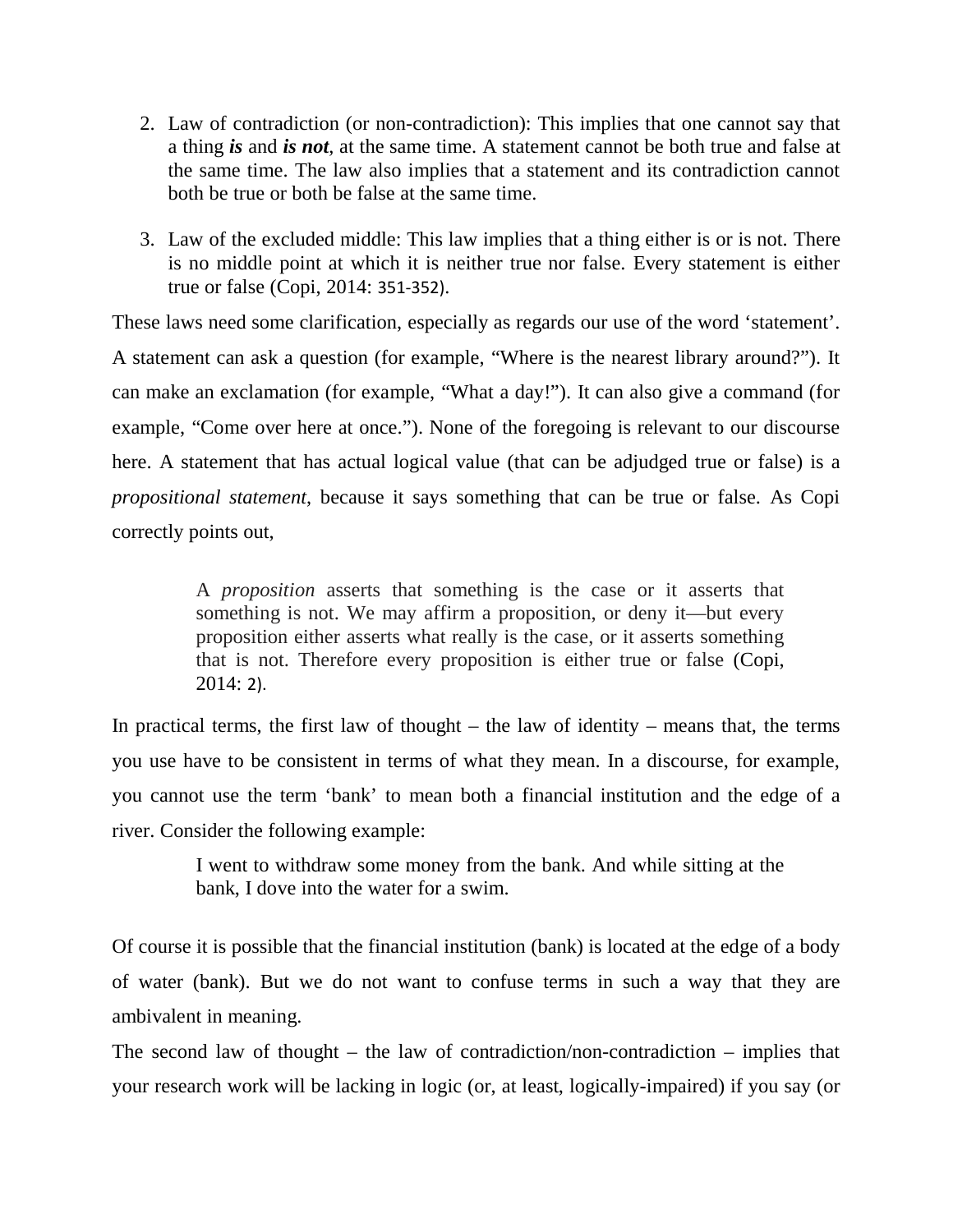2. Law of contradiction (or non-contradiction): This implies that one cannot say that a thing ***is*** and ***is not***, at the same time. A statement cannot be both true and false at the same time. The law also implies that a statement and its contradiction cannot both be true or both be false at the same time.

3. Law of the excluded middle: This law implies that a thing either is or is not. There is no middle point at which it is neither true nor false. Every statement is either true or false (Copi, 2014: 351-352).

These laws need some clarification, especially as regards our use of the word 'statement'. A statement can ask a question (for example, "Where is the nearest library around?"). It can make an exclamation (for example, "What a day!"). It can also give a command (for example, "Come over here at once."). None of the foregoing is relevant to our discourse here. A statement that has actual logical value (that can be adjudged true or false) is a *propositional statement*, because it says something that can be true or false. As Copi correctly points out,

> A *proposition* asserts that something is the case or it asserts that something is not. We may affirm a proposition, or deny it—but every proposition either asserts what really is the case, or it asserts something that is not. Therefore every proposition is either true or false (Copi, 2014: 2).

In practical terms, the first law of thought – the law of identity – means that, the terms you use have to be consistent in terms of what they mean. In a discourse, for example, you cannot use the term 'bank' to mean both a financial institution and the edge of a river. Consider the following example:

> I went to withdraw some money from the bank. And while sitting at the bank, I dove into the water for a swim.

Of course it is possible that the financial institution (bank) is located at the edge of a body of water (bank). But we do not want to confuse terms in such a way that they are ambivalent in meaning.

The second law of thought – the law of contradiction/non-contradiction – implies that your research work will be lacking in logic (or, at least, logically-impaired) if you say (or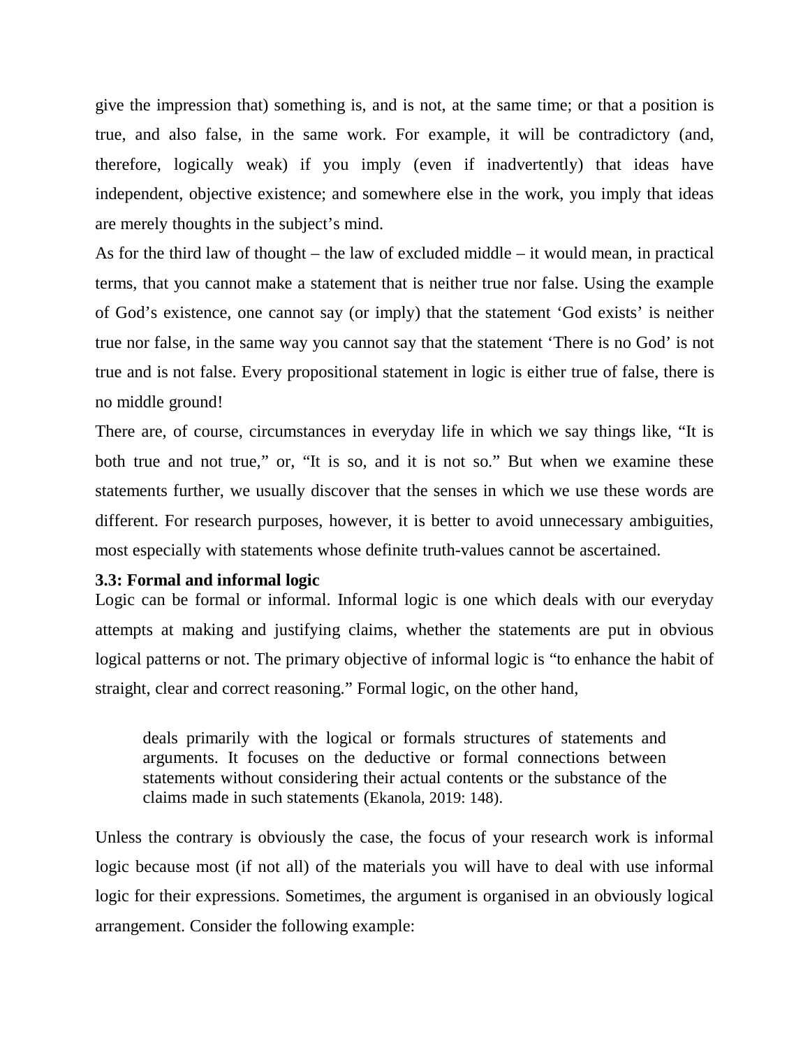give the impression that) something is, and is not, at the same time; or that a position is true, and also false, in the same work. For example, it will be contradictory (and, therefore, logically weak) if you imply (even if inadvertently) that ideas have independent, objective existence; and somewhere else in the work, you imply that ideas are merely thoughts in the subject's mind.

As for the third law of thought – the law of excluded middle – it would mean, in practical terms, that you cannot make a statement that is neither true nor false. Using the example of God's existence, one cannot say (or imply) that the statement 'God exists' is neither true nor false, in the same way you cannot say that the statement 'There is no God' is not true and is not false. Every propositional statement in logic is either true of false, there is no middle ground!

There are, of course, circumstances in everyday life in which we say things like, "It is both true and not true," or, "It is so, and it is not so." But when we examine these statements further, we usually discover that the senses in which we use these words are different. For research purposes, however, it is better to avoid unnecessary ambiguities, most especially with statements whose definite truth-values cannot be ascertained.

### 3.3: Formal and informal logic

Logic can be formal or informal. Informal logic is one which deals with our everyday attempts at making and justifying claims, whether the statements are put in obvious logical patterns or not. The primary objective of informal logic is "to enhance the habit of straight, clear and correct reasoning." Formal logic, on the other hand,

> deals primarily with the logical or formals structures of statements and arguments. It focuses on the deductive or formal connections between statements without considering their actual contents or the substance of the claims made in such statements (Ekanola, 2019: 148).

Unless the contrary is obviously the case, the focus of your research work is informal logic because most (if not all) of the materials you will have to deal with use informal logic for their expressions. Sometimes, the argument is organised in an obviously logical arrangement. Consider the following example: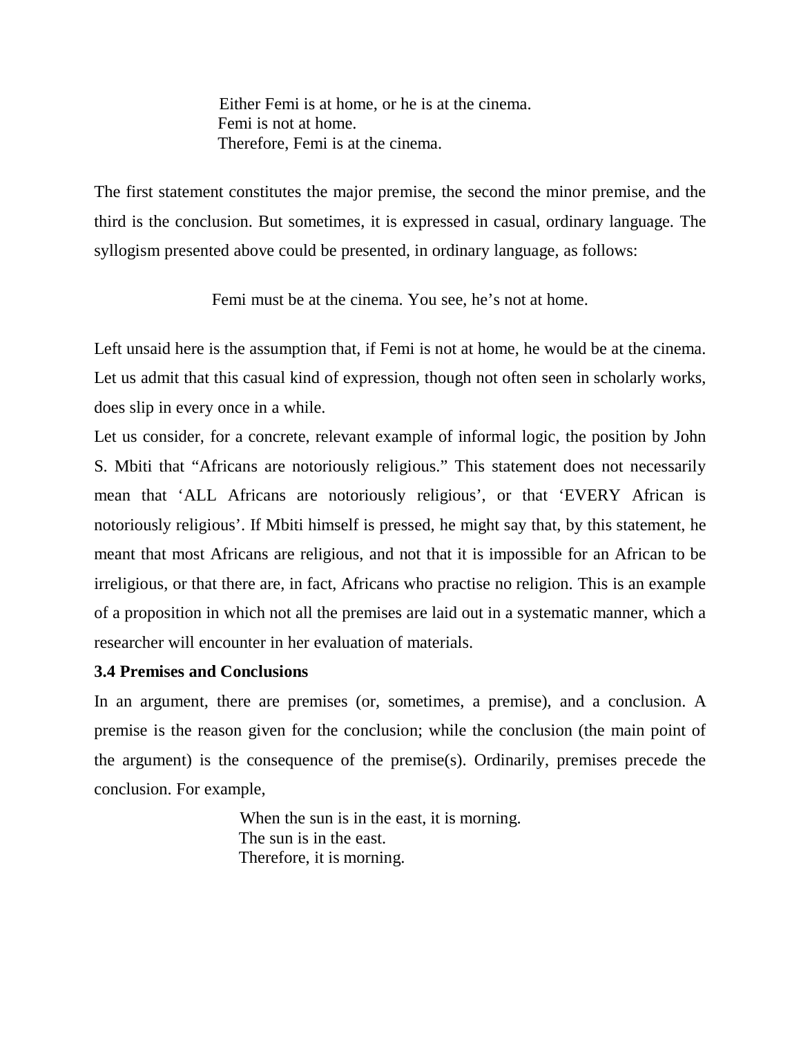Either Femi is at home, or he is at the cinema.  
Femi is not at home.  
Therefore, Femi is at the cinema.

The first statement constitutes the major premise, the second the minor premise, and the third is the conclusion. But sometimes, it is expressed in casual, ordinary language. The syllogism presented above could be presented, in ordinary language, as follows:

Femi must be at the cinema. You see, he's not at home.

Left unsaid here is the assumption that, if Femi is not at home, he would be at the cinema. Let us admit that this casual kind of expression, though not often seen in scholarly works, does slip in every once in a while.

Let us consider, for a concrete, relevant example of informal logic, the position by John S. Mbiti that "Africans are notoriously religious." This statement does not necessarily mean that 'ALL Africans are notoriously religious', or that 'EVERY African is notoriously religious'. If Mbiti himself is pressed, he might say that, by this statement, he meant that most Africans are religious, and not that it is impossible for an African to be irreligious, or that there are, in fact, Africans who practise no religion. This is an example of a proposition in which not all the premises are laid out in a systematic manner, which a researcher will encounter in her evaluation of materials.

**3.4 Premises and Conclusions**

In an argument, there are premises (or, sometimes, a premise), and a conclusion. A premise is the reason given for the conclusion; while the conclusion (the main point of the argument) is the consequence of the premise(s). Ordinarily, premises precede the conclusion. For example,

When the sun is in the east, it is morning.  
The sun is in the east.  
Therefore, it is morning.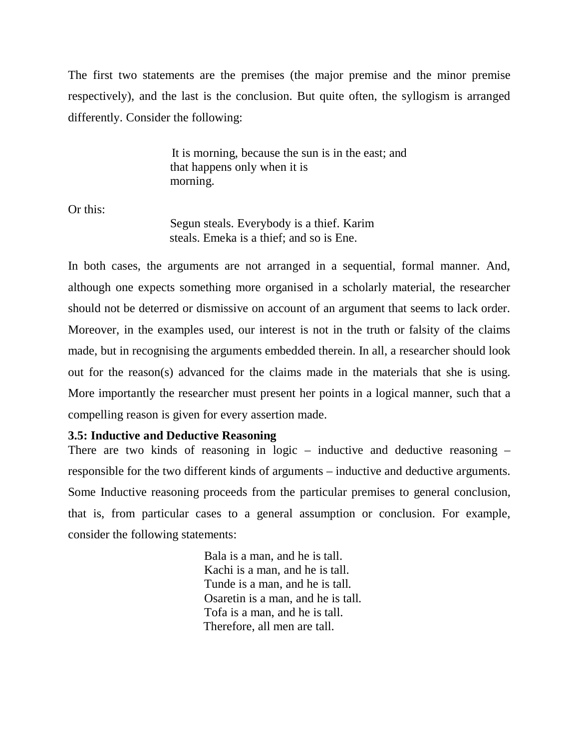The first two statements are the premises (the major premise and the minor premise respectively), and the last is the conclusion. But quite often, the syllogism is arranged differently. Consider the following:

> It is morning, because the sun is in the east; and that happens only when it is morning.

Or this:

> Segun steals. Everybody is a thief. Karim steals. Emeka is a thief; and so is Ene.

In both cases, the arguments are not arranged in a sequential, formal manner. And, although one expects something more organised in a scholarly material, the researcher should not be deterred or dismissive on account of an argument that seems to lack order. Moreover, in the examples used, our interest is not in the truth or falsity of the claims made, but in recognising the arguments embedded therein. In all, a researcher should look out for the reason(s) advanced for the claims made in the materials that she is using. More importantly the researcher must present her points in a logical manner, such that a compelling reason is given for every assertion made.

**3.5: Inductive and Deductive Reasoning**

There are two kinds of reasoning in logic – inductive and deductive reasoning – responsible for the two different kinds of arguments – inductive and deductive arguments. Some Inductive reasoning proceeds from the particular premises to general conclusion, that is, from particular cases to a general assumption or conclusion. For example, consider the following statements:

> Bala is a man, and he is tall.
> Kachi is a man, and he is tall.
> Tunde is a man, and he is tall.
> Osaretin is a man, and he is tall.
> Tofa is a man, and he is tall.
> Therefore, all men are tall.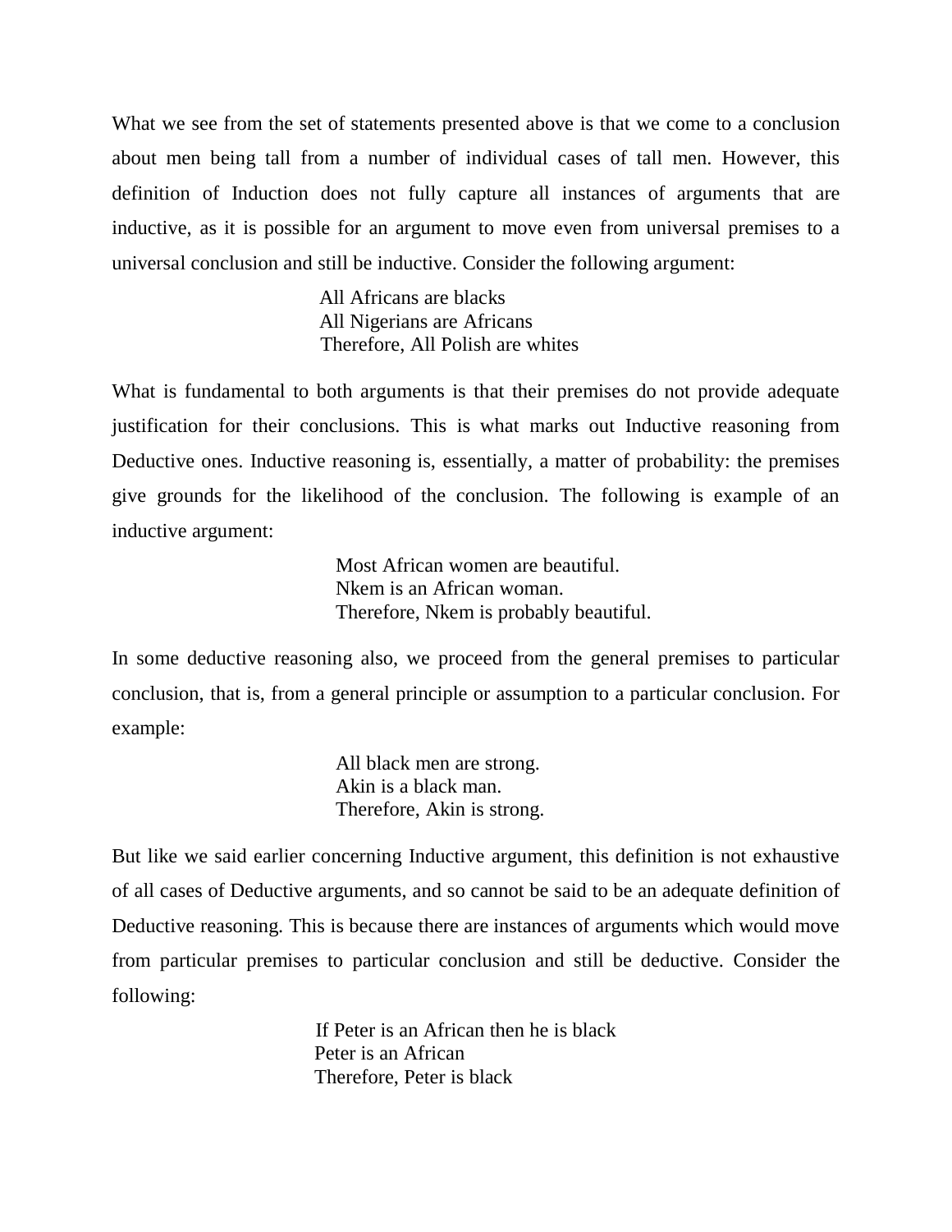What we see from the set of statements presented above is that we come to a conclusion about men being tall from a number of individual cases of tall men. However, this definition of Induction does not fully capture all instances of arguments that are inductive, as it is possible for an argument to move even from universal premises to a universal conclusion and still be inductive. Consider the following argument:

> All Africans are blacks
> All Nigerians are Africans
> Therefore, All Polish are whites

What is fundamental to both arguments is that their premises do not provide adequate justification for their conclusions. This is what marks out Inductive reasoning from Deductive ones. Inductive reasoning is, essentially, a matter of probability: the premises give grounds for the likelihood of the conclusion. The following is example of an inductive argument:

> Most African women are beautiful.
> Nkem is an African woman.
> Therefore, Nkem is probably beautiful.

In some deductive reasoning also, we proceed from the general premises to particular conclusion, that is, from a general principle or assumption to a particular conclusion. For example:

> All black men are strong.
> Akin is a black man.
> Therefore, Akin is strong.

But like we said earlier concerning Inductive argument, this definition is not exhaustive of all cases of Deductive arguments, and so cannot be said to be an adequate definition of Deductive reasoning. This is because there are instances of arguments which would move from particular premises to particular conclusion and still be deductive. Consider the following:

> If Peter is an African then he is black
> Peter is an African
> Therefore, Peter is black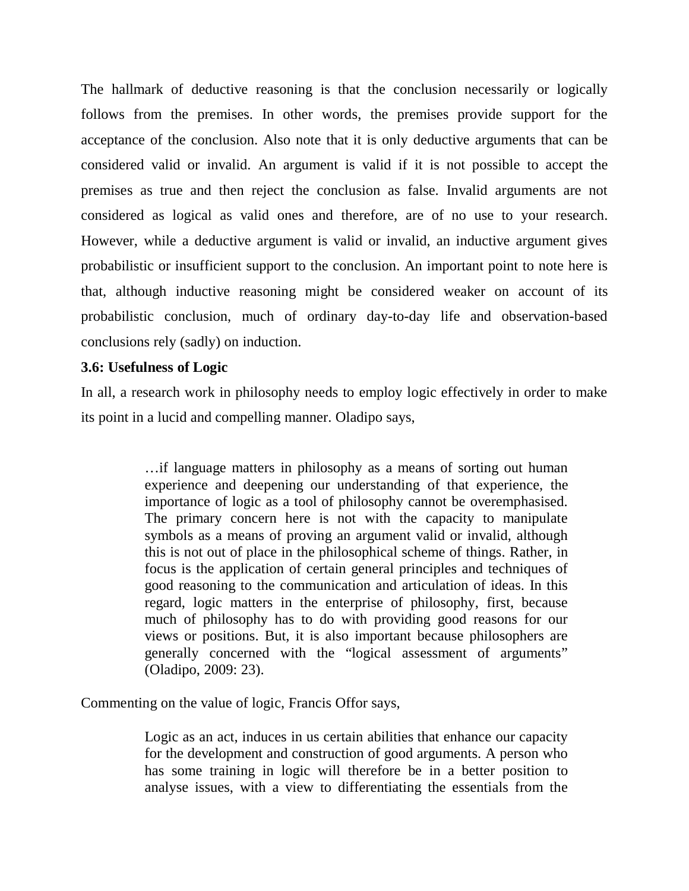The hallmark of deductive reasoning is that the conclusion necessarily or logically follows from the premises. In other words, the premises provide support for the acceptance of the conclusion. Also note that it is only deductive arguments that can be considered valid or invalid. An argument is valid if it is not possible to accept the premises as true and then reject the conclusion as false. Invalid arguments are not considered as logical as valid ones and therefore, are of no use to your research. However, while a deductive argument is valid or invalid, an inductive argument gives probabilistic or insufficient support to the conclusion. An important point to note here is that, although inductive reasoning might be considered weaker on account of its probabilistic conclusion, much of ordinary day-to-day life and observation-based conclusions rely (sadly) on induction.

**3.6: Usefulness of Logic**

In all, a research work in philosophy needs to employ logic effectively in order to make its point in a lucid and compelling manner. Oladipo says,

> …if language matters in philosophy as a means of sorting out human experience and deepening our understanding of that experience, the importance of logic as a tool of philosophy cannot be overemphasised. The primary concern here is not with the capacity to manipulate symbols as a means of proving an argument valid or invalid, although this is not out of place in the philosophical scheme of things. Rather, in focus is the application of certain general principles and techniques of good reasoning to the communication and articulation of ideas. In this regard, logic matters in the enterprise of philosophy, first, because much of philosophy has to do with providing good reasons for our views or positions. But, it is also important because philosophers are generally concerned with the "logical assessment of arguments" (Oladipo, 2009: 23).

Commenting on the value of logic, Francis Offor says,

> Logic as an act, induces in us certain abilities that enhance our capacity for the development and construction of good arguments. A person who has some training in logic will therefore be in a better position to analyse issues, with a view to differentiating the essentials from the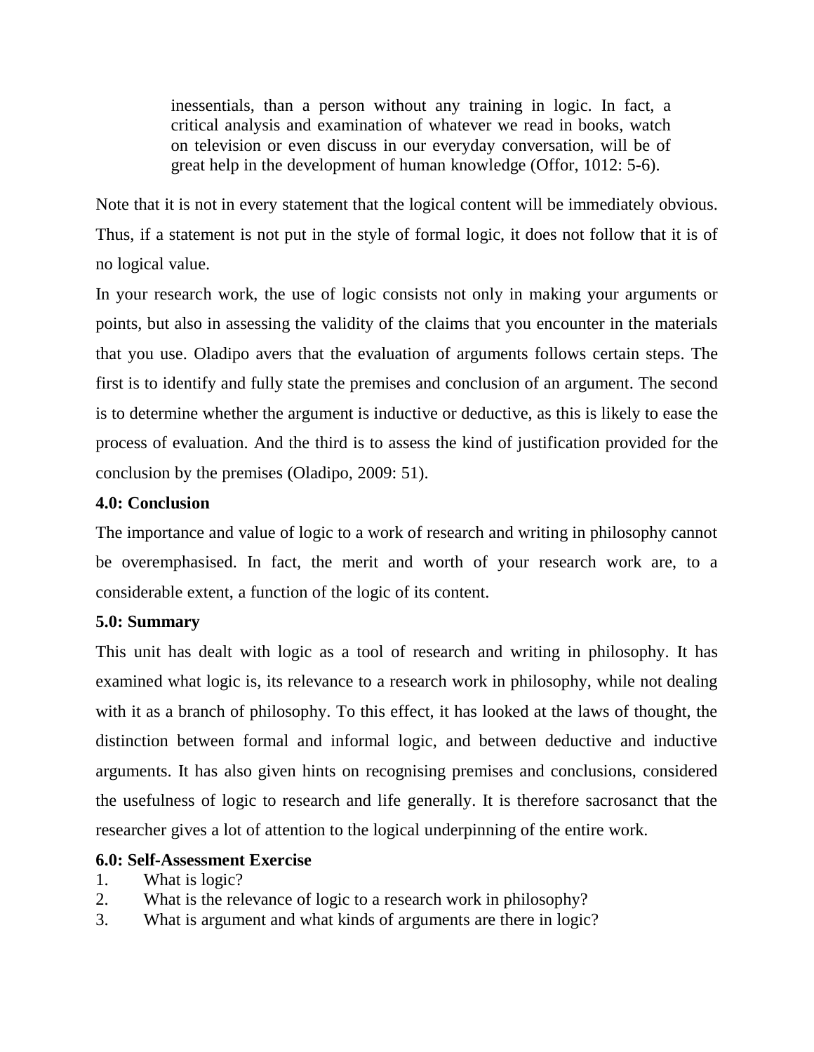> inessentials, than a person without any training in logic. In fact, a critical analysis and examination of whatever we read in books, watch on television or even discuss in our everyday conversation, will be of great help in the development of human knowledge (Offor, 1012: 5-6).

Note that it is not in every statement that the logical content will be immediately obvious. Thus, if a statement is not put in the style of formal logic, it does not follow that it is of no logical value.

In your research work, the use of logic consists not only in making your arguments or points, but also in assessing the validity of the claims that you encounter in the materials that you use. Oladipo avers that the evaluation of arguments follows certain steps. The first is to identify and fully state the premises and conclusion of an argument. The second is to determine whether the argument is inductive or deductive, as this is likely to ease the process of evaluation. And the third is to assess the kind of justification provided for the conclusion by the premises (Oladipo, 2009: 51).

**4.0: Conclusion**

The importance and value of logic to a work of research and writing in philosophy cannot be overemphasised. In fact, the merit and worth of your research work are, to a considerable extent, a function of the logic of its content.

**5.0: Summary**

This unit has dealt with logic as a tool of research and writing in philosophy. It has examined what logic is, its relevance to a research work in philosophy, while not dealing with it as a branch of philosophy. To this effect, it has looked at the laws of thought, the distinction between formal and informal logic, and between deductive and inductive arguments. It has also given hints on recognising premises and conclusions, considered the usefulness of logic to research and life generally. It is therefore sacrosanct that the researcher gives a lot of attention to the logical underpinning of the entire work.

**6.0: Self-Assessment Exercise**

1. What is logic?
2. What is the relevance of logic to a research work in philosophy?
3. What is argument and what kinds of arguments are there in logic?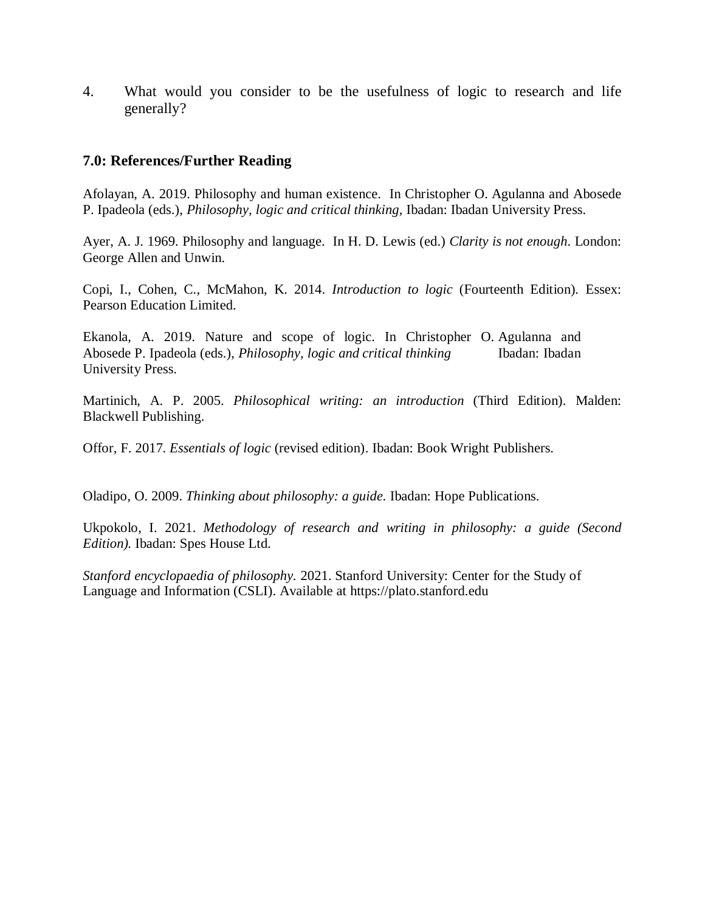4. What would you consider to be the usefulness of logic to research and life generally?

### 7.0: References/Further Reading

Afolayan, A. 2019. Philosophy and human existence. In Christopher O. Agulanna and Abosede P. Ipadeola (eds.), *Philosophy, logic and critical thinking,* Ibadan: Ibadan University Press.

Ayer, A. J. 1969. Philosophy and language. In H. D. Lewis (ed.) *Clarity is not enough*. London: George Allen and Unwin.

Copi, I., Cohen, C., McMahon, K. 2014. *Introduction to logic* (Fourteenth Edition). Essex: Pearson Education Limited.

Ekanola, A. 2019. Nature and scope of logic. In Christopher O. Agulanna and Abosede P. Ipadeola (eds.), *Philosophy, logic and critical thinking* Ibadan: Ibadan University Press.

Martinich, A. P. 2005. *Philosophical writing: an introduction* (Third Edition). Malden: Blackwell Publishing.

Offor, F. 2017. *Essentials of logic* (revised edition). Ibadan: Book Wright Publishers.

Oladipo, O. 2009. *Thinking about philosophy: a guide.* Ibadan: Hope Publications.

Ukpokolo, I. 2021. *Methodology of research and writing in philosophy: a guide (Second Edition).* Ibadan: Spes House Ltd.

*Stanford encyclopaedia of philosophy.* 2021. Stanford University: Center for the Study of Language and Information (CSLI). Available at https://plato.stanford.edu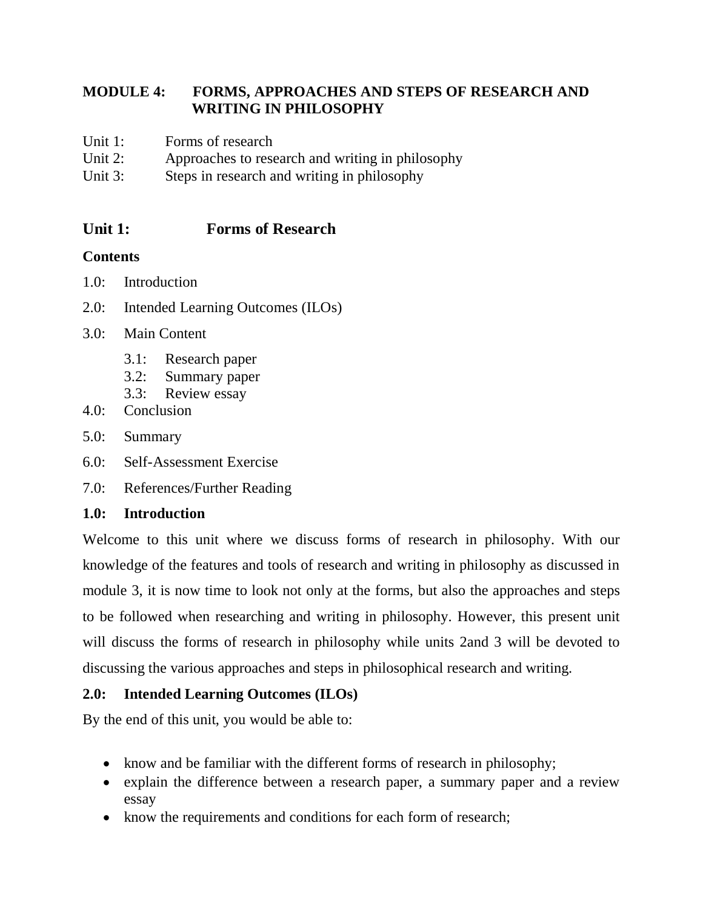## MODULE 4: FORMS, APPROACHES AND STEPS OF RESEARCH AND WRITING IN PHILOSOPHY

Unit 1: Forms of research
Unit 2: Approaches to research and writing in philosophy
Unit 3: Steps in research and writing in philosophy

## Unit 1: Forms of Research

**Contents**

1.0: Introduction

2.0: Intended Learning Outcomes (ILOs)

3.0: Main Content

- 3.1: Research paper
- 3.2: Summary paper
- 3.3: Review essay

4.0: Conclusion

5.0: Summary

6.0: Self-Assessment Exercise

7.0: References/Further Reading

### 1.0: Introduction

Welcome to this unit where we discuss forms of research in philosophy. With our knowledge of the features and tools of research and writing in philosophy as discussed in module 3, it is now time to look not only at the forms, but also the approaches and steps to be followed when researching and writing in philosophy. However, this present unit will discuss the forms of research in philosophy while units 2and 3 will be devoted to discussing the various approaches and steps in philosophical research and writing.

### 2.0: Intended Learning Outcomes (ILOs)

By the end of this unit, you would be able to:

- know and be familiar with the different forms of research in philosophy;
- explain the difference between a research paper, a summary paper and a review essay
- know the requirements and conditions for each form of research;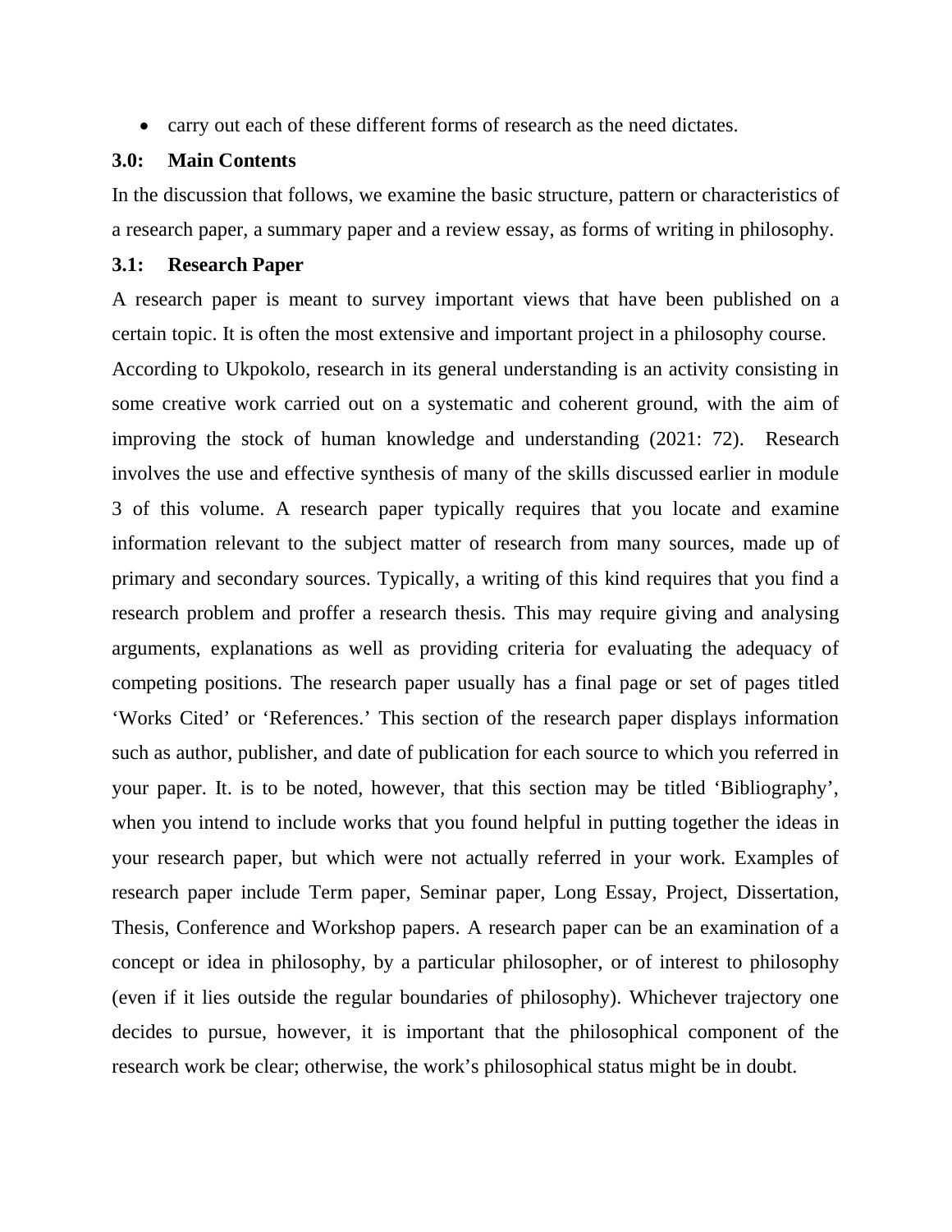- carry out each of these different forms of research as the need dictates.

## 3.0: Main Contents

In the discussion that follows, we examine the basic structure, pattern or characteristics of a research paper, a summary paper and a review essay, as forms of writing in philosophy.

### 3.1: Research Paper

A research paper is meant to survey important views that have been published on a certain topic. It is often the most extensive and important project in a philosophy course. According to Ukpokolo, research in its general understanding is an activity consisting in some creative work carried out on a systematic and coherent ground, with the aim of improving the stock of human knowledge and understanding (2021: 72). Research involves the use and effective synthesis of many of the skills discussed earlier in module 3 of this volume. A research paper typically requires that you locate and examine information relevant to the subject matter of research from many sources, made up of primary and secondary sources. Typically, a writing of this kind requires that you find a research problem and proffer a research thesis. This may require giving and analysing arguments, explanations as well as providing criteria for evaluating the adequacy of competing positions. The research paper usually has a final page or set of pages titled 'Works Cited' or 'References.' This section of the research paper displays information such as author, publisher, and date of publication for each source to which you referred in your paper. It. is to be noted, however, that this section may be titled 'Bibliography', when you intend to include works that you found helpful in putting together the ideas in your research paper, but which were not actually referred in your work. Examples of research paper include Term paper, Seminar paper, Long Essay, Project, Dissertation, Thesis, Conference and Workshop papers. A research paper can be an examination of a concept or idea in philosophy, by a particular philosopher, or of interest to philosophy (even if it lies outside the regular boundaries of philosophy). Whichever trajectory one decides to pursue, however, it is important that the philosophical component of the research work be clear; otherwise, the work's philosophical status might be in doubt.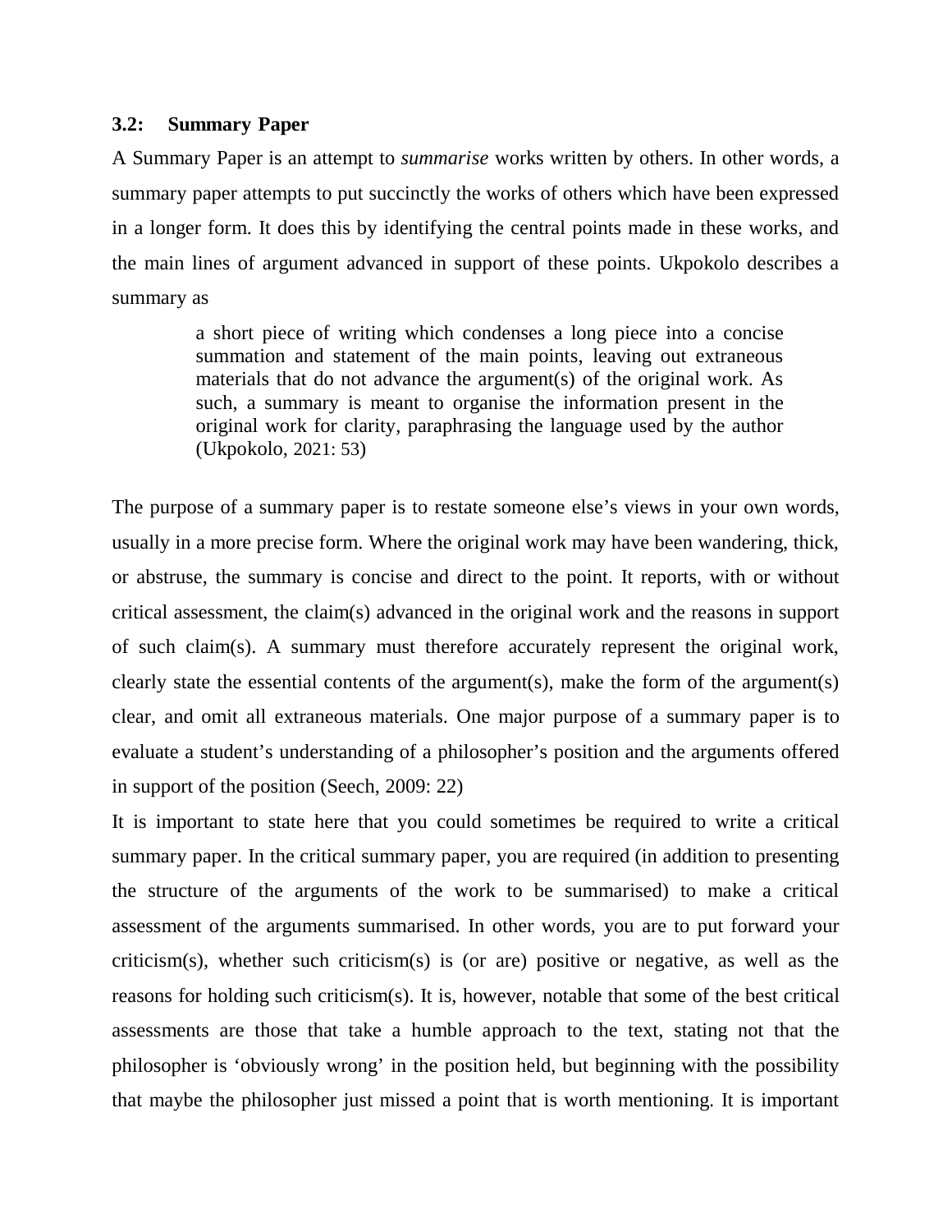### 3.2: Summary Paper

A Summary Paper is an attempt to *summarise* works written by others. In other words, a summary paper attempts to put succinctly the works of others which have been expressed in a longer form. It does this by identifying the central points made in these works, and the main lines of argument advanced in support of these points. Ukpokolo describes a summary as

> a short piece of writing which condenses a long piece into a concise summation and statement of the main points, leaving out extraneous materials that do not advance the argument(s) of the original work. As such, a summary is meant to organise the information present in the original work for clarity, paraphrasing the language used by the author (Ukpokolo, 2021: 53)

The purpose of a summary paper is to restate someone else's views in your own words, usually in a more precise form. Where the original work may have been wandering, thick, or abstruse, the summary is concise and direct to the point. It reports, with or without critical assessment, the claim(s) advanced in the original work and the reasons in support of such claim(s). A summary must therefore accurately represent the original work, clearly state the essential contents of the argument(s), make the form of the argument(s) clear, and omit all extraneous materials. One major purpose of a summary paper is to evaluate a student's understanding of a philosopher's position and the arguments offered in support of the position (Seech, 2009: 22)

It is important to state here that you could sometimes be required to write a critical summary paper. In the critical summary paper, you are required (in addition to presenting the structure of the arguments of the work to be summarised) to make a critical assessment of the arguments summarised. In other words, you are to put forward your criticism(s), whether such criticism(s) is (or are) positive or negative, as well as the reasons for holding such criticism(s). It is, however, notable that some of the best critical assessments are those that take a humble approach to the text, stating not that the philosopher is 'obviously wrong' in the position held, but beginning with the possibility that maybe the philosopher just missed a point that is worth mentioning. It is important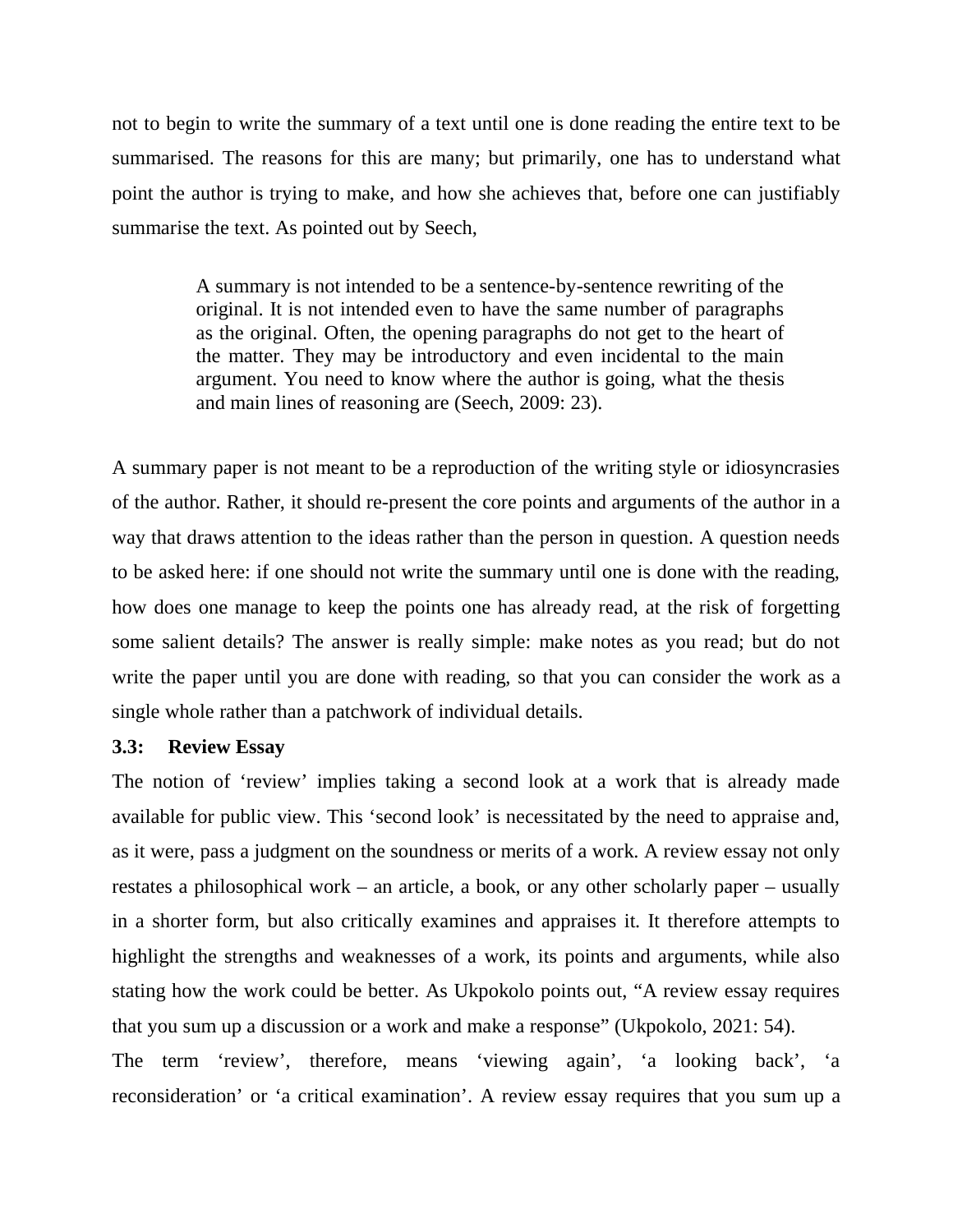not to begin to write the summary of a text until one is done reading the entire text to be summarised. The reasons for this are many; but primarily, one has to understand what point the author is trying to make, and how she achieves that, before one can justifiably summarise the text. As pointed out by Seech,

> A summary is not intended to be a sentence-by-sentence rewriting of the original. It is not intended even to have the same number of paragraphs as the original. Often, the opening paragraphs do not get to the heart of the matter. They may be introductory and even incidental to the main argument. You need to know where the author is going, what the thesis and main lines of reasoning are (Seech, 2009: 23).

A summary paper is not meant to be a reproduction of the writing style or idiosyncrasies of the author. Rather, it should re-present the core points and arguments of the author in a way that draws attention to the ideas rather than the person in question. A question needs to be asked here: if one should not write the summary until one is done with the reading, how does one manage to keep the points one has already read, at the risk of forgetting some salient details? The answer is really simple: make notes as you read; but do not write the paper until you are done with reading, so that you can consider the work as a single whole rather than a patchwork of individual details.

### 3.3: Review Essay

The notion of 'review' implies taking a second look at a work that is already made available for public view. This 'second look' is necessitated by the need to appraise and, as it were, pass a judgment on the soundness or merits of a work. A review essay not only restates a philosophical work – an article, a book, or any other scholarly paper – usually in a shorter form, but also critically examines and appraises it. It therefore attempts to highlight the strengths and weaknesses of a work, its points and arguments, while also stating how the work could be better. As Ukpokolo points out, "A review essay requires that you sum up a discussion or a work and make a response" (Ukpokolo, 2021: 54).

The term 'review', therefore, means 'viewing again', 'a looking back', 'a reconsideration' or 'a critical examination'. A review essay requires that you sum up a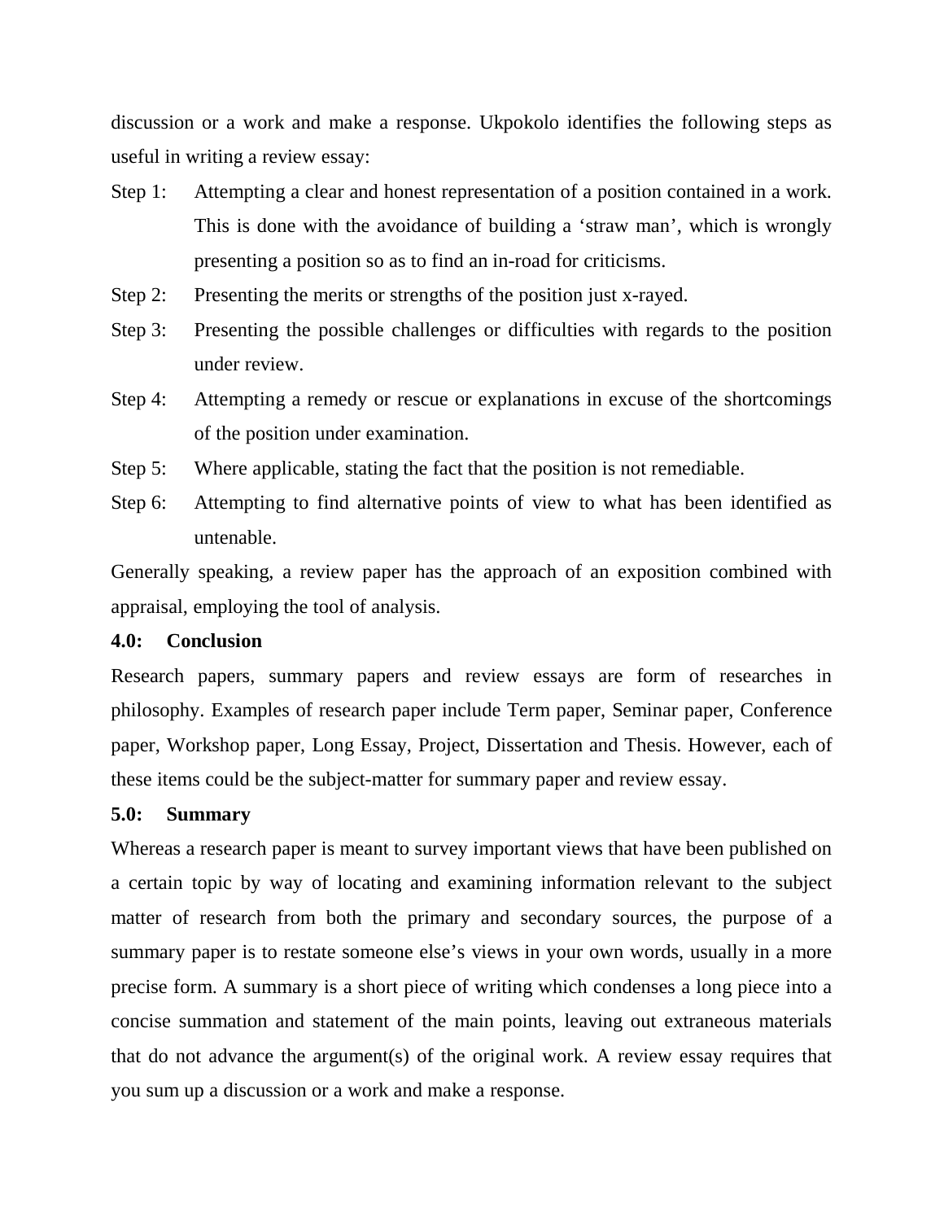discussion or a work and make a response. Ukpokolo identifies the following steps as useful in writing a review essay:

Step 1: Attempting a clear and honest representation of a position contained in a work. This is done with the avoidance of building a 'straw man', which is wrongly presenting a position so as to find an in-road for criticisms.

Step 2: Presenting the merits or strengths of the position just x-rayed.

Step 3: Presenting the possible challenges or difficulties with regards to the position under review.

Step 4: Attempting a remedy or rescue or explanations in excuse of the shortcomings of the position under examination.

Step 5: Where applicable, stating the fact that the position is not remediable.

Step 6: Attempting to find alternative points of view to what has been identified as untenable.

Generally speaking, a review paper has the approach of an exposition combined with appraisal, employing the tool of analysis.

## 4.0: Conclusion

Research papers, summary papers and review essays are form of researches in philosophy. Examples of research paper include Term paper, Seminar paper, Conference paper, Workshop paper, Long Essay, Project, Dissertation and Thesis. However, each of these items could be the subject-matter for summary paper and review essay.

## 5.0: Summary

Whereas a research paper is meant to survey important views that have been published on a certain topic by way of locating and examining information relevant to the subject matter of research from both the primary and secondary sources, the purpose of a summary paper is to restate someone else's views in your own words, usually in a more precise form. A summary is a short piece of writing which condenses a long piece into a concise summation and statement of the main points, leaving out extraneous materials that do not advance the argument(s) of the original work. A review essay requires that you sum up a discussion or a work and make a response.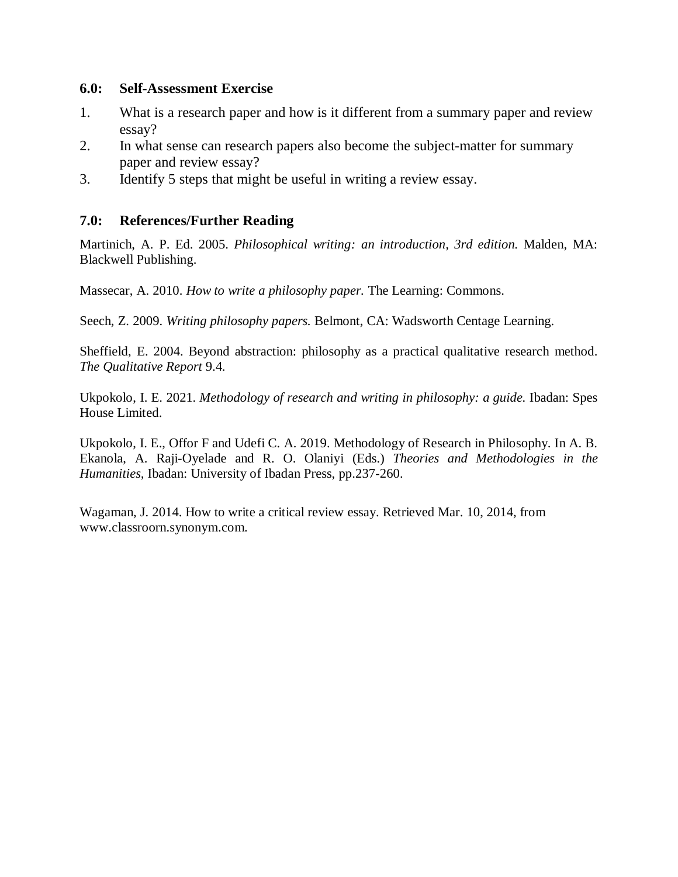## 6.0: Self-Assessment Exercise

1. What is a research paper and how is it different from a summary paper and review essay?
2. In what sense can research papers also become the subject-matter for summary paper and review essay?
3. Identify 5 steps that might be useful in writing a review essay.

## 7.0: References/Further Reading

Martinich, A. P. Ed. 2005. *Philosophical writing: an introduction, 3rd edition.* Malden, MA: Blackwell Publishing.

Massecar, A. 2010. *How to write a philosophy paper.* The Learning: Commons.

Seech, Z. 2009. *Writing philosophy papers.* Belmont, CA: Wadsworth Centage Learning.

Sheffield, E. 2004. Beyond abstraction: philosophy as a practical qualitative research method. *The Qualitative Report* 9.4.

Ukpokolo, I. E. 2021. *Methodology of research and writing in philosophy: a guide.* Ibadan: Spes House Limited.

Ukpokolo, I. E., Offor F and Udefi C. A. 2019. Methodology of Research in Philosophy. In A. B. Ekanola, A. Raji-Oyelade and R. O. Olaniyi (Eds.) *Theories and Methodologies in the Humanities,* Ibadan: University of Ibadan Press, pp.237-260.

Wagaman, J. 2014. How to write a critical review essay. Retrieved Mar. 10, 2014, from www.classroorn.synonym.com.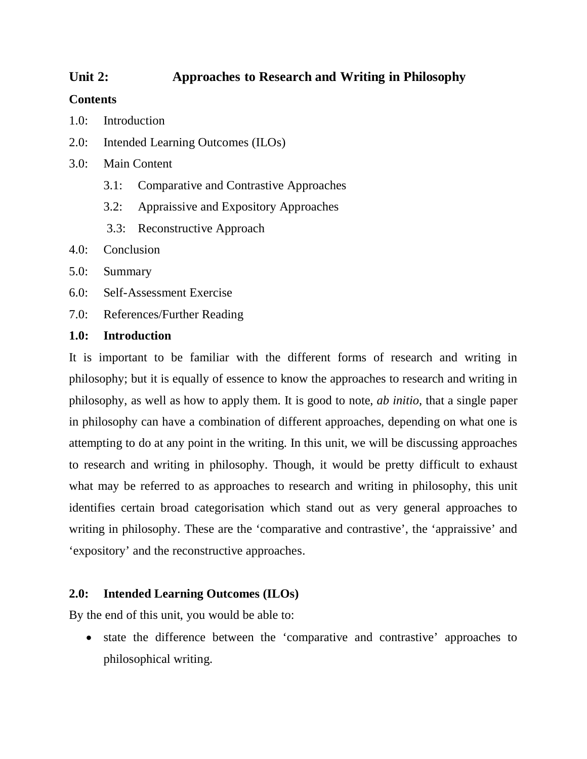## Unit 2: Approaches to Research and Writing in Philosophy

**Contents**

1.0: Introduction

2.0: Intended Learning Outcomes (ILOs)

3.0: Main Content

- 3.1: Comparative and Contrastive Approaches
- 3.2: Appraissive and Expository Approaches
- 3.3: Reconstructive Approach

4.0: Conclusion

5.0: Summary

6.0: Self-Assessment Exercise

7.0: References/Further Reading

### 1.0: Introduction

It is important to be familiar with the different forms of research and writing in philosophy; but it is equally of essence to know the approaches to research and writing in philosophy, as well as how to apply them. It is good to note, *ab initio*, that a single paper in philosophy can have a combination of different approaches, depending on what one is attempting to do at any point in the writing. In this unit, we will be discussing approaches to research and writing in philosophy. Though, it would be pretty difficult to exhaust what may be referred to as approaches to research and writing in philosophy, this unit identifies certain broad categorisation which stand out as very general approaches to writing in philosophy. These are the 'comparative and contrastive', the 'appraissive' and 'expository' and the reconstructive approaches.

### 2.0: Intended Learning Outcomes (ILOs)

By the end of this unit, you would be able to:

- state the difference between the 'comparative and contrastive' approaches to philosophical writing.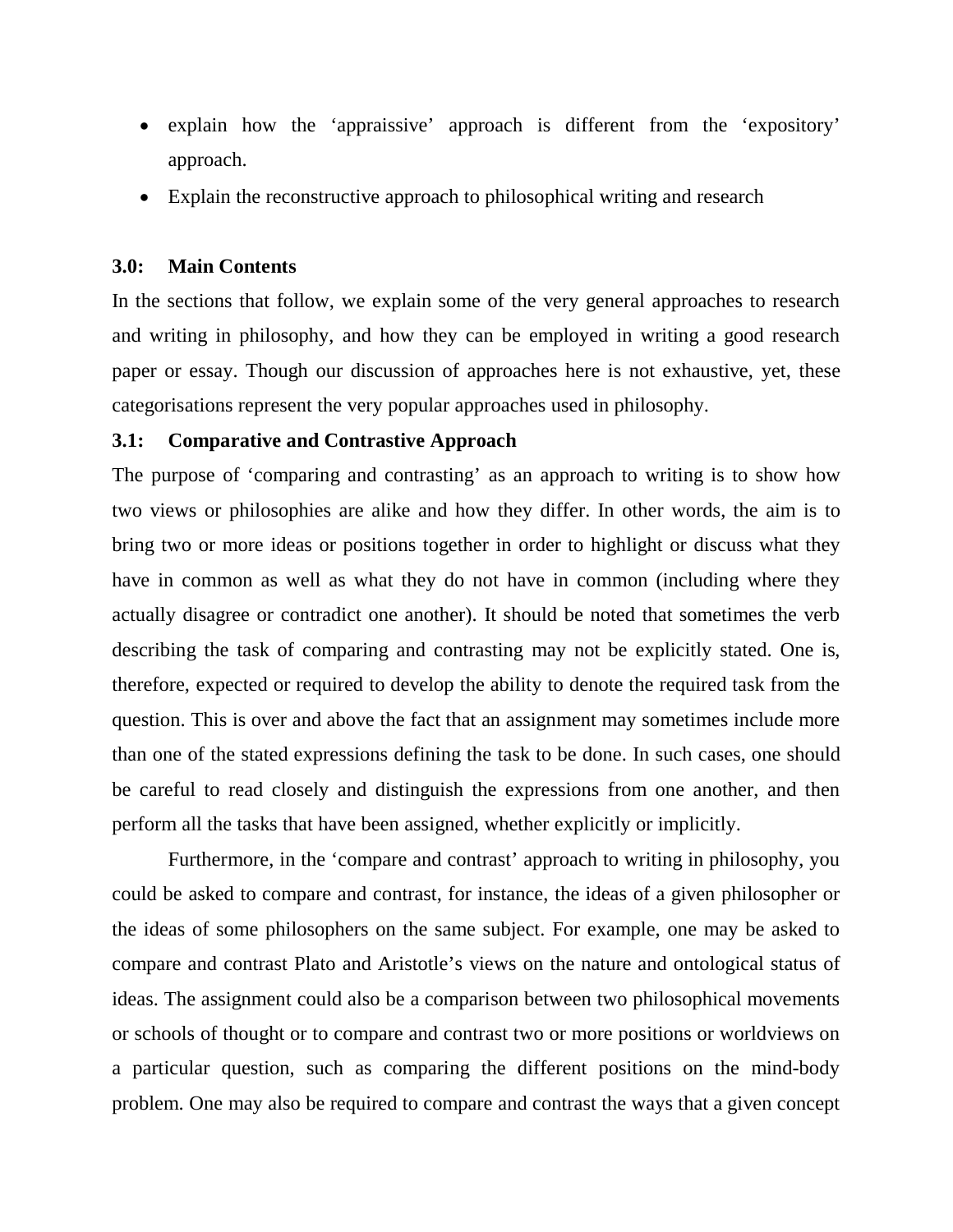- explain how the 'appraissive' approach is different from the 'expository' approach.
- Explain the reconstructive approach to philosophical writing and research

### 3.0: Main Contents

In the sections that follow, we explain some of the very general approaches to research and writing in philosophy, and how they can be employed in writing a good research paper or essay. Though our discussion of approaches here is not exhaustive, yet, these categorisations represent the very popular approaches used in philosophy.

### 3.1: Comparative and Contrastive Approach

The purpose of 'comparing and contrasting' as an approach to writing is to show how two views or philosophies are alike and how they differ. In other words, the aim is to bring two or more ideas or positions together in order to highlight or discuss what they have in common as well as what they do not have in common (including where they actually disagree or contradict one another). It should be noted that sometimes the verb describing the task of comparing and contrasting may not be explicitly stated. One is, therefore, expected or required to develop the ability to denote the required task from the question. This is over and above the fact that an assignment may sometimes include more than one of the stated expressions defining the task to be done. In such cases, one should be careful to read closely and distinguish the expressions from one another, and then perform all the tasks that have been assigned, whether explicitly or implicitly.

Furthermore, in the 'compare and contrast' approach to writing in philosophy, you could be asked to compare and contrast, for instance, the ideas of a given philosopher or the ideas of some philosophers on the same subject. For example, one may be asked to compare and contrast Plato and Aristotle's views on the nature and ontological status of ideas. The assignment could also be a comparison between two philosophical movements or schools of thought or to compare and contrast two or more positions or worldviews on a particular question, such as comparing the different positions on the mind-body problem. One may also be required to compare and contrast the ways that a given concept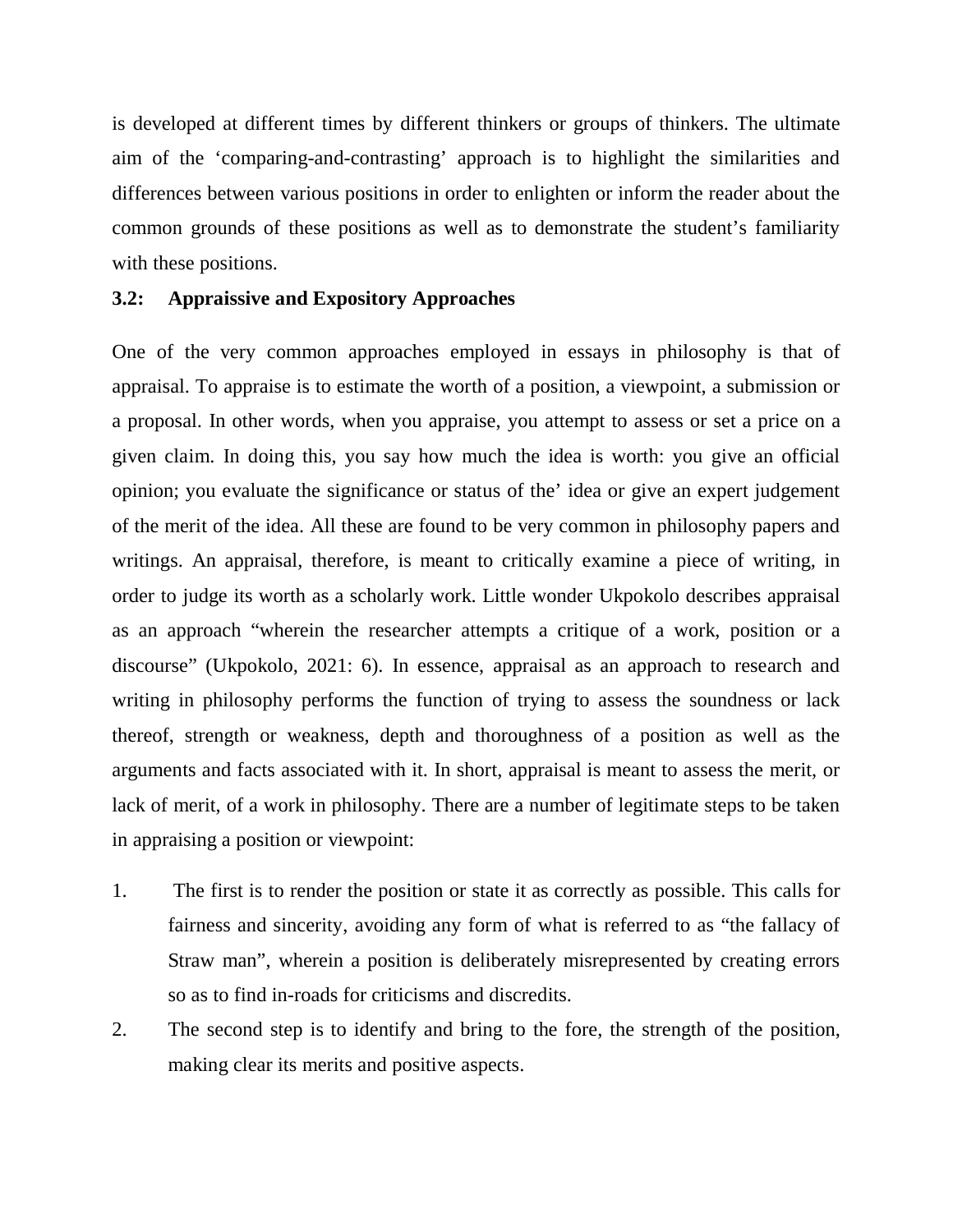is developed at different times by different thinkers or groups of thinkers. The ultimate aim of the 'comparing-and-contrasting' approach is to highlight the similarities and differences between various positions in order to enlighten or inform the reader about the common grounds of these positions as well as to demonstrate the student's familiarity with these positions.

### 3.2: Appraissive and Expository Approaches

One of the very common approaches employed in essays in philosophy is that of appraisal. To appraise is to estimate the worth of a position, a viewpoint, a submission or a proposal. In other words, when you appraise, you attempt to assess or set a price on a given claim. In doing this, you say how much the idea is worth: you give an official opinion; you evaluate the significance or status of the' idea or give an expert judgement of the merit of the idea. All these are found to be very common in philosophy papers and writings. An appraisal, therefore, is meant to critically examine a piece of writing, in order to judge its worth as a scholarly work. Little wonder Ukpokolo describes appraisal as an approach "wherein the researcher attempts a critique of a work, position or a discourse" (Ukpokolo, 2021: 6). In essence, appraisal as an approach to research and writing in philosophy performs the function of trying to assess the soundness or lack thereof, strength or weakness, depth and thoroughness of a position as well as the arguments and facts associated with it. In short, appraisal is meant to assess the merit, or lack of merit, of a work in philosophy. There are a number of legitimate steps to be taken in appraising a position or viewpoint:

1. The first is to render the position or state it as correctly as possible. This calls for fairness and sincerity, avoiding any form of what is referred to as "the fallacy of Straw man", wherein a position is deliberately misrepresented by creating errors so as to find in-roads for criticisms and discredits.
2. The second step is to identify and bring to the fore, the strength of the position, making clear its merits and positive aspects.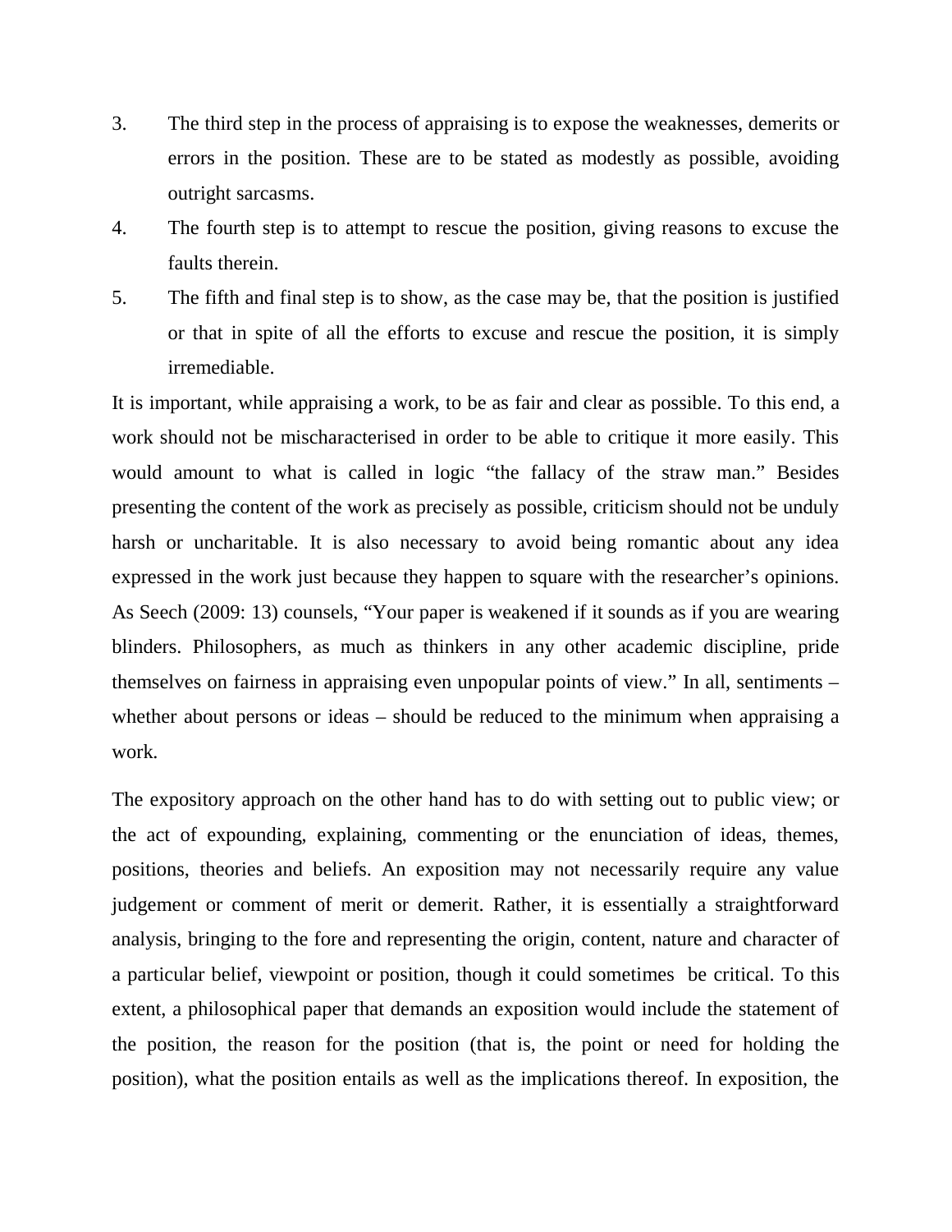3. The third step in the process of appraising is to expose the weaknesses, demerits or errors in the position. These are to be stated as modestly as possible, avoiding outright sarcasms.
4. The fourth step is to attempt to rescue the position, giving reasons to excuse the faults therein.
5. The fifth and final step is to show, as the case may be, that the position is justified or that in spite of all the efforts to excuse and rescue the position, it is simply irremediable.

It is important, while appraising a work, to be as fair and clear as possible. To this end, a work should not be mischaracterised in order to be able to critique it more easily. This would amount to what is called in logic "the fallacy of the straw man." Besides presenting the content of the work as precisely as possible, criticism should not be unduly harsh or uncharitable. It is also necessary to avoid being romantic about any idea expressed in the work just because they happen to square with the researcher's opinions. As Seech (2009: 13) counsels, "Your paper is weakened if it sounds as if you are wearing blinders. Philosophers, as much as thinkers in any other academic discipline, pride themselves on fairness in appraising even unpopular points of view." In all, sentiments – whether about persons or ideas – should be reduced to the minimum when appraising a work.

The expository approach on the other hand has to do with setting out to public view; or the act of expounding, explaining, commenting or the enunciation of ideas, themes, positions, theories and beliefs. An exposition may not necessarily require any value judgement or comment of merit or demerit. Rather, it is essentially a straightforward analysis, bringing to the fore and representing the origin, content, nature and character of a particular belief, viewpoint or position, though it could sometimes be critical. To this extent, a philosophical paper that demands an exposition would include the statement of the position, the reason for the position (that is, the point or need for holding the position), what the position entails as well as the implications thereof. In exposition, the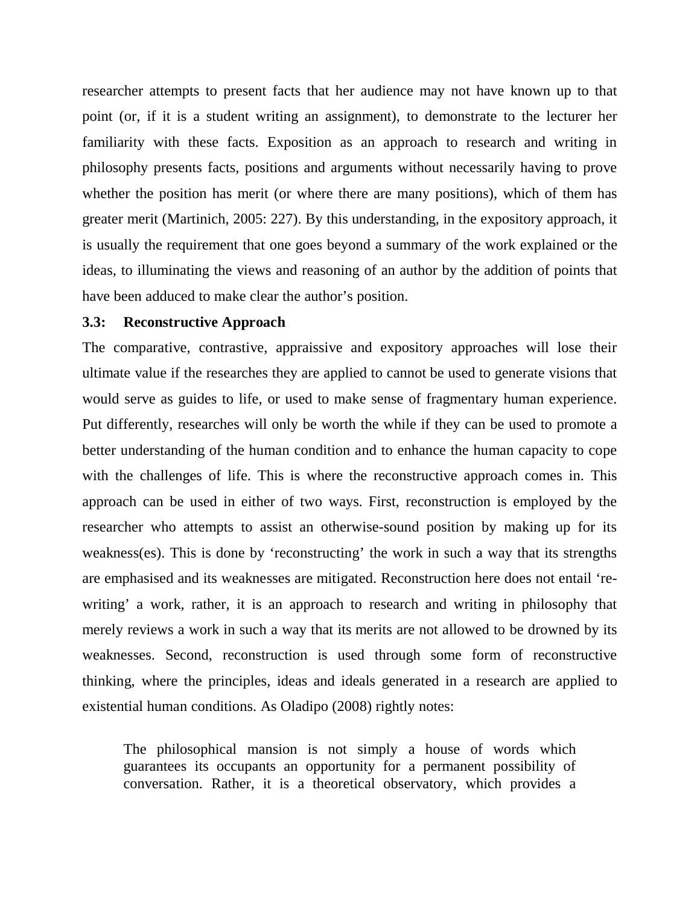researcher attempts to present facts that her audience may not have known up to that point (or, if it is a student writing an assignment), to demonstrate to the lecturer her familiarity with these facts. Exposition as an approach to research and writing in philosophy presents facts, positions and arguments without necessarily having to prove whether the position has merit (or where there are many positions), which of them has greater merit (Martinich, 2005: 227). By this understanding, in the expository approach, it is usually the requirement that one goes beyond a summary of the work explained or the ideas, to illuminating the views and reasoning of an author by the addition of points that have been adduced to make clear the author's position.

### 3.3: Reconstructive Approach

The comparative, contrastive, appraissive and expository approaches will lose their ultimate value if the researches they are applied to cannot be used to generate visions that would serve as guides to life, or used to make sense of fragmentary human experience. Put differently, researches will only be worth the while if they can be used to promote a better understanding of the human condition and to enhance the human capacity to cope with the challenges of life. This is where the reconstructive approach comes in. This approach can be used in either of two ways. First, reconstruction is employed by the researcher who attempts to assist an otherwise-sound position by making up for its weakness(es). This is done by 'reconstructing' the work in such a way that its strengths are emphasised and its weaknesses are mitigated. Reconstruction here does not entail 're-writing' a work, rather, it is an approach to research and writing in philosophy that merely reviews a work in such a way that its merits are not allowed to be drowned by its weaknesses. Second, reconstruction is used through some form of reconstructive thinking, where the principles, ideas and ideals generated in a research are applied to existential human conditions. As Oladipo (2008) rightly notes:

> The philosophical mansion is not simply a house of words which guarantees its occupants an opportunity for a permanent possibility of conversation. Rather, it is a theoretical observatory, which provides a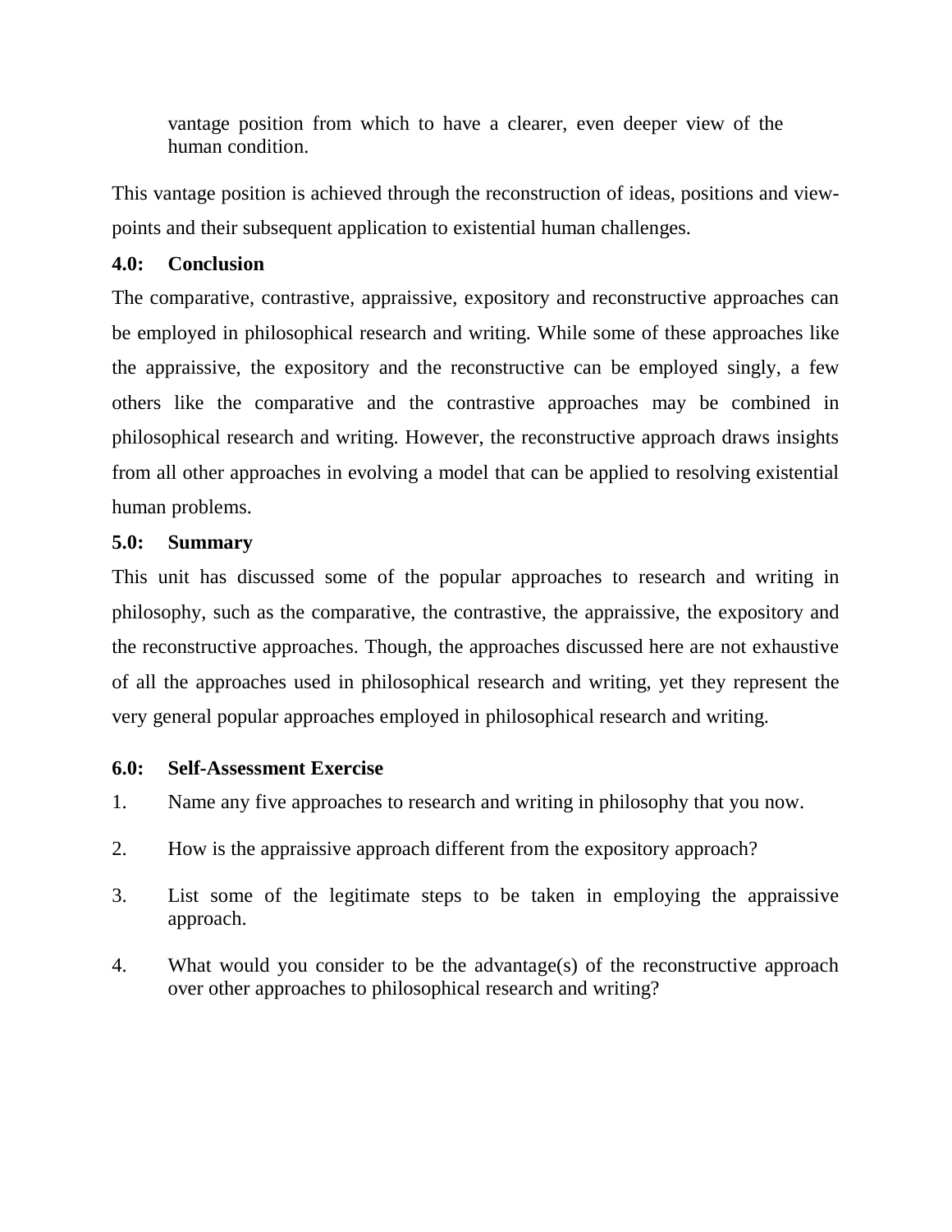vantage position from which to have a clearer, even deeper view of the human condition.

This vantage position is achieved through the reconstruction of ideas, positions and view-points and their subsequent application to existential human challenges.

**4.0: Conclusion**

The comparative, contrastive, appraissive, expository and reconstructive approaches can be employed in philosophical research and writing. While some of these approaches like the appraissive, the expository and the reconstructive can be employed singly, a few others like the comparative and the contrastive approaches may be combined in philosophical research and writing. However, the reconstructive approach draws insights from all other approaches in evolving a model that can be applied to resolving existential human problems.

**5.0: Summary**

This unit has discussed some of the popular approaches to research and writing in philosophy, such as the comparative, the contrastive, the appraissive, the expository and the reconstructive approaches. Though, the approaches discussed here are not exhaustive of all the approaches used in philosophical research and writing, yet they represent the very general popular approaches employed in philosophical research and writing.

**6.0: Self-Assessment Exercise**

1. Name any five approaches to research and writing in philosophy that you now.
2. How is the appraissive approach different from the expository approach?
3. List some of the legitimate steps to be taken in employing the appraissive approach.
4. What would you consider to be the advantage(s) of the reconstructive approach over other approaches to philosophical research and writing?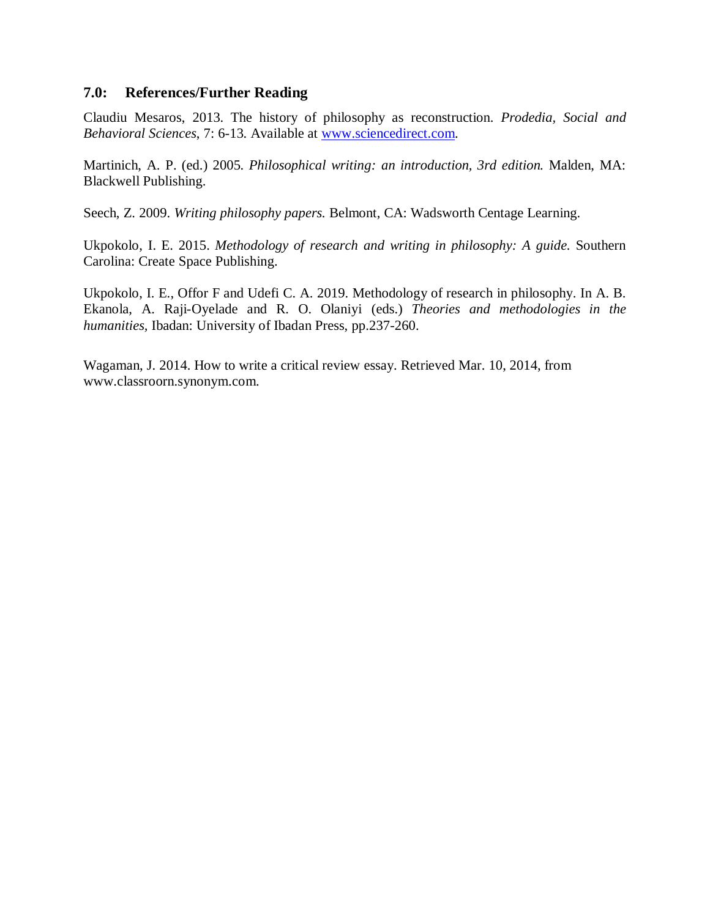## 7.0: References/Further Reading

Claudiu Mesaros, 2013. The history of philosophy as reconstruction. *Prodedia, Social and Behavioral Sciences*, 7: 6-13. Available at [www.sciencedirect.com](www.sciencedirect.com).

Martinich, A. P. (ed.) 2005. *Philosophical writing: an introduction, 3rd edition.* Malden, MA: Blackwell Publishing.

Seech, Z. 2009. *Writing philosophy papers.* Belmont, CA: Wadsworth Centage Learning.

Ukpokolo, I. E. 2015. *Methodology of research and writing in philosophy: A guide.* Southern Carolina: Create Space Publishing.

Ukpokolo, I. E., Offor F and Udefi C. A. 2019. Methodology of research in philosophy. In A. B. Ekanola, A. Raji-Oyelade and R. O. Olaniyi (eds.) *Theories and methodologies in the humanities,* Ibadan: University of Ibadan Press, pp.237-260.

Wagaman, J. 2014. How to write a critical review essay. Retrieved Mar. 10, 2014, from www.classroorn.synonym.com.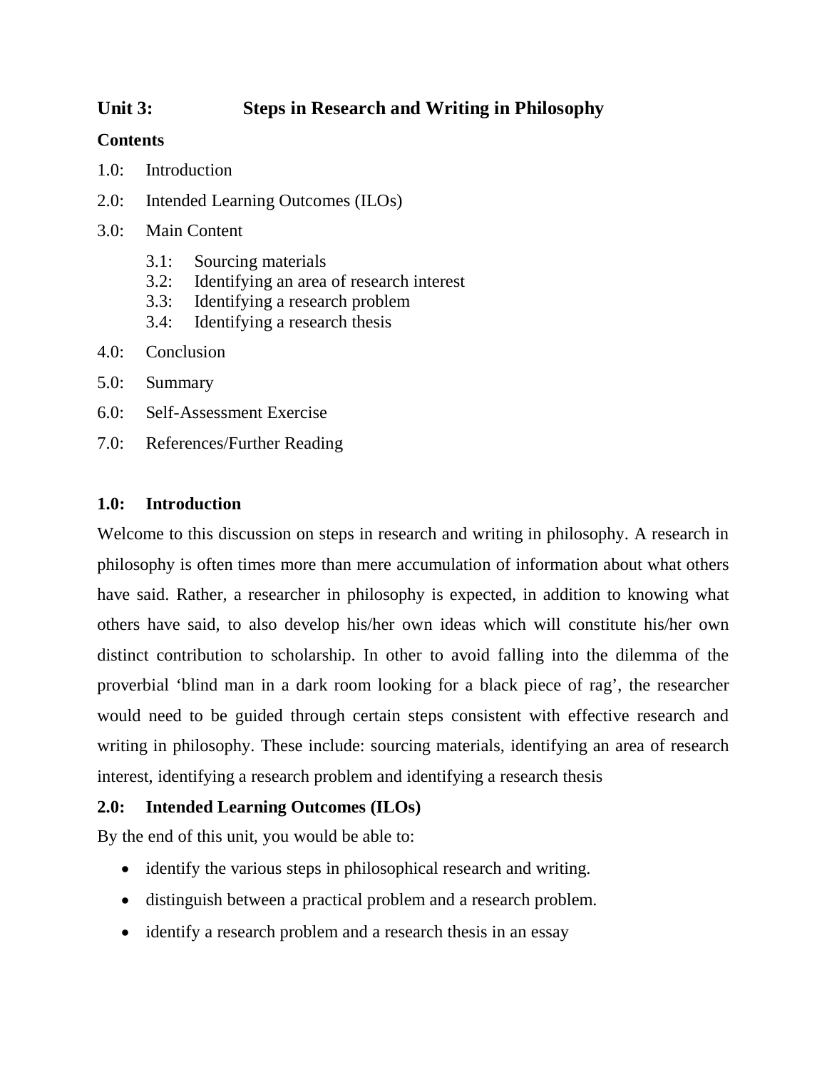## Unit 3: Steps in Research and Writing in Philosophy

**Contents**

1.0: Introduction

2.0: Intended Learning Outcomes (ILOs)

3.0: Main Content

- 3.1: Sourcing materials
- 3.2: Identifying an area of research interest
- 3.3: Identifying a research problem
- 3.4: Identifying a research thesis

4.0: Conclusion

5.0: Summary

6.0: Self-Assessment Exercise

7.0: References/Further Reading

### 1.0: Introduction

Welcome to this discussion on steps in research and writing in philosophy. A research in philosophy is often times more than mere accumulation of information about what others have said. Rather, a researcher in philosophy is expected, in addition to knowing what others have said, to also develop his/her own ideas which will constitute his/her own distinct contribution to scholarship. In other to avoid falling into the dilemma of the proverbial 'blind man in a dark room looking for a black piece of rag', the researcher would need to be guided through certain steps consistent with effective research and writing in philosophy. These include: sourcing materials, identifying an area of research interest, identifying a research problem and identifying a research thesis

### 2.0: Intended Learning Outcomes (ILOs)

By the end of this unit, you would be able to:

- identify the various steps in philosophical research and writing.
- distinguish between a practical problem and a research problem.
- identify a research problem and a research thesis in an essay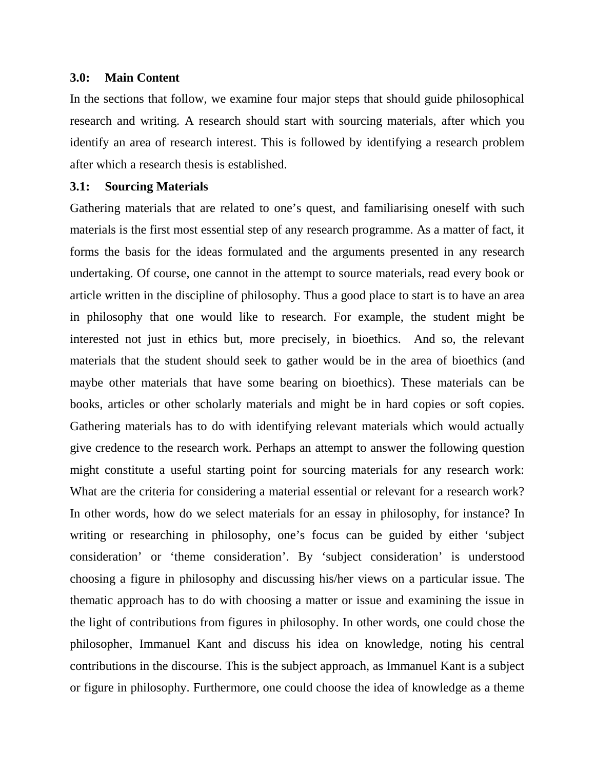### 3.0: Main Content

In the sections that follow, we examine four major steps that should guide philosophical research and writing. A research should start with sourcing materials, after which you identify an area of research interest. This is followed by identifying a research problem after which a research thesis is established.

### 3.1: Sourcing Materials

Gathering materials that are related to one's quest, and familiarising oneself with such materials is the first most essential step of any research programme. As a matter of fact, it forms the basis for the ideas formulated and the arguments presented in any research undertaking. Of course, one cannot in the attempt to source materials, read every book or article written in the discipline of philosophy. Thus a good place to start is to have an area in philosophy that one would like to research. For example, the student might be interested not just in ethics but, more precisely, in bioethics. And so, the relevant materials that the student should seek to gather would be in the area of bioethics (and maybe other materials that have some bearing on bioethics). These materials can be books, articles or other scholarly materials and might be in hard copies or soft copies. Gathering materials has to do with identifying relevant materials which would actually give credence to the research work. Perhaps an attempt to answer the following question might constitute a useful starting point for sourcing materials for any research work: What are the criteria for considering a material essential or relevant for a research work? In other words, how do we select materials for an essay in philosophy, for instance? In writing or researching in philosophy, one's focus can be guided by either 'subject consideration' or 'theme consideration'. By 'subject consideration' is understood choosing a figure in philosophy and discussing his/her views on a particular issue. The thematic approach has to do with choosing a matter or issue and examining the issue in the light of contributions from figures in philosophy. In other words, one could chose the philosopher, Immanuel Kant and discuss his idea on knowledge, noting his central contributions in the discourse. This is the subject approach, as Immanuel Kant is a subject or figure in philosophy. Furthermore, one could choose the idea of knowledge as a theme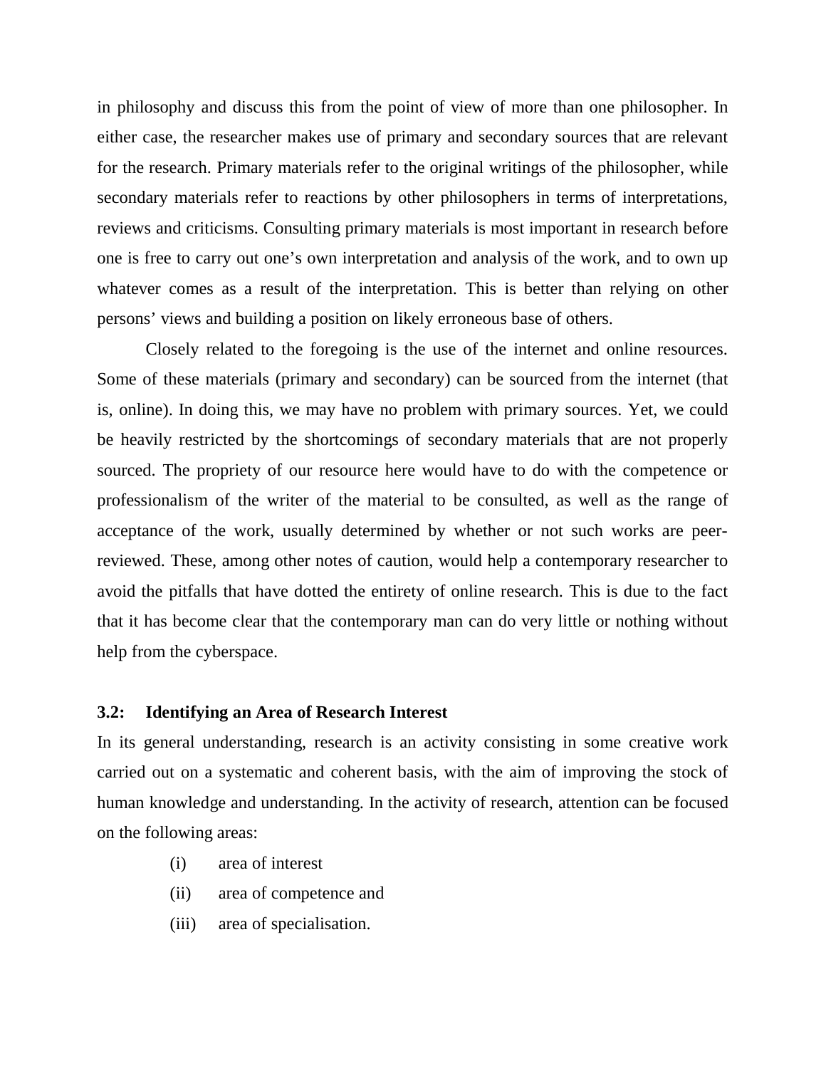in philosophy and discuss this from the point of view of more than one philosopher. In either case, the researcher makes use of primary and secondary sources that are relevant for the research. Primary materials refer to the original writings of the philosopher, while secondary materials refer to reactions by other philosophers in terms of interpretations, reviews and criticisms. Consulting primary materials is most important in research before one is free to carry out one's own interpretation and analysis of the work, and to own up whatever comes as a result of the interpretation. This is better than relying on other persons' views and building a position on likely erroneous base of others.

Closely related to the foregoing is the use of the internet and online resources. Some of these materials (primary and secondary) can be sourced from the internet (that is, online). In doing this, we may have no problem with primary sources. Yet, we could be heavily restricted by the shortcomings of secondary materials that are not properly sourced. The propriety of our resource here would have to do with the competence or professionalism of the writer of the material to be consulted, as well as the range of acceptance of the work, usually determined by whether or not such works are peer-reviewed. These, among other notes of caution, would help a contemporary researcher to avoid the pitfalls that have dotted the entirety of online research. This is due to the fact that it has become clear that the contemporary man can do very little or nothing without help from the cyberspace.

### 3.2: Identifying an Area of Research Interest

In its general understanding, research is an activity consisting in some creative work carried out on a systematic and coherent basis, with the aim of improving the stock of human knowledge and understanding. In the activity of research, attention can be focused on the following areas:

(i) area of interest

(ii) area of competence and

(iii) area of specialisation.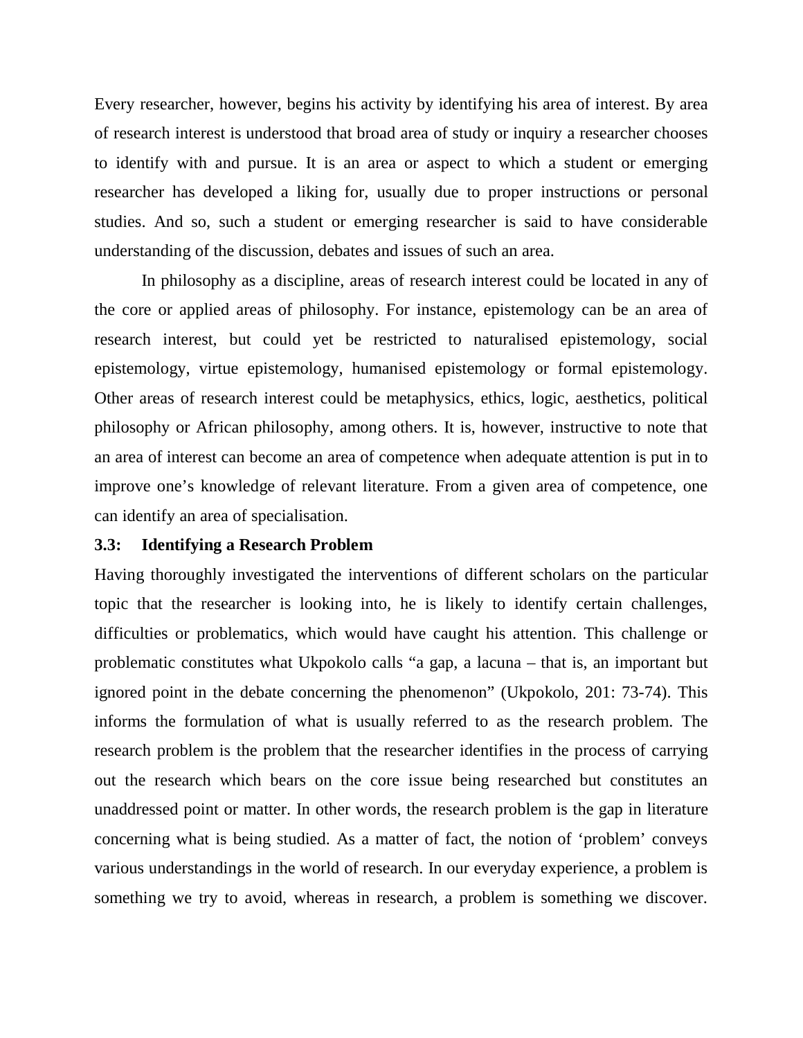Every researcher, however, begins his activity by identifying his area of interest. By area of research interest is understood that broad area of study or inquiry a researcher chooses to identify with and pursue. It is an area or aspect to which a student or emerging researcher has developed a liking for, usually due to proper instructions or personal studies. And so, such a student or emerging researcher is said to have considerable understanding of the discussion, debates and issues of such an area.

In philosophy as a discipline, areas of research interest could be located in any of the core or applied areas of philosophy. For instance, epistemology can be an area of research interest, but could yet be restricted to naturalised epistemology, social epistemology, virtue epistemology, humanised epistemology or formal epistemology. Other areas of research interest could be metaphysics, ethics, logic, aesthetics, political philosophy or African philosophy, among others. It is, however, instructive to note that an area of interest can become an area of competence when adequate attention is put in to improve one's knowledge of relevant literature. From a given area of competence, one can identify an area of specialisation.

### 3.3: Identifying a Research Problem

Having thoroughly investigated the interventions of different scholars on the particular topic that the researcher is looking into, he is likely to identify certain challenges, difficulties or problematics, which would have caught his attention. This challenge or problematic constitutes what Ukpokolo calls "a gap, a lacuna – that is, an important but ignored point in the debate concerning the phenomenon" (Ukpokolo, 201: 73-74). This informs the formulation of what is usually referred to as the research problem. The research problem is the problem that the researcher identifies in the process of carrying out the research which bears on the core issue being researched but constitutes an unaddressed point or matter. In other words, the research problem is the gap in literature concerning what is being studied. As a matter of fact, the notion of 'problem' conveys various understandings in the world of research. In our everyday experience, a problem is something we try to avoid, whereas in research, a problem is something we discover.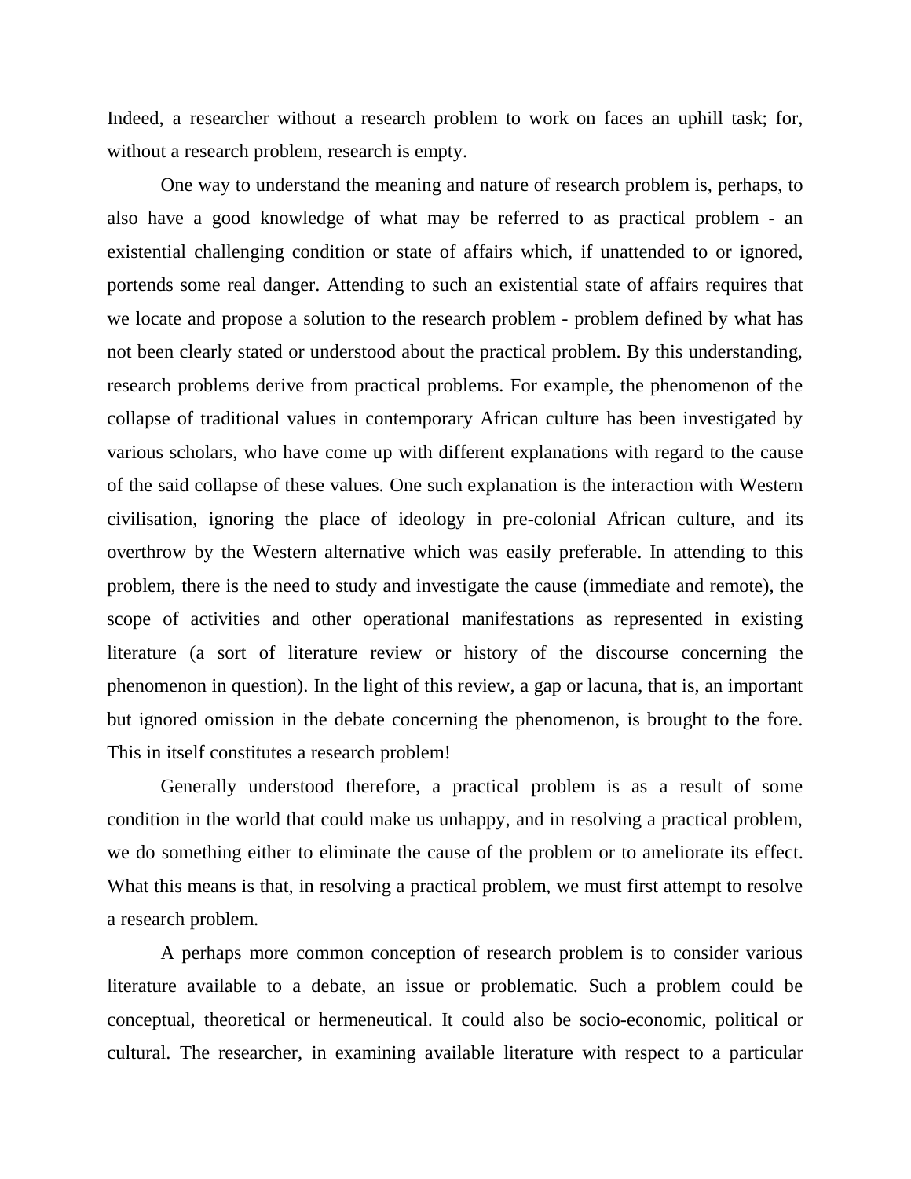Indeed, a researcher without a research problem to work on faces an uphill task; for, without a research problem, research is empty.

One way to understand the meaning and nature of research problem is, perhaps, to also have a good knowledge of what may be referred to as practical problem - an existential challenging condition or state of affairs which, if unattended to or ignored, portends some real danger. Attending to such an existential state of affairs requires that we locate and propose a solution to the research problem - problem defined by what has not been clearly stated or understood about the practical problem. By this understanding, research problems derive from practical problems. For example, the phenomenon of the collapse of traditional values in contemporary African culture has been investigated by various scholars, who have come up with different explanations with regard to the cause of the said collapse of these values. One such explanation is the interaction with Western civilisation, ignoring the place of ideology in pre-colonial African culture, and its overthrow by the Western alternative which was easily preferable. In attending to this problem, there is the need to study and investigate the cause (immediate and remote), the scope of activities and other operational manifestations as represented in existing literature (a sort of literature review or history of the discourse concerning the phenomenon in question). In the light of this review, a gap or lacuna, that is, an important but ignored omission in the debate concerning the phenomenon, is brought to the fore. This in itself constitutes a research problem!

Generally understood therefore, a practical problem is as a result of some condition in the world that could make us unhappy, and in resolving a practical problem, we do something either to eliminate the cause of the problem or to ameliorate its effect. What this means is that, in resolving a practical problem, we must first attempt to resolve a research problem.

A perhaps more common conception of research problem is to consider various literature available to a debate, an issue or problematic. Such a problem could be conceptual, theoretical or hermeneutical. It could also be socio-economic, political or cultural. The researcher, in examining available literature with respect to a particular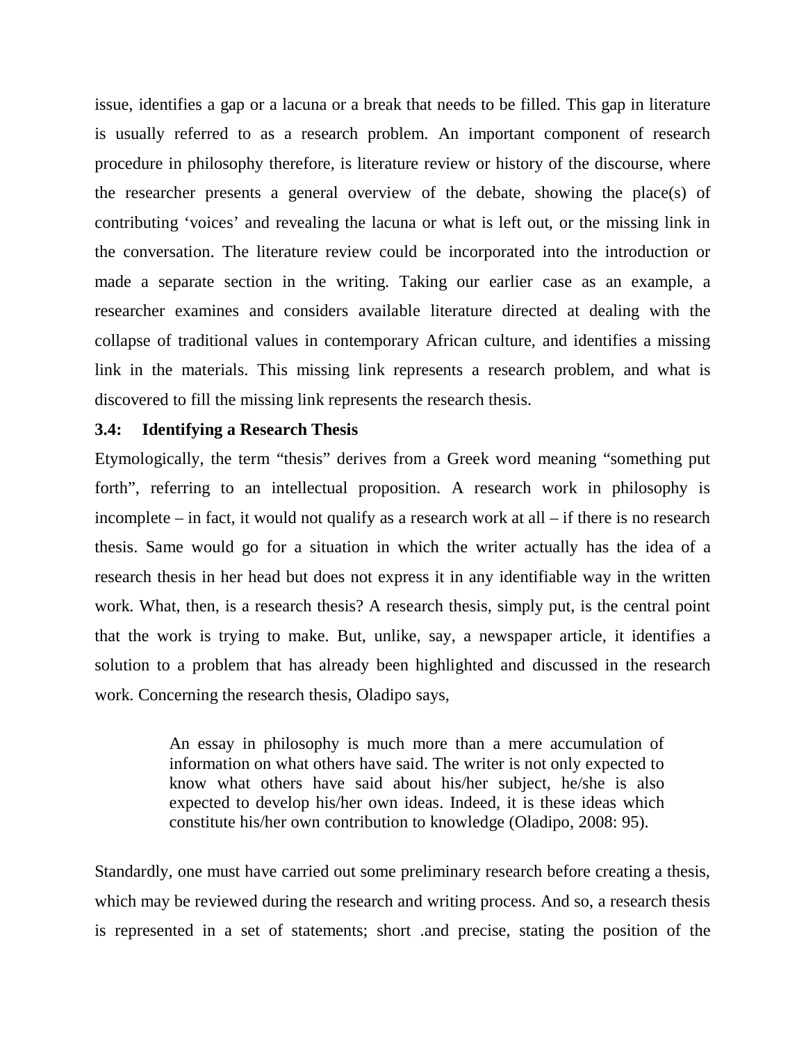issue, identifies a gap or a lacuna or a break that needs to be filled. This gap in literature is usually referred to as a research problem. An important component of research procedure in philosophy therefore, is literature review or history of the discourse, where the researcher presents a general overview of the debate, showing the place(s) of contributing 'voices' and revealing the lacuna or what is left out, or the missing link in the conversation. The literature review could be incorporated into the introduction or made a separate section in the writing. Taking our earlier case as an example, a researcher examines and considers available literature directed at dealing with the collapse of traditional values in contemporary African culture, and identifies a missing link in the materials. This missing link represents a research problem, and what is discovered to fill the missing link represents the research thesis.

### 3.4: Identifying a Research Thesis

Etymologically, the term "thesis" derives from a Greek word meaning "something put forth", referring to an intellectual proposition. A research work in philosophy is incomplete – in fact, it would not qualify as a research work at all – if there is no research thesis. Same would go for a situation in which the writer actually has the idea of a research thesis in her head but does not express it in any identifiable way in the written work. What, then, is a research thesis? A research thesis, simply put, is the central point that the work is trying to make. But, unlike, say, a newspaper article, it identifies a solution to a problem that has already been highlighted and discussed in the research work. Concerning the research thesis, Oladipo says,

> An essay in philosophy is much more than a mere accumulation of information on what others have said. The writer is not only expected to know what others have said about his/her subject, he/she is also expected to develop his/her own ideas. Indeed, it is these ideas which constitute his/her own contribution to knowledge (Oladipo, 2008: 95).

Standardly, one must have carried out some preliminary research before creating a thesis, which may be reviewed during the research and writing process. And so, a research thesis is represented in a set of statements; short .and precise, stating the position of the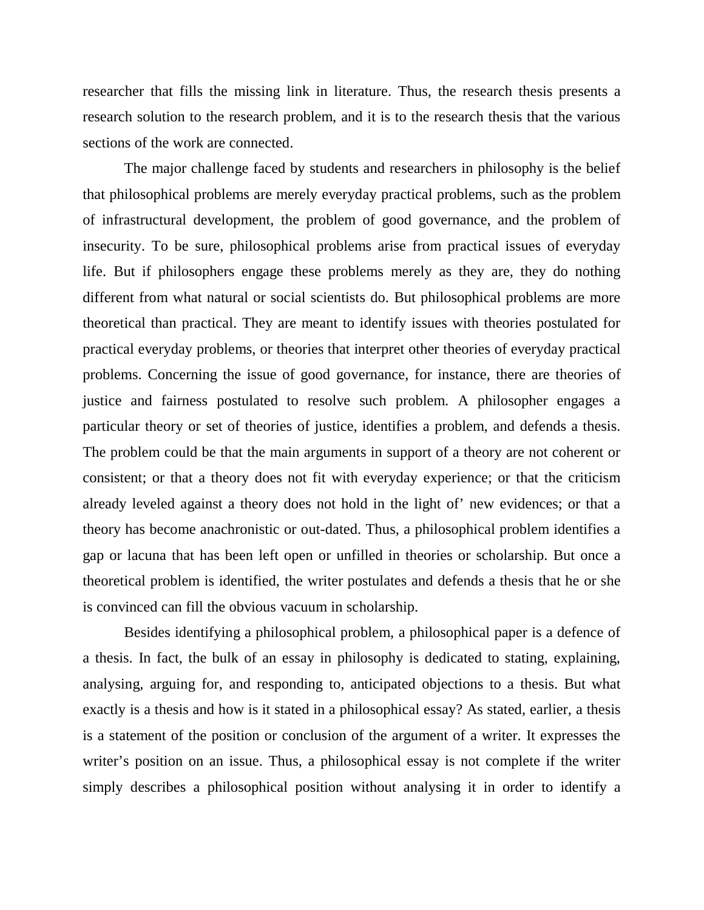researcher that fills the missing link in literature. Thus, the research thesis presents a research solution to the research problem, and it is to the research thesis that the various sections of the work are connected.

The major challenge faced by students and researchers in philosophy is the belief that philosophical problems are merely everyday practical problems, such as the problem of infrastructural development, the problem of good governance, and the problem of insecurity. To be sure, philosophical problems arise from practical issues of everyday life. But if philosophers engage these problems merely as they are, they do nothing different from what natural or social scientists do. But philosophical problems are more theoretical than practical. They are meant to identify issues with theories postulated for practical everyday problems, or theories that interpret other theories of everyday practical problems. Concerning the issue of good governance, for instance, there are theories of justice and fairness postulated to resolve such problem. A philosopher engages a particular theory or set of theories of justice, identifies a problem, and defends a thesis. The problem could be that the main arguments in support of a theory are not coherent or consistent; or that a theory does not fit with everyday experience; or that the criticism already leveled against a theory does not hold in the light of' new evidences; or that a theory has become anachronistic or out-dated. Thus, a philosophical problem identifies a gap or lacuna that has been left open or unfilled in theories or scholarship. But once a theoretical problem is identified, the writer postulates and defends a thesis that he or she is convinced can fill the obvious vacuum in scholarship.

Besides identifying a philosophical problem, a philosophical paper is a defence of a thesis. In fact, the bulk of an essay in philosophy is dedicated to stating, explaining, analysing, arguing for, and responding to, anticipated objections to a thesis. But what exactly is a thesis and how is it stated in a philosophical essay? As stated, earlier, a thesis is a statement of the position or conclusion of the argument of a writer. It expresses the writer's position on an issue. Thus, a philosophical essay is not complete if the writer simply describes a philosophical position without analysing it in order to identify a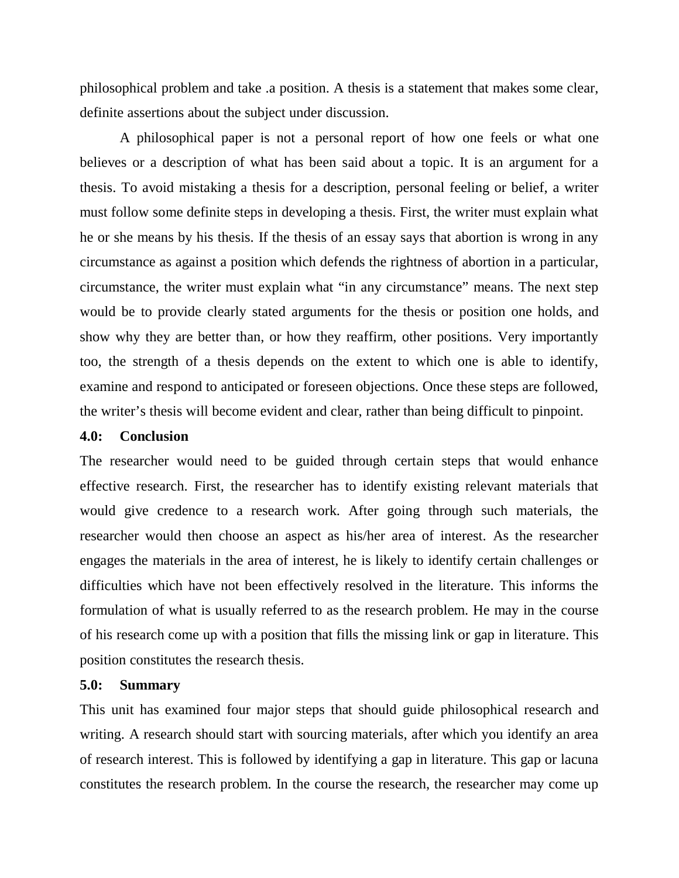philosophical problem and take .a position. A thesis is a statement that makes some clear, definite assertions about the subject under discussion.

A philosophical paper is not a personal report of how one feels or what one believes or a description of what has been said about a topic. It is an argument for a thesis. To avoid mistaking a thesis for a description, personal feeling or belief, a writer must follow some definite steps in developing a thesis. First, the writer must explain what he or she means by his thesis. If the thesis of an essay says that abortion is wrong in any circumstance as against a position which defends the rightness of abortion in a particular, circumstance, the writer must explain what "in any circumstance" means. The next step would be to provide clearly stated arguments for the thesis or position one holds, and show why they are better than, or how they reaffirm, other positions. Very importantly too, the strength of a thesis depends on the extent to which one is able to identify, examine and respond to anticipated or foreseen objections. Once these steps are followed, the writer's thesis will become evident and clear, rather than being difficult to pinpoint.

## 4.0: Conclusion

The researcher would need to be guided through certain steps that would enhance effective research. First, the researcher has to identify existing relevant materials that would give credence to a research work. After going through such materials, the researcher would then choose an aspect as his/her area of interest. As the researcher engages the materials in the area of interest, he is likely to identify certain challenges or difficulties which have not been effectively resolved in the literature. This informs the formulation of what is usually referred to as the research problem. He may in the course of his research come up with a position that fills the missing link or gap in literature. This position constitutes the research thesis.

## 5.0: Summary

This unit has examined four major steps that should guide philosophical research and writing. A research should start with sourcing materials, after which you identify an area of research interest. This is followed by identifying a gap in literature. This gap or lacuna constitutes the research problem. In the course the research, the researcher may come up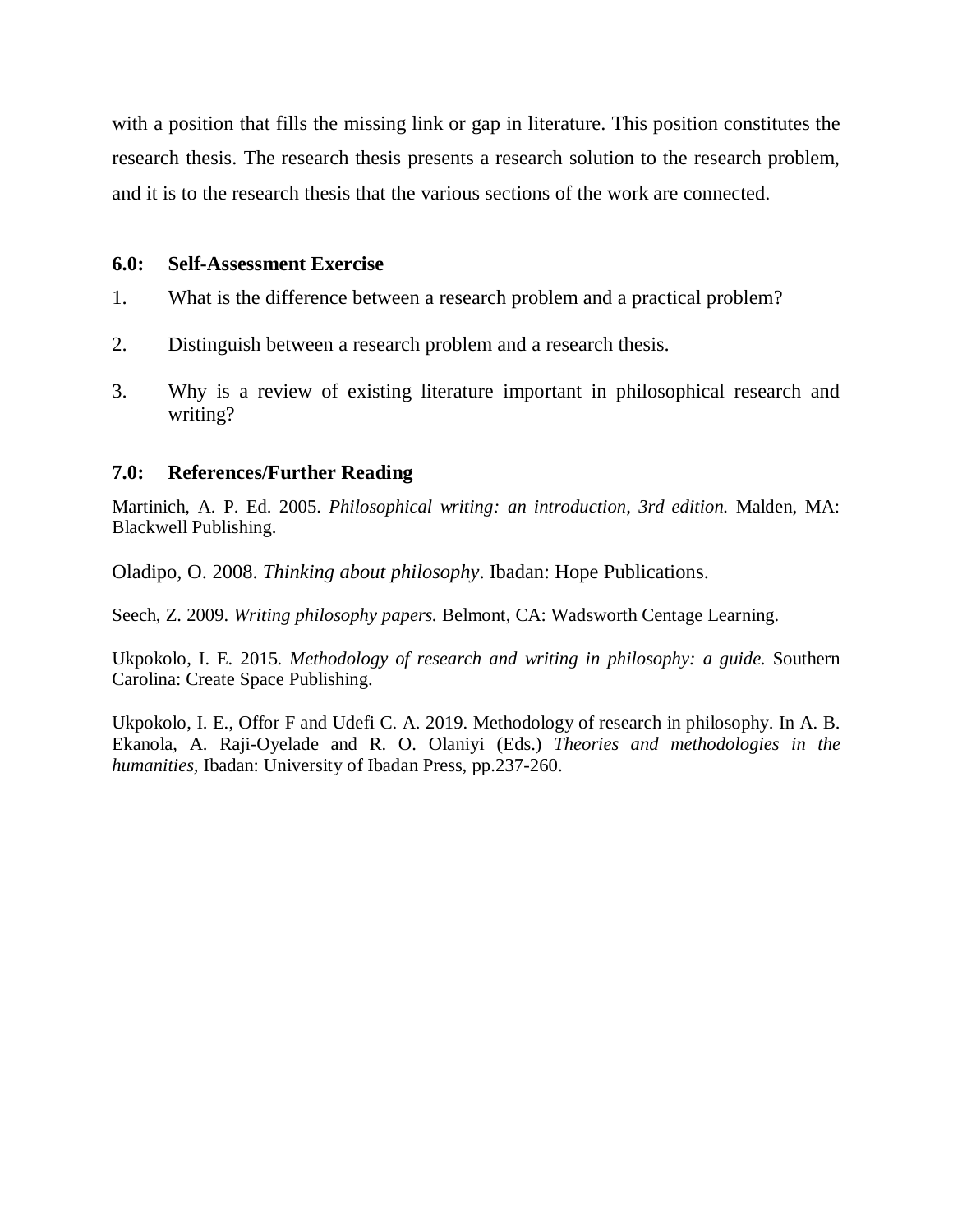with a position that fills the missing link or gap in literature. This position constitutes the research thesis. The research thesis presents a research solution to the research problem, and it is to the research thesis that the various sections of the work are connected.

## 6.0: Self-Assessment Exercise

1. What is the difference between a research problem and a practical problem?
2. Distinguish between a research problem and a research thesis.
3. Why is a review of existing literature important in philosophical research and writing?

## 7.0: References/Further Reading

Martinich, A. P. Ed. 2005. *Philosophical writing: an introduction, 3rd edition.* Malden, MA: Blackwell Publishing.

Oladipo, O. 2008. *Thinking about philosophy*. Ibadan: Hope Publications.

Seech, Z. 2009. *Writing philosophy papers.* Belmont, CA: Wadsworth Centage Learning.

Ukpokolo, I. E. 2015. *Methodology of research and writing in philosophy: a guide.* Southern Carolina: Create Space Publishing.

Ukpokolo, I. E., Offor F and Udefi C. A. 2019. Methodology of research in philosophy. In A. B. Ekanola, A. Raji-Oyelade and R. O. Olaniyi (Eds.) *Theories and methodologies in the humanities,* Ibadan: University of Ibadan Press, pp.237-260.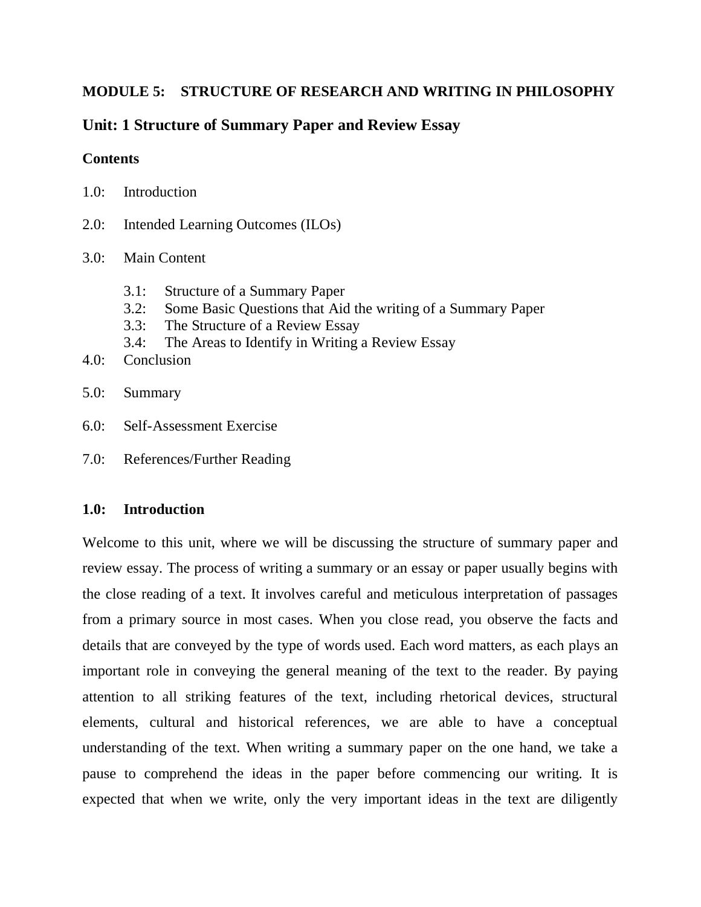# MODULE 5: STRUCTURE OF RESEARCH AND WRITING IN PHILOSOPHY

## Unit: 1 Structure of Summary Paper and Review Essay

**Contents**

1.0: Introduction

2.0: Intended Learning Outcomes (ILOs)

3.0: Main Content

- 3.1: Structure of a Summary Paper
- 3.2: Some Basic Questions that Aid the writing of a Summary Paper
- 3.3: The Structure of a Review Essay
- 3.4: The Areas to Identify in Writing a Review Essay

4.0: Conclusion

5.0: Summary

6.0: Self-Assessment Exercise

7.0: References/Further Reading

### 1.0: Introduction

Welcome to this unit, where we will be discussing the structure of summary paper and review essay. The process of writing a summary or an essay or paper usually begins with the close reading of a text. It involves careful and meticulous interpretation of passages from a primary source in most cases. When you close read, you observe the facts and details that are conveyed by the type of words used. Each word matters, as each plays an important role in conveying the general meaning of the text to the reader. By paying attention to all striking features of the text, including rhetorical devices, structural elements, cultural and historical references, we are able to have a conceptual understanding of the text. When writing a summary paper on the one hand, we take a pause to comprehend the ideas in the paper before commencing our writing. It is expected that when we write, only the very important ideas in the text are diligently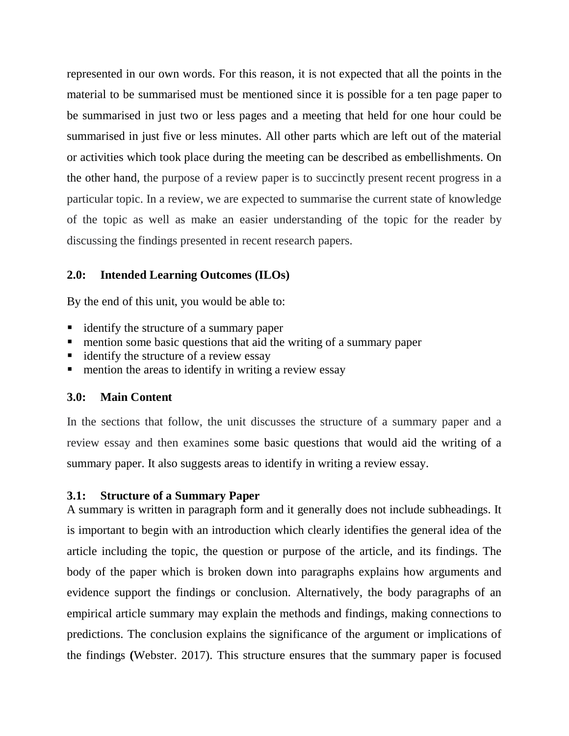represented in our own words. For this reason, it is not expected that all the points in the material to be summarised must be mentioned since it is possible for a ten page paper to be summarised in just two or less pages and a meeting that held for one hour could be summarised in just five or less minutes. All other parts which are left out of the material or activities which took place during the meeting can be described as embellishments. On the other hand, the purpose of a review paper is to succinctly present recent progress in a particular topic. In a review, we are expected to summarise the current state of knowledge of the topic as well as make an easier understanding of the topic for the reader by discussing the findings presented in recent research papers.

## 2.0: Intended Learning Outcomes (ILOs)

By the end of this unit, you would be able to:

- identify the structure of a summary paper
- mention some basic questions that aid the writing of a summary paper
- identify the structure of a review essay
- mention the areas to identify in writing a review essay

## 3.0: Main Content

In the sections that follow, the unit discusses the structure of a summary paper and a review essay and then examines some basic questions that would aid the writing of a summary paper. It also suggests areas to identify in writing a review essay.

### 3.1: Structure of a Summary Paper

A summary is written in paragraph form and it generally does not include subheadings. It is important to begin with an introduction which clearly identifies the general idea of the article including the topic, the question or purpose of the article, and its findings. The body of the paper which is broken down into paragraphs explains how arguments and evidence support the findings or conclusion. Alternatively, the body paragraphs of an empirical article summary may explain the methods and findings, making connections to predictions. The conclusion explains the significance of the argument or implications of the findings (Webster. 2017). This structure ensures that the summary paper is focused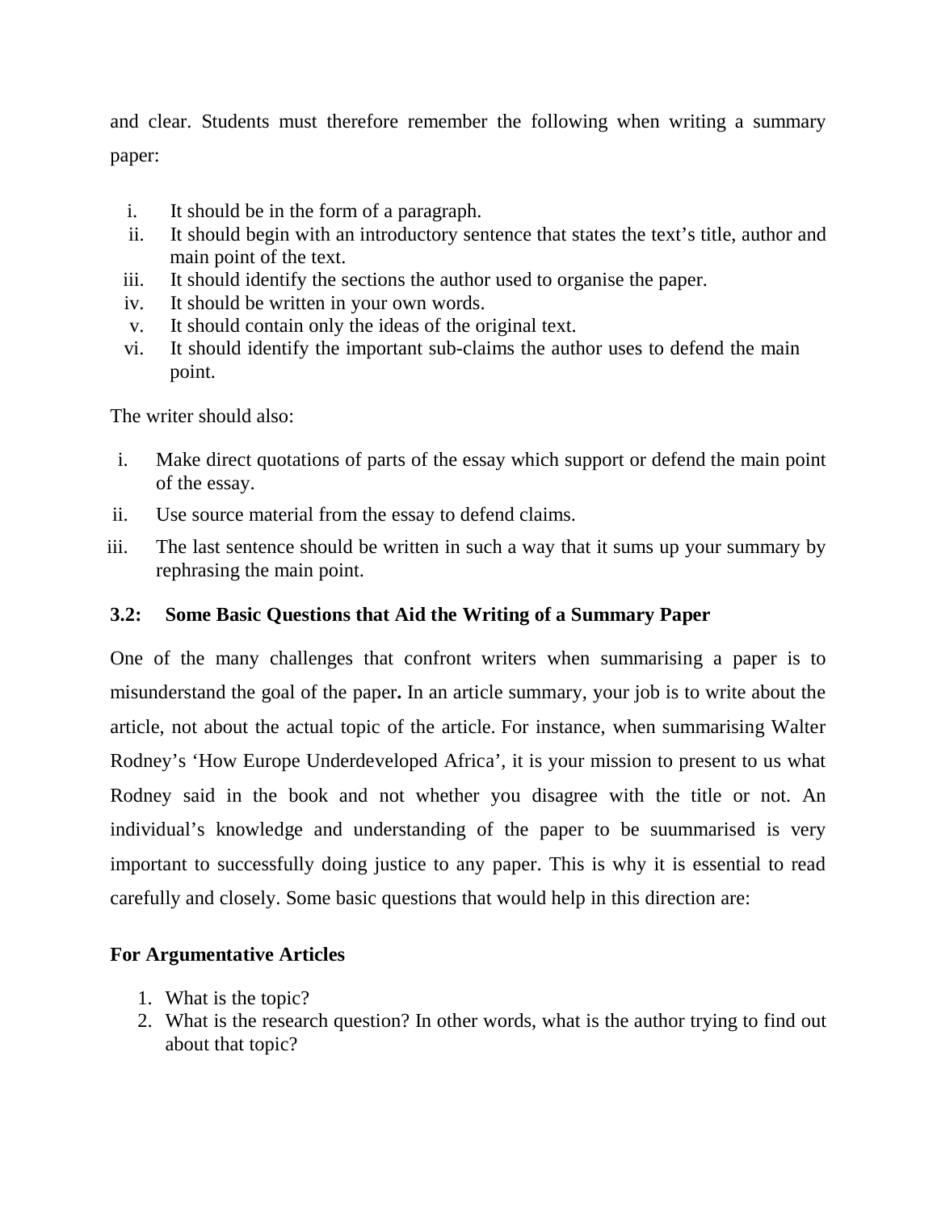and clear. Students must therefore remember the following when writing a summary paper:

i. It should be in the form of a paragraph.
ii. It should begin with an introductory sentence that states the text's title, author and main point of the text.
iii. It should identify the sections the author used to organise the paper.
iv. It should be written in your own words.
v. It should contain only the ideas of the original text.
vi. It should identify the important sub-claims the author uses to defend the main point.

The writer should also:

i. Make direct quotations of parts of the essay which support or defend the main point of the essay.
ii. Use source material from the essay to defend claims.
iii. The last sentence should be written in such a way that it sums up your summary by rephrasing the main point.

### 3.2: Some Basic Questions that Aid the Writing of a Summary Paper

One of the many challenges that confront writers when summarising a paper is to misunderstand the goal of the paper**.** In an article summary, your job is to write about the article, not about the actual topic of the article. For instance, when summarising Walter Rodney's 'How Europe Underdeveloped Africa', it is your mission to present to us what Rodney said in the book and not whether you disagree with the title or not. An individual's knowledge and understanding of the paper to be suummarised is very important to successfully doing justice to any paper. This is why it is essential to read carefully and closely. Some basic questions that would help in this direction are:

**For Argumentative Articles**

1. What is the topic?
2. What is the research question? In other words, what is the author trying to find out about that topic?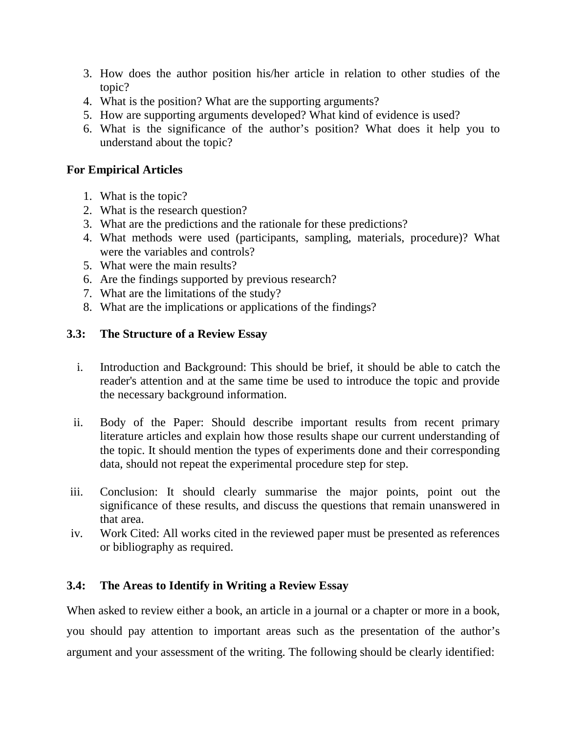3. How does the author position his/her article in relation to other studies of the topic?
4. What is the position? What are the supporting arguments?
5. How are supporting arguments developed? What kind of evidence is used?
6. What is the significance of the author's position? What does it help you to understand about the topic?

**For Empirical Articles**

1. What is the topic?
2. What is the research question?
3. What are the predictions and the rationale for these predictions?
4. What methods were used (participants, sampling, materials, procedure)? What were the variables and controls?
5. What were the main results?
6. Are the findings supported by previous research?
7. What are the limitations of the study?
8. What are the implications or applications of the findings?

### 3.3: The Structure of a Review Essay

i. Introduction and Background: This should be brief, it should be able to catch the reader's attention and at the same time be used to introduce the topic and provide the necessary background information.

ii. Body of the Paper: Should describe important results from recent primary literature articles and explain how those results shape our current understanding of the topic. It should mention the types of experiments done and their corresponding data, should not repeat the experimental procedure step for step.

iii. Conclusion: It should clearly summarise the major points, point out the significance of these results, and discuss the questions that remain unanswered in that area.

iv. Work Cited: All works cited in the reviewed paper must be presented as references or bibliography as required.

### 3.4: The Areas to Identify in Writing a Review Essay

When asked to review either a book, an article in a journal or a chapter or more in a book, you should pay attention to important areas such as the presentation of the author's argument and your assessment of the writing. The following should be clearly identified: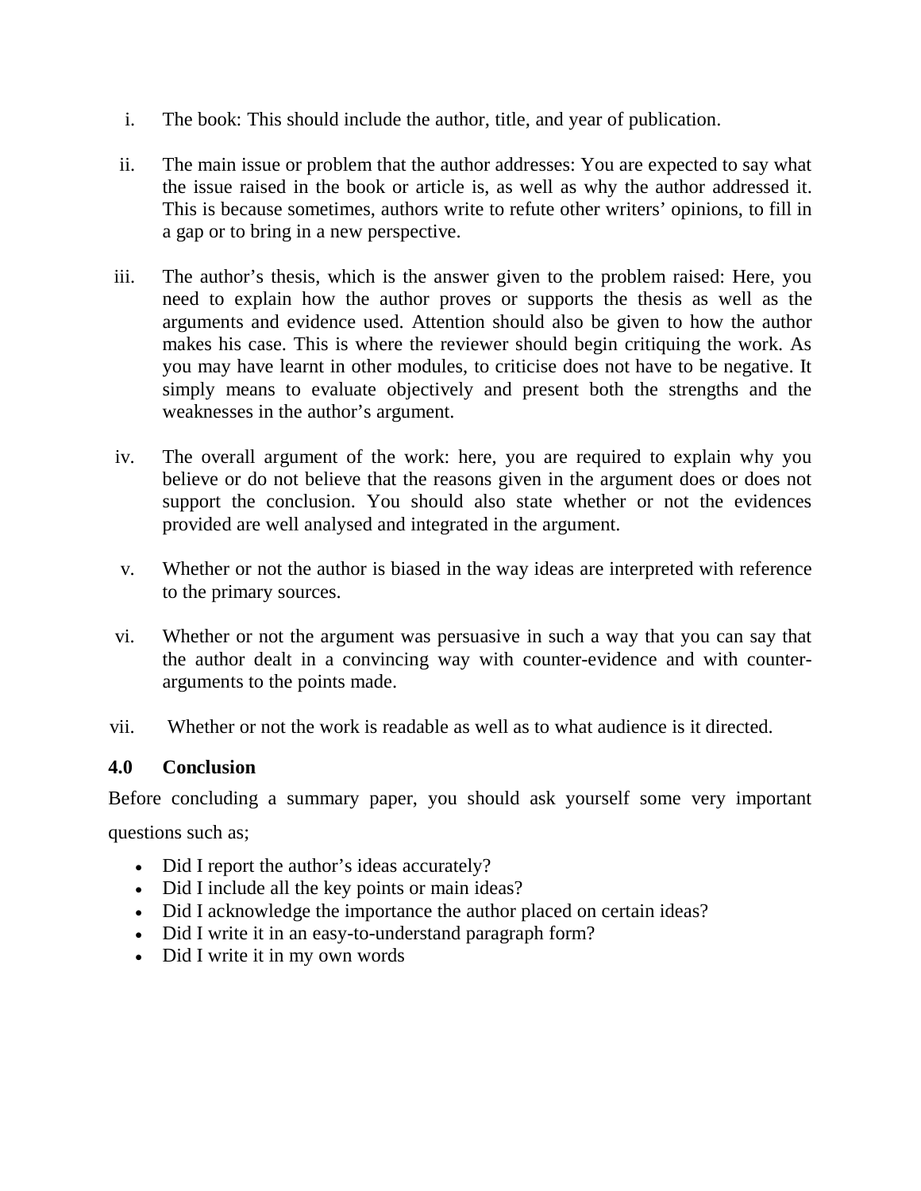i. The book: This should include the author, title, and year of publication.

ii. The main issue or problem that the author addresses: You are expected to say what the issue raised in the book or article is, as well as why the author addressed it. This is because sometimes, authors write to refute other writers' opinions, to fill in a gap or to bring in a new perspective.

iii. The author's thesis, which is the answer given to the problem raised: Here, you need to explain how the author proves or supports the thesis as well as the arguments and evidence used. Attention should also be given to how the author makes his case. This is where the reviewer should begin critiquing the work. As you may have learnt in other modules, to criticise does not have to be negative. It simply means to evaluate objectively and present both the strengths and the weaknesses in the author's argument.

iv. The overall argument of the work: here, you are required to explain why you believe or do not believe that the reasons given in the argument does or does not support the conclusion. You should also state whether or not the evidences provided are well analysed and integrated in the argument.

v. Whether or not the author is biased in the way ideas are interpreted with reference to the primary sources.

vi. Whether or not the argument was persuasive in such a way that you can say that the author dealt in a convincing way with counter-evidence and with counter-arguments to the points made.

vii. Whether or not the work is readable as well as to what audience is it directed.

### 4.0 Conclusion

Before concluding a summary paper, you should ask yourself some very important questions such as;

- Did I report the author's ideas accurately?
- Did I include all the key points or main ideas?
- Did I acknowledge the importance the author placed on certain ideas?
- Did I write it in an easy-to-understand paragraph form?
- Did I write it in my own words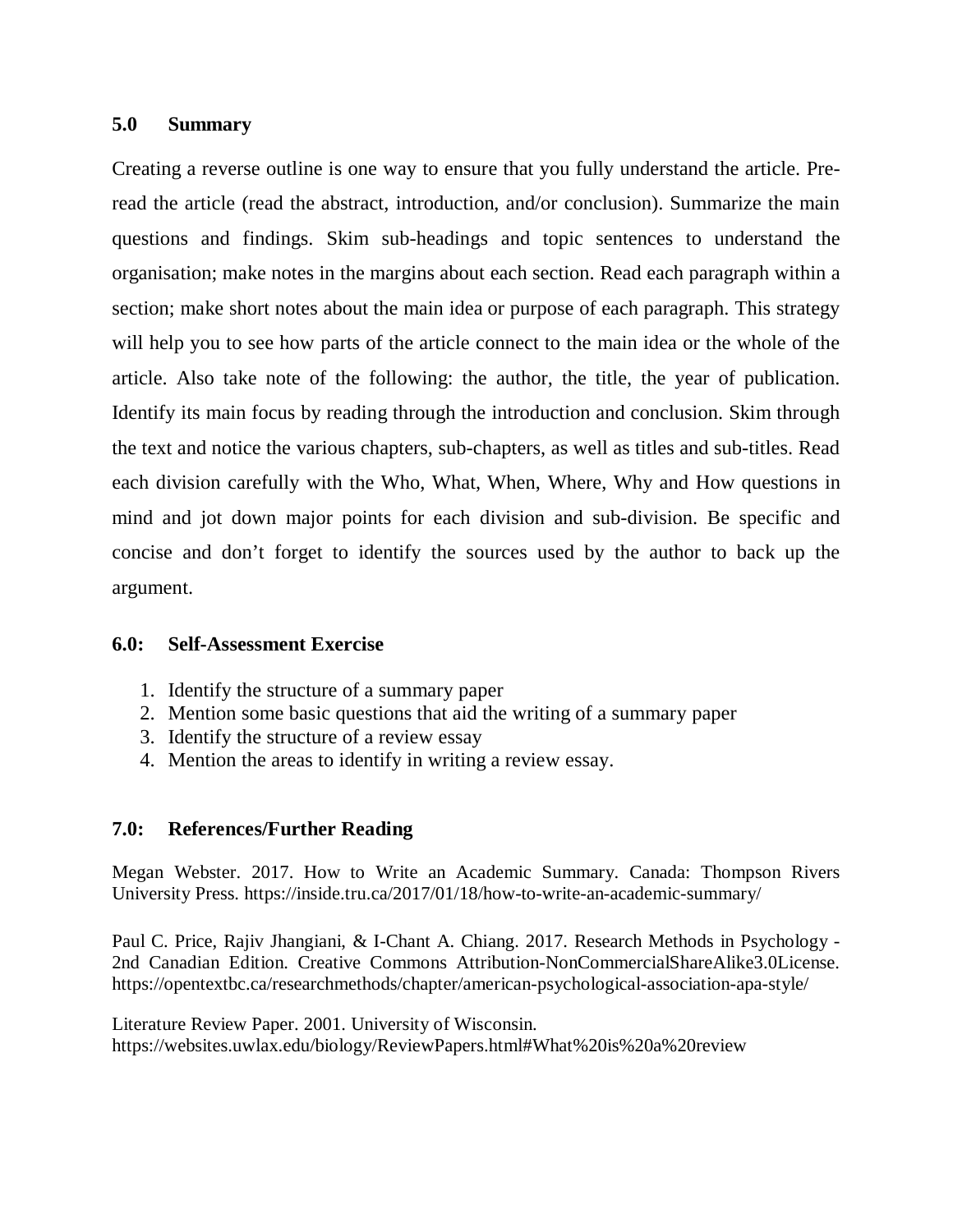## 5.0 Summary

Creating a reverse outline is one way to ensure that you fully understand the article. Pre-read the article (read the abstract, introduction, and/or conclusion). Summarize the main questions and findings. Skim sub-headings and topic sentences to understand the organisation; make notes in the margins about each section. Read each paragraph within a section; make short notes about the main idea or purpose of each paragraph. This strategy will help you to see how parts of the article connect to the main idea or the whole of the article. Also take note of the following: the author, the title, the year of publication. Identify its main focus by reading through the introduction and conclusion. Skim through the text and notice the various chapters, sub-chapters, as well as titles and sub-titles. Read each division carefully with the Who, What, When, Where, Why and How questions in mind and jot down major points for each division and sub-division. Be specific and concise and don't forget to identify the sources used by the author to back up the argument.

## 6.0: Self-Assessment Exercise

1. Identify the structure of a summary paper
2. Mention some basic questions that aid the writing of a summary paper
3. Identify the structure of a review essay
4. Mention the areas to identify in writing a review essay.

## 7.0: References/Further Reading

Megan Webster. 2017. How to Write an Academic Summary. Canada: Thompson Rivers University Press. https://inside.tru.ca/2017/01/18/how-to-write-an-academic-summary/

Paul C. Price, Rajiv Jhangiani, & I-Chant A. Chiang. 2017. Research Methods in Psychology - 2nd Canadian Edition. Creative Commons Attribution-NonCommercialShareAlike3.0License. https://opentextbc.ca/researchmethods/chapter/american-psychological-association-apa-style/

Literature Review Paper. 2001. University of Wisconsin.
https://websites.uwlax.edu/biology/ReviewPapers.html#What%20is%20a%20review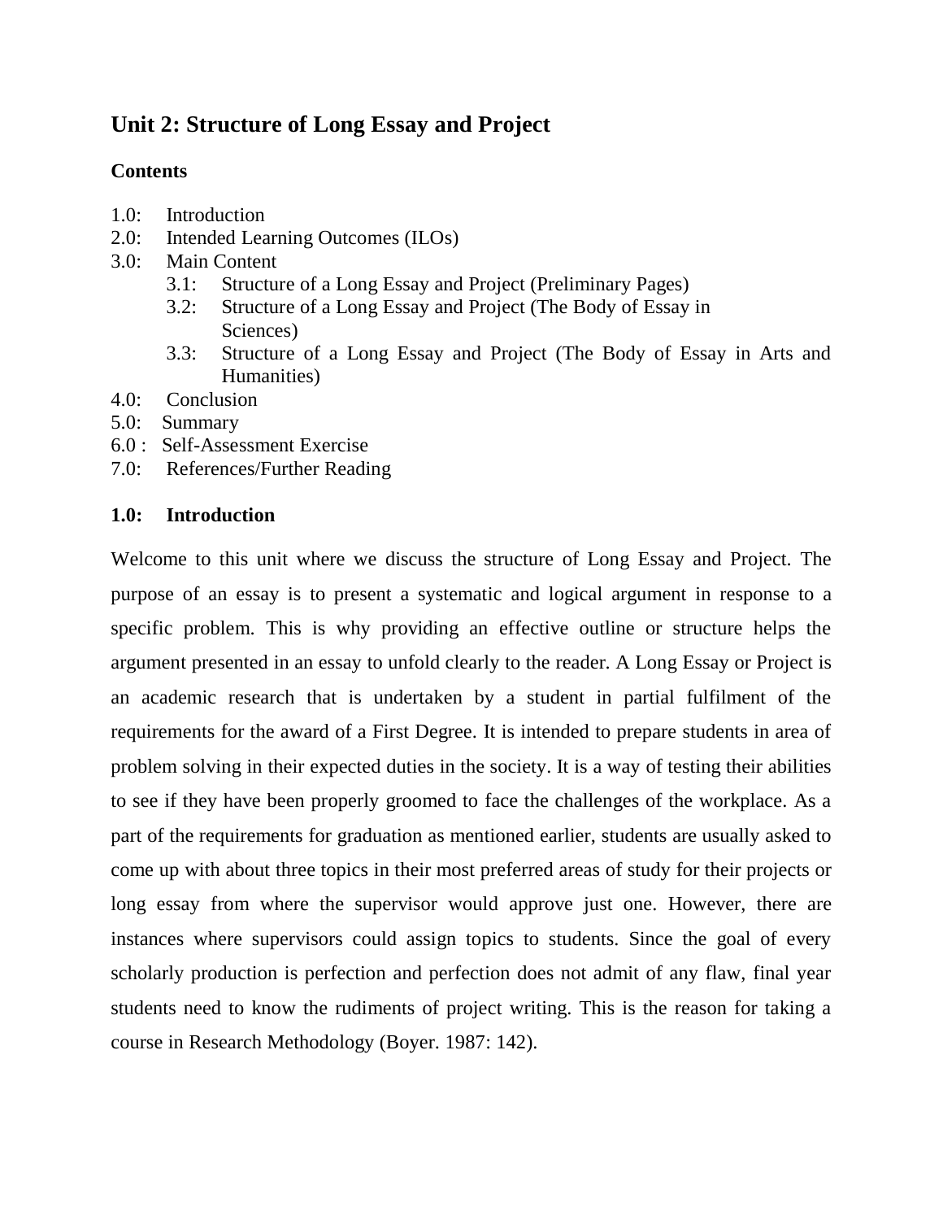# Unit 2: Structure of Long Essay and Project

**Contents**

1.0: Introduction
2.0: Intended Learning Outcomes (ILOs)
3.0: Main Content
  3.1: Structure of a Long Essay and Project (Preliminary Pages)
  3.2: Structure of a Long Essay and Project (The Body of Essay in Sciences)
  3.3: Structure of a Long Essay and Project (The Body of Essay in Arts and Humanities)
4.0: Conclusion
5.0: Summary
6.0 : Self-Assessment Exercise
7.0: References/Further Reading

## 1.0: Introduction

Welcome to this unit where we discuss the structure of Long Essay and Project. The purpose of an essay is to present a systematic and logical argument in response to a specific problem. This is why providing an effective outline or structure helps the argument presented in an essay to unfold clearly to the reader. A Long Essay or Project is an academic research that is undertaken by a student in partial fulfilment of the requirements for the award of a First Degree. It is intended to prepare students in area of problem solving in their expected duties in the society. It is a way of testing their abilities to see if they have been properly groomed to face the challenges of the workplace. As a part of the requirements for graduation as mentioned earlier, students are usually asked to come up with about three topics in their most preferred areas of study for their projects or long essay from where the supervisor would approve just one. However, there are instances where supervisors could assign topics to students. Since the goal of every scholarly production is perfection and perfection does not admit of any flaw, final year students need to know the rudiments of project writing. This is the reason for taking a course in Research Methodology (Boyer. 1987: 142).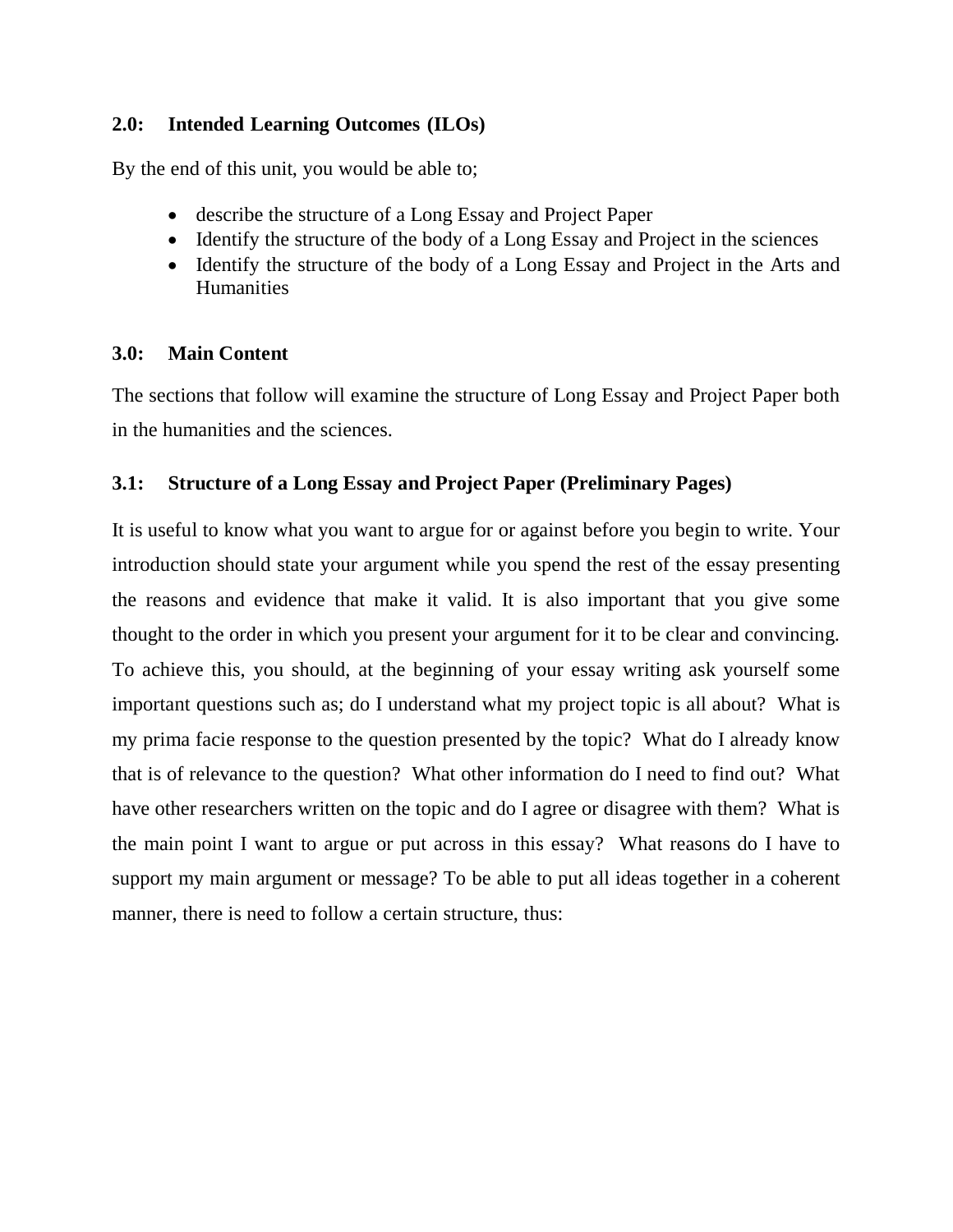### 2.0: Intended Learning Outcomes (ILOs)

By the end of this unit, you would be able to;

- describe the structure of a Long Essay and Project Paper
- Identify the structure of the body of a Long Essay and Project in the sciences
- Identify the structure of the body of a Long Essay and Project in the Arts and Humanities

### 3.0: Main Content

The sections that follow will examine the structure of Long Essay and Project Paper both in the humanities and the sciences.

### 3.1: Structure of a Long Essay and Project Paper (Preliminary Pages)

It is useful to know what you want to argue for or against before you begin to write. Your introduction should state your argument while you spend the rest of the essay presenting the reasons and evidence that make it valid. It is also important that you give some thought to the order in which you present your argument for it to be clear and convincing. To achieve this, you should, at the beginning of your essay writing ask yourself some important questions such as; do I understand what my project topic is all about? What is my prima facie response to the question presented by the topic? What do I already know that is of relevance to the question? What other information do I need to find out? What have other researchers written on the topic and do I agree or disagree with them? What is the main point I want to argue or put across in this essay? What reasons do I have to support my main argument or message? To be able to put all ideas together in a coherent manner, there is need to follow a certain structure, thus: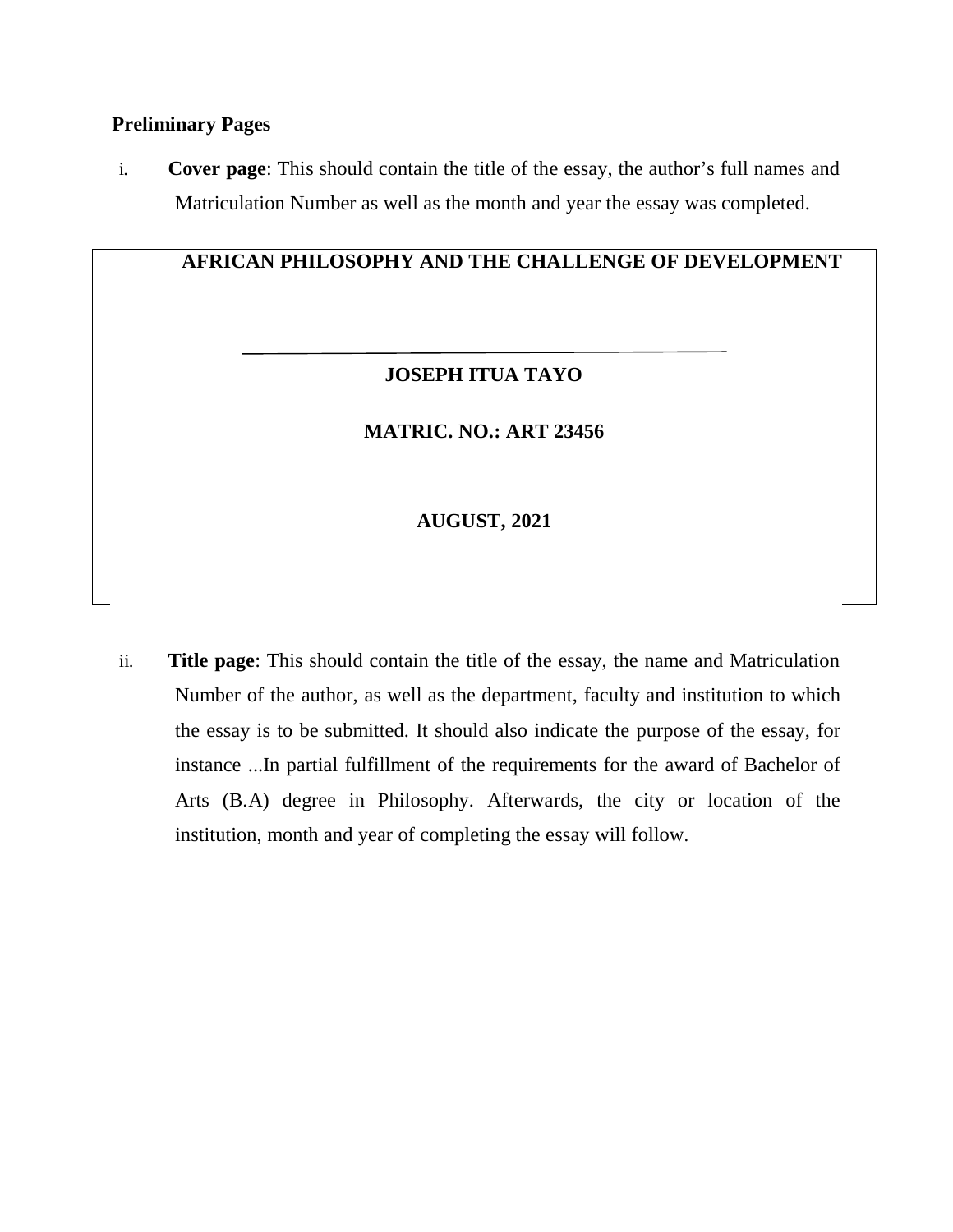**Preliminary Pages**

i. **Cover page**: This should contain the title of the essay, the author's full names and Matriculation Number as well as the month and year the essay was completed.

> **AFRICAN PHILOSOPHY AND THE CHALLENGE OF DEVELOPMENT**
>
> ---
>
> **JOSEPH ITUA TAYO**
>
> **MATRIC. NO.: ART 23456**
>
> **AUGUST, 2021**

ii. **Title page**: This should contain the title of the essay, the name and Matriculation Number of the author, as well as the department, faculty and institution to which the essay is to be submitted. It should also indicate the purpose of the essay, for instance ...In partial fulfillment of the requirements for the award of Bachelor of Arts (B.A) degree in Philosophy. Afterwards, the city or location of the institution, month and year of completing the essay will follow.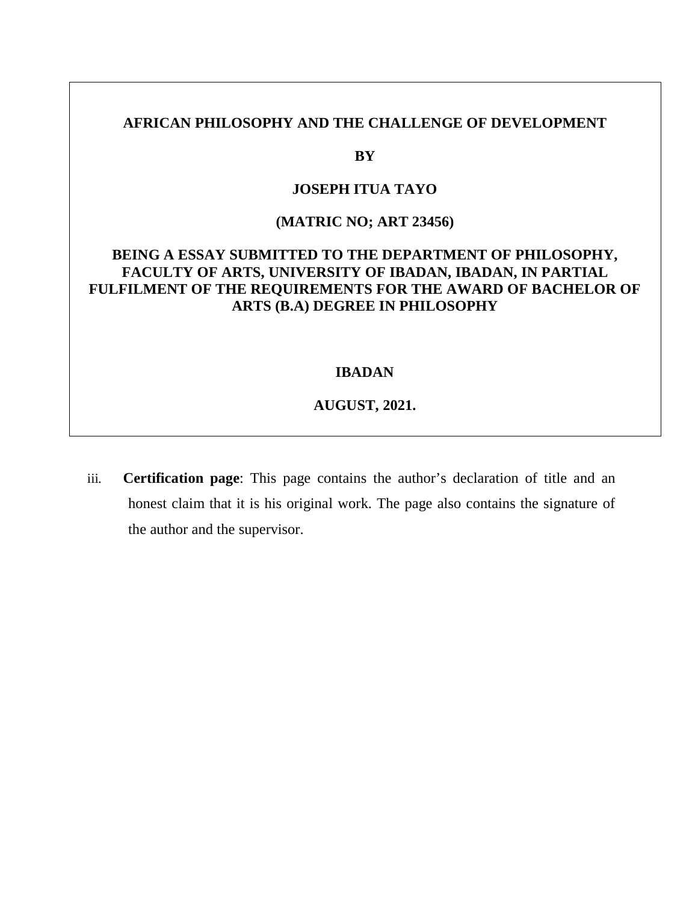**AFRICAN PHILOSOPHY AND THE CHALLENGE OF DEVELOPMENT**

**BY**

**JOSEPH ITUA TAYO**

**(MATRIC NO; ART 23456)**

**BEING A ESSAY SUBMITTED TO THE DEPARTMENT OF PHILOSOPHY, FACULTY OF ARTS, UNIVERSITY OF IBADAN, IBADAN, IN PARTIAL FULFILMENT OF THE REQUIREMENTS FOR THE AWARD OF BACHELOR OF ARTS (B.A) DEGREE IN PHILOSOPHY**

**IBADAN**

**AUGUST, 2021.**

iii. **Certification page**: This page contains the author's declaration of title and an honest claim that it is his original work. The page also contains the signature of the author and the supervisor.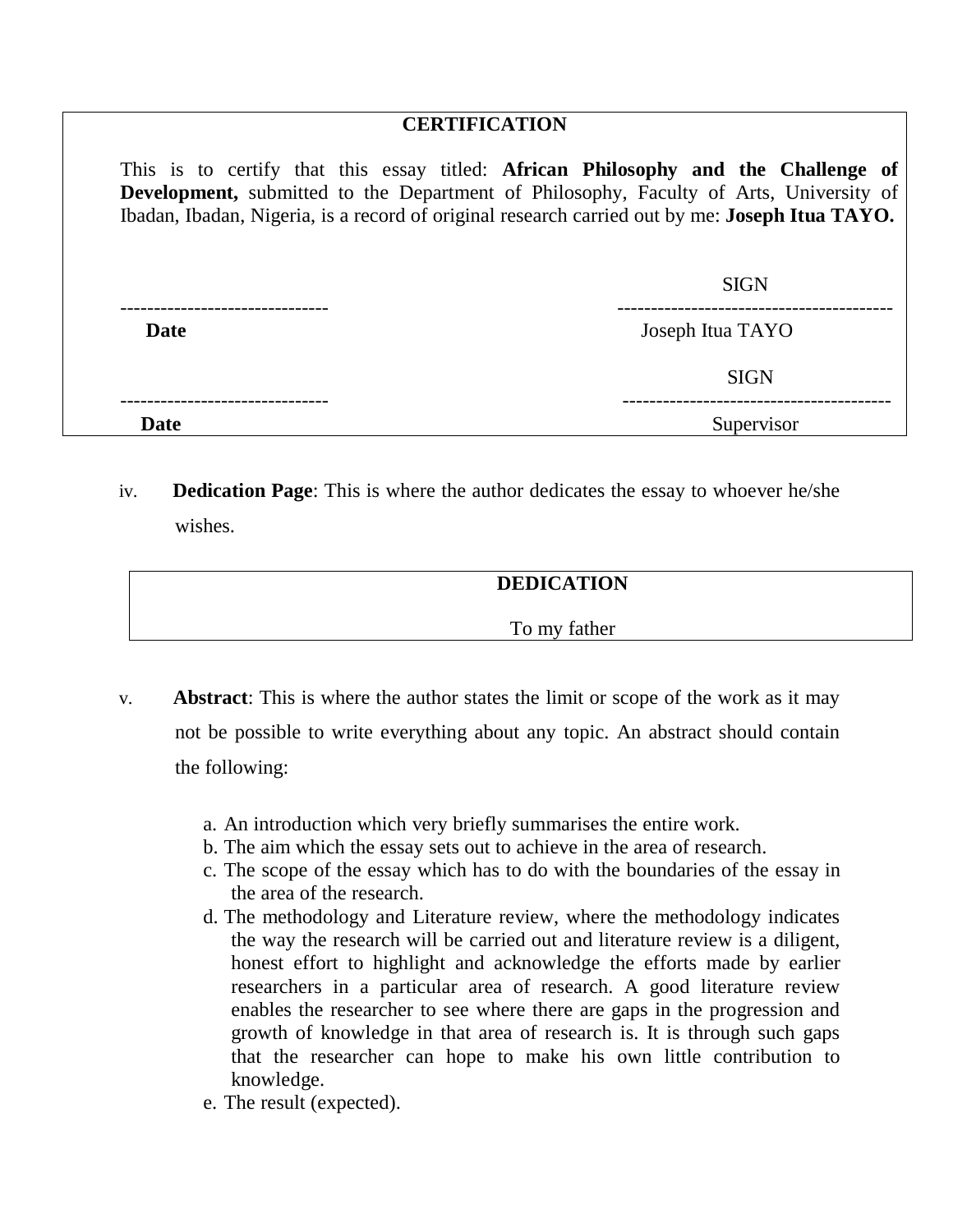**CERTIFICATION**

This is to certify that this essay titled: **African Philosophy and the Challenge of Development,** submitted to the Department of Philosophy, Faculty of Arts, University of Ibadan, Ibadan, Nigeria, is a record of original research carried out by me: **Joseph Itua TAYO.**

| | SIGN |
|---|---|
| ------------------------------- | ----------------------------------------- |
| **Date** | Joseph Itua TAYO |
| | SIGN |
| ------------------------------- | ----------------------------------------- |
| **Date** | Supervisor |

iv. **Dedication Page**: This is where the author dedicates the essay to whoever he/she wishes.

**DEDICATION**

To my father

v. **Abstract**: This is where the author states the limit or scope of the work as it may not be possible to write everything about any topic. An abstract should contain the following:

a. An introduction which very briefly summarises the entire work.
b. The aim which the essay sets out to achieve in the area of research.
c. The scope of the essay which has to do with the boundaries of the essay in the area of the research.
d. The methodology and Literature review, where the methodology indicates the way the research will be carried out and literature review is a diligent, honest effort to highlight and acknowledge the efforts made by earlier researchers in a particular area of research. A good literature review enables the researcher to see where there are gaps in the progression and growth of knowledge in that area of research is. It is through such gaps that the researcher can hope to make his own little contribution to knowledge.
e. The result (expected).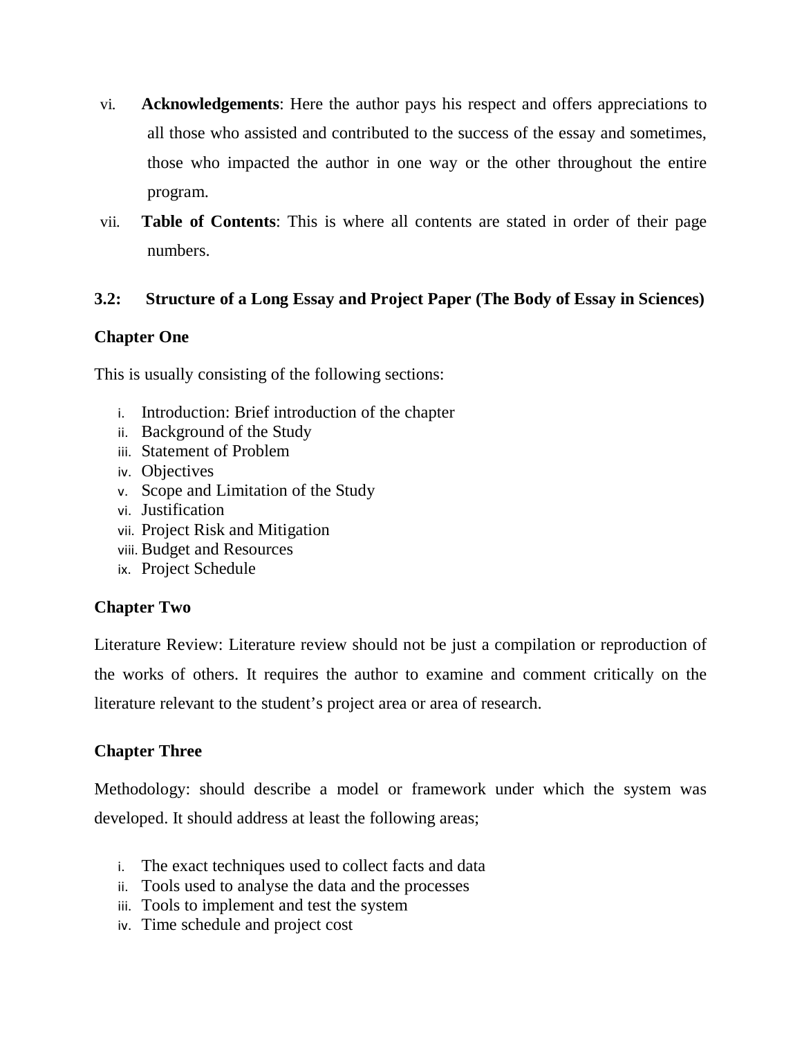vi. **Acknowledgements**: Here the author pays his respect and offers appreciations to all those who assisted and contributed to the success of the essay and sometimes, those who impacted the author in one way or the other throughout the entire program.

vii. **Table of Contents**: This is where all contents are stated in order of their page numbers.

### 3.2: Structure of a Long Essay and Project Paper (The Body of Essay in Sciences)

**Chapter One**

This is usually consisting of the following sections:

i. Introduction: Brief introduction of the chapter
ii. Background of the Study
iii. Statement of Problem
iv. Objectives
v. Scope and Limitation of the Study
vi. Justification
vii. Project Risk and Mitigation
viii. Budget and Resources
ix. Project Schedule

**Chapter Two**

Literature Review: Literature review should not be just a compilation or reproduction of the works of others. It requires the author to examine and comment critically on the literature relevant to the student's project area or area of research.

**Chapter Three**

Methodology: should describe a model or framework under which the system was developed. It should address at least the following areas;

i. The exact techniques used to collect facts and data
ii. Tools used to analyse the data and the processes
iii. Tools to implement and test the system
iv. Time schedule and project cost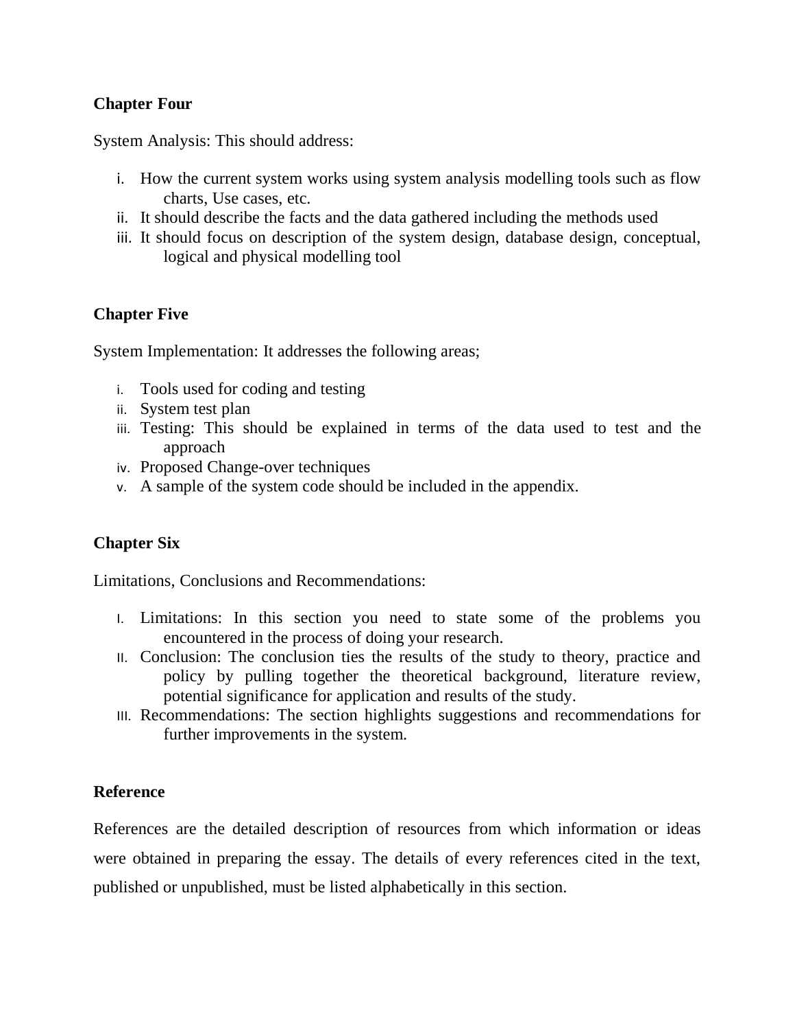**Chapter Four**

System Analysis: This should address:

i. How the current system works using system analysis modelling tools such as flow charts, Use cases, etc.
ii. It should describe the facts and the data gathered including the methods used
iii. It should focus on description of the system design, database design, conceptual, logical and physical modelling tool

**Chapter Five**

System Implementation: It addresses the following areas;

i. Tools used for coding and testing
ii. System test plan
iii. Testing: This should be explained in terms of the data used to test and the approach
iv. Proposed Change-over techniques
v. A sample of the system code should be included in the appendix.

**Chapter Six**

Limitations, Conclusions and Recommendations:

I. Limitations: In this section you need to state some of the problems you encountered in the process of doing your research.
II. Conclusion: The conclusion ties the results of the study to theory, practice and policy by pulling together the theoretical background, literature review, potential significance for application and results of the study.
III. Recommendations: The section highlights suggestions and recommendations for further improvements in the system.

**Reference**

References are the detailed description of resources from which information or ideas were obtained in preparing the essay. The details of every references cited in the text, published or unpublished, must be listed alphabetically in this section.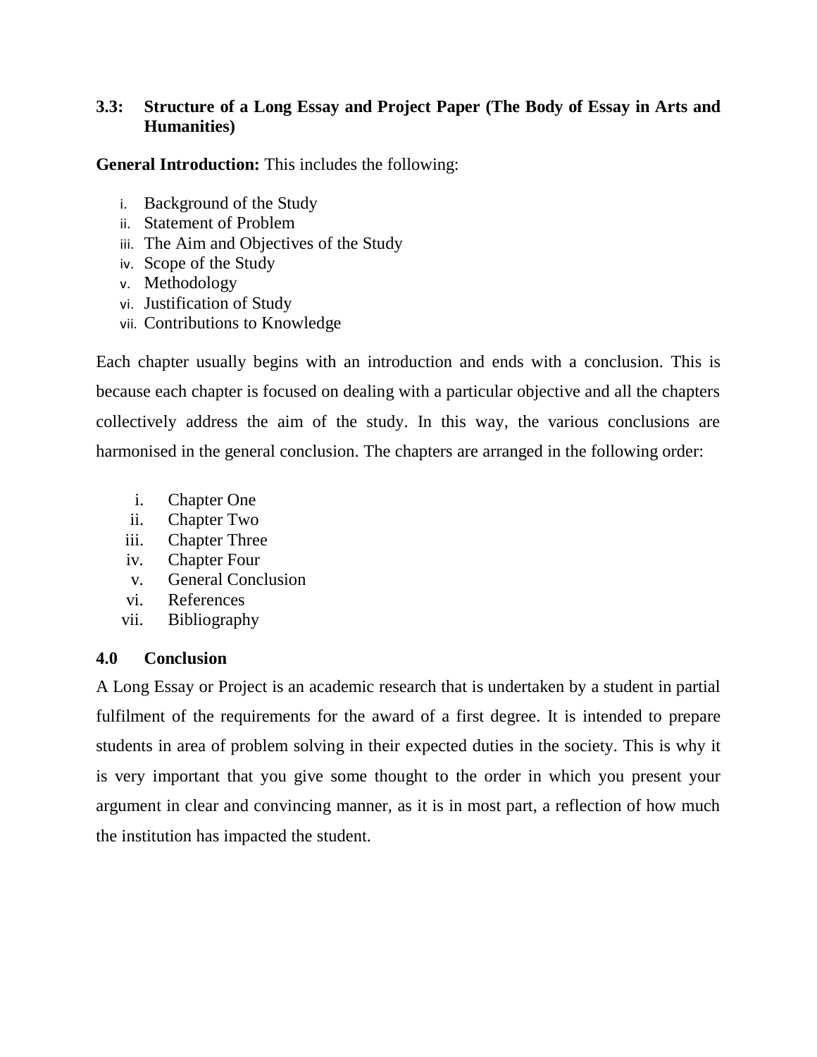### 3.3: Structure of a Long Essay and Project Paper (The Body of Essay in Arts and Humanities)

**General Introduction:** This includes the following:

i. Background of the Study
ii. Statement of Problem
iii. The Aim and Objectives of the Study
iv. Scope of the Study
v. Methodology
vi. Justification of Study
vii. Contributions to Knowledge

Each chapter usually begins with an introduction and ends with a conclusion. This is because each chapter is focused on dealing with a particular objective and all the chapters collectively address the aim of the study. In this way, the various conclusions are harmonised in the general conclusion. The chapters are arranged in the following order:

i. Chapter One
ii. Chapter Two
iii. Chapter Three
iv. Chapter Four
v. General Conclusion
vi. References
vii. Bibliography

### 4.0 Conclusion

A Long Essay or Project is an academic research that is undertaken by a student in partial fulfilment of the requirements for the award of a first degree. It is intended to prepare students in area of problem solving in their expected duties in the society. This is why it is very important that you give some thought to the order in which you present your argument in clear and convincing manner, as it is in most part, a reflection of how much the institution has impacted the student.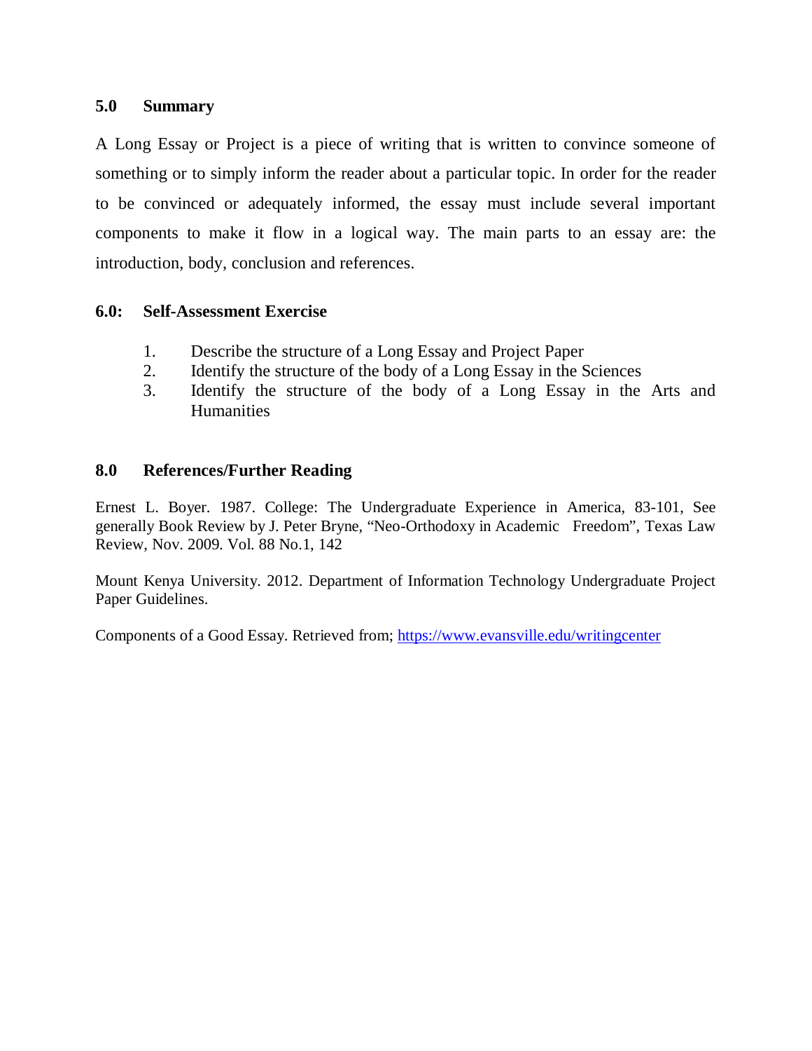## 5.0 Summary

A Long Essay or Project is a piece of writing that is written to convince someone of something or to simply inform the reader about a particular topic. In order for the reader to be convinced or adequately informed, the essay must include several important components to make it flow in a logical way. The main parts to an essay are: the introduction, body, conclusion and references.

## 6.0: Self-Assessment Exercise

1. Describe the structure of a Long Essay and Project Paper
2. Identify the structure of the body of a Long Essay in the Sciences
3. Identify the structure of the body of a Long Essay in the Arts and Humanities

## 8.0 References/Further Reading

Ernest L. Boyer. 1987. College: The Undergraduate Experience in America, 83-101, See generally Book Review by J. Peter Bryne, "Neo-Orthodoxy in Academic Freedom", Texas Law Review, Nov. 2009. Vol. 88 No.1, 142

Mount Kenya University. 2012. Department of Information Technology Undergraduate Project Paper Guidelines.

Components of a Good Essay. Retrieved from; https://www.evansville.edu/writingcenter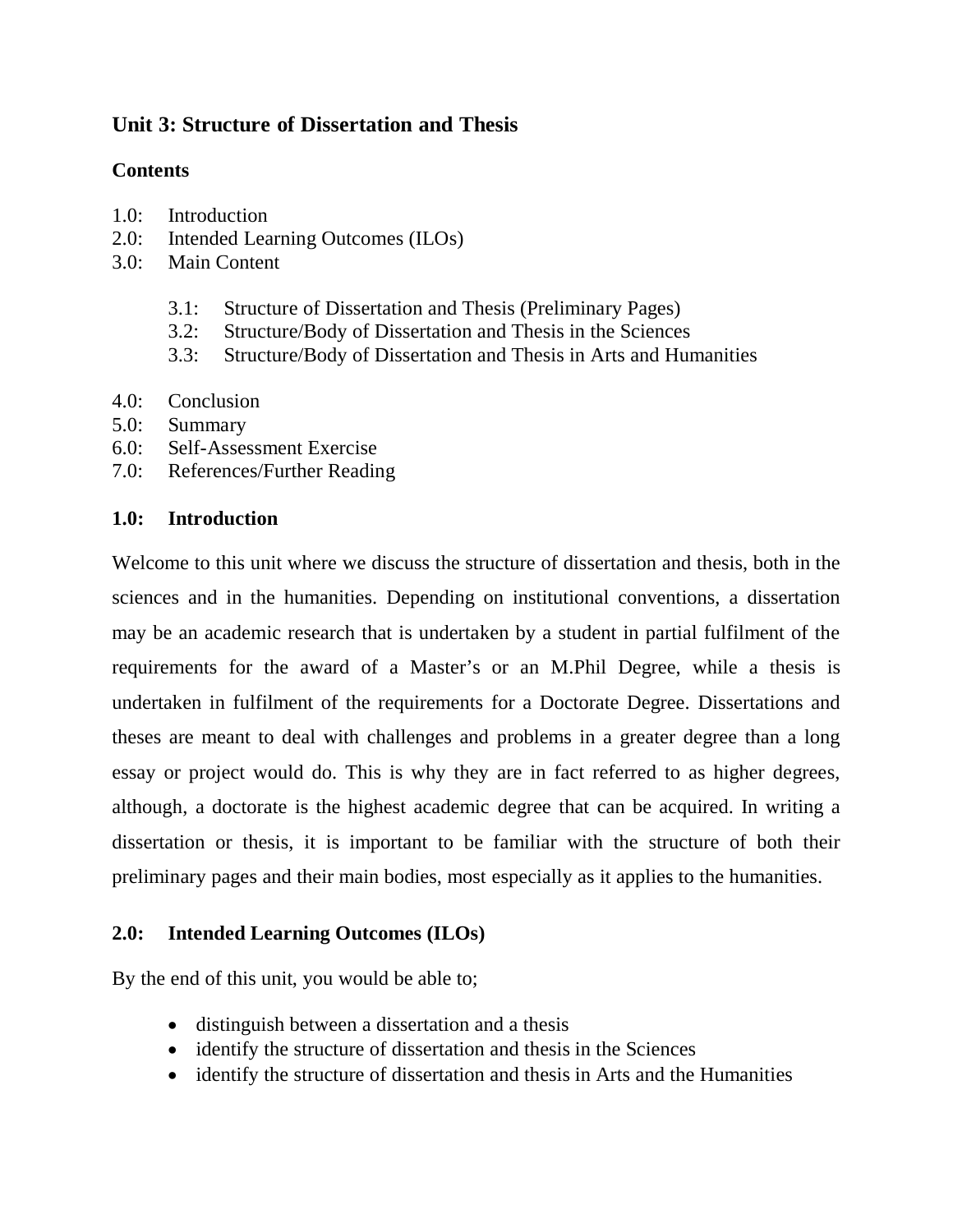## Unit 3: Structure of Dissertation and Thesis

### Contents

1.0: Introduction
2.0: Intended Learning Outcomes (ILOs)
3.0: Main Content

  3.1: Structure of Dissertation and Thesis (Preliminary Pages)
  3.2: Structure/Body of Dissertation and Thesis in the Sciences
  3.3: Structure/Body of Dissertation and Thesis in Arts and Humanities

4.0: Conclusion
5.0: Summary
6.0: Self-Assessment Exercise
7.0: References/Further Reading

### 1.0: Introduction

Welcome to this unit where we discuss the structure of dissertation and thesis, both in the sciences and in the humanities. Depending on institutional conventions, a dissertation may be an academic research that is undertaken by a student in partial fulfilment of the requirements for the award of a Master's or an M.Phil Degree, while a thesis is undertaken in fulfilment of the requirements for a Doctorate Degree. Dissertations and theses are meant to deal with challenges and problems in a greater degree than a long essay or project would do. This is why they are in fact referred to as higher degrees, although, a doctorate is the highest academic degree that can be acquired. In writing a dissertation or thesis, it is important to be familiar with the structure of both their preliminary pages and their main bodies, most especially as it applies to the humanities.

### 2.0: Intended Learning Outcomes (ILOs)

By the end of this unit, you would be able to;

- distinguish between a dissertation and a thesis
- identify the structure of dissertation and thesis in the Sciences
- identify the structure of dissertation and thesis in Arts and the Humanities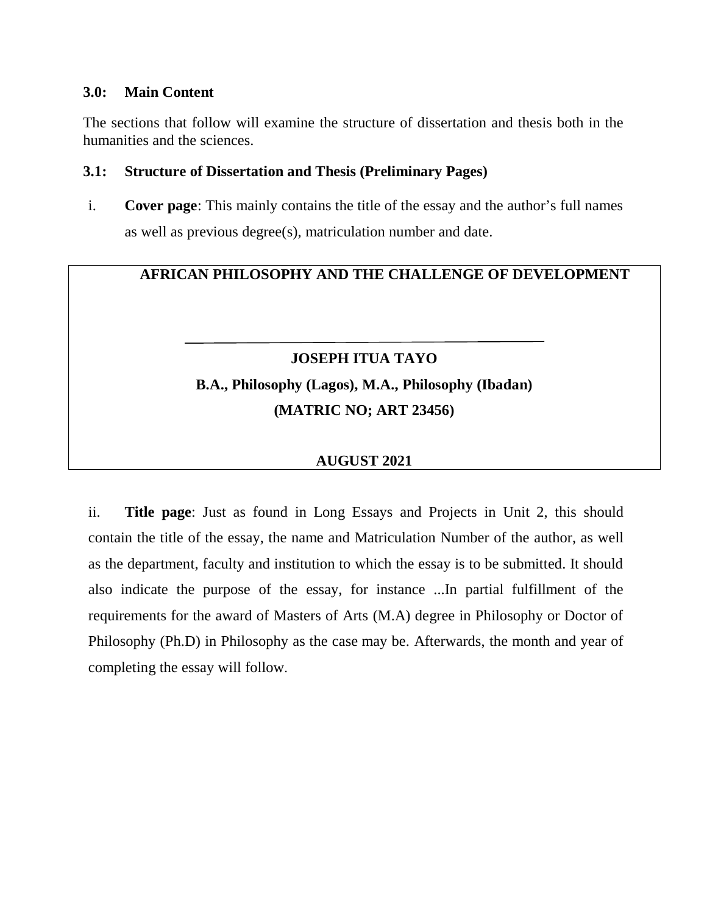### 3.0: Main Content

The sections that follow will examine the structure of dissertation and thesis both in the humanities and the sciences.

### 3.1: Structure of Dissertation and Thesis (Preliminary Pages)

i. **Cover page**: This mainly contains the title of the essay and the author's full names as well as previous degree(s), matriculation number and date.

> **AFRICAN PHILOSOPHY AND THE CHALLENGE OF DEVELOPMENT**
>
> ---
>
> **JOSEPH ITUA TAYO**
>
> **B.A., Philosophy (Lagos), M.A., Philosophy (Ibadan)**
>
> **(MATRIC NO; ART 23456)**
>
> **AUGUST 2021**

ii. **Title page**: Just as found in Long Essays and Projects in Unit 2, this should contain the title of the essay, the name and Matriculation Number of the author, as well as the department, faculty and institution to which the essay is to be submitted. It should also indicate the purpose of the essay, for instance ...In partial fulfillment of the requirements for the award of Masters of Arts (M.A) degree in Philosophy or Doctor of Philosophy (Ph.D) in Philosophy as the case may be. Afterwards, the month and year of completing the essay will follow.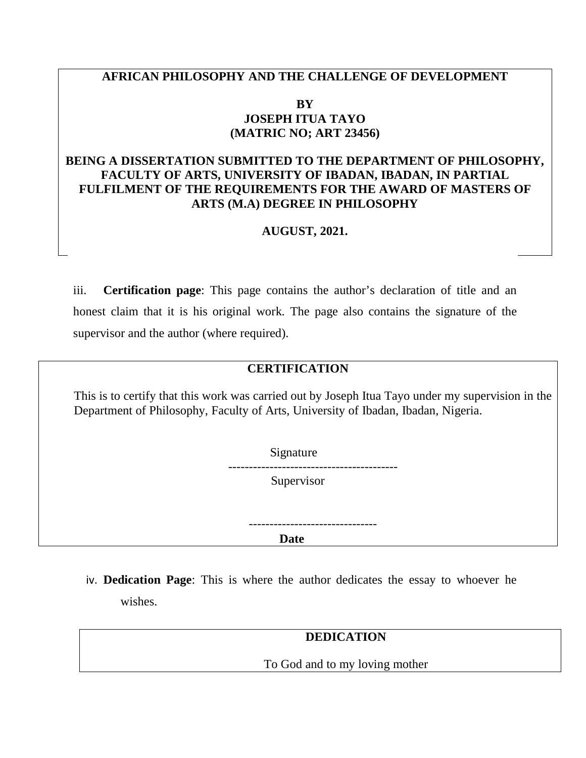**AFRICAN PHILOSOPHY AND THE CHALLENGE OF DEVELOPMENT**

**BY**
**JOSEPH ITUA TAYO**
**(MATRIC NO; ART 23456)**

**BEING A DISSERTATION SUBMITTED TO THE DEPARTMENT OF PHILOSOPHY, FACULTY OF ARTS, UNIVERSITY OF IBADAN, IBADAN, IN PARTIAL FULFILMENT OF THE REQUIREMENTS FOR THE AWARD OF MASTERS OF ARTS (M.A) DEGREE IN PHILOSOPHY**

**AUGUST, 2021.**

iii. **Certification page**: This page contains the author's declaration of title and an honest claim that it is his original work. The page also contains the signature of the supervisor and the author (where required).

**CERTIFICATION**

This is to certify that this work was carried out by Joseph Itua Tayo under my supervision in the Department of Philosophy, Faculty of Arts, University of Ibadan, Ibadan, Nigeria.

Signature
-----------------------------------------
Supervisor

-------------------------------
**Date**

iv. **Dedication Page**: This is where the author dedicates the essay to whoever he wishes.

**DEDICATION**

To God and to my loving mother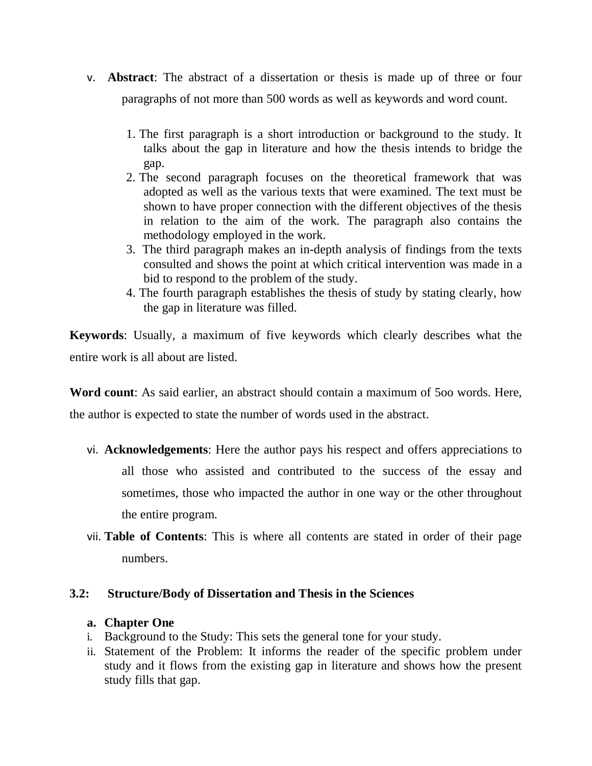v. **Abstract**: The abstract of a dissertation or thesis is made up of three or four paragraphs of not more than 500 words as well as keywords and word count.

1. The first paragraph is a short introduction or background to the study. It talks about the gap in literature and how the thesis intends to bridge the gap.
2. The second paragraph focuses on the theoretical framework that was adopted as well as the various texts that were examined. The text must be shown to have proper connection with the different objectives of the thesis in relation to the aim of the work. The paragraph also contains the methodology employed in the work.
3. The third paragraph makes an in-depth analysis of findings from the texts consulted and shows the point at which critical intervention was made in a bid to respond to the problem of the study.
4. The fourth paragraph establishes the thesis of study by stating clearly, how the gap in literature was filled.

**Keywords**: Usually, a maximum of five keywords which clearly describes what the entire work is all about are listed.

**Word count**: As said earlier, an abstract should contain a maximum of 5oo words. Here, the author is expected to state the number of words used in the abstract.

vi. **Acknowledgements**: Here the author pays his respect and offers appreciations to all those who assisted and contributed to the success of the essay and sometimes, those who impacted the author in one way or the other throughout the entire program.

vii. **Table of Contents**: This is where all contents are stated in order of their page numbers.

### 3.2: Structure/Body of Dissertation and Thesis in the Sciences

**a. Chapter One**

i. Background to the Study: This sets the general tone for your study.

ii. Statement of the Problem: It informs the reader of the specific problem under study and it flows from the existing gap in literature and shows how the present study fills that gap.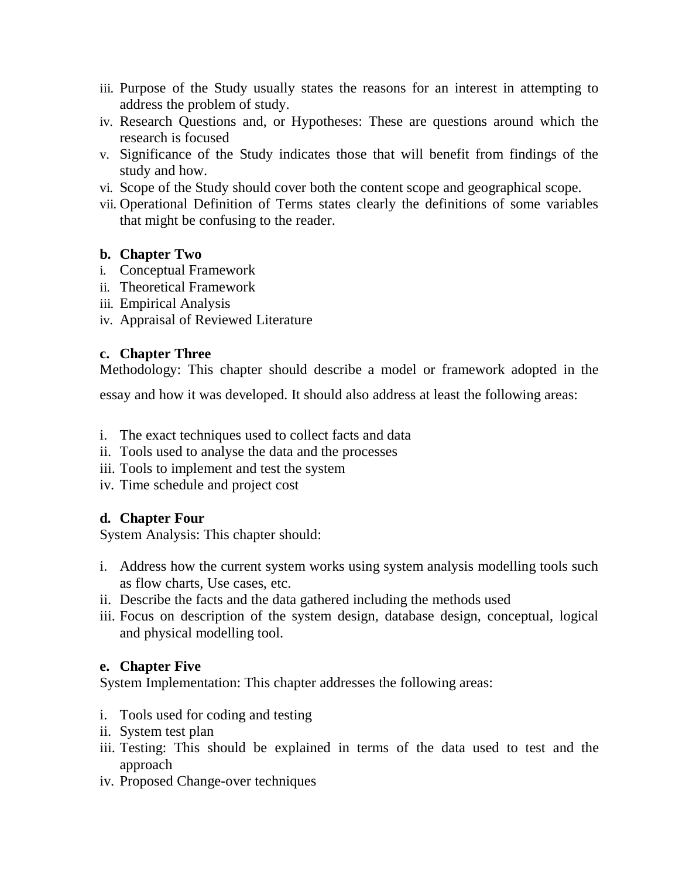iii. Purpose of the Study usually states the reasons for an interest in attempting to address the problem of study.
iv. Research Questions and, or Hypotheses: These are questions around which the research is focused
v. Significance of the Study indicates those that will benefit from findings of the study and how.
vi. Scope of the Study should cover both the content scope and geographical scope.
vii. Operational Definition of Terms states clearly the definitions of some variables that might be confusing to the reader.

**b. Chapter Two**

i. Conceptual Framework
ii. Theoretical Framework
iii. Empirical Analysis
iv. Appraisal of Reviewed Literature

**c. Chapter Three**

Methodology: This chapter should describe a model or framework adopted in the essay and how it was developed. It should also address at least the following areas:

i. The exact techniques used to collect facts and data
ii. Tools used to analyse the data and the processes
iii. Tools to implement and test the system
iv. Time schedule and project cost

**d. Chapter Four**

System Analysis: This chapter should:

i. Address how the current system works using system analysis modelling tools such as flow charts, Use cases, etc.
ii. Describe the facts and the data gathered including the methods used
iii. Focus on description of the system design, database design, conceptual, logical and physical modelling tool.

**e. Chapter Five**

System Implementation: This chapter addresses the following areas:

i. Tools used for coding and testing
ii. System test plan
iii. Testing: This should be explained in terms of the data used to test and the approach
iv. Proposed Change-over techniques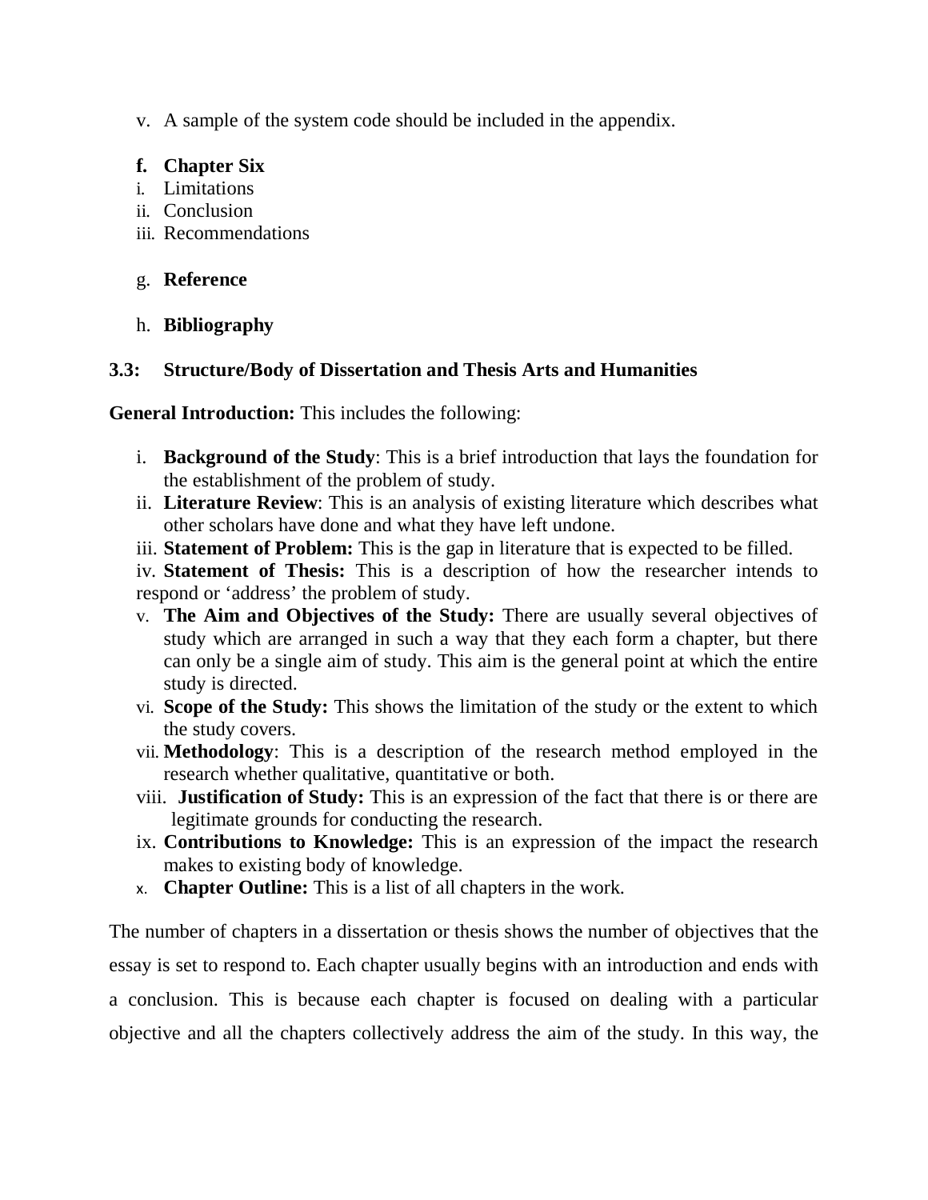v. A sample of the system code should be included in the appendix.

**f. Chapter Six**

i. Limitations
ii. Conclusion
iii. Recommendations

g. **Reference**

h. **Bibliography**

### 3.3: Structure/Body of Dissertation and Thesis Arts and Humanities

**General Introduction:** This includes the following:

i. **Background of the Study**: This is a brief introduction that lays the foundation for the establishment of the problem of study.
ii. **Literature Review**: This is an analysis of existing literature which describes what other scholars have done and what they have left undone.
iii. **Statement of Problem:** This is the gap in literature that is expected to be filled.
iv. **Statement of Thesis:** This is a description of how the researcher intends to respond or 'address' the problem of study.
v. **The Aim and Objectives of the Study:** There are usually several objectives of study which are arranged in such a way that they each form a chapter, but there can only be a single aim of study. This aim is the general point at which the entire study is directed.
vi. **Scope of the Study:** This shows the limitation of the study or the extent to which the study covers.
vii. **Methodology**: This is a description of the research method employed in the research whether qualitative, quantitative or both.
viii. **Justification of Study:** This is an expression of the fact that there is or there are legitimate grounds for conducting the research.
ix. **Contributions to Knowledge:** This is an expression of the impact the research makes to existing body of knowledge.
x. **Chapter Outline:** This is a list of all chapters in the work.

The number of chapters in a dissertation or thesis shows the number of objectives that the essay is set to respond to. Each chapter usually begins with an introduction and ends with a conclusion. This is because each chapter is focused on dealing with a particular objective and all the chapters collectively address the aim of the study. In this way, the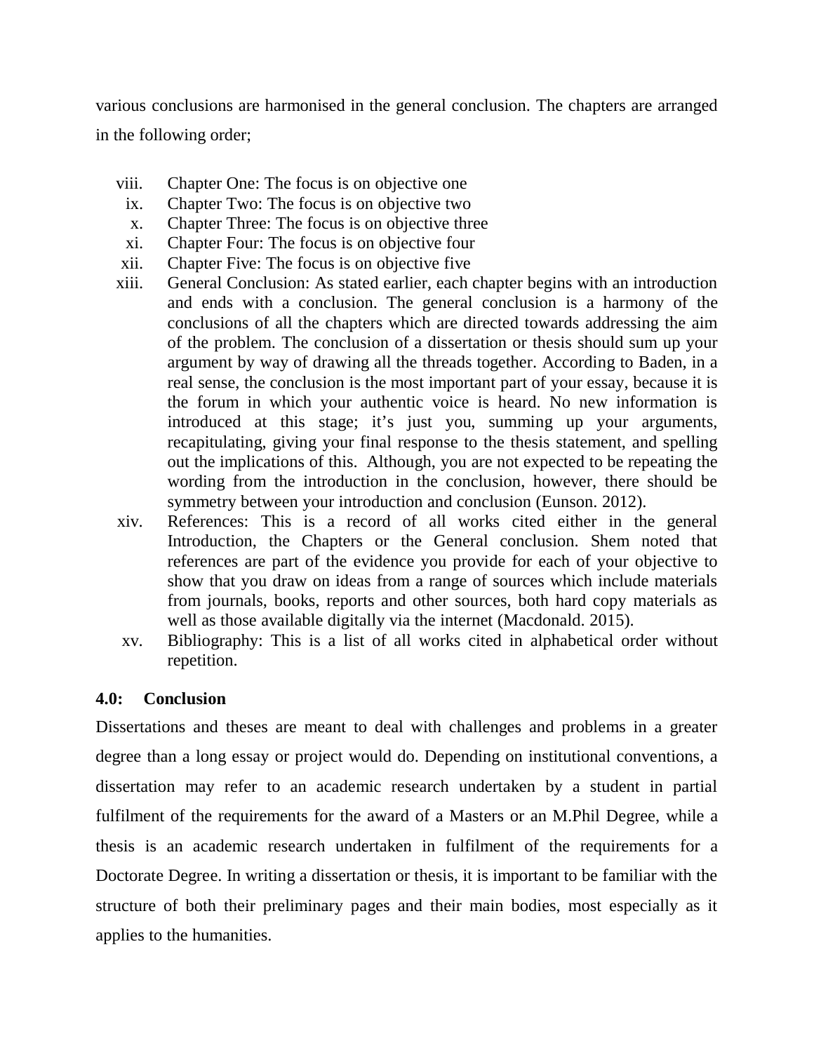various conclusions are harmonised in the general conclusion. The chapters are arranged in the following order;

viii. Chapter One: The focus is on objective one
ix. Chapter Two: The focus is on objective two
x. Chapter Three: The focus is on objective three
xi. Chapter Four: The focus is on objective four
xii. Chapter Five: The focus is on objective five
xiii. General Conclusion: As stated earlier, each chapter begins with an introduction and ends with a conclusion. The general conclusion is a harmony of the conclusions of all the chapters which are directed towards addressing the aim of the problem. The conclusion of a dissertation or thesis should sum up your argument by way of drawing all the threads together. According to Baden, in a real sense, the conclusion is the most important part of your essay, because it is the forum in which your authentic voice is heard. No new information is introduced at this stage; it's just you, summing up your arguments, recapitulating, giving your final response to the thesis statement, and spelling out the implications of this. Although, you are not expected to be repeating the wording from the introduction in the conclusion, however, there should be symmetry between your introduction and conclusion (Eunson. 2012).
xiv. References: This is a record of all works cited either in the general Introduction, the Chapters or the General conclusion. Shem noted that references are part of the evidence you provide for each of your objective to show that you draw on ideas from a range of sources which include materials from journals, books, reports and other sources, both hard copy materials as well as those available digitally via the internet (Macdonald. 2015).
xv. Bibliography: This is a list of all works cited in alphabetical order without repetition.

**4.0: Conclusion**

Dissertations and theses are meant to deal with challenges and problems in a greater degree than a long essay or project would do. Depending on institutional conventions, a dissertation may refer to an academic research undertaken by a student in partial fulfilment of the requirements for the award of a Masters or an M.Phil Degree, while a thesis is an academic research undertaken in fulfilment of the requirements for a Doctorate Degree. In writing a dissertation or thesis, it is important to be familiar with the structure of both their preliminary pages and their main bodies, most especially as it applies to the humanities.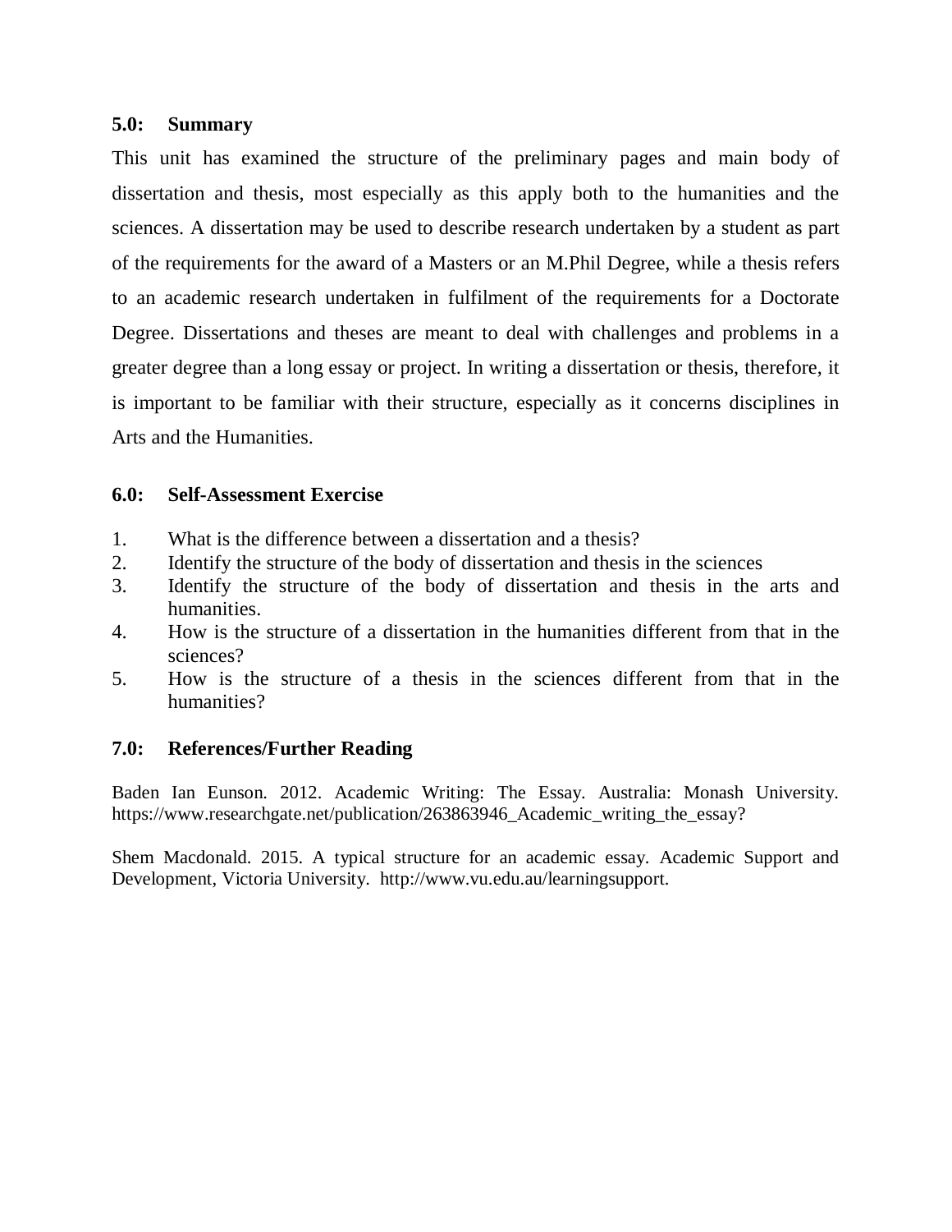## 5.0: Summary

This unit has examined the structure of the preliminary pages and main body of dissertation and thesis, most especially as this apply both to the humanities and the sciences. A dissertation may be used to describe research undertaken by a student as part of the requirements for the award of a Masters or an M.Phil Degree, while a thesis refers to an academic research undertaken in fulfilment of the requirements for a Doctorate Degree. Dissertations and theses are meant to deal with challenges and problems in a greater degree than a long essay or project. In writing a dissertation or thesis, therefore, it is important to be familiar with their structure, especially as it concerns disciplines in Arts and the Humanities.

## 6.0: Self-Assessment Exercise

1. What is the difference between a dissertation and a thesis?
2. Identify the structure of the body of dissertation and thesis in the sciences
3. Identify the structure of the body of dissertation and thesis in the arts and humanities.
4. How is the structure of a dissertation in the humanities different from that in the sciences?
5. How is the structure of a thesis in the sciences different from that in the humanities?

## 7.0: References/Further Reading

Baden Ian Eunson. 2012. Academic Writing: The Essay. Australia: Monash University. https://www.researchgate.net/publication/263863946_Academic_writing_the_essay?

Shem Macdonald. 2015. A typical structure for an academic essay. Academic Support and Development, Victoria University. http://www.vu.edu.au/learningsupport.